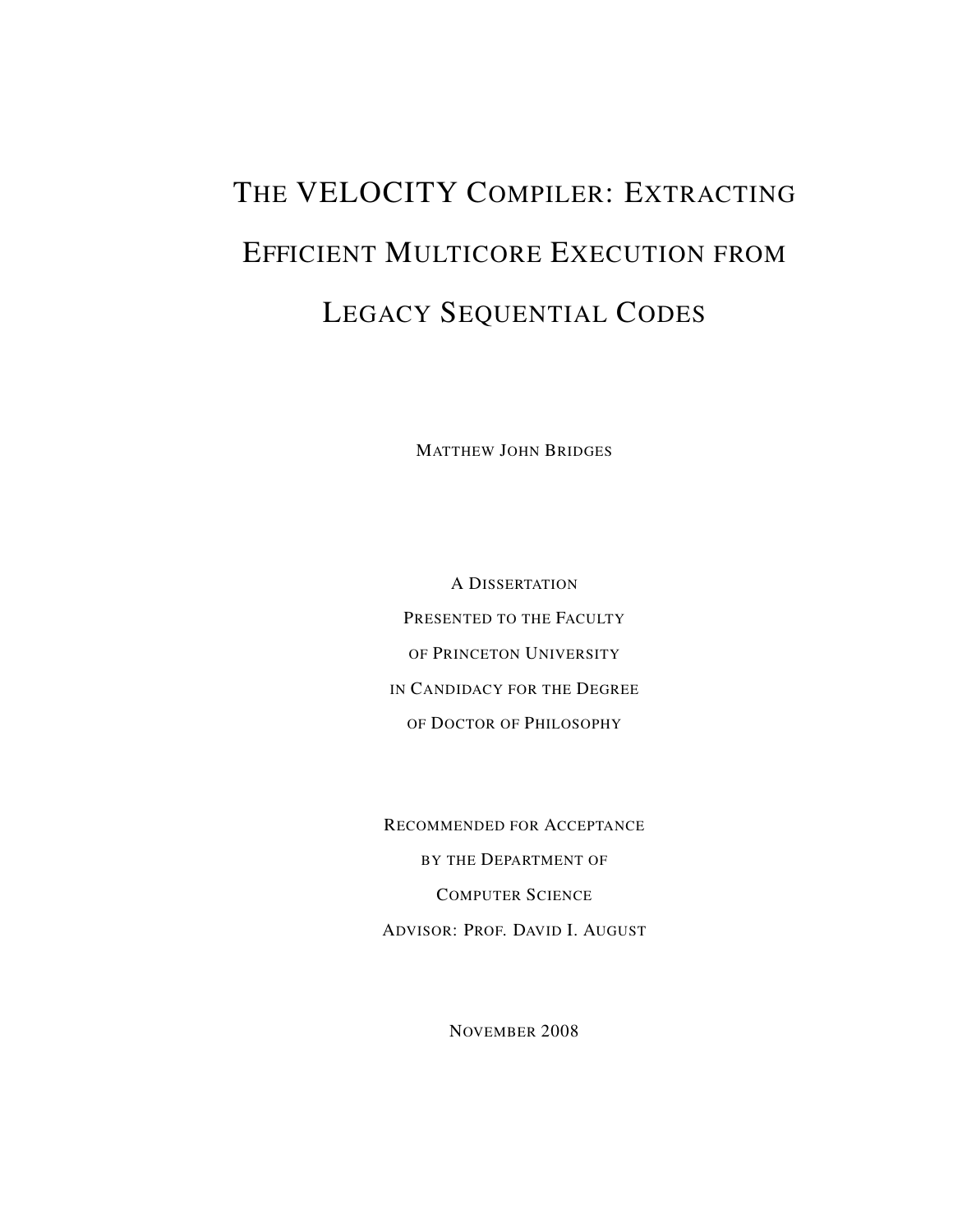# The VELOCITY Compiler: Extracting Efficient Multicore Execution from Legacy Sequential Codes

Matthew John Bridges

A Dissertation
Presented to the Faculty
of Princeton University
in Candidacy for the Degree
of Doctor of Philosophy

Recommended for Acceptance
by the Department of
Computer Science
Advisor: Prof. David I. August

November 2008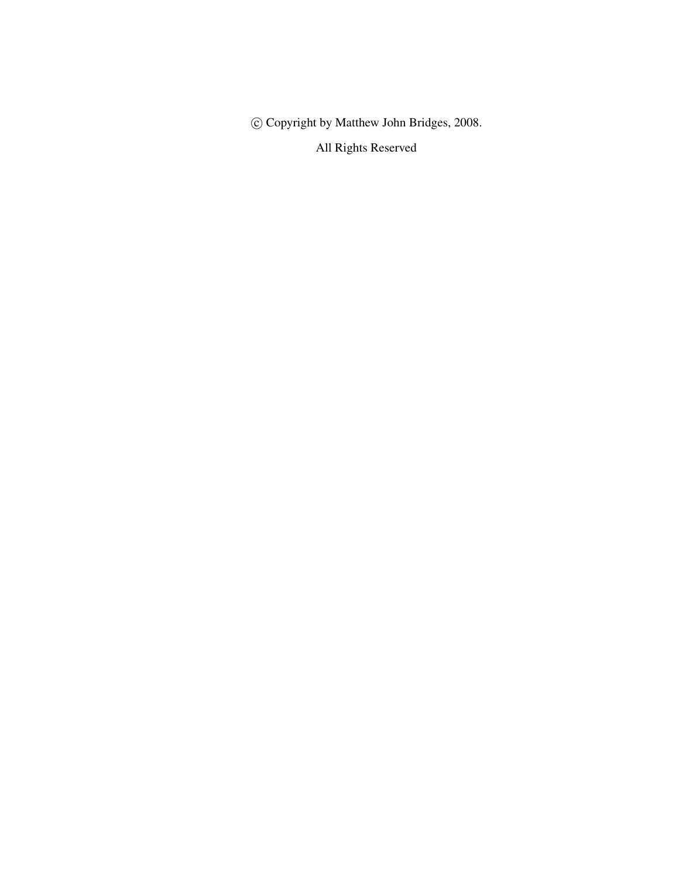© Copyright by Matthew John Bridges, 2008.

All Rights Reserved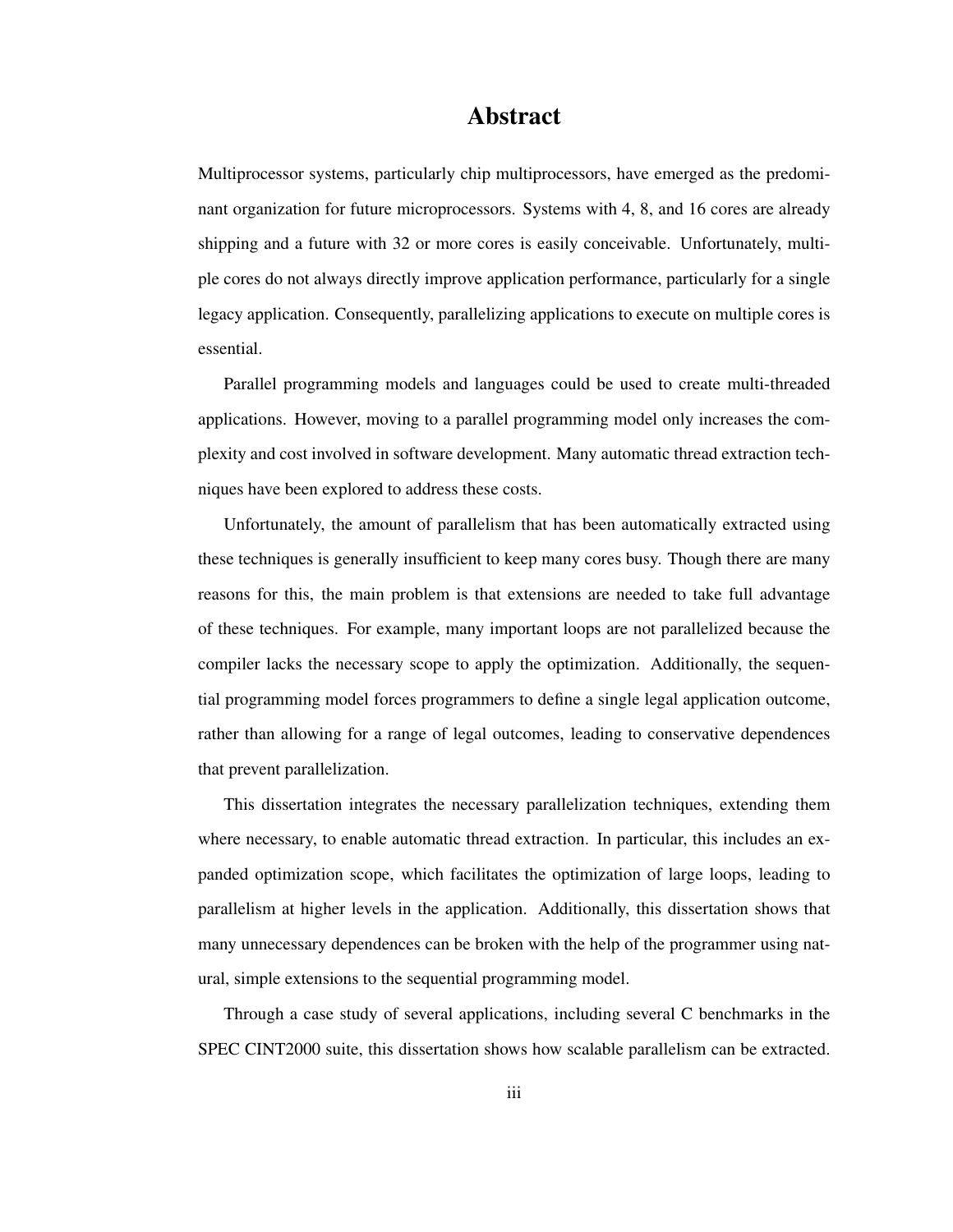# Abstract

Multiprocessor systems, particularly chip multiprocessors, have emerged as the predominant organization for future microprocessors. Systems with 4, 8, and 16 cores are already shipping and a future with 32 or more cores is easily conceivable. Unfortunately, multiple cores do not always directly improve application performance, particularly for a single legacy application. Consequently, parallelizing applications to execute on multiple cores is essential.

Parallel programming models and languages could be used to create multi-threaded applications. However, moving to a parallel programming model only increases the complexity and cost involved in software development. Many automatic thread extraction techniques have been explored to address these costs.

Unfortunately, the amount of parallelism that has been automatically extracted using these techniques is generally insufficient to keep many cores busy. Though there are many reasons for this, the main problem is that extensions are needed to take full advantage of these techniques. For example, many important loops are not parallelized because the compiler lacks the necessary scope to apply the optimization. Additionally, the sequential programming model forces programmers to define a single legal application outcome, rather than allowing for a range of legal outcomes, leading to conservative dependences that prevent parallelization.

This dissertation integrates the necessary parallelization techniques, extending them where necessary, to enable automatic thread extraction. In particular, this includes an expanded optimization scope, which facilitates the optimization of large loops, leading to parallelism at higher levels in the application. Additionally, this dissertation shows that many unnecessary dependences can be broken with the help of the programmer using natural, simple extensions to the sequential programming model.

Through a case study of several applications, including several C benchmarks in the SPEC CINT2000 suite, this dissertation shows how scalable parallelism can be extracted.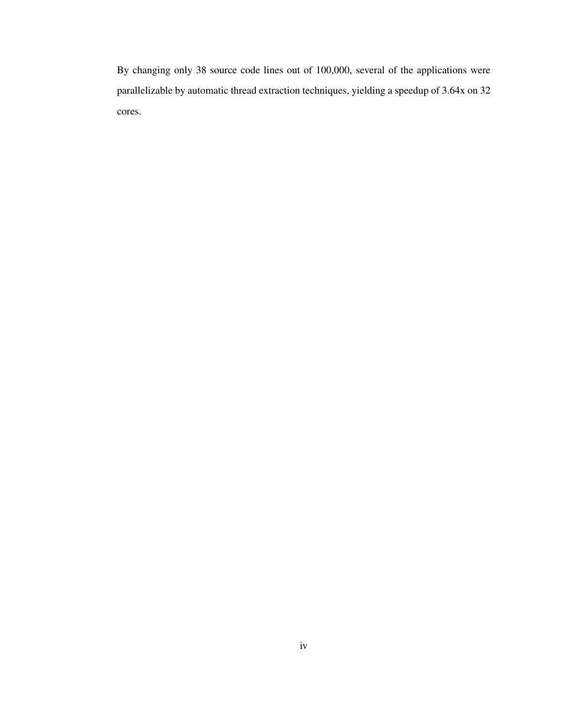By changing only 38 source code lines out of 100,000, several of the applications were parallelizable by automatic thread extraction techniques, yielding a speedup of 3.64x on 32 cores.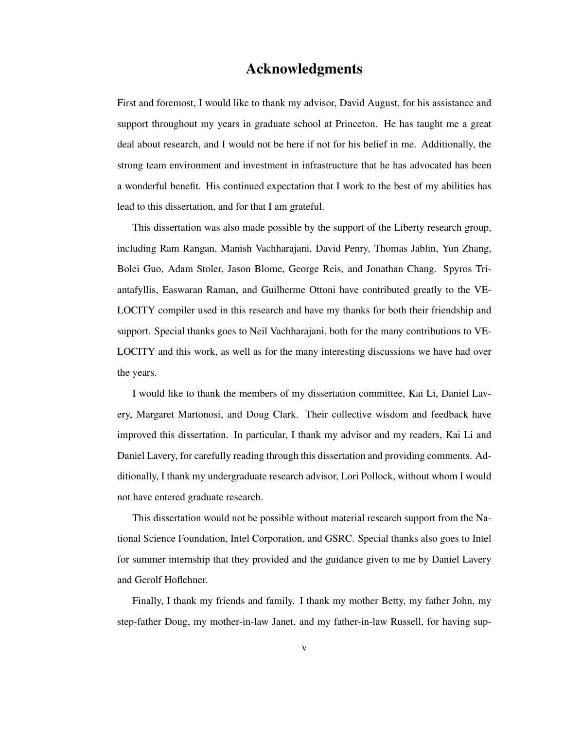# Acknowledgments

First and foremost, I would like to thank my advisor, David August, for his assistance and support throughout my years in graduate school at Princeton. He has taught me a great deal about research, and I would not be here if not for his belief in me. Additionally, the strong team environment and investment in infrastructure that he has advocated has been a wonderful benefit. His continued expectation that I work to the best of my abilities has lead to this dissertation, and for that I am grateful.

This dissertation was also made possible by the support of the Liberty research group, including Ram Rangan, Manish Vachharajani, David Penry, Thomas Jablin, Yun Zhang, Bolei Guo, Adam Stoler, Jason Blome, George Reis, and Jonathan Chang. Spyros Triantafyllis, Easwaran Raman, and Guilherme Ottoni have contributed greatly to the VELOCITY compiler used in this research and have my thanks for both their friendship and support. Special thanks goes to Neil Vachharajani, both for the many contributions to VELOCITY and this work, as well as for the many interesting discussions we have had over the years.

I would like to thank the members of my dissertation committee, Kai Li, Daniel Lavery, Margaret Martonosi, and Doug Clark. Their collective wisdom and feedback have improved this dissertation. In particular, I thank my advisor and my readers, Kai Li and Daniel Lavery, for carefully reading through this dissertation and providing comments. Additionally, I thank my undergraduate research advisor, Lori Pollock, without whom I would not have entered graduate research.

This dissertation would not be possible without material research support from the National Science Foundation, Intel Corporation, and GSRC. Special thanks also goes to Intel for summer internship that they provided and the guidance given to me by Daniel Lavery and Gerolf Hoflehner.

Finally, I thank my friends and family. I thank my mother Betty, my father John, my step-father Doug, my mother-in-law Janet, and my father-in-law Russell, for having sup-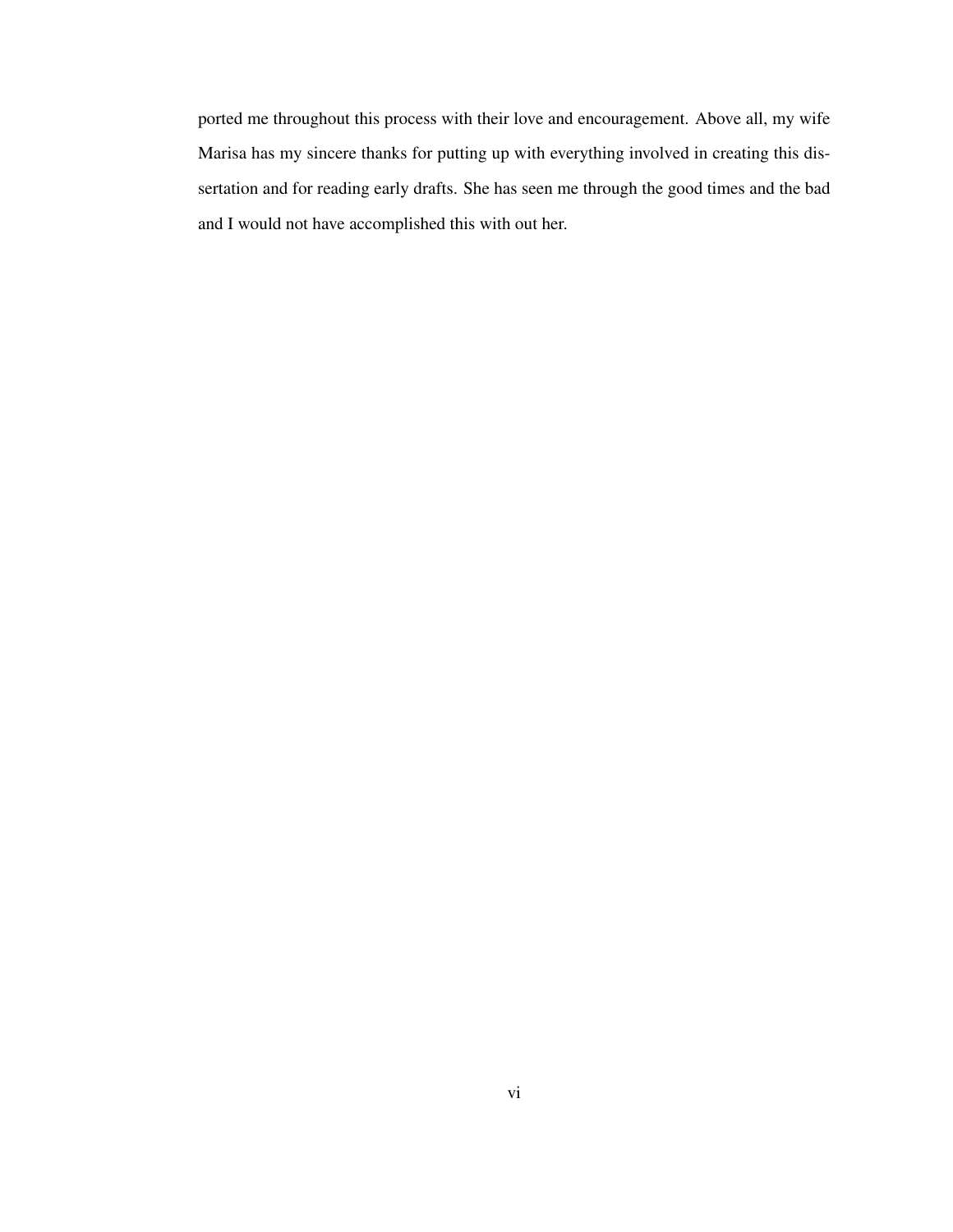ported me throughout this process with their love and encouragement. Above all, my wife Marisa has my sincere thanks for putting up with everything involved in creating this dissertation and for reading early drafts. She has seen me through the good times and the bad and I would not have accomplished this with out her.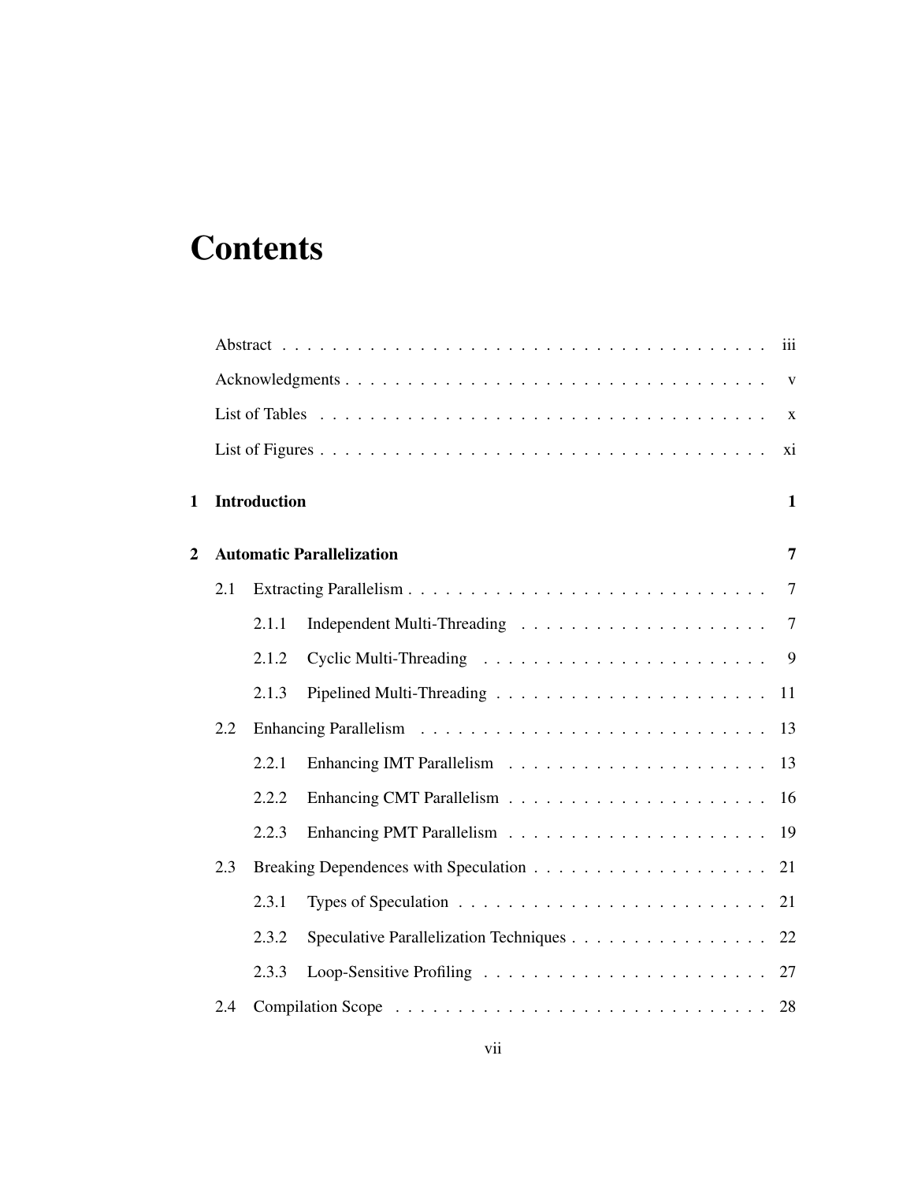# Contents

Abstract . . . . . . . . . . iii

Acknowledgments . . . . . . . . . . v

List of Tables . . . . . . . . . . x

List of Figures . . . . . . . . . . xi

**1 Introduction** **1**

**2 Automatic Parallelization** **7**

2.1 Extracting Parallelism . . . . . . . . . . 7

2.1.1 Independent Multi-Threading . . . . . . . . . . 7

2.1.2 Cyclic Multi-Threading . . . . . . . . . . 9

2.1.3 Pipelined Multi-Threading . . . . . . . . . . 11

2.2 Enhancing Parallelism . . . . . . . . . . 13

2.2.1 Enhancing IMT Parallelism . . . . . . . . . . 13

2.2.2 Enhancing CMT Parallelism . . . . . . . . . . 16

2.2.3 Enhancing PMT Parallelism . . . . . . . . . . 19

2.3 Breaking Dependences with Speculation . . . . . . . . . . 21

2.3.1 Types of Speculation . . . . . . . . . . 21

2.3.2 Speculative Parallelization Techniques . . . . . . . . . . 22

2.3.3 Loop-Sensitive Profiling . . . . . . . . . . 27

2.4 Compilation Scope . . . . . . . . . . 28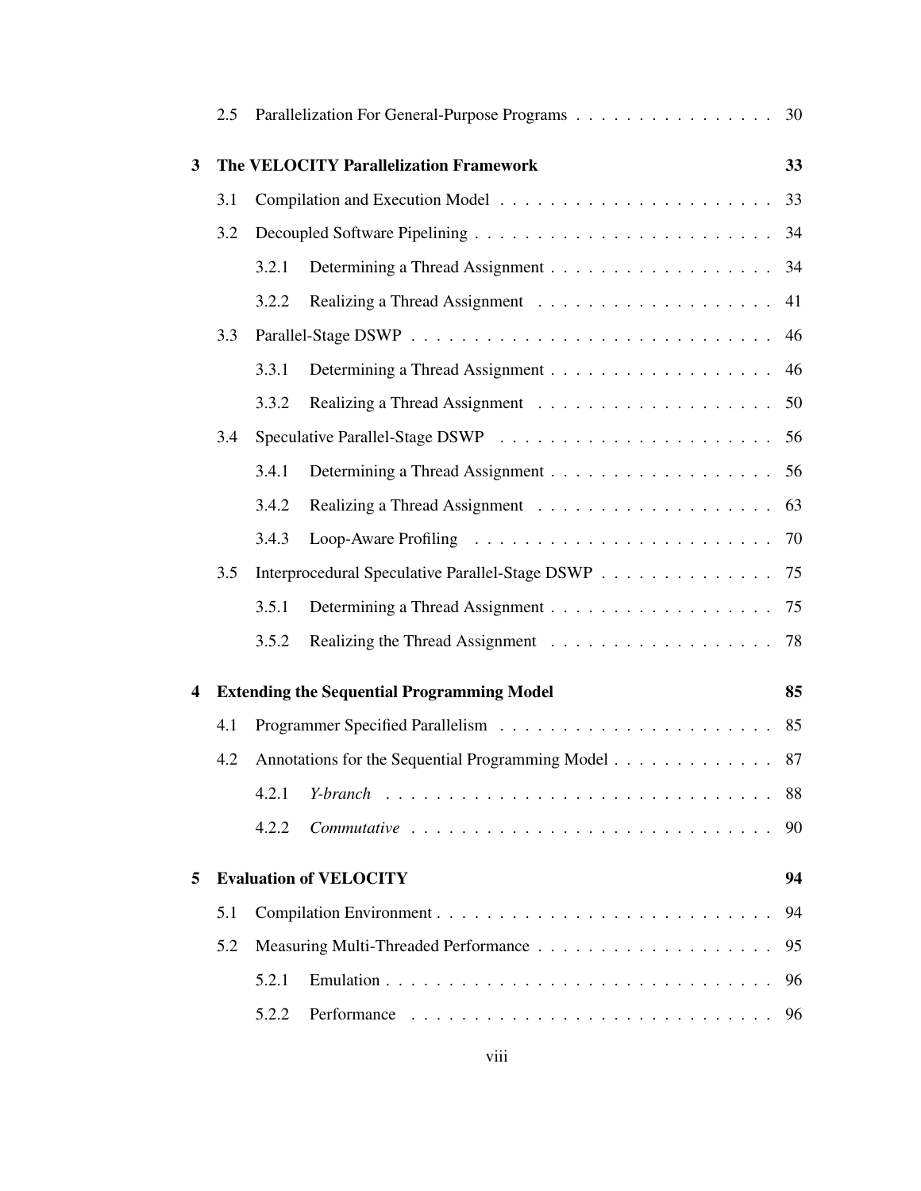2.5 Parallelization For General-Purpose Programs . . . . . . . . . . . . . . . . 30

**3 The VELOCITY Parallelization Framework** **33**

3.1 Compilation and Execution Model . . . . . . . . . . . . . . . . . . . . . . 33

3.2 Decoupled Software Pipelining . . . . . . . . . . . . . . . . . . . . . . . . 34

3.2.1 Determining a Thread Assignment . . . . . . . . . . . . . . . . . . 34

3.2.2 Realizing a Thread Assignment . . . . . . . . . . . . . . . . . . . 41

3.3 Parallel-Stage DSWP . . . . . . . . . . . . . . . . . . . . . . . . . . . . . 46

3.3.1 Determining a Thread Assignment . . . . . . . . . . . . . . . . . . 46

3.3.2 Realizing a Thread Assignment . . . . . . . . . . . . . . . . . . . 50

3.4 Speculative Parallel-Stage DSWP . . . . . . . . . . . . . . . . . . . . . . 56

3.4.1 Determining a Thread Assignment . . . . . . . . . . . . . . . . . . 56

3.4.2 Realizing a Thread Assignment . . . . . . . . . . . . . . . . . . . 63

3.4.3 Loop-Aware Profiling . . . . . . . . . . . . . . . . . . . . . . . . 70

3.5 Interprocedural Speculative Parallel-Stage DSWP . . . . . . . . . . . . . . 75

3.5.1 Determining a Thread Assignment . . . . . . . . . . . . . . . . . . 75

3.5.2 Realizing the Thread Assignment . . . . . . . . . . . . . . . . . . 78

**4 Extending the Sequential Programming Model** **85**

4.1 Programmer Specified Parallelism . . . . . . . . . . . . . . . . . . . . . . 85

4.2 Annotations for the Sequential Programming Model . . . . . . . . . . . . . 87

4.2.1 *Y-branch* . . . . . . . . . . . . . . . . . . . . . . . . . . . . . . . 88

4.2.2 *Commutative* . . . . . . . . . . . . . . . . . . . . . . . . . . . . . 90

**5 Evaluation of VELOCITY** **94**

5.1 Compilation Environment . . . . . . . . . . . . . . . . . . . . . . . . . . . 94

5.2 Measuring Multi-Threaded Performance . . . . . . . . . . . . . . . . . . . 95

5.2.1 Emulation . . . . . . . . . . . . . . . . . . . . . . . . . . . . . . . 96

5.2.2 Performance . . . . . . . . . . . . . . . . . . . . . . . . . . . . . 96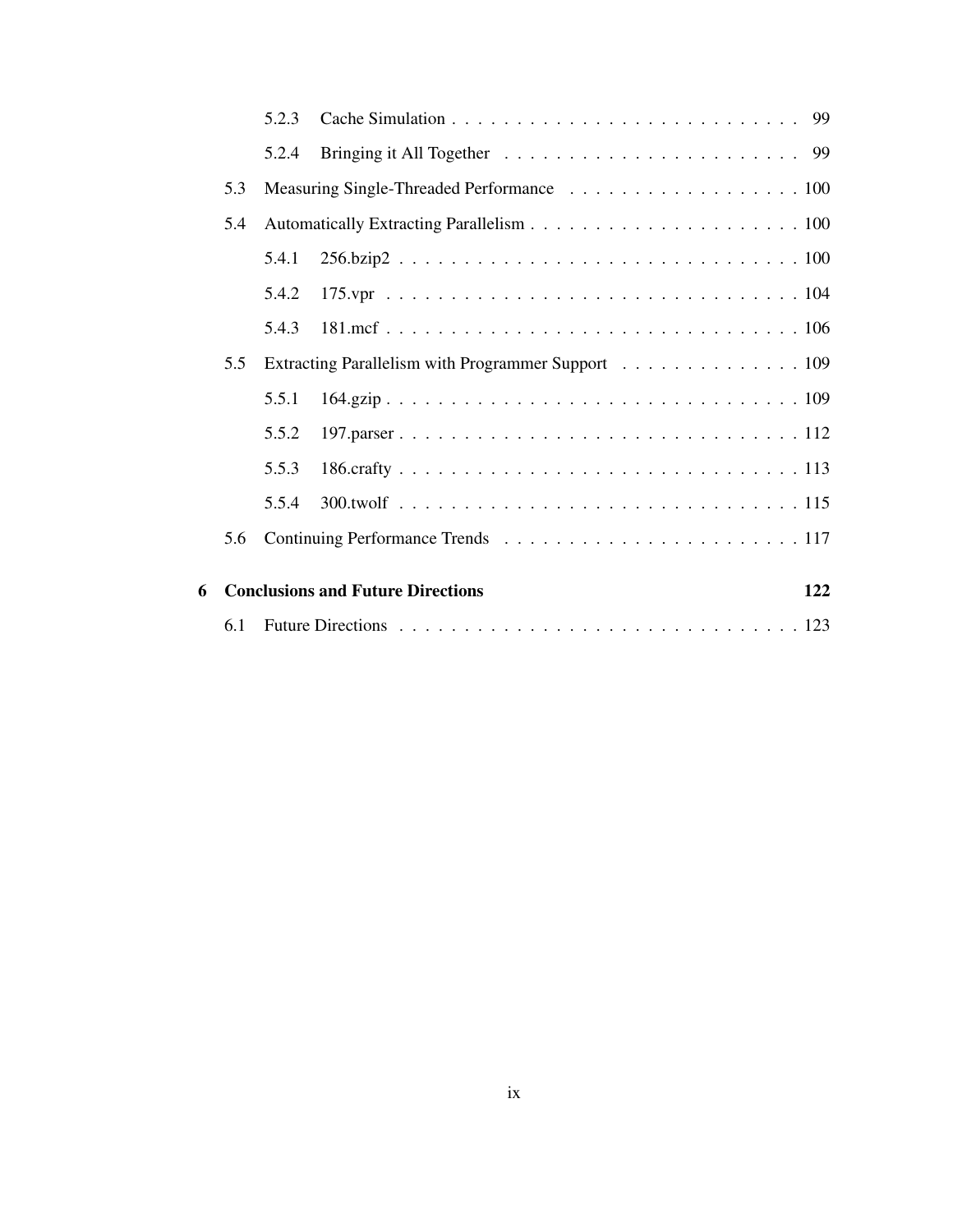- 5.2.3 Cache Simulation . . . . . . . . . . . . . . . . . . . . . . . . . . 99
- 5.2.4 Bringing it All Together . . . . . . . . . . . . . . . . . . . . . . . 99
- 5.3 Measuring Single-Threaded Performance . . . . . . . . . . . . . . . . . . 100
- 5.4 Automatically Extracting Parallelism . . . . . . . . . . . . . . . . . . . . . 100
  - 5.4.1 256.bzip2 . . . . . . . . . . . . . . . . . . . . . . . . . . . . . . . 100
  - 5.4.2 175.vpr . . . . . . . . . . . . . . . . . . . . . . . . . . . . . . . . 104
  - 5.4.3 181.mcf . . . . . . . . . . . . . . . . . . . . . . . . . . . . . . . . 106
- 5.5 Extracting Parallelism with Programmer Support . . . . . . . . . . . . . . 109
  - 5.5.1 164.gzip . . . . . . . . . . . . . . . . . . . . . . . . . . . . . . . . 109
  - 5.5.2 197.parser . . . . . . . . . . . . . . . . . . . . . . . . . . . . . . . 112
  - 5.5.3 186.crafty . . . . . . . . . . . . . . . . . . . . . . . . . . . . . . . 113
  - 5.5.4 300.twolf . . . . . . . . . . . . . . . . . . . . . . . . . . . . . . . 115
- 5.6 Continuing Performance Trends . . . . . . . . . . . . . . . . . . . . . . . 117

**6 Conclusions and Future Directions** **122**

- 6.1 Future Directions . . . . . . . . . . . . . . . . . . . . . . . . . . . . . . . 123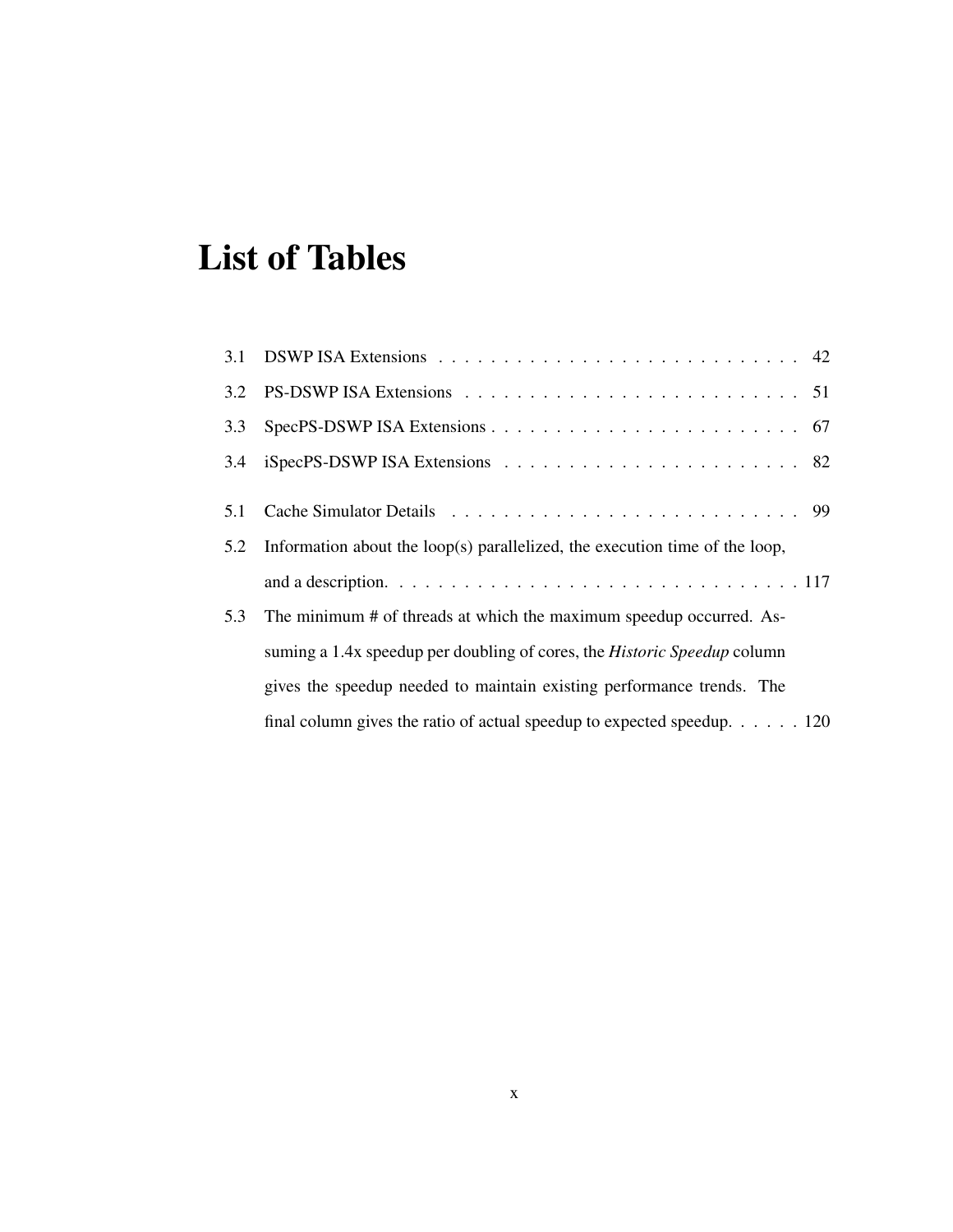# List of Tables

3.1 DSWP ISA Extensions . . . . . . . . . . . . . . . . . . . . . . . . . . . . 42

3.2 PS-DSWP ISA Extensions . . . . . . . . . . . . . . . . . . . . . . . . . . 51

3.3 SpecPS-DSWP ISA Extensions . . . . . . . . . . . . . . . . . . . . . . . . 67

3.4 iSpecPS-DSWP ISA Extensions . . . . . . . . . . . . . . . . . . . . . . . 82

5.1 Cache Simulator Details . . . . . . . . . . . . . . . . . . . . . . . . . . . 99

5.2 Information about the loop(s) parallelized, the execution time of the loop, and a description. . . . . . . . . . . . . . . . . . . . . . . . . . . . . . . . . 117

5.3 The minimum # of threads at which the maximum speedup occurred. Assuming a 1.4x speedup per doubling of cores, the *Historic Speedup* column gives the speedup needed to maintain existing performance trends. The final column gives the ratio of actual speedup to expected speedup. . . . . . 120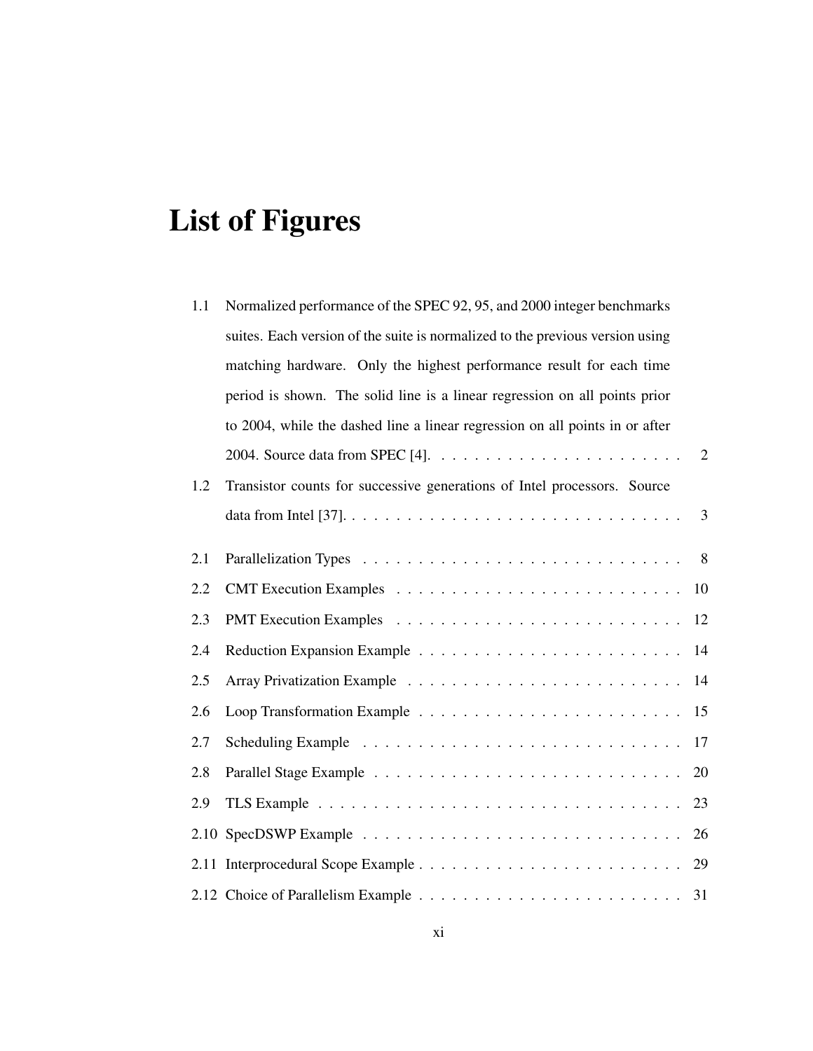# List of Figures

1.1 Normalized performance of the SPEC 92, 95, and 2000 integer benchmarks suites. Each version of the suite is normalized to the previous version using matching hardware. Only the highest performance result for each time period is shown. The solid line is a linear regression on all points prior to 2004, while the dashed line a linear regression on all points in or after 2004. Source data from SPEC [4]. . . . . . . . . . . . . . . . . . . . . . 2

1.2 Transistor counts for successive generations of Intel processors. Source data from Intel [37]. . . . . . . . . . . . . . . . . . . . . . . . . . . . . . 3

2.1 Parallelization Types . . . . . . . . . . . . . . . . . . . . . . . . . . . . 8

2.2 CMT Execution Examples . . . . . . . . . . . . . . . . . . . . . . . . . 10

2.3 PMT Execution Examples . . . . . . . . . . . . . . . . . . . . . . . . . 12

2.4 Reduction Expansion Example . . . . . . . . . . . . . . . . . . . . . . . 14

2.5 Array Privatization Example . . . . . . . . . . . . . . . . . . . . . . . . 14

2.6 Loop Transformation Example . . . . . . . . . . . . . . . . . . . . . . . 15

2.7 Scheduling Example . . . . . . . . . . . . . . . . . . . . . . . . . . . . 17

2.8 Parallel Stage Example . . . . . . . . . . . . . . . . . . . . . . . . . . . 20

2.9 TLS Example . . . . . . . . . . . . . . . . . . . . . . . . . . . . . . . . 23

2.10 SpecDSWP Example . . . . . . . . . . . . . . . . . . . . . . . . . . . . 26

2.11 Interprocedural Scope Example . . . . . . . . . . . . . . . . . . . . . . . 29

2.12 Choice of Parallelism Example . . . . . . . . . . . . . . . . . . . . . . . 31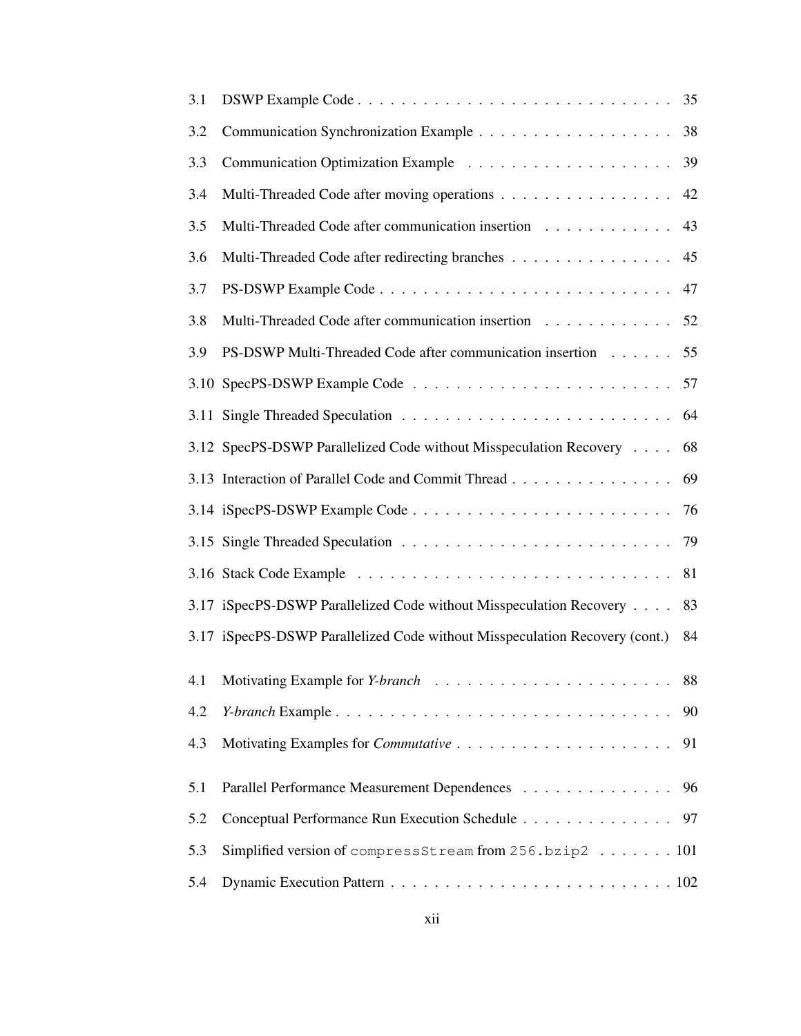| | | |
|---|---|---|
| 3.1 | DSWP Example Code | 35 |
| 3.2 | Communication Synchronization Example | 38 |
| 3.3 | Communication Optimization Example | 39 |
| 3.4 | Multi-Threaded Code after moving operations | 42 |
| 3.5 | Multi-Threaded Code after communication insertion | 43 |
| 3.6 | Multi-Threaded Code after redirecting branches | 45 |
| 3.7 | PS-DSWP Example Code | 47 |
| 3.8 | Multi-Threaded Code after communication insertion | 52 |
| 3.9 | PS-DSWP Multi-Threaded Code after communication insertion | 55 |
| 3.10 | SpecPS-DSWP Example Code | 57 |
| 3.11 | Single Threaded Speculation | 64 |
| 3.12 | SpecPS-DSWP Parallelized Code without Misspeculation Recovery | 68 |
| 3.13 | Interaction of Parallel Code and Commit Thread | 69 |
| 3.14 | iSpecPS-DSWP Example Code | 76 |
| 3.15 | Single Threaded Speculation | 79 |
| 3.16 | Stack Code Example | 81 |
| 3.17 | iSpecPS-DSWP Parallelized Code without Misspeculation Recovery | 83 |
| 3.17 | iSpecPS-DSWP Parallelized Code without Misspeculation Recovery (cont.) | 84 |
| 4.1 | Motivating Example for *Y-branch* | 88 |
| 4.2 | *Y-branch* Example | 90 |
| 4.3 | Motivating Examples for *Commutative* | 91 |
| 5.1 | Parallel Performance Measurement Dependences | 96 |
| 5.2 | Conceptual Performance Run Execution Schedule | 97 |
| 5.3 | Simplified version of `compressStream` from `256.bzip2` | 101 |
| 5.4 | Dynamic Execution Pattern | 102 |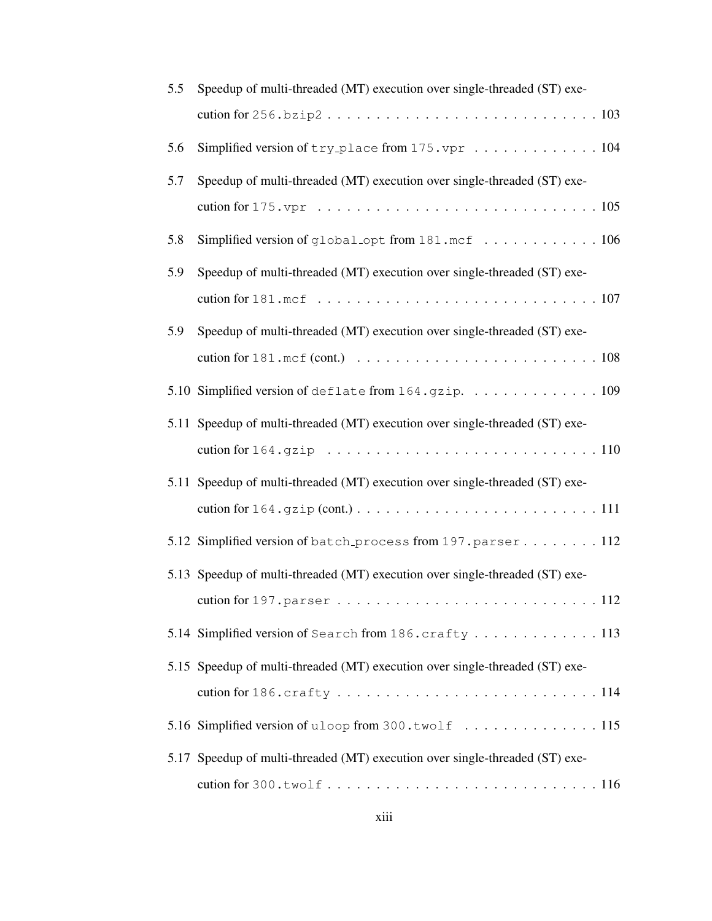5.5 Speedup of multi-threaded (MT) execution over single-threaded (ST) execution for `256.bzip2` . . . . . . . . . . . . . . . . . . . . . . . . . . . 103

5.6 Simplified version of `try_place` from `175.vpr` . . . . . . . . . . . . . 104

5.7 Speedup of multi-threaded (MT) execution over single-threaded (ST) execution for `175.vpr` . . . . . . . . . . . . . . . . . . . . . . . . . . . . 105

5.8 Simplified version of `global_opt` from `181.mcf` . . . . . . . . . . . . 106

5.9 Speedup of multi-threaded (MT) execution over single-threaded (ST) execution for `181.mcf` . . . . . . . . . . . . . . . . . . . . . . . . . . . . 107

5.9 Speedup of multi-threaded (MT) execution over single-threaded (ST) execution for `181.mcf` (cont.) . . . . . . . . . . . . . . . . . . . . . . . . . 108

5.10 Simplified version of `deflate` from `164.gzip`. . . . . . . . . . . . . . 109

5.11 Speedup of multi-threaded (MT) execution over single-threaded (ST) execution for `164.gzip` . . . . . . . . . . . . . . . . . . . . . . . . . . . 110

5.11 Speedup of multi-threaded (MT) execution over single-threaded (ST) execution for `164.gzip` (cont.) . . . . . . . . . . . . . . . . . . . . . . . . 111

5.12 Simplified version of `batch_process` from `197.parser` . . . . . . . . 112

5.13 Speedup of multi-threaded (MT) execution over single-threaded (ST) execution for `197.parser` . . . . . . . . . . . . . . . . . . . . . . . . . . 112

5.14 Simplified version of `Search` from `186.crafty` . . . . . . . . . . . . . 113

5.15 Speedup of multi-threaded (MT) execution over single-threaded (ST) execution for `186.crafty` . . . . . . . . . . . . . . . . . . . . . . . . . . 114

5.16 Simplified version of `uloop` from `300.twolf` . . . . . . . . . . . . . . 115

5.17 Speedup of multi-threaded (MT) execution over single-threaded (ST) execution for `300.twolf` . . . . . . . . . . . . . . . . . . . . . . . . . . . 116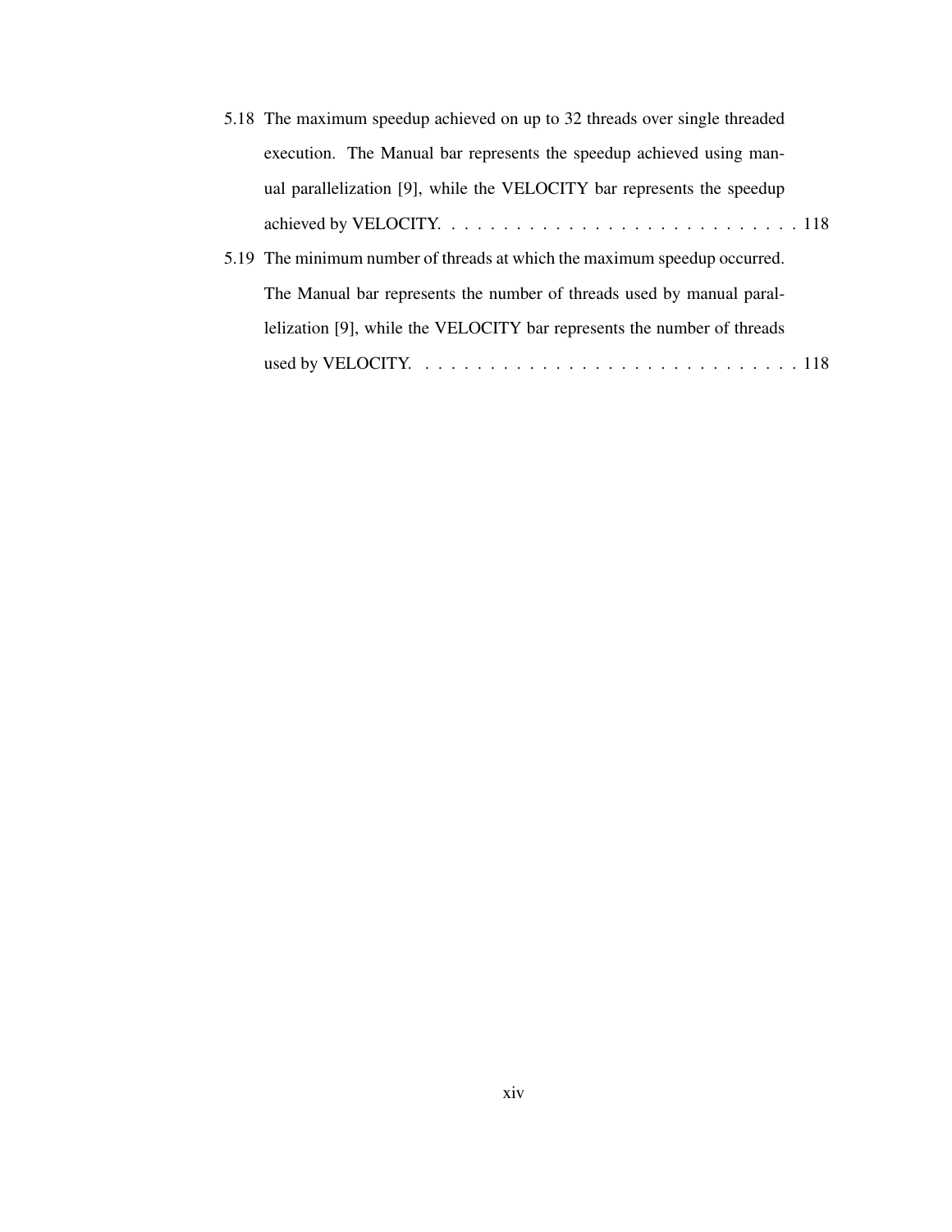5.18 The maximum speedup achieved on up to 32 threads over single threaded execution. The Manual bar represents the speedup achieved using manual parallelization [9], while the VELOCITY bar represents the speedup achieved by VELOCITY. . . . . . . . . . . . . . . . . . . . . . . . . . . . 118

5.19 The minimum number of threads at which the maximum speedup occurred. The Manual bar represents the number of threads used by manual parallelization [9], while the VELOCITY bar represents the number of threads used by VELOCITY. . . . . . . . . . . . . . . . . . . . . . . . . . . . . . . 118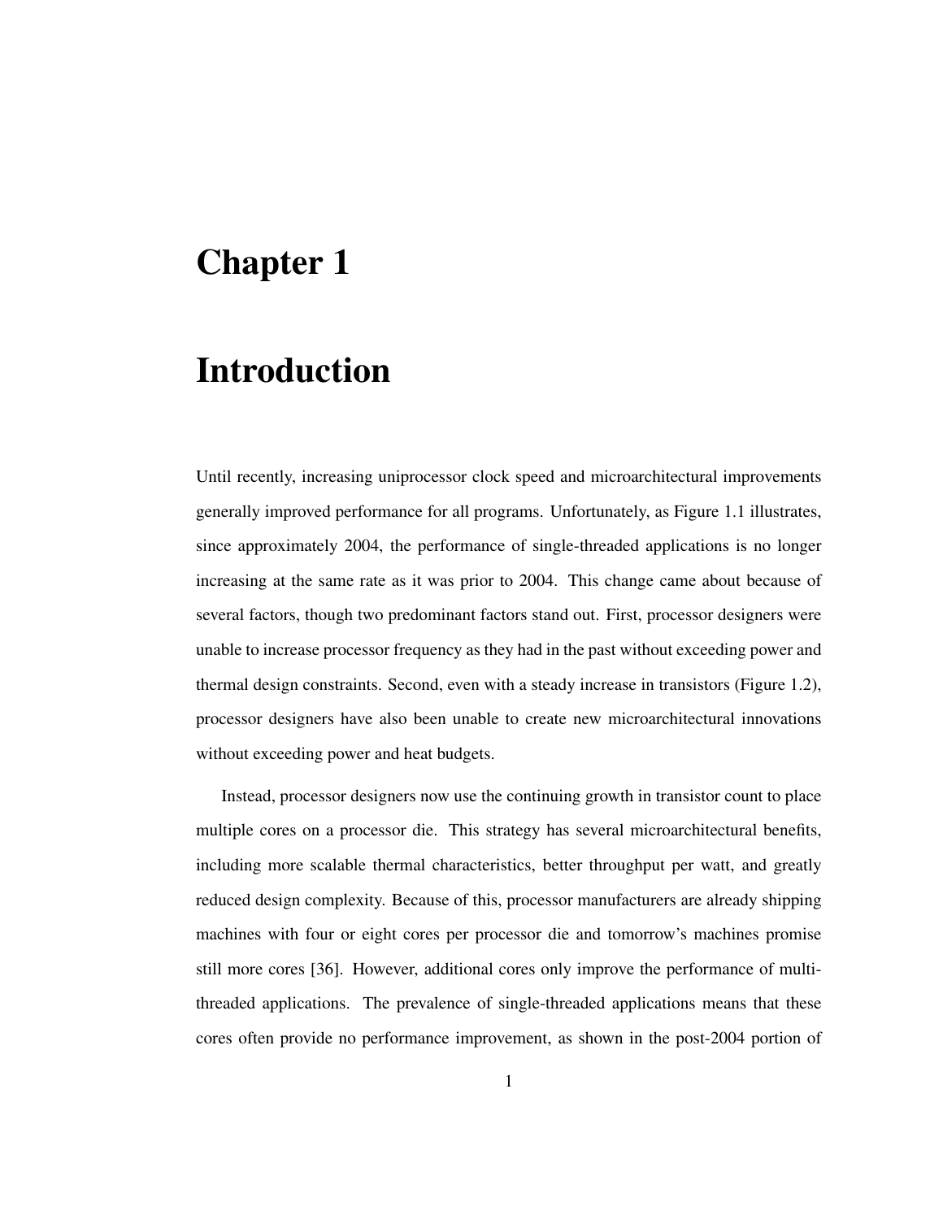# Chapter 1

# Introduction

Until recently, increasing uniprocessor clock speed and microarchitectural improvements generally improved performance for all programs. Unfortunately, as Figure 1.1 illustrates, since approximately 2004, the performance of single-threaded applications is no longer increasing at the same rate as it was prior to 2004. This change came about because of several factors, though two predominant factors stand out. First, processor designers were unable to increase processor frequency as they had in the past without exceeding power and thermal design constraints. Second, even with a steady increase in transistors (Figure 1.2), processor designers have also been unable to create new microarchitectural innovations without exceeding power and heat budgets.

Instead, processor designers now use the continuing growth in transistor count to place multiple cores on a processor die. This strategy has several microarchitectural benefits, including more scalable thermal characteristics, better throughput per watt, and greatly reduced design complexity. Because of this, processor manufacturers are already shipping machines with four or eight cores per processor die and tomorrow's machines promise still more cores [36]. However, additional cores only improve the performance of multi-threaded applications. The prevalence of single-threaded applications means that these cores often provide no performance improvement, as shown in the post-2004 portion of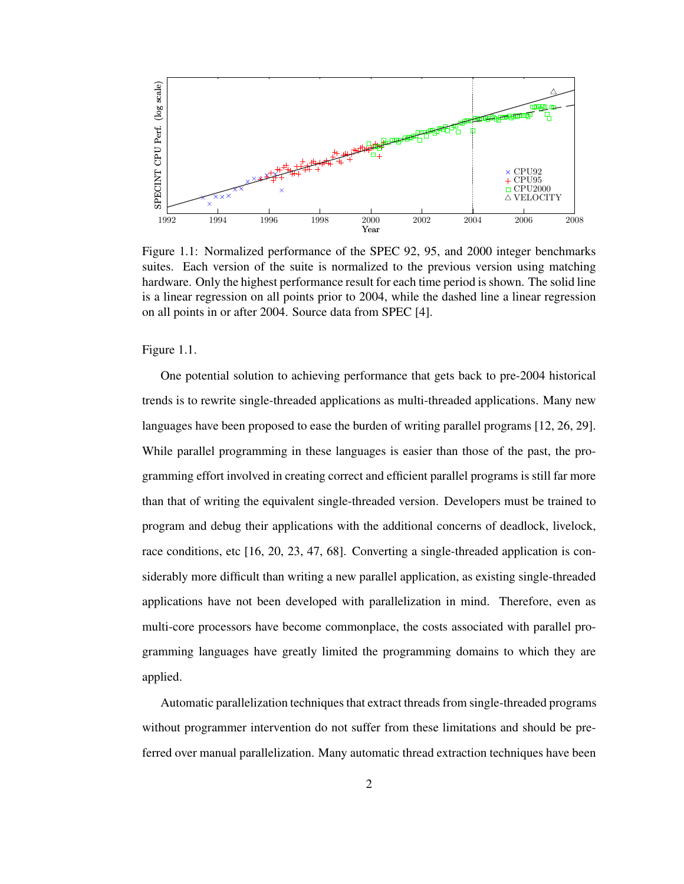Figure 1.1: Normalized performance of the SPEC 92, 95, and 2000 integer benchmarks suites. Each version of the suite is normalized to the previous version using matching hardware. Only the highest performance result for each time period is shown. The solid line is a linear regression on all points prior to 2004, while the dashed line a linear regression on all points in or after 2004. Source data from SPEC [4].

Figure 1.1.

One potential solution to achieving performance that gets back to pre-2004 historical trends is to rewrite single-threaded applications as multi-threaded applications. Many new languages have been proposed to ease the burden of writing parallel programs [12, 26, 29]. While parallel programming in these languages is easier than those of the past, the programming effort involved in creating correct and efficient parallel programs is still far more than that of writing the equivalent single-threaded version. Developers must be trained to program and debug their applications with the additional concerns of deadlock, livelock, race conditions, etc [16, 20, 23, 47, 68]. Converting a single-threaded application is considerably more difficult than writing a new parallel application, as existing single-threaded applications have not been developed with parallelization in mind. Therefore, even as multi-core processors have become commonplace, the costs associated with parallel programming languages have greatly limited the programming domains to which they are applied.

Automatic parallelization techniques that extract threads from single-threaded programs without programmer intervention do not suffer from these limitations and should be preferred over manual parallelization. Many automatic thread extraction techniques have been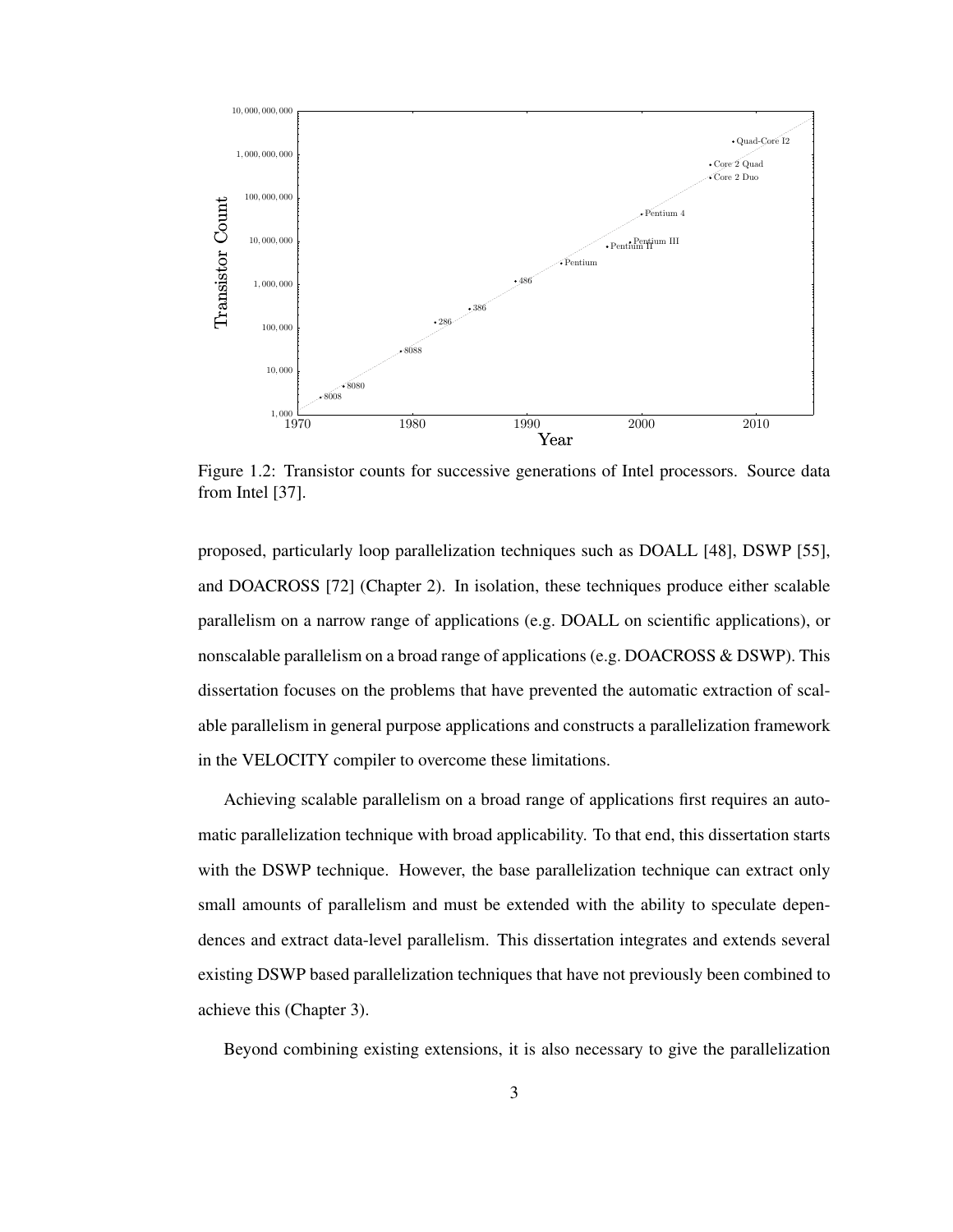Figure 1.2: Transistor counts for successive generations of Intel processors. Source data from Intel [37].

proposed, particularly loop parallelization techniques such as DOALL [48], DSWP [55], and DOACROSS [72] (Chapter 2). In isolation, these techniques produce either scalable parallelism on a narrow range of applications (e.g. DOALL on scientific applications), or nonscalable parallelism on a broad range of applications (e.g. DOACROSS & DSWP). This dissertation focuses on the problems that have prevented the automatic extraction of scalable parallelism in general purpose applications and constructs a parallelization framework in the VELOCITY compiler to overcome these limitations.

Achieving scalable parallelism on a broad range of applications first requires an automatic parallelization technique with broad applicability. To that end, this dissertation starts with the DSWP technique. However, the base parallelization technique can extract only small amounts of parallelism and must be extended with the ability to speculate dependences and extract data-level parallelism. This dissertation integrates and extends several existing DSWP based parallelization techniques that have not previously been combined to achieve this (Chapter 3).

Beyond combining existing extensions, it is also necessary to give the parallelization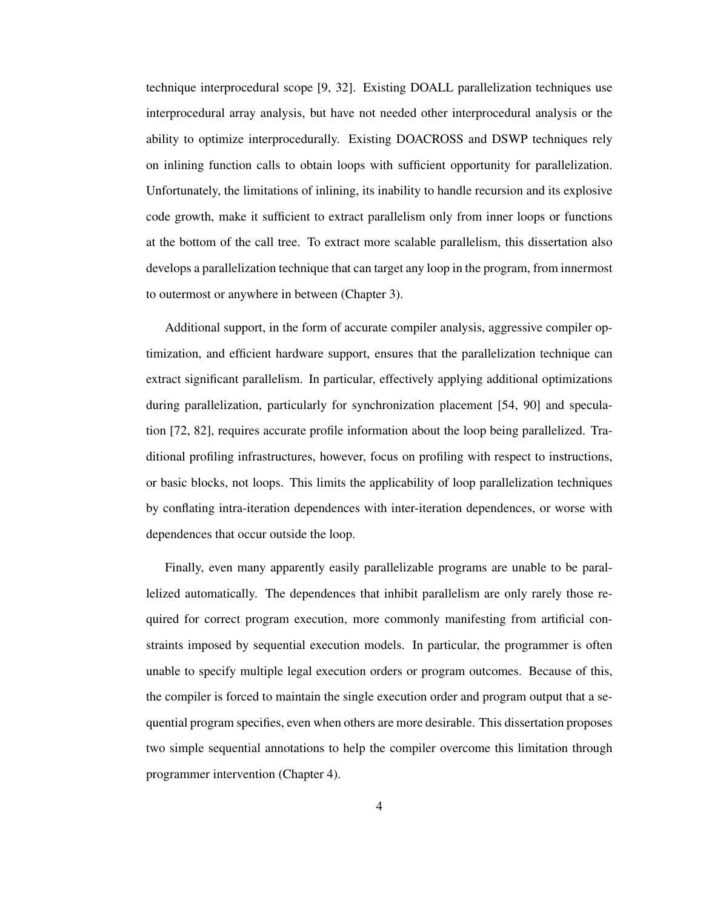technique interprocedural scope [9, 32]. Existing DOALL parallelization techniques use interprocedural array analysis, but have not needed other interprocedural analysis or the ability to optimize interprocedurally. Existing DOACROSS and DSWP techniques rely on inlining function calls to obtain loops with sufficient opportunity for parallelization. Unfortunately, the limitations of inlining, its inability to handle recursion and its explosive code growth, make it sufficient to extract parallelism only from inner loops or functions at the bottom of the call tree. To extract more scalable parallelism, this dissertation also develops a parallelization technique that can target any loop in the program, from innermost to outermost or anywhere in between (Chapter 3).

Additional support, in the form of accurate compiler analysis, aggressive compiler optimization, and efficient hardware support, ensures that the parallelization technique can extract significant parallelism. In particular, effectively applying additional optimizations during parallelization, particularly for synchronization placement [54, 90] and speculation [72, 82], requires accurate profile information about the loop being parallelized. Traditional profiling infrastructures, however, focus on profiling with respect to instructions, or basic blocks, not loops. This limits the applicability of loop parallelization techniques by conflating intra-iteration dependences with inter-iteration dependences, or worse with dependences that occur outside the loop.

Finally, even many apparently easily parallelizable programs are unable to be parallelized automatically. The dependences that inhibit parallelism are only rarely those required for correct program execution, more commonly manifesting from artificial constraints imposed by sequential execution models. In particular, the programmer is often unable to specify multiple legal execution orders or program outcomes. Because of this, the compiler is forced to maintain the single execution order and program output that a sequential program specifies, even when others are more desirable. This dissertation proposes two simple sequential annotations to help the compiler overcome this limitation through programmer intervention (Chapter 4).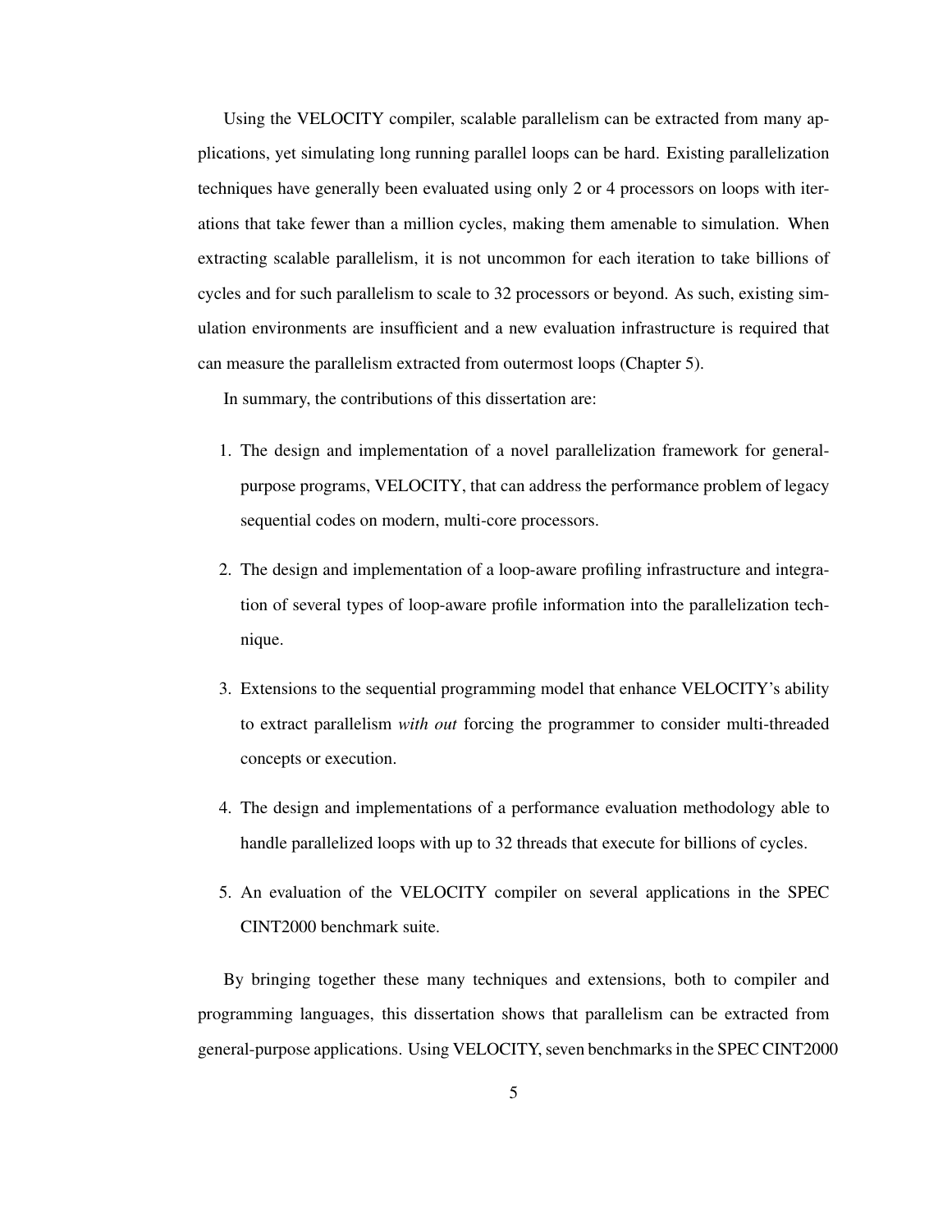Using the VELOCITY compiler, scalable parallelism can be extracted from many applications, yet simulating long running parallel loops can be hard. Existing parallelization techniques have generally been evaluated using only 2 or 4 processors on loops with iterations that take fewer than a million cycles, making them amenable to simulation. When extracting scalable parallelism, it is not uncommon for each iteration to take billions of cycles and for such parallelism to scale to 32 processors or beyond. As such, existing simulation environments are insufficient and a new evaluation infrastructure is required that can measure the parallelism extracted from outermost loops (Chapter 5).

In summary, the contributions of this dissertation are:

1. The design and implementation of a novel parallelization framework for general-purpose programs, VELOCITY, that can address the performance problem of legacy sequential codes on modern, multi-core processors.

2. The design and implementation of a loop-aware profiling infrastructure and integration of several types of loop-aware profile information into the parallelization technique.

3. Extensions to the sequential programming model that enhance VELOCITY's ability to extract parallelism *with out* forcing the programmer to consider multi-threaded concepts or execution.

4. The design and implementations of a performance evaluation methodology able to handle parallelized loops with up to 32 threads that execute for billions of cycles.

5. An evaluation of the VELOCITY compiler on several applications in the SPEC CINT2000 benchmark suite.

By bringing together these many techniques and extensions, both to compiler and programming languages, this dissertation shows that parallelism can be extracted from general-purpose applications. Using VELOCITY, seven benchmarks in the SPEC CINT2000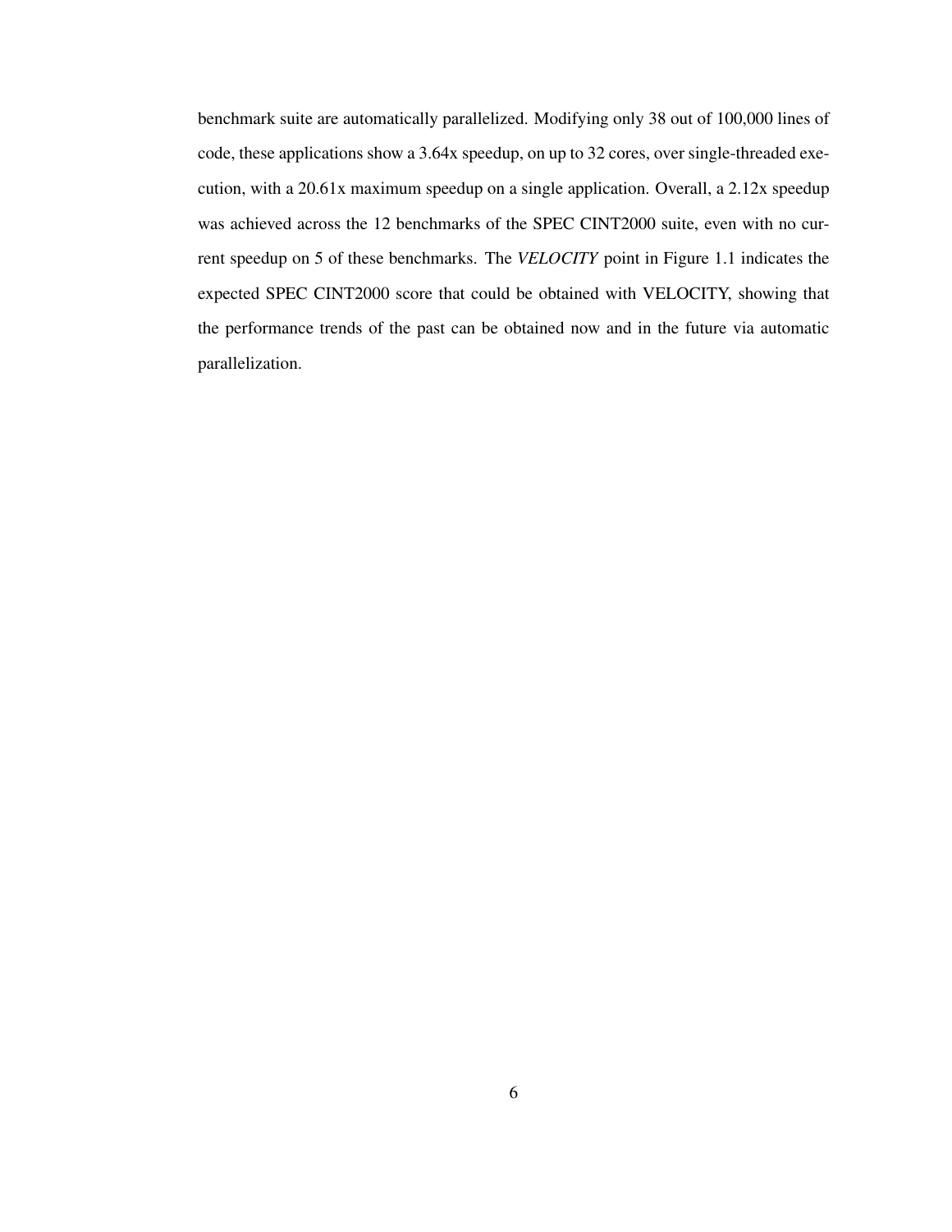benchmark suite are automatically parallelized. Modifying only 38 out of 100,000 lines of code, these applications show a 3.64x speedup, on up to 32 cores, over single-threaded execution, with a 20.61x maximum speedup on a single application. Overall, a 2.12x speedup was achieved across the 12 benchmarks of the SPEC CINT2000 suite, even with no current speedup on 5 of these benchmarks. The *VELOCITY* point in Figure 1.1 indicates the expected SPEC CINT2000 score that could be obtained with VELOCITY, showing that the performance trends of the past can be obtained now and in the future via automatic parallelization.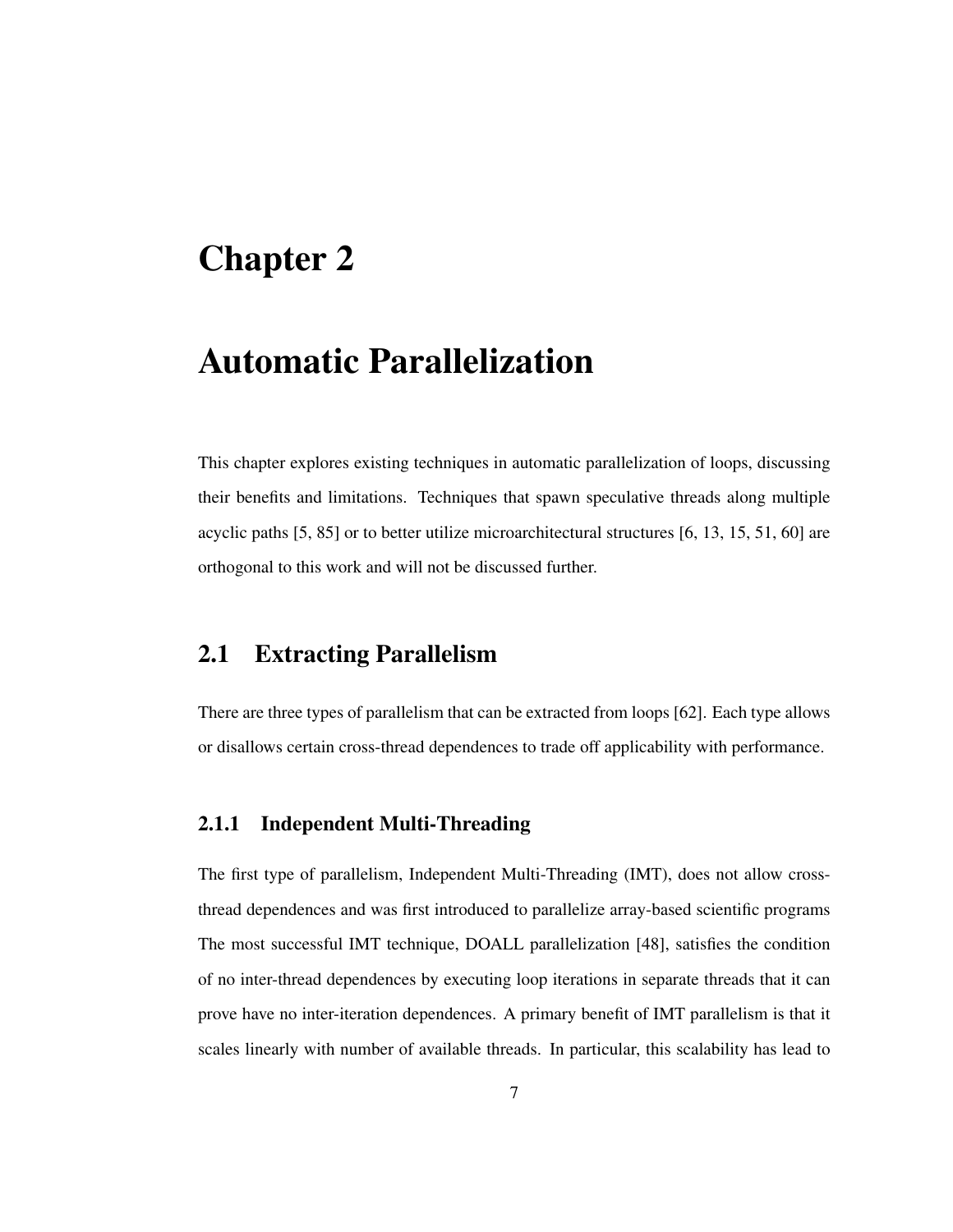# Chapter 2

# Automatic Parallelization

This chapter explores existing techniques in automatic parallelization of loops, discussing their benefits and limitations. Techniques that spawn speculative threads along multiple acyclic paths [5, 85] or to better utilize microarchitectural structures [6, 13, 15, 51, 60] are orthogonal to this work and will not be discussed further.

## 2.1 Extracting Parallelism

There are three types of parallelism that can be extracted from loops [62]. Each type allows or disallows certain cross-thread dependences to trade off applicability with performance.

### 2.1.1 Independent Multi-Threading

The first type of parallelism, Independent Multi-Threading (IMT), does not allow cross-thread dependences and was first introduced to parallelize array-based scientific programs The most successful IMT technique, DOALL parallelization [48], satisfies the condition of no inter-thread dependences by executing loop iterations in separate threads that it can prove have no inter-iteration dependences. A primary benefit of IMT parallelism is that it scales linearly with number of available threads. In particular, this scalability has lead to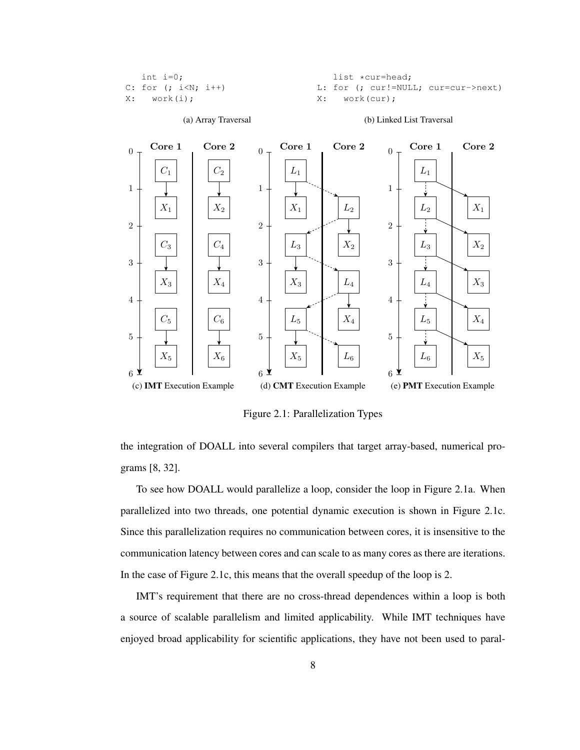```
   int i=0;
C: for (; i<N; i++)
X:   work(i);
```

(a) Array Traversal

```
   list *cur=head;
L: for (; cur!=NULL; cur=cur->next)
X:   work(cur);
```

(b) Linked List Traversal

(c) **IMT** Execution Example

(d) **CMT** Execution Example

(e) **PMT** Execution Example

Figure 2.1: Parallelization Types

the integration of DOALL into several compilers that target array-based, numerical programs [8, 32].

To see how DOALL would parallelize a loop, consider the loop in Figure 2.1a. When parallelized into two threads, one potential dynamic execution is shown in Figure 2.1c. Since this parallelization requires no communication between cores, it is insensitive to the communication latency between cores and can scale to as many cores as there are iterations. In the case of Figure 2.1c, this means that the overall speedup of the loop is 2.

IMT's requirement that there are no cross-thread dependences within a loop is both a source of scalable parallelism and limited applicability. While IMT techniques have enjoyed broad applicability for scientific applications, they have not been used to paral-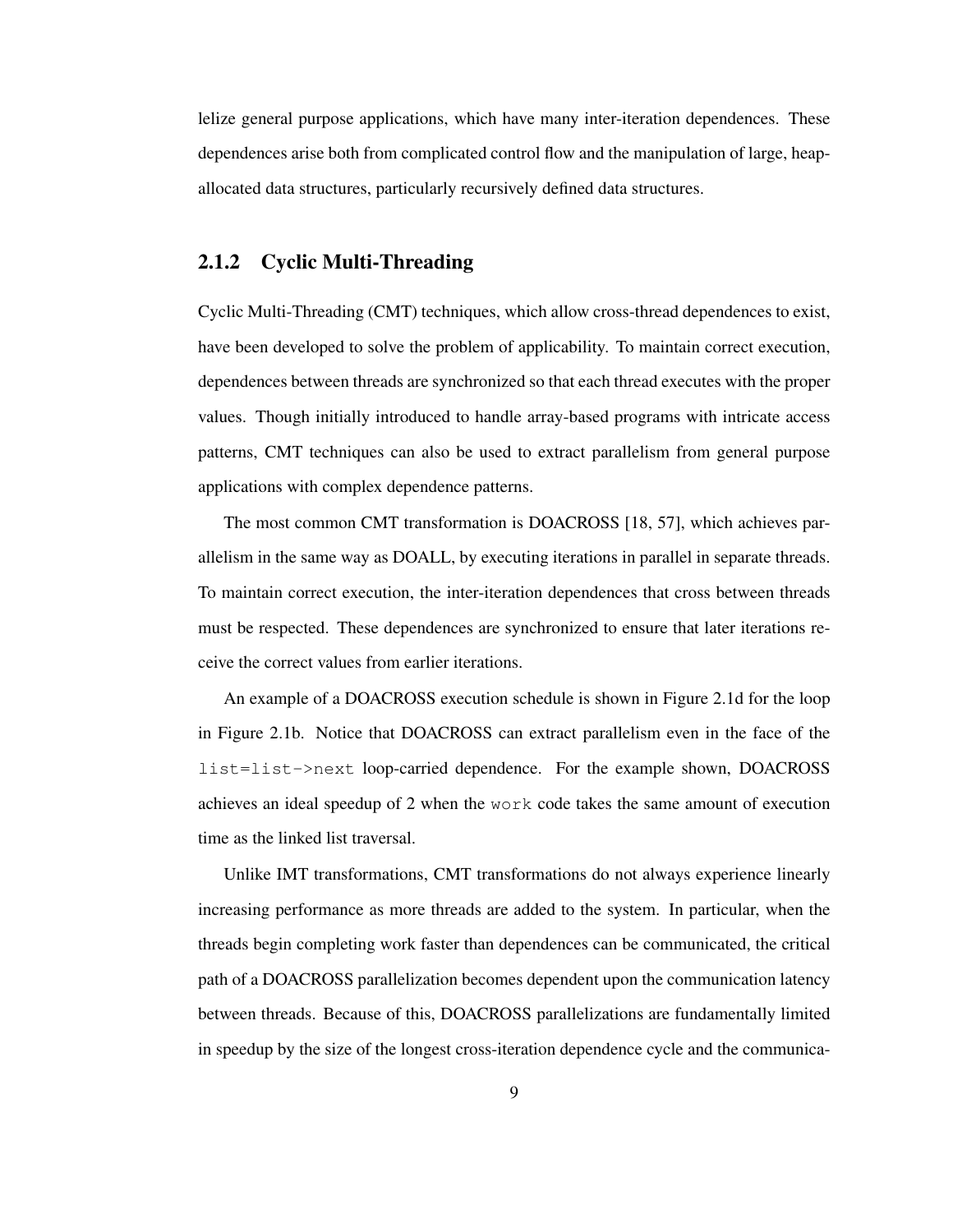lelize general purpose applications, which have many inter-iteration dependences. These dependences arise both from complicated control flow and the manipulation of large, heap-allocated data structures, particularly recursively defined data structures.

### 2.1.2 Cyclic Multi-Threading

Cyclic Multi-Threading (CMT) techniques, which allow cross-thread dependences to exist, have been developed to solve the problem of applicability. To maintain correct execution, dependences between threads are synchronized so that each thread executes with the proper values. Though initially introduced to handle array-based programs with intricate access patterns, CMT techniques can also be used to extract parallelism from general purpose applications with complex dependence patterns.

The most common CMT transformation is DOACROSS [18, 57], which achieves parallelism in the same way as DOALL, by executing iterations in parallel in separate threads. To maintain correct execution, the inter-iteration dependences that cross between threads must be respected. These dependences are synchronized to ensure that later iterations receive the correct values from earlier iterations.

An example of a DOACROSS execution schedule is shown in Figure 2.1d for the loop in Figure 2.1b. Notice that DOACROSS can extract parallelism even in the face of the `list=list->next` loop-carried dependence. For the example shown, DOACROSS achieves an ideal speedup of 2 when the `work` code takes the same amount of execution time as the linked list traversal.

Unlike IMT transformations, CMT transformations do not always experience linearly increasing performance as more threads are added to the system. In particular, when the threads begin completing work faster than dependences can be communicated, the critical path of a DOACROSS parallelization becomes dependent upon the communication latency between threads. Because of this, DOACROSS parallelizations are fundamentally limited in speedup by the size of the longest cross-iteration dependence cycle and the communica-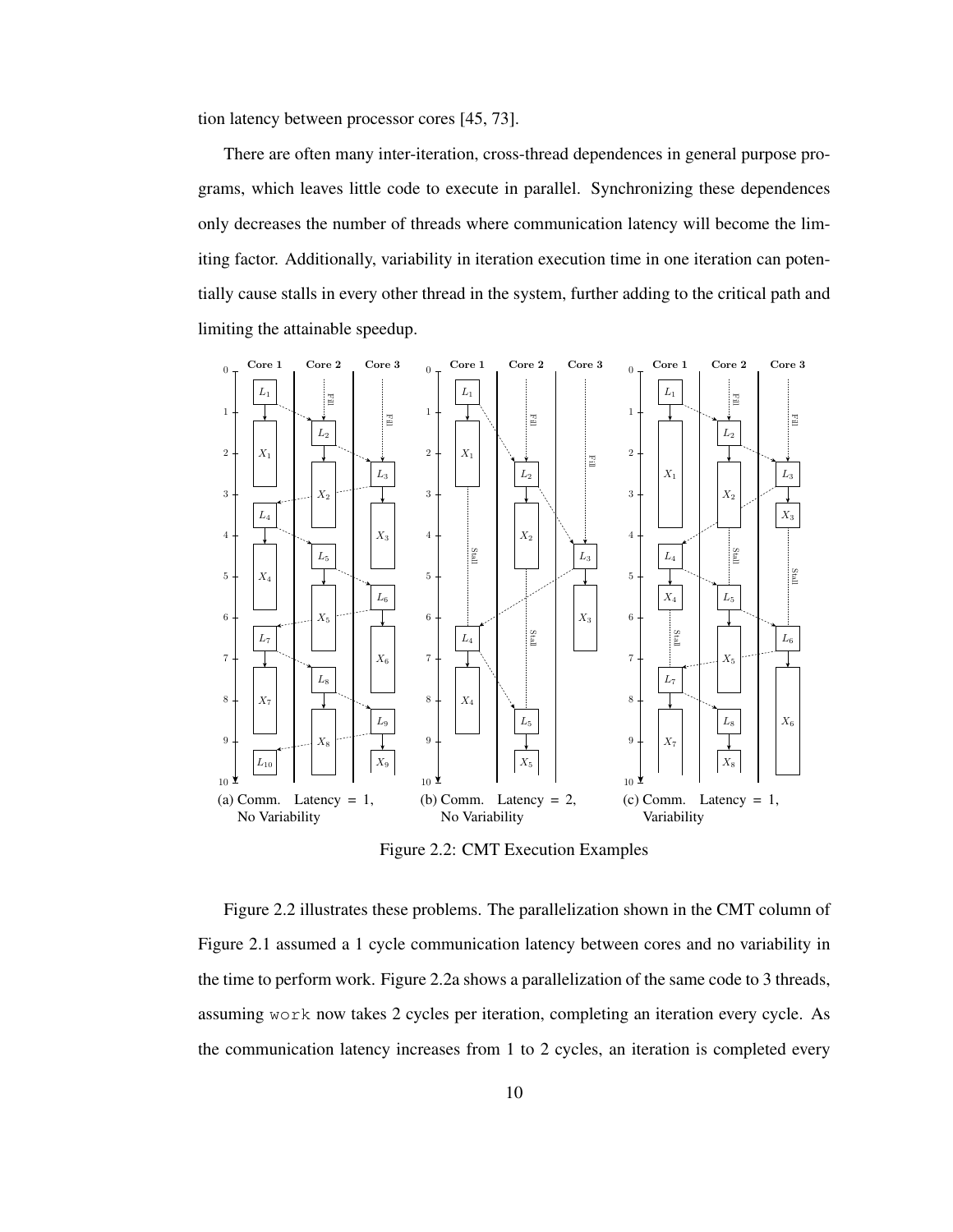tion latency between processor cores [45, 73].

There are often many inter-iteration, cross-thread dependences in general purpose programs, which leaves little code to execute in parallel. Synchronizing these dependences only decreases the number of threads where communication latency will become the limiting factor. Additionally, variability in iteration execution time in one iteration can potentially cause stalls in every other thread in the system, further adding to the critical path and limiting the attainable speedup.

(a) Comm. Latency = 1, No Variability

(b) Comm. Latency = 2, No Variability

(c) Comm. Latency = 1, Variability

Figure 2.2: CMT Execution Examples

Figure 2.2 illustrates these problems. The parallelization shown in the CMT column of Figure 2.1 assumed a 1 cycle communication latency between cores and no variability in the time to perform work. Figure 2.2a shows a parallelization of the same code to 3 threads, assuming `work` now takes 2 cycles per iteration, completing an iteration every cycle. As the communication latency increases from 1 to 2 cycles, an iteration is completed every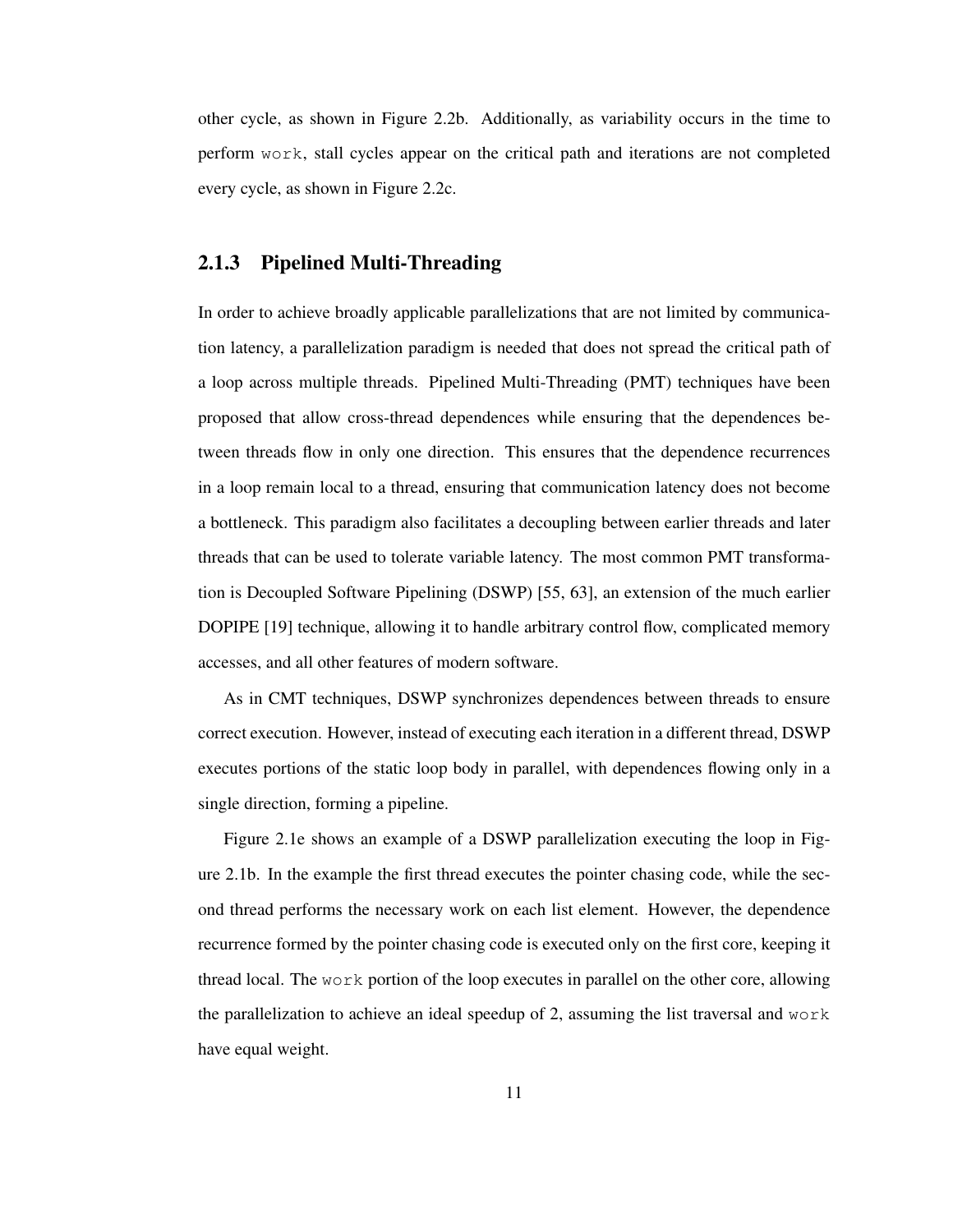other cycle, as shown in Figure 2.2b. Additionally, as variability occurs in the time to perform `work`, stall cycles appear on the critical path and iterations are not completed every cycle, as shown in Figure 2.2c.

### 2.1.3 Pipelined Multi-Threading

In order to achieve broadly applicable parallelizations that are not limited by communication latency, a parallelization paradigm is needed that does not spread the critical path of a loop across multiple threads. Pipelined Multi-Threading (PMT) techniques have been proposed that allow cross-thread dependences while ensuring that the dependences between threads flow in only one direction. This ensures that the dependence recurrences in a loop remain local to a thread, ensuring that communication latency does not become a bottleneck. This paradigm also facilitates a decoupling between earlier threads and later threads that can be used to tolerate variable latency. The most common PMT transformation is Decoupled Software Pipelining (DSWP) [55, 63], an extension of the much earlier DOPIPE [19] technique, allowing it to handle arbitrary control flow, complicated memory accesses, and all other features of modern software.

As in CMT techniques, DSWP synchronizes dependences between threads to ensure correct execution. However, instead of executing each iteration in a different thread, DSWP executes portions of the static loop body in parallel, with dependences flowing only in a single direction, forming a pipeline.

Figure 2.1e shows an example of a DSWP parallelization executing the loop in Figure 2.1b. In the example the first thread executes the pointer chasing code, while the second thread performs the necessary work on each list element. However, the dependence recurrence formed by the pointer chasing code is executed only on the first core, keeping it thread local. The `work` portion of the loop executes in parallel on the other core, allowing the parallelization to achieve an ideal speedup of 2, assuming the list traversal and `work` have equal weight.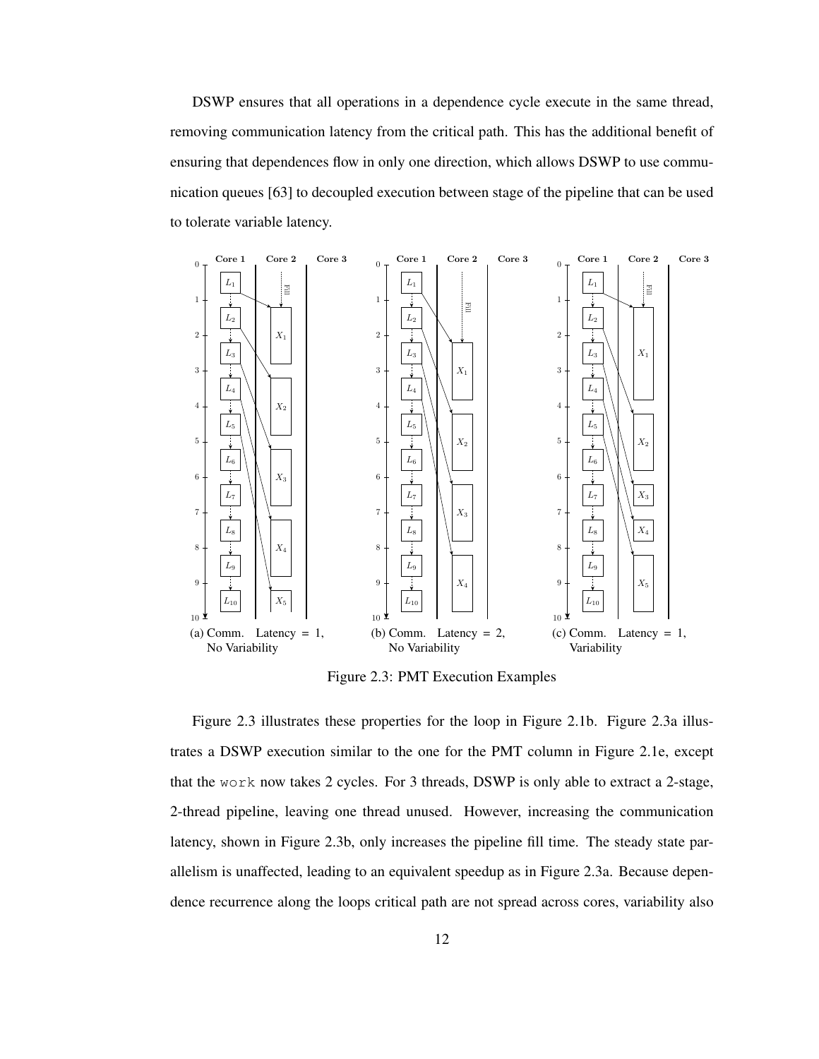DSWP ensures that all operations in a dependence cycle execute in the same thread, removing communication latency from the critical path. This has the additional benefit of ensuring that dependences flow in only one direction, which allows DSWP to use communication queues [63] to decoupled execution between stage of the pipeline that can be used to tolerate variable latency.

(a) Comm. Latency = 1, No Variability

(b) Comm. Latency = 2, No Variability

(c) Comm. Latency = 1, Variability

Figure 2.3: PMT Execution Examples

Figure 2.3 illustrates these properties for the loop in Figure 2.1b. Figure 2.3a illustrates a DSWP execution similar to the one for the PMT column in Figure 2.1e, except that the `work` now takes 2 cycles. For 3 threads, DSWP is only able to extract a 2-stage, 2-thread pipeline, leaving one thread unused. However, increasing the communication latency, shown in Figure 2.3b, only increases the pipeline fill time. The steady state parallelism is unaffected, leading to an equivalent speedup as in Figure 2.3a. Because dependence recurrence along the loops critical path are not spread across cores, variability also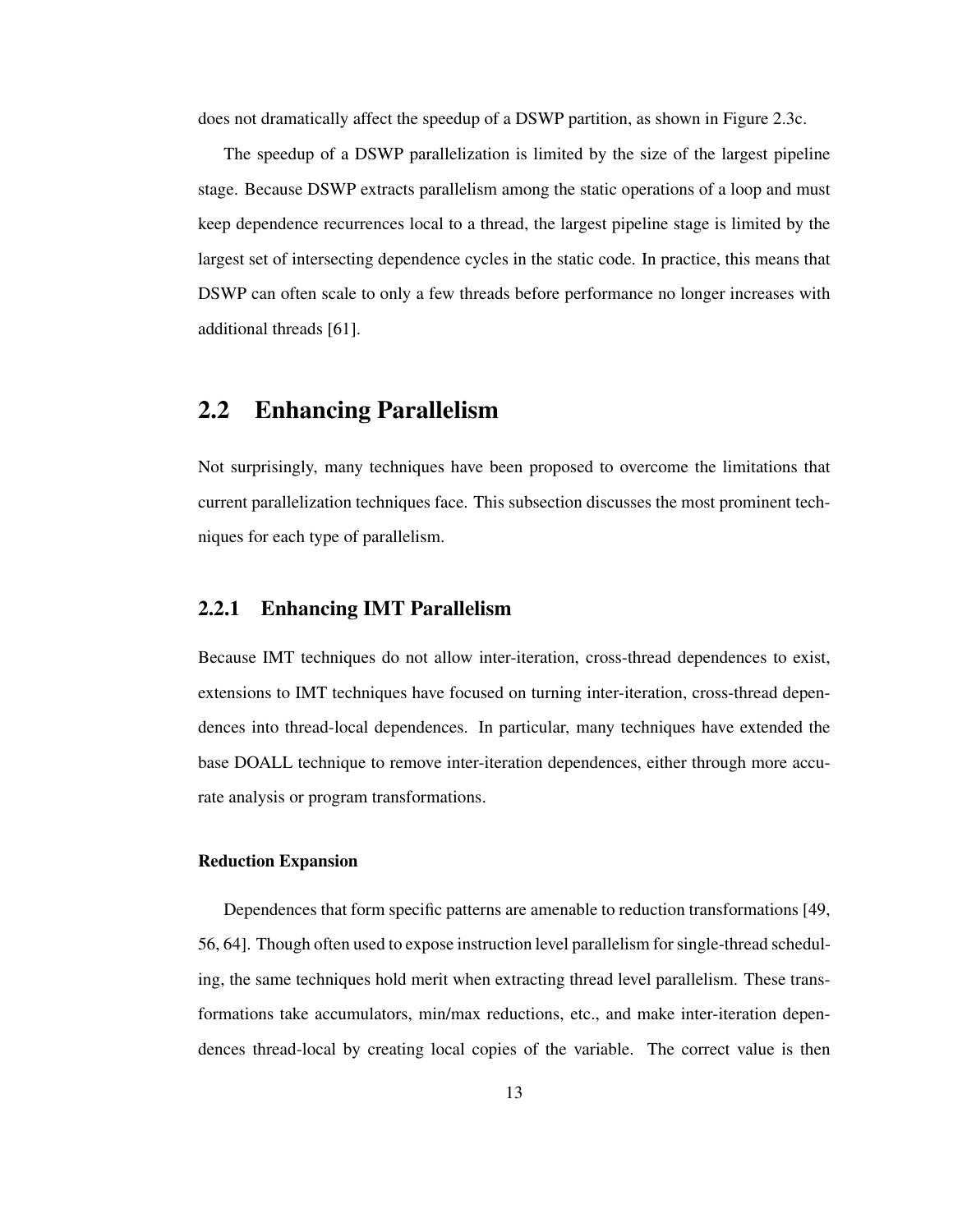does not dramatically affect the speedup of a DSWP partition, as shown in Figure 2.3c.

The speedup of a DSWP parallelization is limited by the size of the largest pipeline stage. Because DSWP extracts parallelism among the static operations of a loop and must keep dependence recurrences local to a thread, the largest pipeline stage is limited by the largest set of intersecting dependence cycles in the static code. In practice, this means that DSWP can often scale to only a few threads before performance no longer increases with additional threads [61].

## 2.2 Enhancing Parallelism

Not surprisingly, many techniques have been proposed to overcome the limitations that current parallelization techniques face. This subsection discusses the most prominent techniques for each type of parallelism.

### 2.2.1 Enhancing IMT Parallelism

Because IMT techniques do not allow inter-iteration, cross-thread dependences to exist, extensions to IMT techniques have focused on turning inter-iteration, cross-thread dependences into thread-local dependences. In particular, many techniques have extended the base DOALL technique to remove inter-iteration dependences, either through more accurate analysis or program transformations.

#### Reduction Expansion

Dependences that form specific patterns are amenable to reduction transformations [49, 56, 64]. Though often used to expose instruction level parallelism for single-thread scheduling, the same techniques hold merit when extracting thread level parallelism. These transformations take accumulators, min/max reductions, etc., and make inter-iteration dependences thread-local by creating local copies of the variable. The correct value is then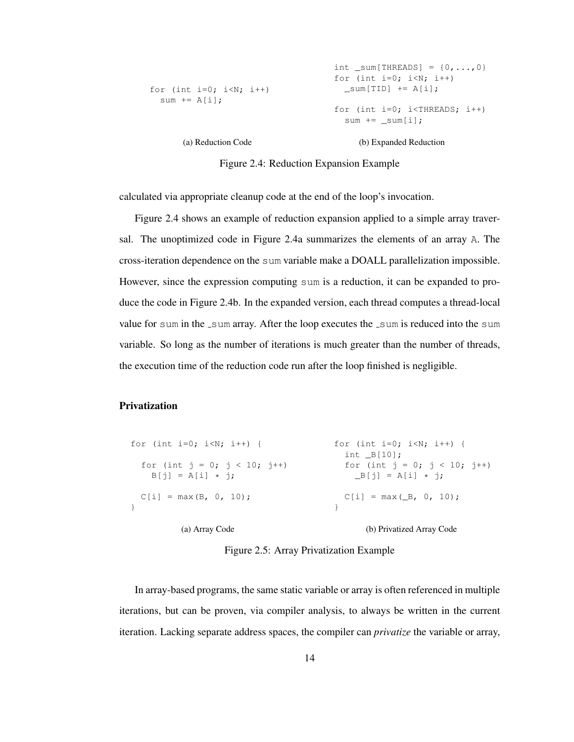```
for (int i=0; i<N; i++)
  sum += A[i];
```

(a) Reduction Code

```
int _sum[THREADS] = {0,...,0}
for (int i=0; i<N; i++)
  _sum[TID] += A[i];

for (int i=0; i<THREADS; i++)
  sum += _sum[i];
```

(b) Expanded Reduction

Figure 2.4: Reduction Expansion Example

calculated via appropriate cleanup code at the end of the loop's invocation.

Figure 2.4 shows an example of reduction expansion applied to a simple array traversal. The unoptimized code in Figure 2.4a summarizes the elements of an array A. The cross-iteration dependence on the sum variable make a DOALL parallelization impossible. However, since the expression computing sum is a reduction, it can be expanded to produce the code in Figure 2.4b. In the expanded version, each thread computes a thread-local value for sum in the _sum array. After the loop executes the _sum is reduced into the sum variable. So long as the number of iterations is much greater than the number of threads, the execution time of the reduction code run after the loop finished is negligible.

### Privatization

```
for (int i=0; i<N; i++) {

  for (int j = 0; j < 10; j++)
    B[j] = A[i] * j;

  C[i] = max(B, 0, 10);
}
```

(a) Array Code

```
for (int i=0; i<N; i++) {
  int _B[10];
  for (int j = 0; j < 10; j++)
    _B[j] = A[i] * j;

  C[i] = max(_B, 0, 10);
}
```

(b) Privatized Array Code

Figure 2.5: Array Privatization Example

In array-based programs, the same static variable or array is often referenced in multiple iterations, but can be proven, via compiler analysis, to always be written in the current iteration. Lacking separate address spaces, the compiler can *privatize* the variable or array,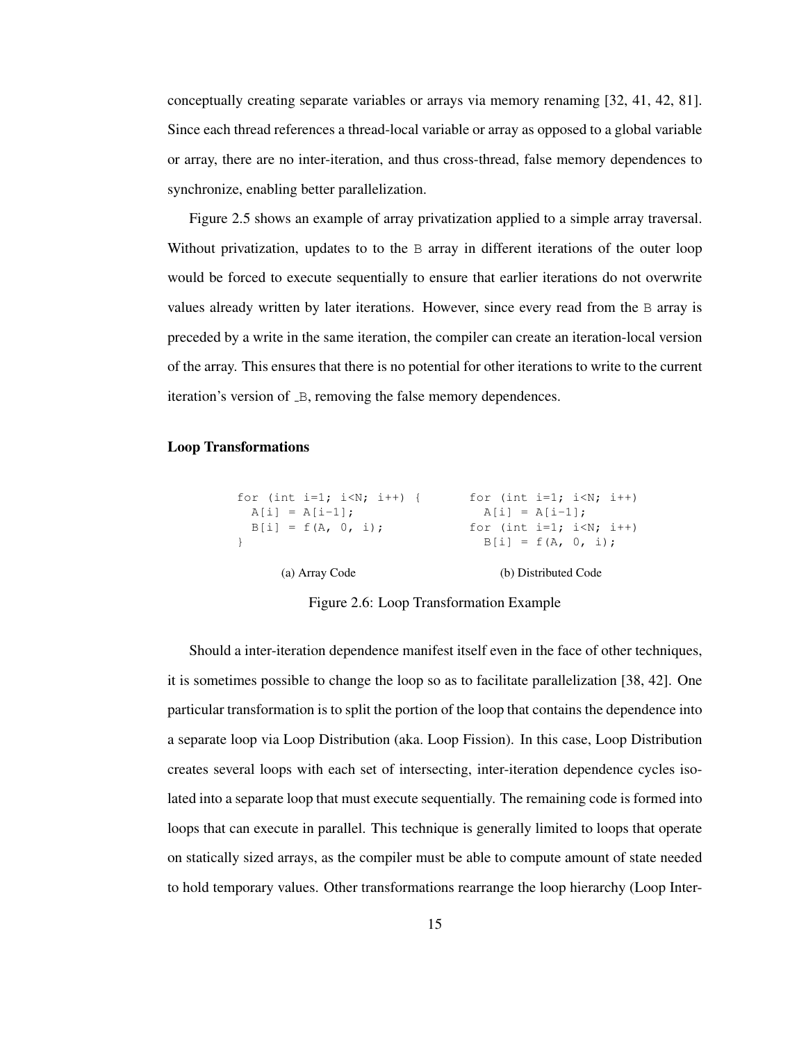conceptually creating separate variables or arrays via memory renaming [32, 41, 42, 81]. Since each thread references a thread-local variable or array as opposed to a global variable or array, there are no inter-iteration, and thus cross-thread, false memory dependences to synchronize, enabling better parallelization.

Figure 2.5 shows an example of array privatization applied to a simple array traversal. Without privatization, updates to to the B array in different iterations of the outer loop would be forced to execute sequentially to ensure that earlier iterations do not overwrite values already written by later iterations. However, since every read from the B array is preceded by a write in the same iteration, the compiler can create an iteration-local version of the array. This ensures that there is no potential for other iterations to write to the current iteration's version of _B, removing the false memory dependences.

### Loop Transformations

```
for (int i=1; i<N; i++) {
  A[i] = A[i-1];
  B[i] = f(A, 0, i);
}
```

(a) Array Code

```
for (int i=1; i<N; i++)
  A[i] = A[i-1];
for (int i=1; i<N; i++)
  B[i] = f(A, 0, i);
```

(b) Distributed Code

Figure 2.6: Loop Transformation Example

Should a inter-iteration dependence manifest itself even in the face of other techniques, it is sometimes possible to change the loop so as to facilitate parallelization [38, 42]. One particular transformation is to split the portion of the loop that contains the dependence into a separate loop via Loop Distribution (aka. Loop Fission). In this case, Loop Distribution creates several loops with each set of intersecting, inter-iteration dependence cycles isolated into a separate loop that must execute sequentially. The remaining code is formed into loops that can execute in parallel. This technique is generally limited to loops that operate on statically sized arrays, as the compiler must be able to compute amount of state needed to hold temporary values. Other transformations rearrange the loop hierarchy (Loop Inter-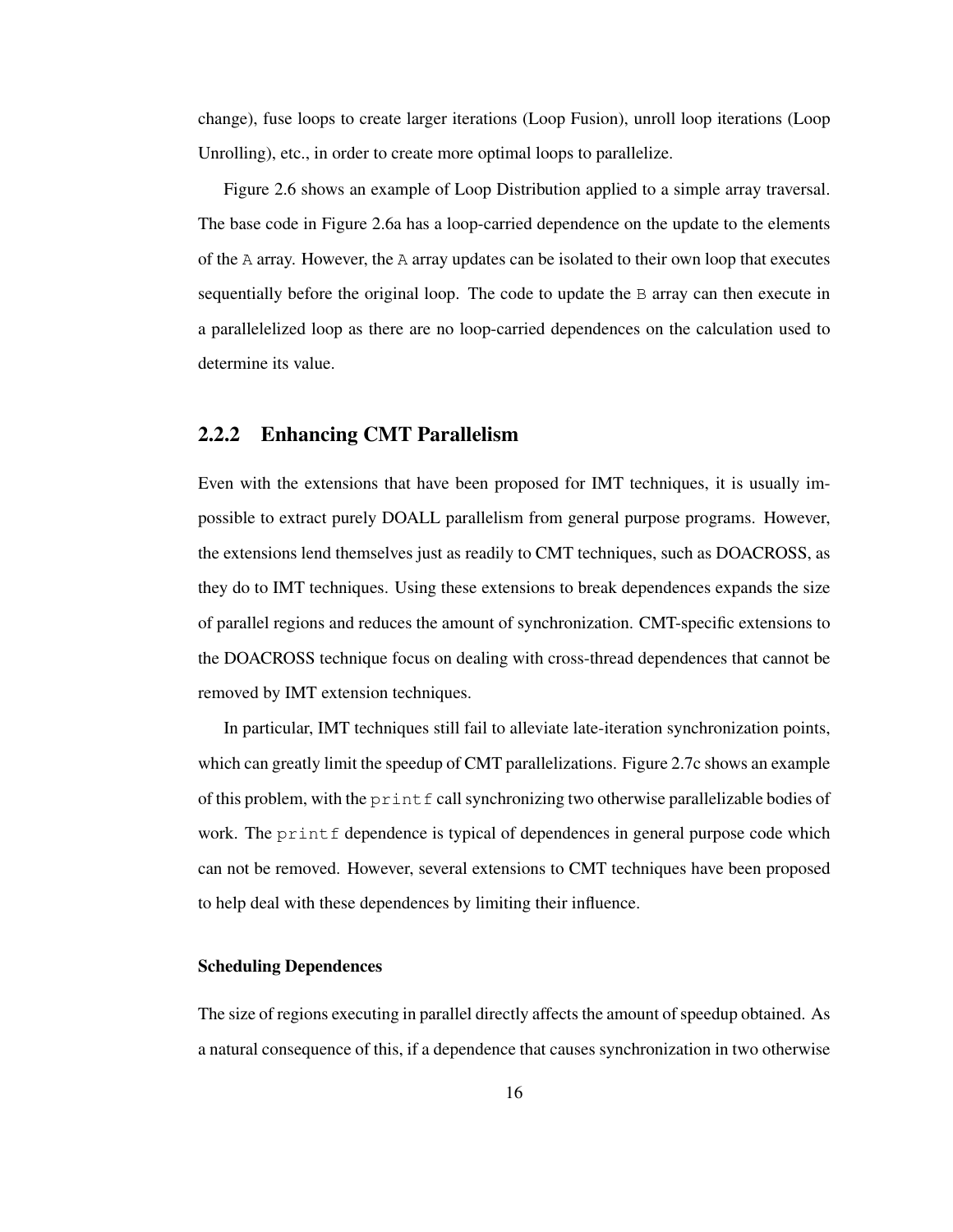change), fuse loops to create larger iterations (Loop Fusion), unroll loop iterations (Loop Unrolling), etc., in order to create more optimal loops to parallelize.

Figure 2.6 shows an example of Loop Distribution applied to a simple array traversal. The base code in Figure 2.6a has a loop-carried dependence on the update to the elements of the `A` array. However, the `A` array updates can be isolated to their own loop that executes sequentially before the original loop. The code to update the `B` array can then execute in a parallelelized loop as there are no loop-carried dependences on the calculation used to determine its value.

### 2.2.2 Enhancing CMT Parallelism

Even with the extensions that have been proposed for IMT techniques, it is usually impossible to extract purely DOALL parallelism from general purpose programs. However, the extensions lend themselves just as readily to CMT techniques, such as DOACROSS, as they do to IMT techniques. Using these extensions to break dependences expands the size of parallel regions and reduces the amount of synchronization. CMT-specific extensions to the DOACROSS technique focus on dealing with cross-thread dependences that cannot be removed by IMT extension techniques.

In particular, IMT techniques still fail to alleviate late-iteration synchronization points, which can greatly limit the speedup of CMT parallelizations. Figure 2.7c shows an example of this problem, with the `printf` call synchronizing two otherwise parallelizable bodies of work. The `printf` dependence is typical of dependences in general purpose code which can not be removed. However, several extensions to CMT techniques have been proposed to help deal with these dependences by limiting their influence.

#### Scheduling Dependences

The size of regions executing in parallel directly affects the amount of speedup obtained. As a natural consequence of this, if a dependence that causes synchronization in two otherwise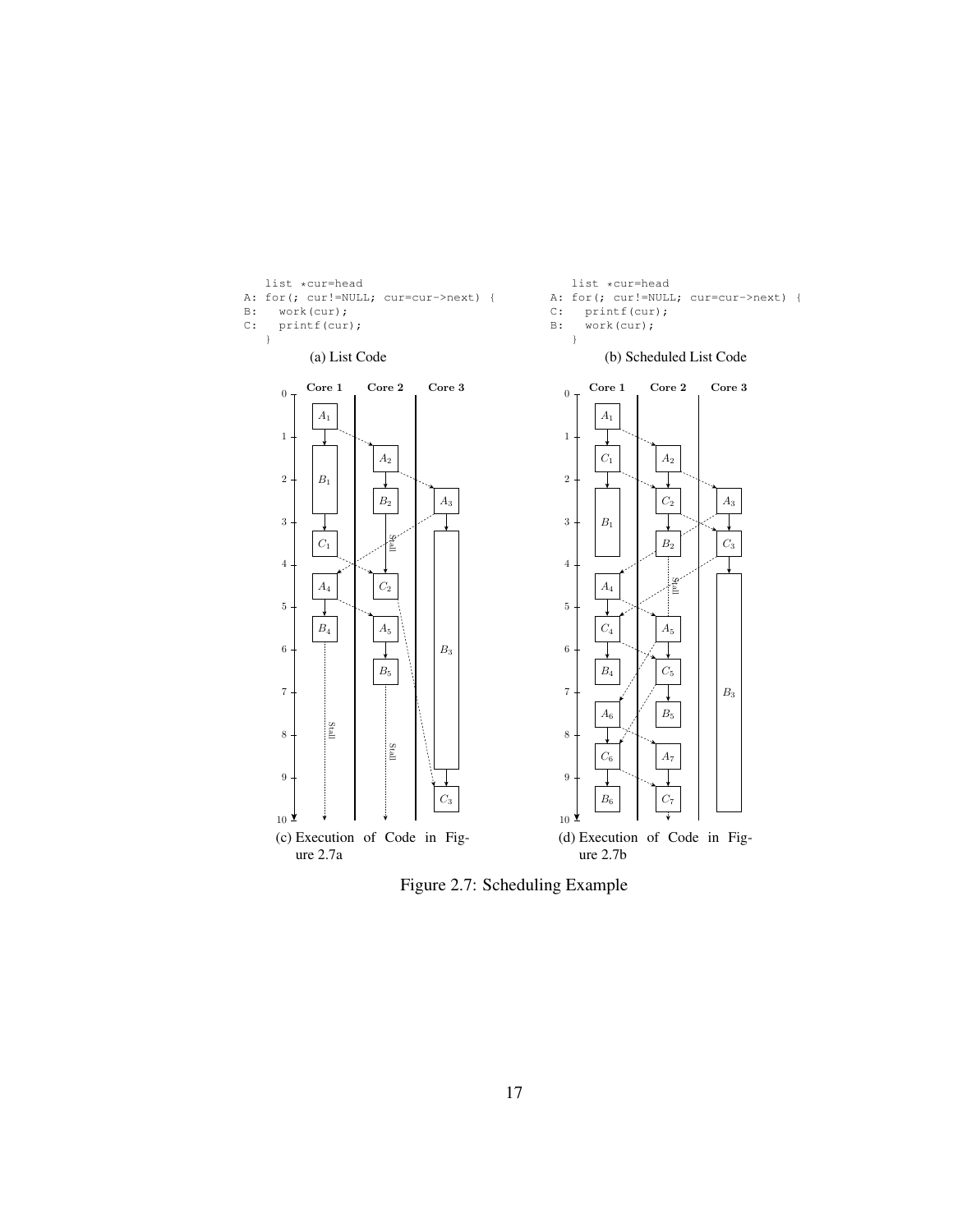```
   list *cur=head
A: for(; cur!=NULL; cur=cur->next) {
B:   work(cur);
C:   printf(cur);
   }
```

(a) List Code

```
   list *cur=head
A: for(; cur!=NULL; cur=cur->next) {
C:   printf(cur);
B:   work(cur);
   }
```

(b) Scheduled List Code

(c) Execution of Code in Figure 2.7a

(d) Execution of Code in Figure 2.7b

Figure 2.7: Scheduling Example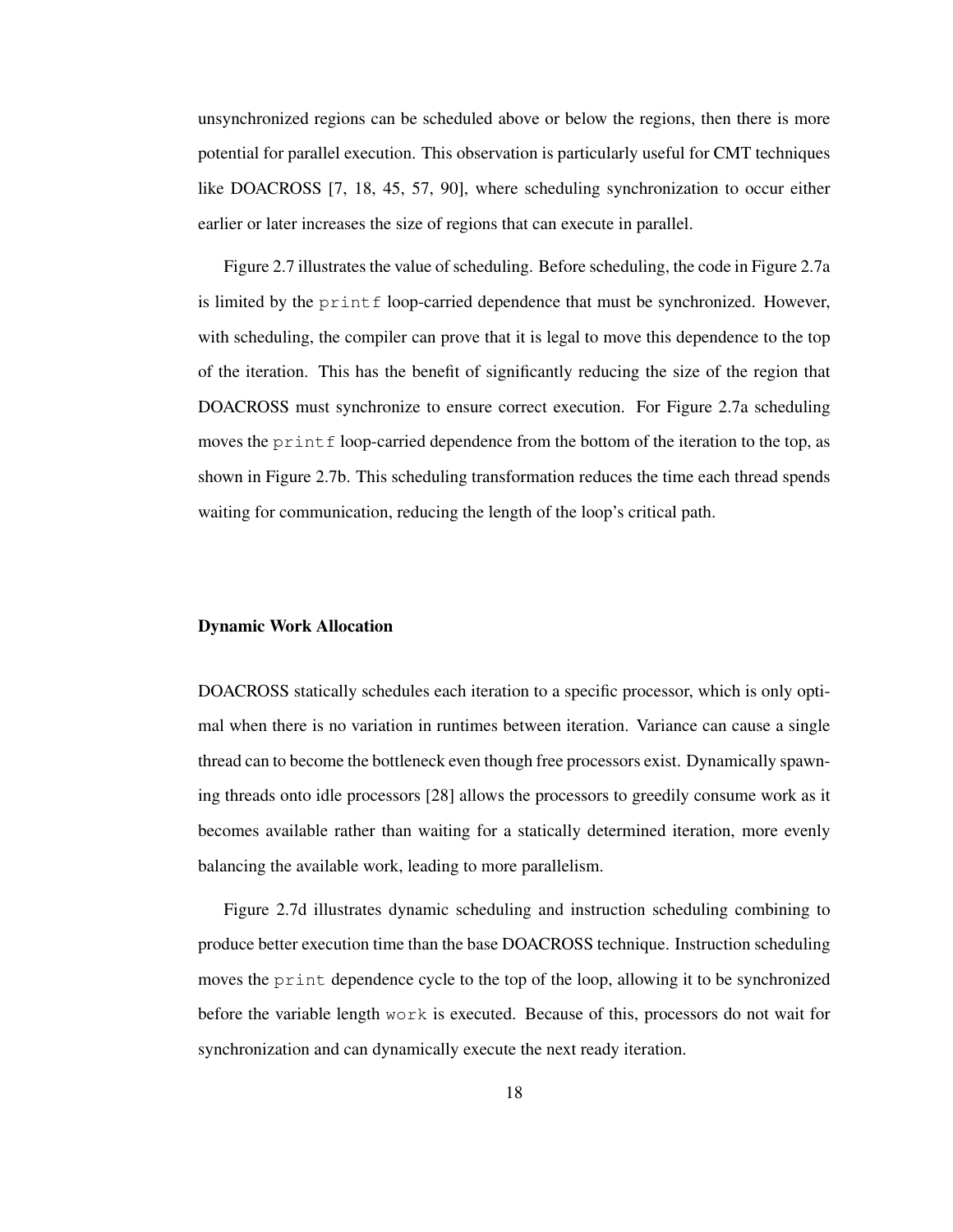unsynchronized regions can be scheduled above or below the regions, then there is more potential for parallel execution. This observation is particularly useful for CMT techniques like DOACROSS [7, 18, 45, 57, 90], where scheduling synchronization to occur either earlier or later increases the size of regions that can execute in parallel.

Figure 2.7 illustrates the value of scheduling. Before scheduling, the code in Figure 2.7a is limited by the `printf` loop-carried dependence that must be synchronized. However, with scheduling, the compiler can prove that it is legal to move this dependence to the top of the iteration. This has the benefit of significantly reducing the size of the region that DOACROSS must synchronize to ensure correct execution. For Figure 2.7a scheduling moves the `printf` loop-carried dependence from the bottom of the iteration to the top, as shown in Figure 2.7b. This scheduling transformation reduces the time each thread spends waiting for communication, reducing the length of the loop's critical path.

#### Dynamic Work Allocation

DOACROSS statically schedules each iteration to a specific processor, which is only optimal when there is no variation in runtimes between iteration. Variance can cause a single thread can to become the bottleneck even though free processors exist. Dynamically spawning threads onto idle processors [28] allows the processors to greedily consume work as it becomes available rather than waiting for a statically determined iteration, more evenly balancing the available work, leading to more parallelism.

Figure 2.7d illustrates dynamic scheduling and instruction scheduling combining to produce better execution time than the base DOACROSS technique. Instruction scheduling moves the `print` dependence cycle to the top of the loop, allowing it to be synchronized before the variable length `work` is executed. Because of this, processors do not wait for synchronization and can dynamically execute the next ready iteration.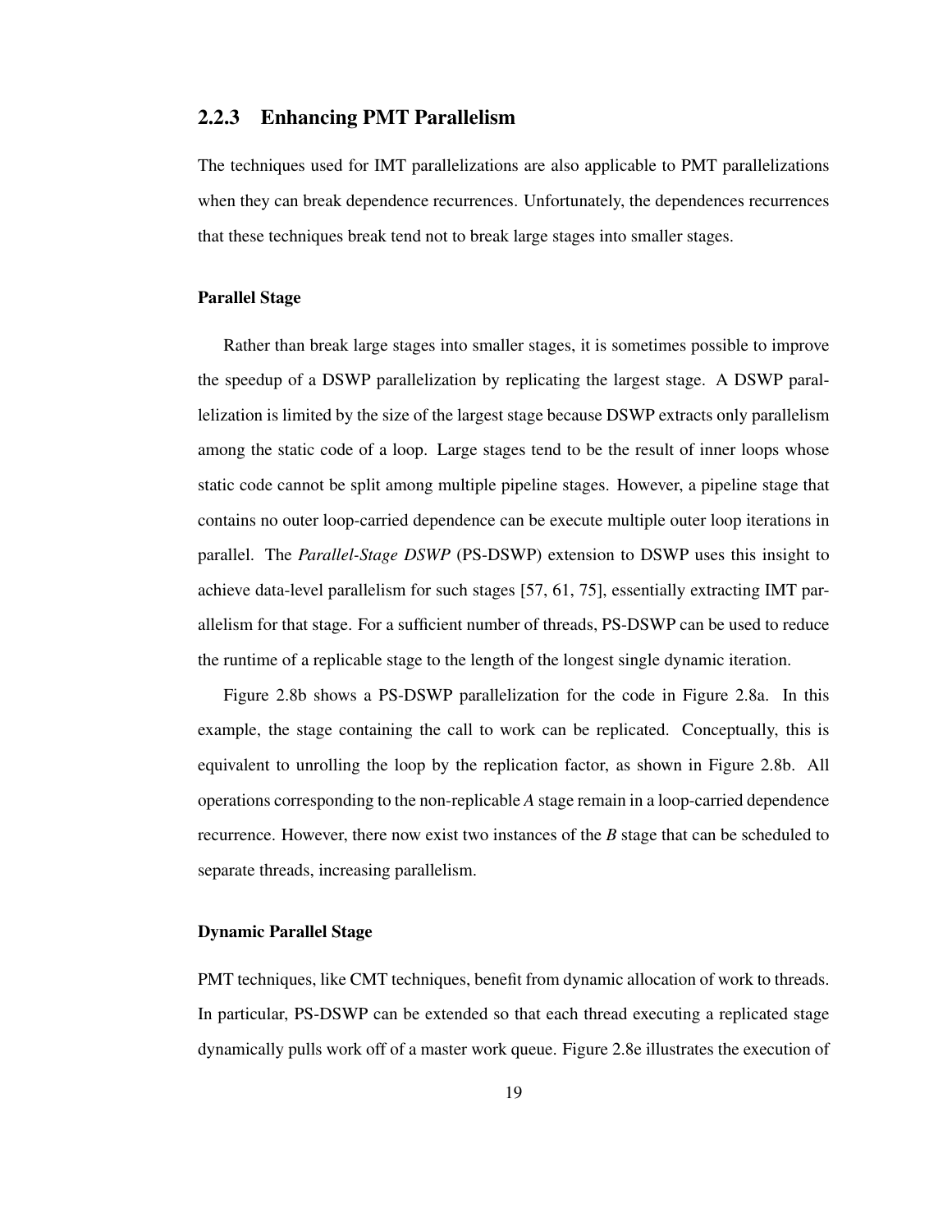### 2.2.3 Enhancing PMT Parallelism

The techniques used for IMT parallelizations are also applicable to PMT parallelizations when they can break dependence recurrences. Unfortunately, the dependences recurrences that these techniques break tend not to break large stages into smaller stages.

#### Parallel Stage

Rather than break large stages into smaller stages, it is sometimes possible to improve the speedup of a DSWP parallelization by replicating the largest stage. A DSWP parallelization is limited by the size of the largest stage because DSWP extracts only parallelism among the static code of a loop. Large stages tend to be the result of inner loops whose static code cannot be split among multiple pipeline stages. However, a pipeline stage that contains no outer loop-carried dependence can be execute multiple outer loop iterations in parallel. The *Parallel-Stage DSWP* (PS-DSWP) extension to DSWP uses this insight to achieve data-level parallelism for such stages [57, 61, 75], essentially extracting IMT parallelism for that stage. For a sufficient number of threads, PS-DSWP can be used to reduce the runtime of a replicable stage to the length of the longest single dynamic iteration.

Figure 2.8b shows a PS-DSWP parallelization for the code in Figure 2.8a. In this example, the stage containing the call to work can be replicated. Conceptually, this is equivalent to unrolling the loop by the replication factor, as shown in Figure 2.8b. All operations corresponding to the non-replicable *A* stage remain in a loop-carried dependence recurrence. However, there now exist two instances of the *B* stage that can be scheduled to separate threads, increasing parallelism.

#### Dynamic Parallel Stage

PMT techniques, like CMT techniques, benefit from dynamic allocation of work to threads. In particular, PS-DSWP can be extended so that each thread executing a replicated stage dynamically pulls work off of a master work queue. Figure 2.8e illustrates the execution of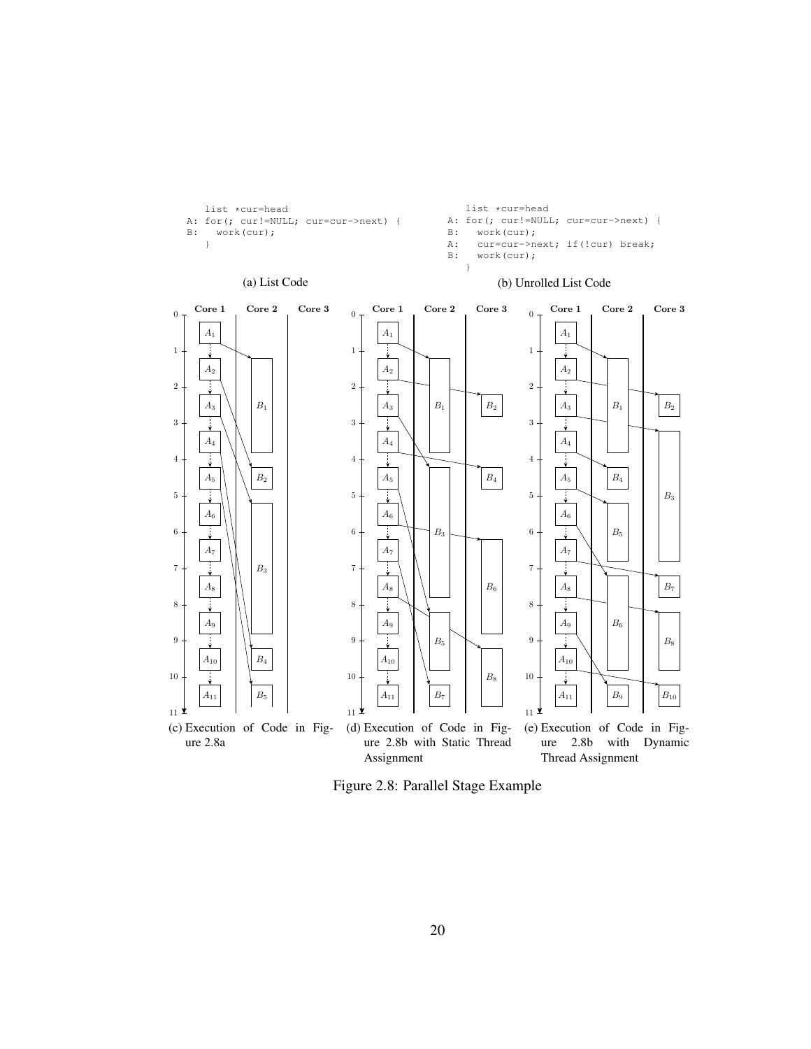```
   list *cur=head
A: for(; cur!=NULL; cur=cur->next) {
B:   work(cur);
   }
```

(a) List Code

```
   list *cur=head
A: for(; cur!=NULL; cur=cur->next) {
B:   work(cur);
A:   cur=cur->next; if(!cur) break;
B:   work(cur);
   }
```

(b) Unrolled List Code

(c) Execution of Code in Figure 2.8a

(d) Execution of Code in Figure 2.8b with Static Thread Assignment

(e) Execution of Code in Figure 2.8b with Dynamic Thread Assignment

Figure 2.8: Parallel Stage Example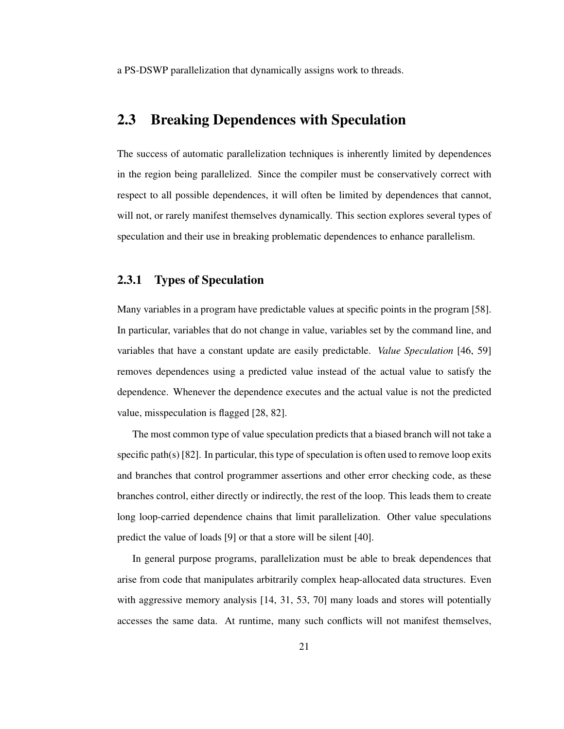a PS-DSWP parallelization that dynamically assigns work to threads.

## 2.3 Breaking Dependences with Speculation

The success of automatic parallelization techniques is inherently limited by dependences in the region being parallelized. Since the compiler must be conservatively correct with respect to all possible dependences, it will often be limited by dependences that cannot, will not, or rarely manifest themselves dynamically. This section explores several types of speculation and their use in breaking problematic dependences to enhance parallelism.

### 2.3.1 Types of Speculation

Many variables in a program have predictable values at specific points in the program [58]. In particular, variables that do not change in value, variables set by the command line, and variables that have a constant update are easily predictable. *Value Speculation* [46, 59] removes dependences using a predicted value instead of the actual value to satisfy the dependence. Whenever the dependence executes and the actual value is not the predicted value, misspeculation is flagged [28, 82].

The most common type of value speculation predicts that a biased branch will not take a specific path(s) [82]. In particular, this type of speculation is often used to remove loop exits and branches that control programmer assertions and other error checking code, as these branches control, either directly or indirectly, the rest of the loop. This leads them to create long loop-carried dependence chains that limit parallelization. Other value speculations predict the value of loads [9] or that a store will be silent [40].

In general purpose programs, parallelization must be able to break dependences that arise from code that manipulates arbitrarily complex heap-allocated data structures. Even with aggressive memory analysis [14, 31, 53, 70] many loads and stores will potentially accesses the same data. At runtime, many such conflicts will not manifest themselves,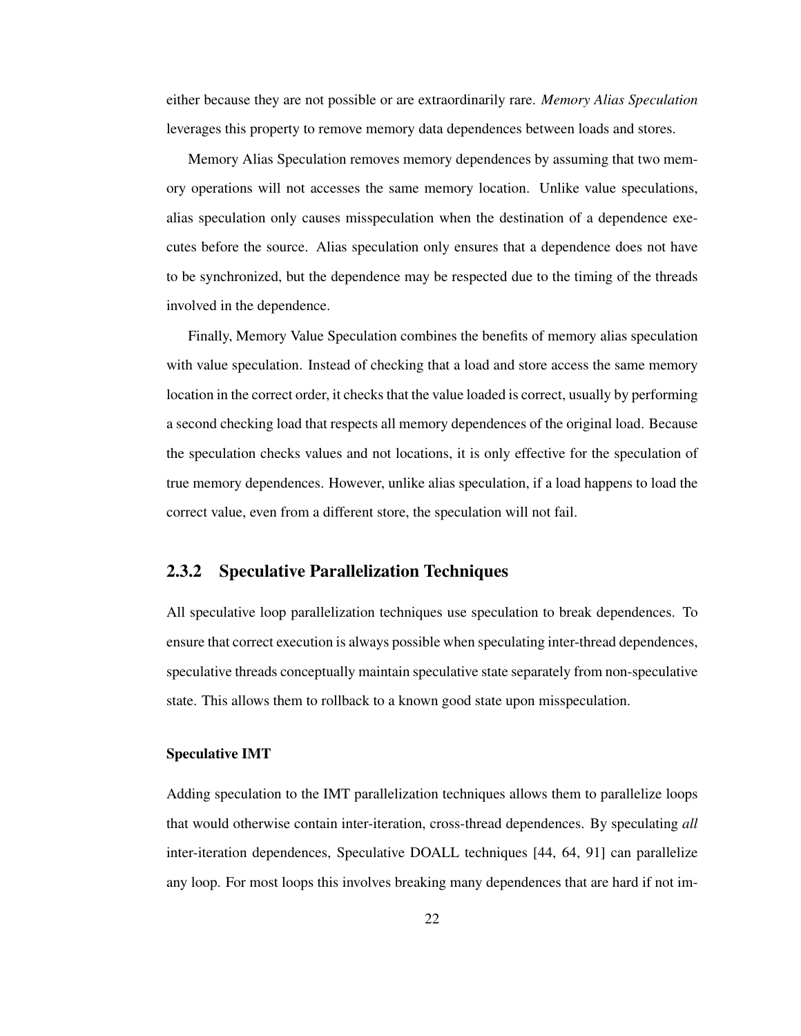either because they are not possible or are extraordinarily rare. *Memory Alias Speculation* leverages this property to remove memory data dependences between loads and stores.

Memory Alias Speculation removes memory dependences by assuming that two memory operations will not accesses the same memory location. Unlike value speculations, alias speculation only causes misspeculation when the destination of a dependence executes before the source. Alias speculation only ensures that a dependence does not have to be synchronized, but the dependence may be respected due to the timing of the threads involved in the dependence.

Finally, Memory Value Speculation combines the benefits of memory alias speculation with value speculation. Instead of checking that a load and store access the same memory location in the correct order, it checks that the value loaded is correct, usually by performing a second checking load that respects all memory dependences of the original load. Because the speculation checks values and not locations, it is only effective for the speculation of true memory dependences. However, unlike alias speculation, if a load happens to load the correct value, even from a different store, the speculation will not fail.

### 2.3.2 Speculative Parallelization Techniques

All speculative loop parallelization techniques use speculation to break dependences. To ensure that correct execution is always possible when speculating inter-thread dependences, speculative threads conceptually maintain speculative state separately from non-speculative state. This allows them to rollback to a known good state upon misspeculation.

#### Speculative IMT

Adding speculation to the IMT parallelization techniques allows them to parallelize loops that would otherwise contain inter-iteration, cross-thread dependences. By speculating *all* inter-iteration dependences, Speculative DOALL techniques [44, 64, 91] can parallelize any loop. For most loops this involves breaking many dependences that are hard if not im-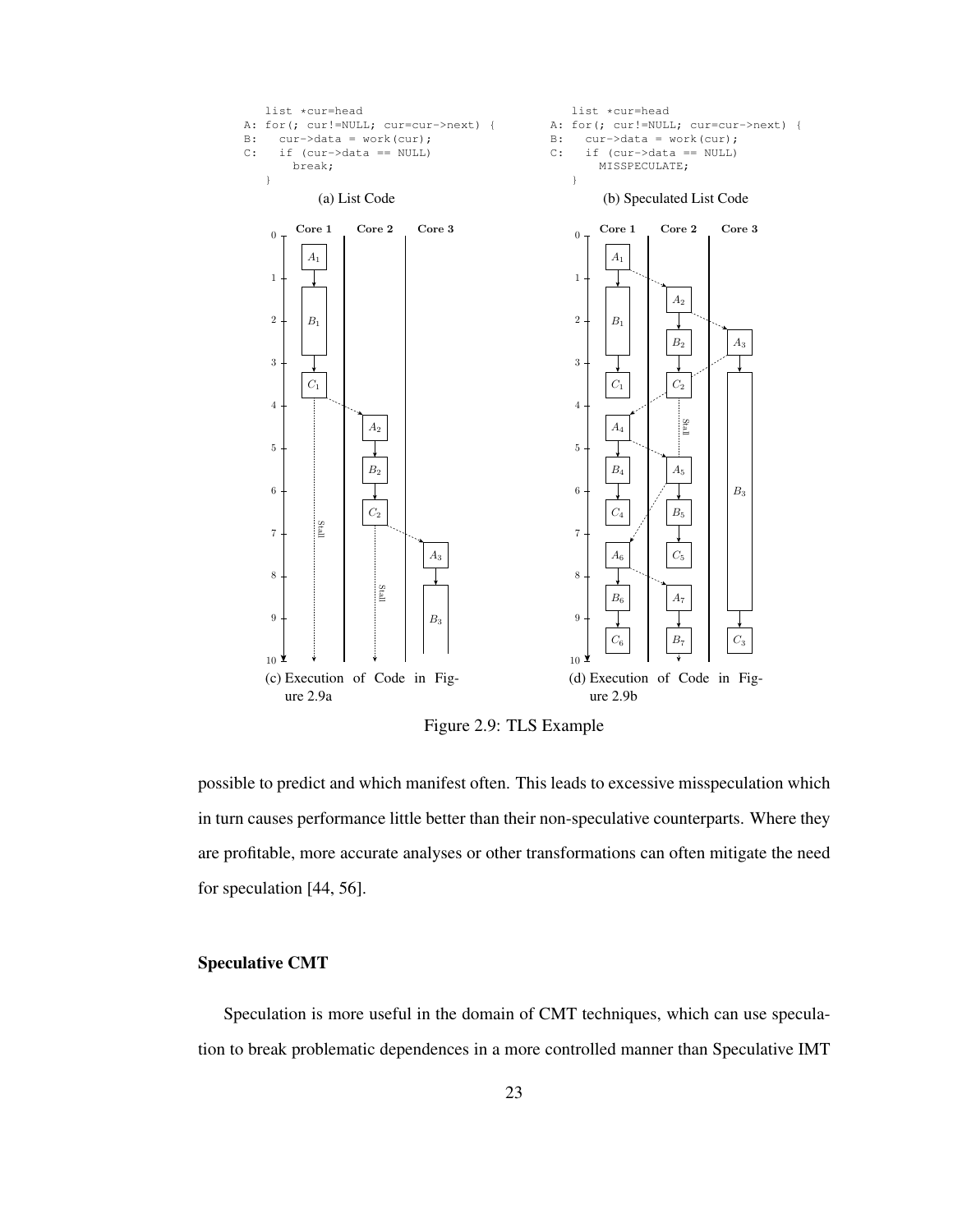```
   list *cur=head
A: for(; cur!=NULL; cur=cur->next) {
B:   cur->data = work(cur);
C:   if (cur->data == NULL)
       break;
   }
```

(a) List Code

```
   list *cur=head
A: for(; cur!=NULL; cur=cur->next) {
B:   cur->data = work(cur);
C:   if (cur->data == NULL)
       MISSPECULATE;
   }
```

(b) Speculated List Code

(c) Execution of Code in Figure 2.9a

(d) Execution of Code in Figure 2.9b

Figure 2.9: TLS Example

possible to predict and which manifest often. This leads to excessive misspeculation which in turn causes performance little better than their non-speculative counterparts. Where they are profitable, more accurate analyses or other transformations can often mitigate the need for speculation [44, 56].

#### Speculative CMT

Speculation is more useful in the domain of CMT techniques, which can use speculation to break problematic dependences in a more controlled manner than Speculative IMT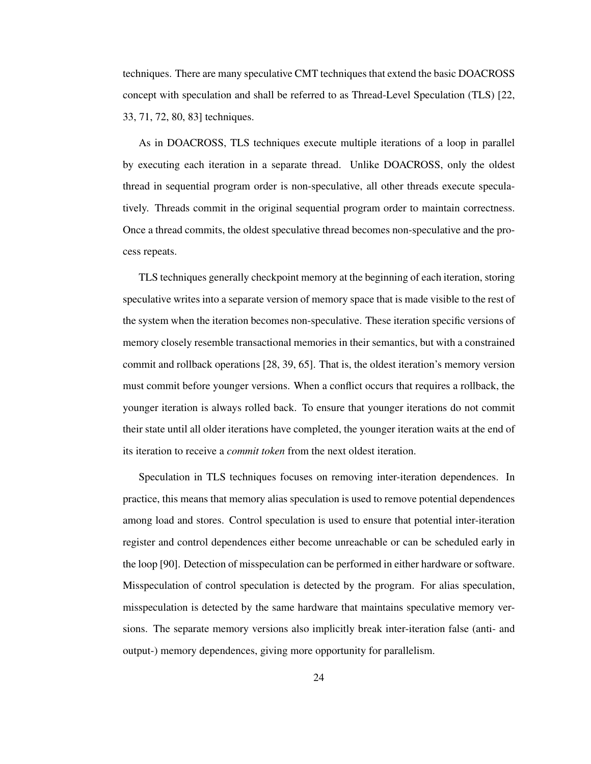techniques. There are many speculative CMT techniques that extend the basic DOACROSS concept with speculation and shall be referred to as Thread-Level Speculation (TLS) [22, 33, 71, 72, 80, 83] techniques.

As in DOACROSS, TLS techniques execute multiple iterations of a loop in parallel by executing each iteration in a separate thread. Unlike DOACROSS, only the oldest thread in sequential program order is non-speculative, all other threads execute speculatively. Threads commit in the original sequential program order to maintain correctness. Once a thread commits, the oldest speculative thread becomes non-speculative and the process repeats.

TLS techniques generally checkpoint memory at the beginning of each iteration, storing speculative writes into a separate version of memory space that is made visible to the rest of the system when the iteration becomes non-speculative. These iteration specific versions of memory closely resemble transactional memories in their semantics, but with a constrained commit and rollback operations [28, 39, 65]. That is, the oldest iteration's memory version must commit before younger versions. When a conflict occurs that requires a rollback, the younger iteration is always rolled back. To ensure that younger iterations do not commit their state until all older iterations have completed, the younger iteration waits at the end of its iteration to receive a *commit token* from the next oldest iteration.

Speculation in TLS techniques focuses on removing inter-iteration dependences. In practice, this means that memory alias speculation is used to remove potential dependences among load and stores. Control speculation is used to ensure that potential inter-iteration register and control dependences either become unreachable or can be scheduled early in the loop [90]. Detection of misspeculation can be performed in either hardware or software. Misspeculation of control speculation is detected by the program. For alias speculation, misspeculation is detected by the same hardware that maintains speculative memory versions. The separate memory versions also implicitly break inter-iteration false (anti- and output-) memory dependences, giving more opportunity for parallelism.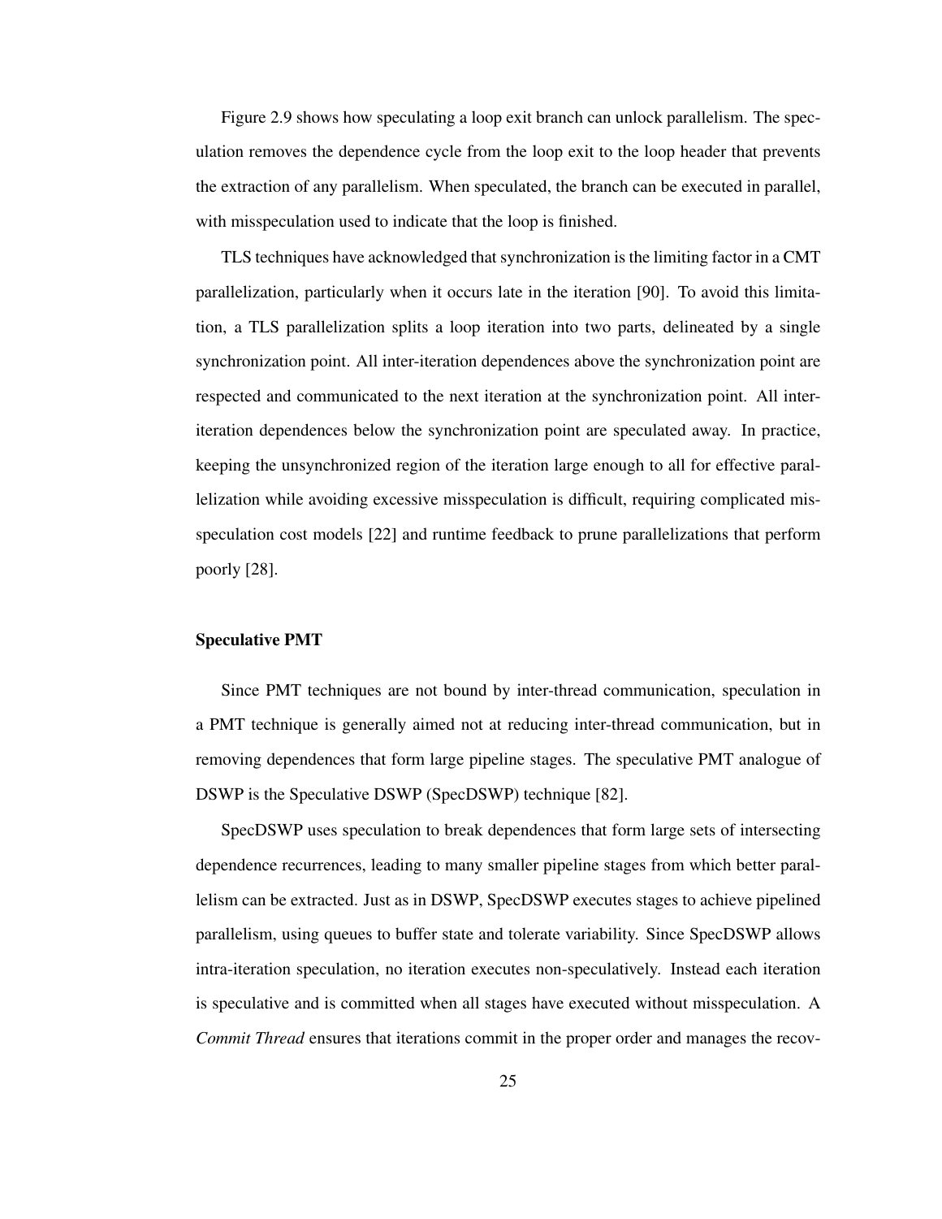Figure 2.9 shows how speculating a loop exit branch can unlock parallelism. The speculation removes the dependence cycle from the loop exit to the loop header that prevents the extraction of any parallelism. When speculated, the branch can be executed in parallel, with misspeculation used to indicate that the loop is finished.

TLS techniques have acknowledged that synchronization is the limiting factor in a CMT parallelization, particularly when it occurs late in the iteration [90]. To avoid this limitation, a TLS parallelization splits a loop iteration into two parts, delineated by a single synchronization point. All inter-iteration dependences above the synchronization point are respected and communicated to the next iteration at the synchronization point. All inter-iteration dependences below the synchronization point are speculated away. In practice, keeping the unsynchronized region of the iteration large enough to all for effective parallelization while avoiding excessive misspeculation is difficult, requiring complicated misspeculation cost models [22] and runtime feedback to prune parallelizations that perform poorly [28].

### Speculative PMT

Since PMT techniques are not bound by inter-thread communication, speculation in a PMT technique is generally aimed not at reducing inter-thread communication, but in removing dependences that form large pipeline stages. The speculative PMT analogue of DSWP is the Speculative DSWP (SpecDSWP) technique [82].

SpecDSWP uses speculation to break dependences that form large sets of intersecting dependence recurrences, leading to many smaller pipeline stages from which better parallelism can be extracted. Just as in DSWP, SpecDSWP executes stages to achieve pipelined parallelism, using queues to buffer state and tolerate variability. Since SpecDSWP allows intra-iteration speculation, no iteration executes non-speculatively. Instead each iteration is speculative and is committed when all stages have executed without misspeculation. A *Commit Thread* ensures that iterations commit in the proper order and manages the recov-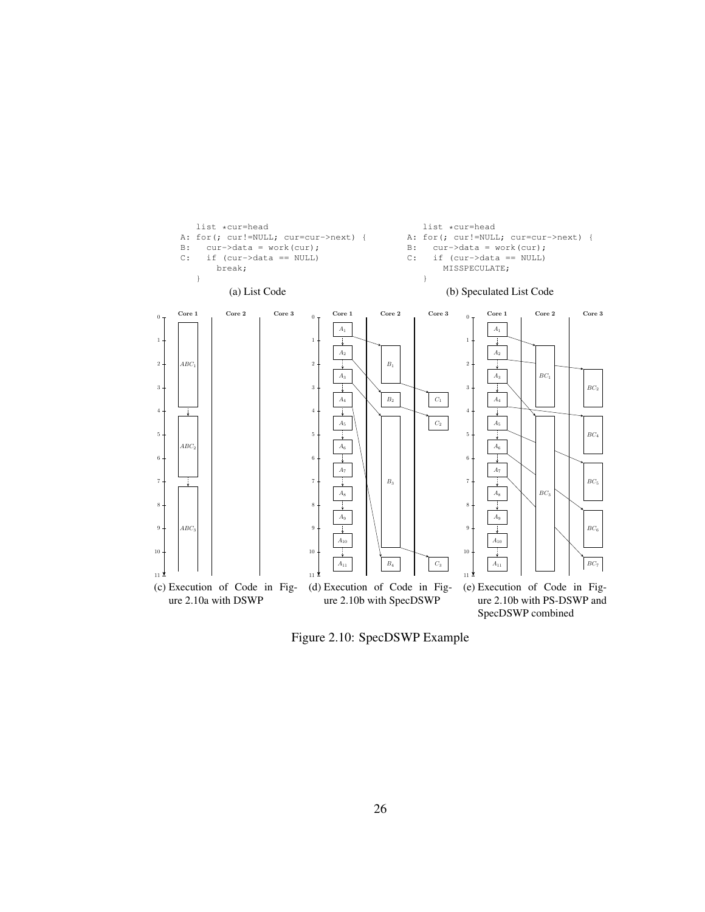```
   list *cur=head
A: for(; cur!=NULL; cur=cur->next) {
B:   cur->data = work(cur);
C:   if (cur->data == NULL)
       break;
   }
```

(a) List Code

```
   list *cur=head
A: for(; cur!=NULL; cur=cur->next) {
B:   cur->data = work(cur);
C:   if (cur->data == NULL)
       MISSPECULATE;
   }
```

(b) Speculated List Code

(c) Execution of Code in Figure 2.10a with DSWP

(d) Execution of Code in Figure 2.10b with SpecDSWP

(e) Execution of Code in Figure 2.10b with PS-DSWP and SpecDSWP combined

Figure 2.10: SpecDSWP Example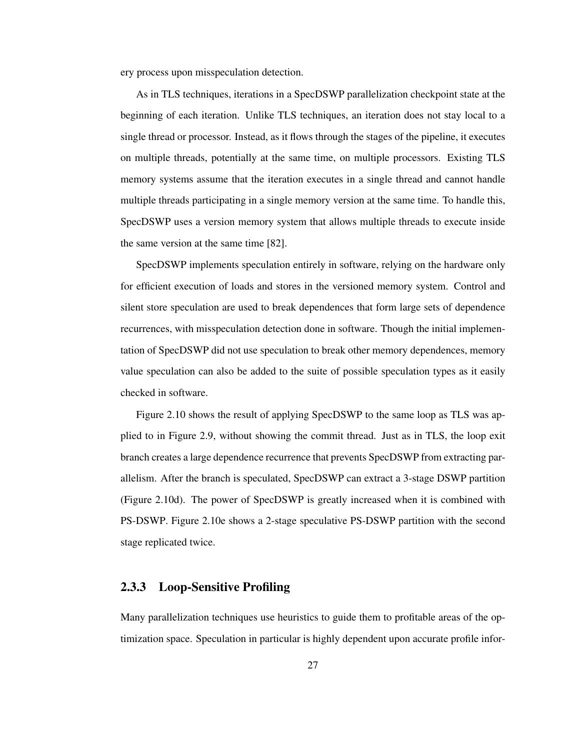ery process upon misspeculation detection.

As in TLS techniques, iterations in a SpecDSWP parallelization checkpoint state at the beginning of each iteration. Unlike TLS techniques, an iteration does not stay local to a single thread or processor. Instead, as it flows through the stages of the pipeline, it executes on multiple threads, potentially at the same time, on multiple processors. Existing TLS memory systems assume that the iteration executes in a single thread and cannot handle multiple threads participating in a single memory version at the same time. To handle this, SpecDSWP uses a version memory system that allows multiple threads to execute inside the same version at the same time [82].

SpecDSWP implements speculation entirely in software, relying on the hardware only for efficient execution of loads and stores in the versioned memory system. Control and silent store speculation are used to break dependences that form large sets of dependence recurrences, with misspeculation detection done in software. Though the initial implementation of SpecDSWP did not use speculation to break other memory dependences, memory value speculation can also be added to the suite of possible speculation types as it easily checked in software.

Figure 2.10 shows the result of applying SpecDSWP to the same loop as TLS was applied to in Figure 2.9, without showing the commit thread. Just as in TLS, the loop exit branch creates a large dependence recurrence that prevents SpecDSWP from extracting parallelism. After the branch is speculated, SpecDSWP can extract a 3-stage DSWP partition (Figure 2.10d). The power of SpecDSWP is greatly increased when it is combined with PS-DSWP. Figure 2.10e shows a 2-stage speculative PS-DSWP partition with the second stage replicated twice.

### 2.3.3 Loop-Sensitive Profiling

Many parallelization techniques use heuristics to guide them to profitable areas of the optimization space. Speculation in particular is highly dependent upon accurate profile infor-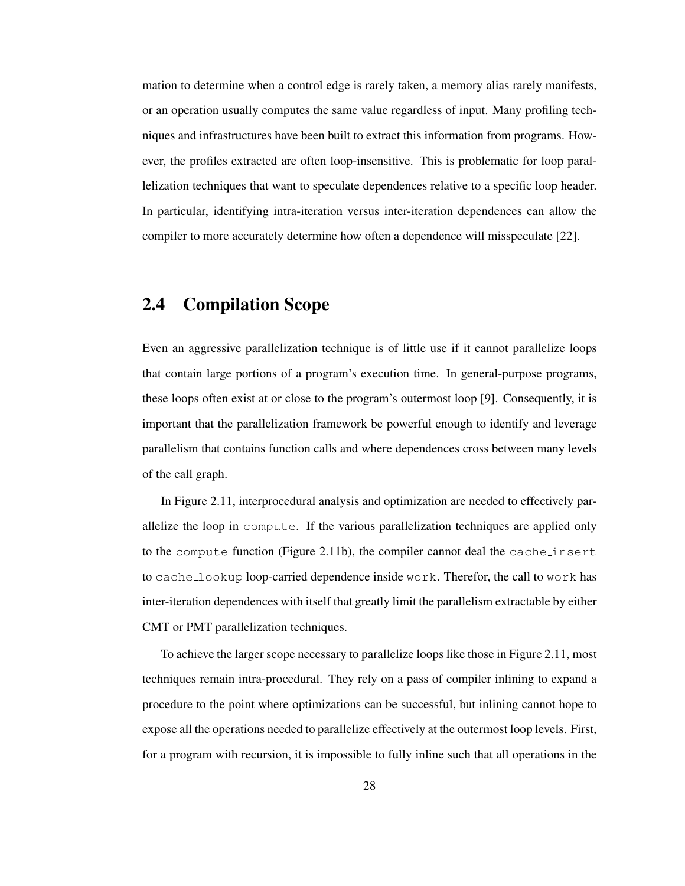mation to determine when a control edge is rarely taken, a memory alias rarely manifests, or an operation usually computes the same value regardless of input. Many profiling techniques and infrastructures have been built to extract this information from programs. However, the profiles extracted are often loop-insensitive. This is problematic for loop parallelization techniques that want to speculate dependences relative to a specific loop header. In particular, identifying intra-iteration versus inter-iteration dependences can allow the compiler to more accurately determine how often a dependence will misspeculate [22].

## 2.4 Compilation Scope

Even an aggressive parallelization technique is of little use if it cannot parallelize loops that contain large portions of a program's execution time. In general-purpose programs, these loops often exist at or close to the program's outermost loop [9]. Consequently, it is important that the parallelization framework be powerful enough to identify and leverage parallelism that contains function calls and where dependences cross between many levels of the call graph.

In Figure 2.11, interprocedural analysis and optimization are needed to effectively parallelize the loop in `compute`. If the various parallelization techniques are applied only to the `compute` function (Figure 2.11b), the compiler cannot deal the `cache_insert` to `cache_lookup` loop-carried dependence inside `work`. Therefor, the call to `work` has inter-iteration dependences with itself that greatly limit the parallelism extractable by either CMT or PMT parallelization techniques.

To achieve the larger scope necessary to parallelize loops like those in Figure 2.11, most techniques remain intra-procedural. They rely on a pass of compiler inlining to expand a procedure to the point where optimizations can be successful, but inlining cannot hope to expose all the operations needed to parallelize effectively at the outermost loop levels. First, for a program with recursion, it is impossible to fully inline such that all operations in the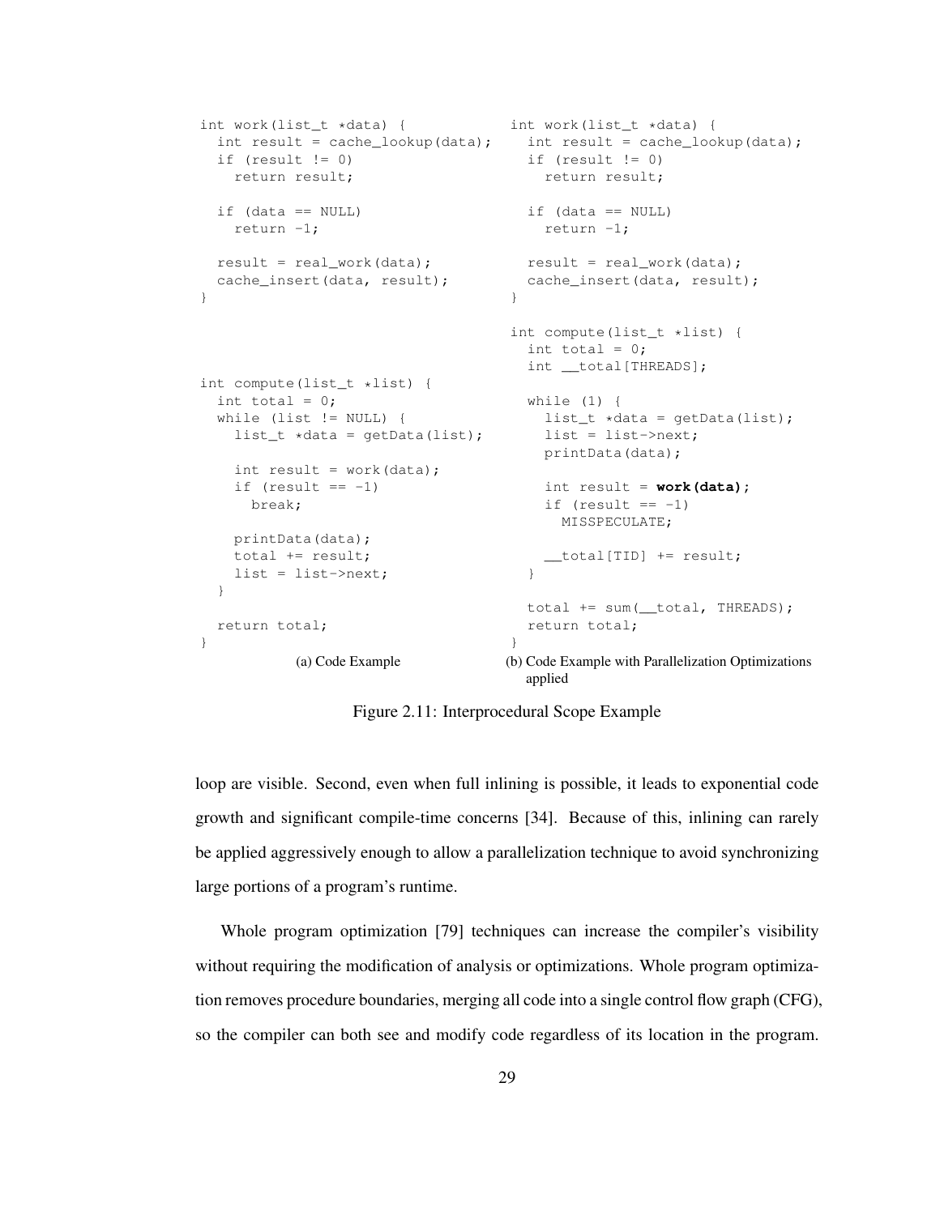```c
int work(list_t *data) {
  int result = cache_lookup(data);
  if (result != 0)
    return result;

  if (data == NULL)
    return -1;

  result = real_work(data);
  cache_insert(data, result);
}



int compute(list_t *list) {
  int total = 0;
  while (list != NULL) {
    list_t *data = getData(list);

    int result = work(data);
    if (result == -1)
      break;

    printData(data);
    total += result;
    list = list->next;
  }

  return total;
}
```

(a) Code Example

```c
int work(list_t *data) {
  int result = cache_lookup(data);
  if (result != 0)
    return result;

  if (data == NULL)
    return -1;

  result = real_work(data);
  cache_insert(data, result);
}

int compute(list_t *list) {
  int total = 0;
  int __total[THREADS];

  while (1) {
    list_t *data = getData(list);
    list = list->next;
    printData(data);

    int result = work(data);
    if (result == -1)
      MISSPECULATE;

    __total[TID] += result;
  }

  total += sum(__total, THREADS);
  return total;
}
```

(b) Code Example with Parallelization Optimizations applied

Figure 2.11: Interprocedural Scope Example

loop are visible. Second, even when full inlining is possible, it leads to exponential code growth and significant compile-time concerns [34]. Because of this, inlining can rarely be applied aggressively enough to allow a parallelization technique to avoid synchronizing large portions of a program's runtime.

Whole program optimization [79] techniques can increase the compiler's visibility without requiring the modification of analysis or optimizations. Whole program optimization removes procedure boundaries, merging all code into a single control flow graph (CFG), so the compiler can both see and modify code regardless of its location in the program.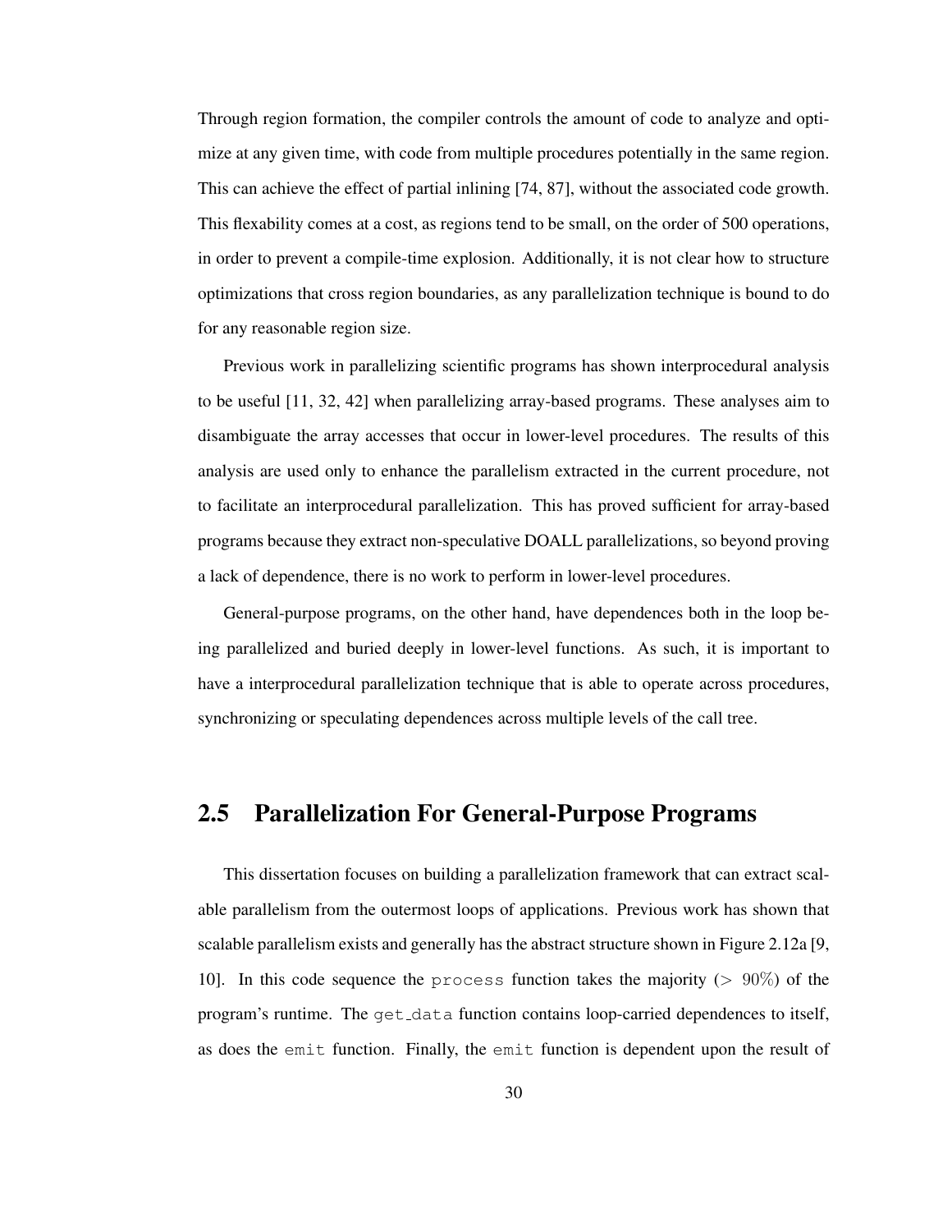Through region formation, the compiler controls the amount of code to analyze and optimize at any given time, with code from multiple procedures potentially in the same region. This can achieve the effect of partial inlining [74, 87], without the associated code growth. This flexability comes at a cost, as regions tend to be small, on the order of 500 operations, in order to prevent a compile-time explosion. Additionally, it is not clear how to structure optimizations that cross region boundaries, as any parallelization technique is bound to do for any reasonable region size.

Previous work in parallelizing scientific programs has shown interprocedural analysis to be useful [11, 32, 42] when parallelizing array-based programs. These analyses aim to disambiguate the array accesses that occur in lower-level procedures. The results of this analysis are used only to enhance the parallelism extracted in the current procedure, not to facilitate an interprocedural parallelization. This has proved sufficient for array-based programs because they extract non-speculative DOALL parallelizations, so beyond proving a lack of dependence, there is no work to perform in lower-level procedures.

General-purpose programs, on the other hand, have dependences both in the loop being parallelized and buried deeply in lower-level functions. As such, it is important to have a interprocedural parallelization technique that is able to operate across procedures, synchronizing or speculating dependences across multiple levels of the call tree.

## 2.5 Parallelization For General-Purpose Programs

This dissertation focuses on building a parallelization framework that can extract scalable parallelism from the outermost loops of applications. Previous work has shown that scalable parallelism exists and generally has the abstract structure shown in Figure 2.12a [9, 10]. In this code sequence the `process` function takes the majority ($> 90\%$) of the program's runtime. The `get_data` function contains loop-carried dependences to itself, as does the `emit` function. Finally, the `emit` function is dependent upon the result of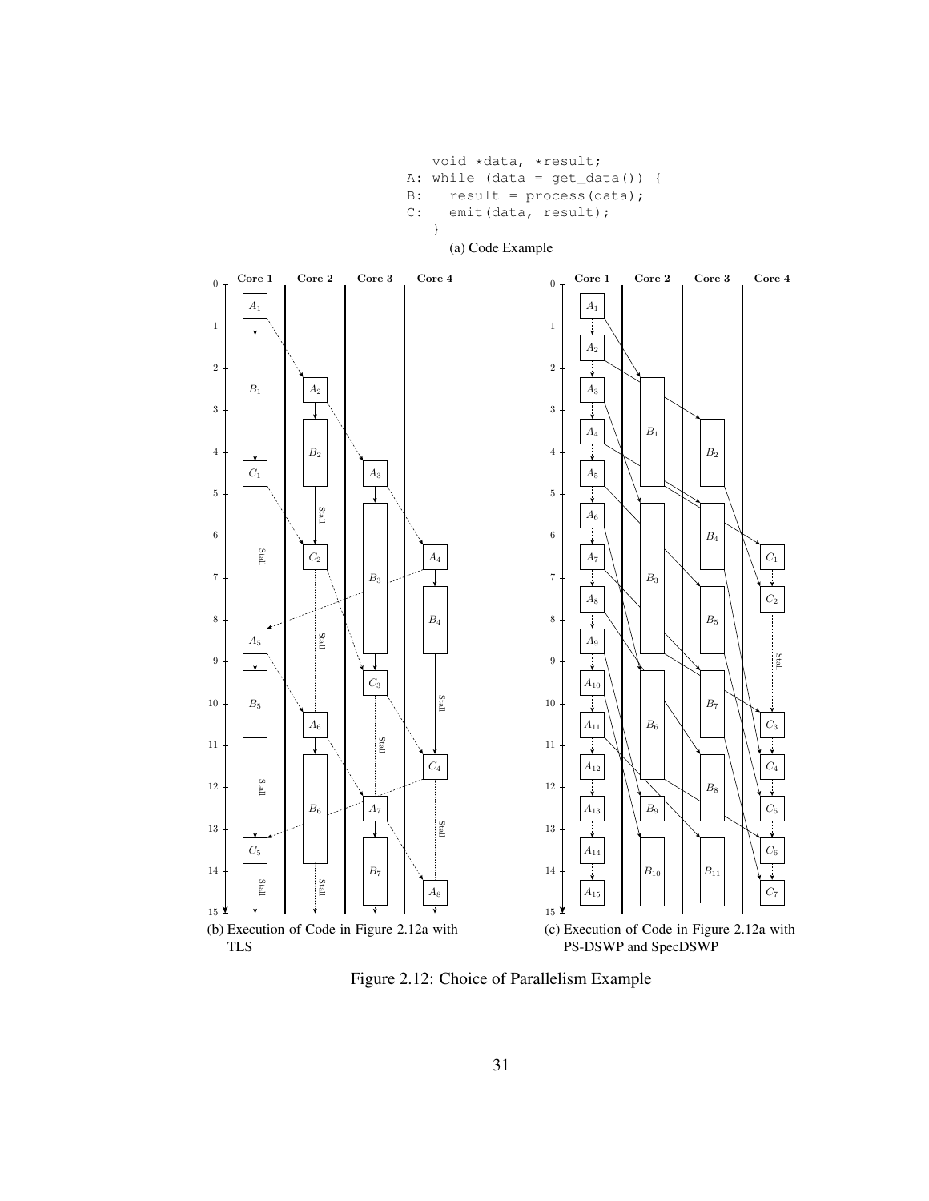```
   void *data, *result;
A: while (data = get_data()) {
B:   result = process(data);
C:   emit(data, result);
   }
```

(a) Code Example

(b) Execution of Code in Figure 2.12a with TLS

(c) Execution of Code in Figure 2.12a with PS-DSWP and SpecDSWP

Figure 2.12: Choice of Parallelism Example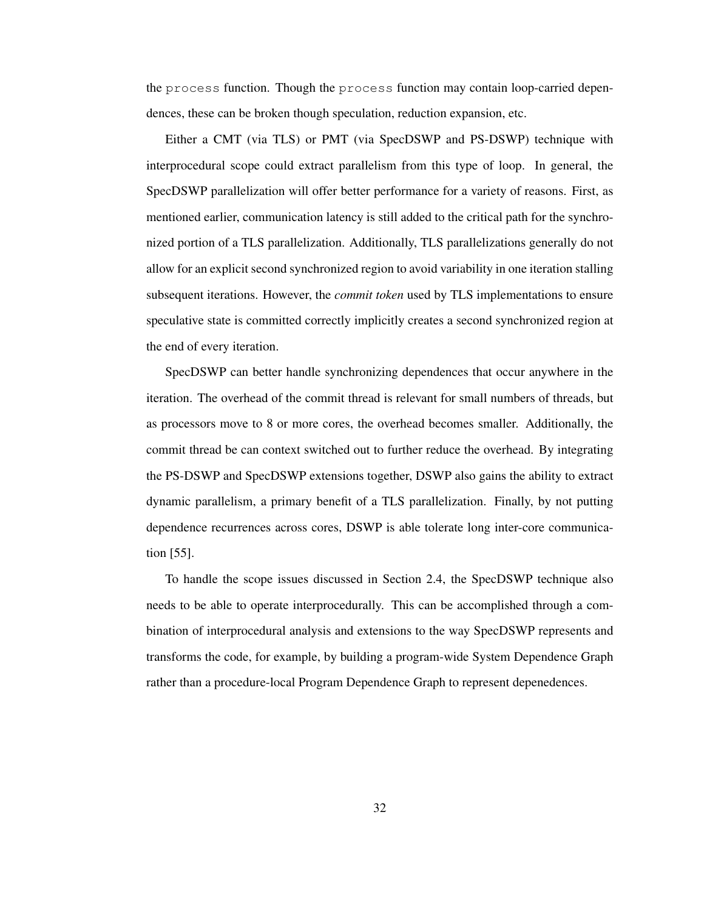the `process` function. Though the `process` function may contain loop-carried dependences, these can be broken though speculation, reduction expansion, etc.

Either a CMT (via TLS) or PMT (via SpecDSWP and PS-DSWP) technique with interprocedural scope could extract parallelism from this type of loop. In general, the SpecDSWP parallelization will offer better performance for a variety of reasons. First, as mentioned earlier, communication latency is still added to the critical path for the synchronized portion of a TLS parallelization. Additionally, TLS parallelizations generally do not allow for an explicit second synchronized region to avoid variability in one iteration stalling subsequent iterations. However, the *commit token* used by TLS implementations to ensure speculative state is committed correctly implicitly creates a second synchronized region at the end of every iteration.

SpecDSWP can better handle synchronizing dependences that occur anywhere in the iteration. The overhead of the commit thread is relevant for small numbers of threads, but as processors move to 8 or more cores, the overhead becomes smaller. Additionally, the commit thread be can context switched out to further reduce the overhead. By integrating the PS-DSWP and SpecDSWP extensions together, DSWP also gains the ability to extract dynamic parallelism, a primary benefit of a TLS parallelization. Finally, by not putting dependence recurrences across cores, DSWP is able tolerate long inter-core communication [55].

To handle the scope issues discussed in Section 2.4, the SpecDSWP technique also needs to be able to operate interprocedurally. This can be accomplished through a combination of interprocedural analysis and extensions to the way SpecDSWP represents and transforms the code, for example, by building a program-wide System Dependence Graph rather than a procedure-local Program Dependence Graph to represent depenedences.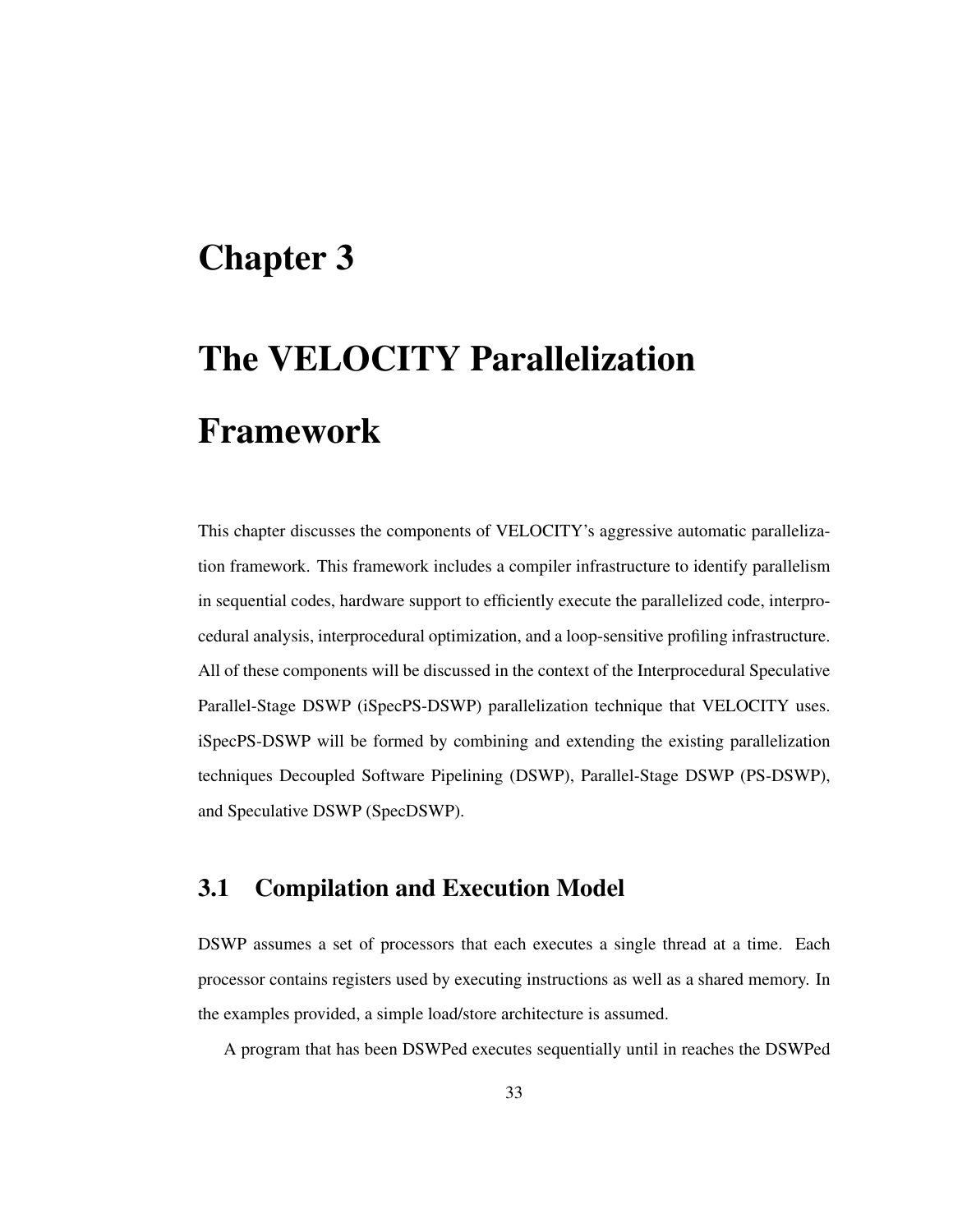# Chapter 3

# The VELOCITY Parallelization Framework

This chapter discusses the components of VELOCITY's aggressive automatic parallelization framework. This framework includes a compiler infrastructure to identify parallelism in sequential codes, hardware support to efficiently execute the parallelized code, interprocedural analysis, interprocedural optimization, and a loop-sensitive profiling infrastructure. All of these components will be discussed in the context of the Interprocedural Speculative Parallel-Stage DSWP (iSpecPS-DSWP) parallelization technique that VELOCITY uses. iSpecPS-DSWP will be formed by combining and extending the existing parallelization techniques Decoupled Software Pipelining (DSWP), Parallel-Stage DSWP (PS-DSWP), and Speculative DSWP (SpecDSWP).

## 3.1 Compilation and Execution Model

DSWP assumes a set of processors that each executes a single thread at a time. Each processor contains registers used by executing instructions as well as a shared memory. In the examples provided, a simple load/store architecture is assumed.

A program that has been DSWPed executes sequentially until in reaches the DSWPed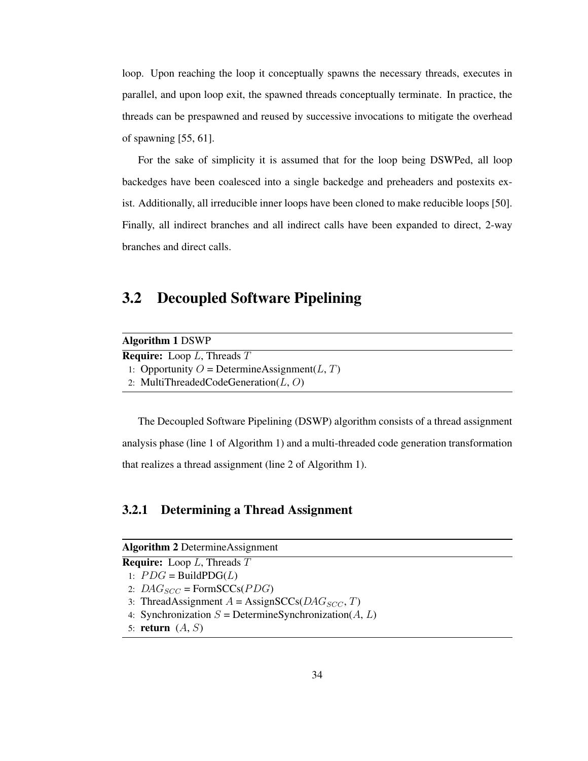loop. Upon reaching the loop it conceptually spawns the necessary threads, executes in parallel, and upon loop exit, the spawned threads conceptually terminate. In practice, the threads can be prespawned and reused by successive invocations to mitigate the overhead of spawning [55, 61].

For the sake of simplicity it is assumed that for the loop being DSWPed, all loop backedges have been coalesced into a single backedge and preheaders and postexits exist. Additionally, all irreducible inner loops have been cloned to make reducible loops [50]. Finally, all indirect branches and all indirect calls have been expanded to direct, 2-way branches and direct calls.

## 3.2 Decoupled Software Pipelining

**Algorithm 1** DSWP

**Require:** Loop $L$, Threads $T$

1: Opportunity $O$ = DetermineAssignment($L$, $T$)
2: MultiThreadedCodeGeneration($L$, $O$)

The Decoupled Software Pipelining (DSWP) algorithm consists of a thread assignment analysis phase (line 1 of Algorithm 1) and a multi-threaded code generation transformation that realizes a thread assignment (line 2 of Algorithm 1).

### 3.2.1 Determining a Thread Assignment

**Algorithm 2** DetermineAssignment

**Require:** Loop $L$, Threads $T$

1: $PDG$ = BuildPDG($L$)
2: $DAG_{SCC}$ = FormSCCs($PDG$)
3: ThreadAssignment $A$ = AssignSCCs($DAG_{SCC}$, $T$)
4: Synchronization $S$ = DetermineSynchronization($A$, $L$)
5: **return** ($A$, $S$)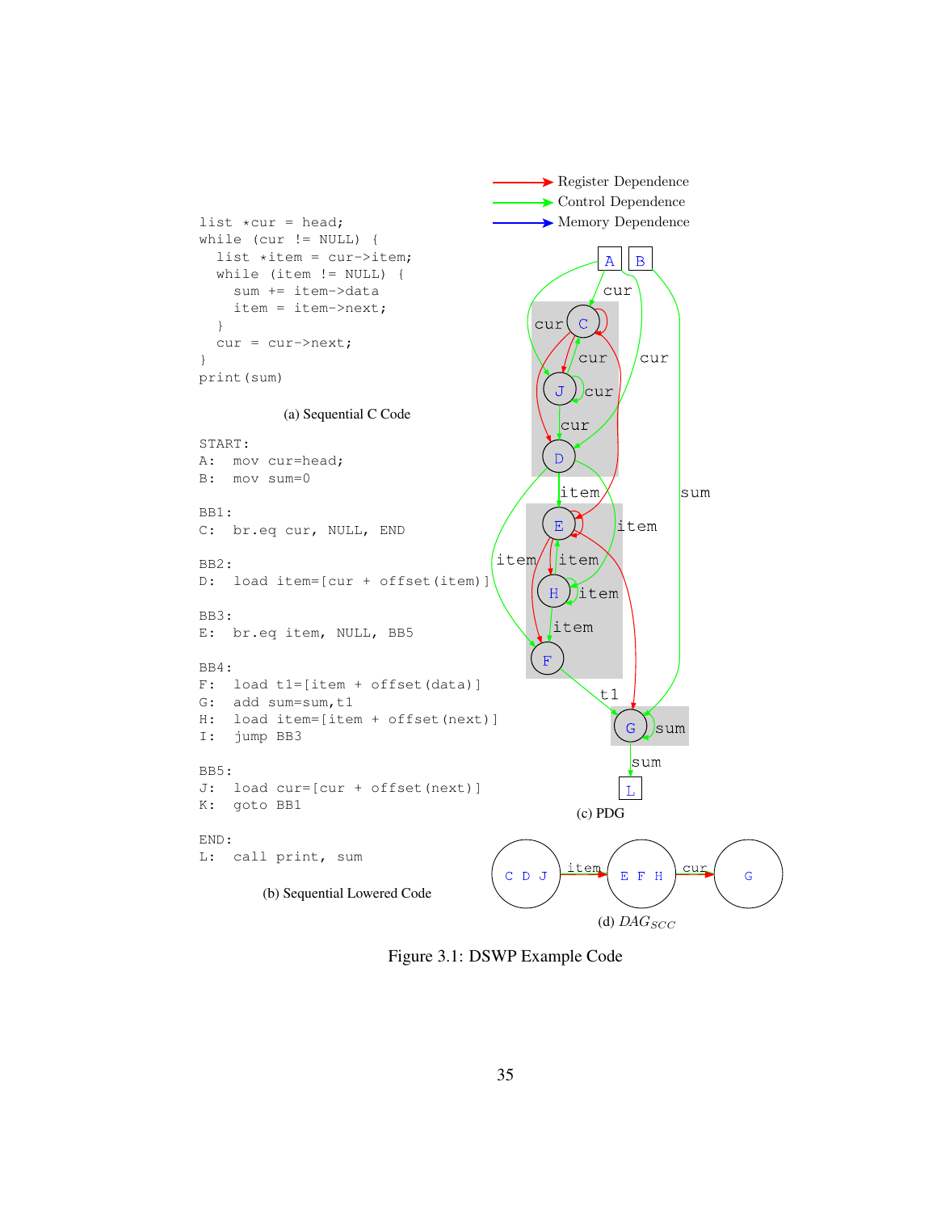```
list *cur = head;
while (cur != NULL) {
  list *item = cur->item;
  while (item != NULL) {
    sum += item->data
    item = item->next;
  }
  cur = cur->next;
}
print(sum)
```

(a) Sequential C Code

```
START:
A:  mov cur=head;
B:  mov sum=0

BB1:
C:  br.eq cur, NULL, END

BB2:
D:  load item=[cur + offset(item)]

BB3:
E:  br.eq item, NULL, BB5

BB4:
F:  load t1=[item + offset(data)]
G:  add sum=sum,t1
H:  load item=[item + offset(next)]
I:  jump BB3

BB5:
J:  load cur=[cur + offset(next)]
K:  goto BB1

END:
L:  call print, sum
```

(b) Sequential Lowered Code

(c) PDG

(d) $DAG_{SCC}$

Figure 3.1: DSWP Example Code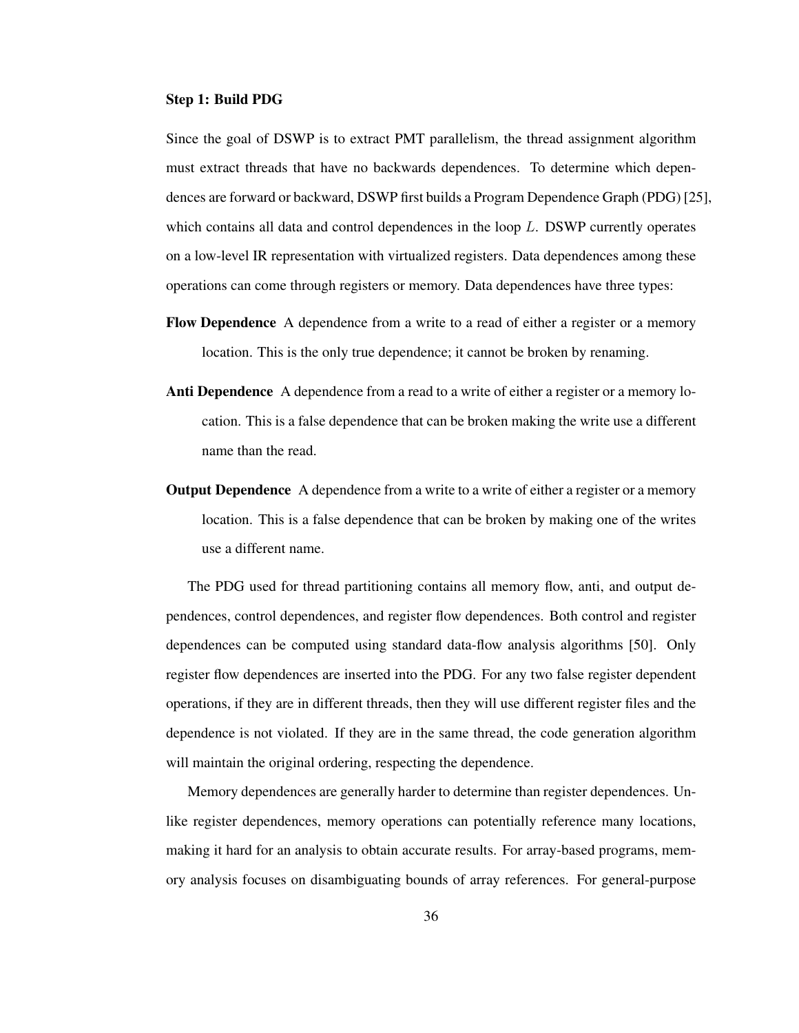#### Step 1: Build PDG

Since the goal of DSWP is to extract PMT parallelism, the thread assignment algorithm must extract threads that have no backwards dependences. To determine which dependences are forward or backward, DSWP first builds a Program Dependence Graph (PDG) [25], which contains all data and control dependences in the loop $L$. DSWP currently operates on a low-level IR representation with virtualized registers. Data dependences among these operations can come through registers or memory. Data dependences have three types:

**Flow Dependence** A dependence from a write to a read of either a register or a memory location. This is the only true dependence; it cannot be broken by renaming.

**Anti Dependence** A dependence from a read to a write of either a register or a memory location. This is a false dependence that can be broken making the write use a different name than the read.

**Output Dependence** A dependence from a write to a write of either a register or a memory location. This is a false dependence that can be broken by making one of the writes use a different name.

The PDG used for thread partitioning contains all memory flow, anti, and output dependences, control dependences, and register flow dependences. Both control and register dependences can be computed using standard data-flow analysis algorithms [50]. Only register flow dependences are inserted into the PDG. For any two false register dependent operations, if they are in different threads, then they will use different register files and the dependence is not violated. If they are in the same thread, the code generation algorithm will maintain the original ordering, respecting the dependence.

Memory dependences are generally harder to determine than register dependences. Unlike register dependences, memory operations can potentially reference many locations, making it hard for an analysis to obtain accurate results. For array-based programs, memory analysis focuses on disambiguating bounds of array references. For general-purpose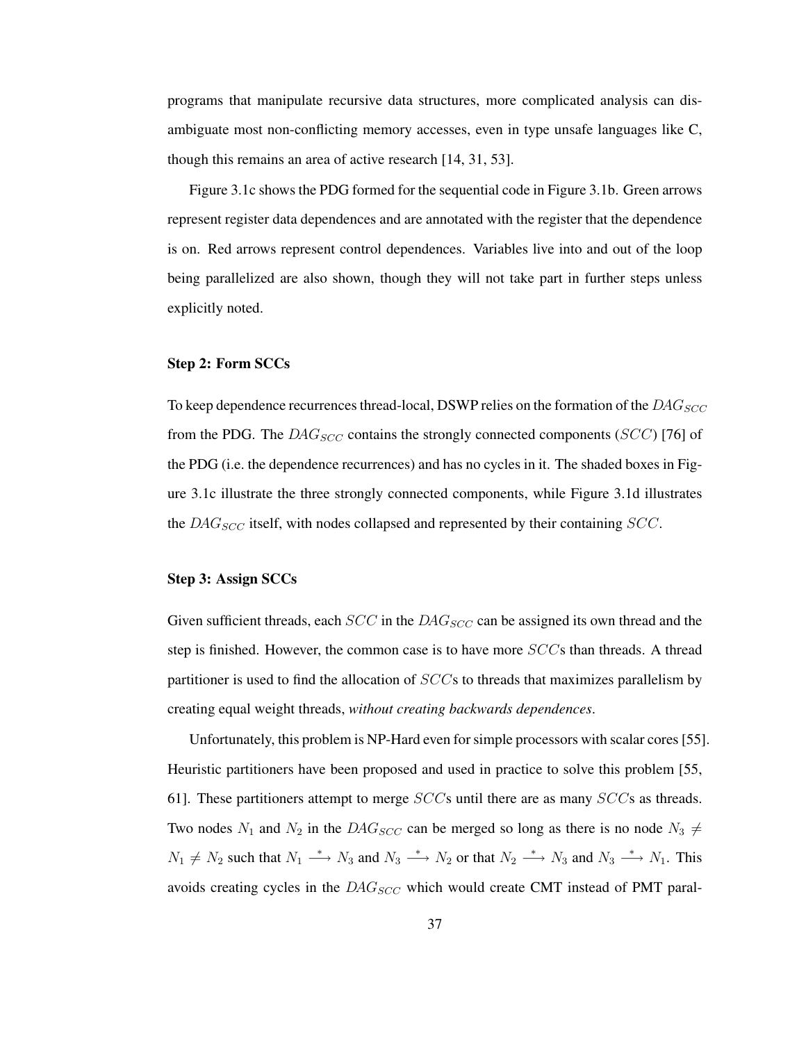programs that manipulate recursive data structures, more complicated analysis can disambiguate most non-conflicting memory accesses, even in type unsafe languages like C, though this remains an area of active research [14, 31, 53].

Figure 3.1c shows the PDG formed for the sequential code in Figure 3.1b. Green arrows represent register data dependences and are annotated with the register that the dependence is on. Red arrows represent control dependences. Variables live into and out of the loop being parallelized are also shown, though they will not take part in further steps unless explicitly noted.

### Step 2: Form SCCs

To keep dependence recurrences thread-local, DSWP relies on the formation of the $DAG_{SCC}$ from the PDG. The $DAG_{SCC}$ contains the strongly connected components ($SCC$) [76] of the PDG (i.e. the dependence recurrences) and has no cycles in it. The shaded boxes in Figure 3.1c illustrate the three strongly connected components, while Figure 3.1d illustrates the $DAG_{SCC}$ itself, with nodes collapsed and represented by their containing $SCC$.

### Step 3: Assign SCCs

Given sufficient threads, each $SCC$ in the $DAG_{SCC}$ can be assigned its own thread and the step is finished. However, the common case is to have more $SCC$s than threads. A thread partitioner is used to find the allocation of $SCC$s to threads that maximizes parallelism by creating equal weight threads, *without creating backwards dependences*.

Unfortunately, this problem is NP-Hard even for simple processors with scalar cores [55]. Heuristic partitioners have been proposed and used in practice to solve this problem [55, 61]. These partitioners attempt to merge $SCC$s until there are as many $SCC$s as threads. Two nodes $N_1$ and $N_2$ in the $DAG_{SCC}$ can be merged so long as there is no node $N_3 \neq N_1 \neq N_2$ such that $N_1 \xrightarrow{*} N_3$ and $N_3 \xrightarrow{*} N_2$ or that $N_2 \xrightarrow{*} N_3$ and $N_3 \xrightarrow{*} N_1$. This avoids creating cycles in the $DAG_{SCC}$ which would create CMT instead of PMT paral-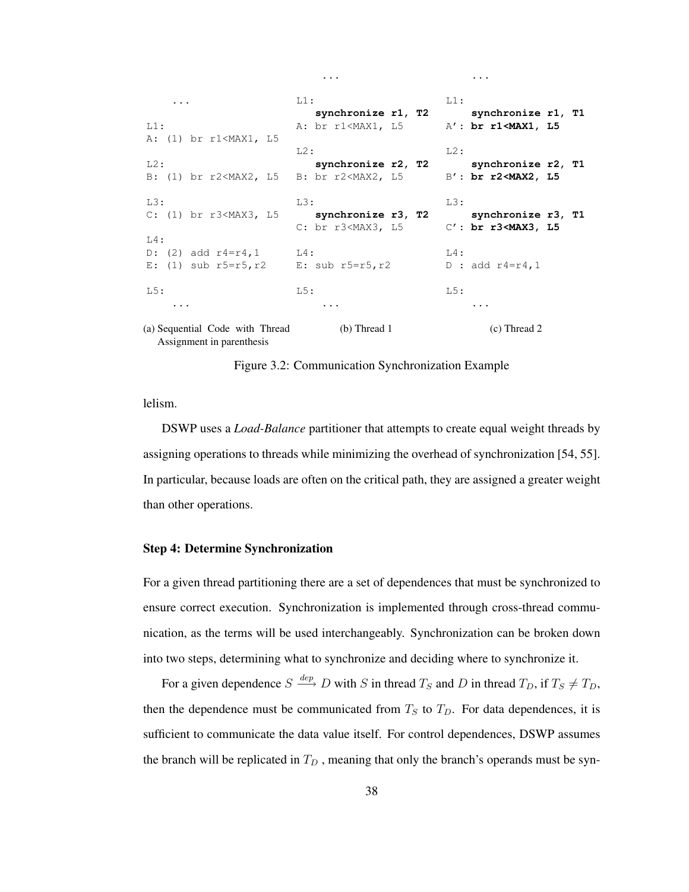```
...                        L1:                          L1:
                              synchronize r1, T2           synchronize r1, T1
L1:                        A: br r1<MAX1, L5            A': br r1<MAX1, L5
A: (1) br r1<MAX1, L5
                           L2:                          L2:
L2:                           synchronize r2, T2           synchronize r2, T1
B: (1) br r2<MAX2, L5      B: br r2<MAX2, L5            B': br r2<MAX2, L5

L3:                        L3:                          L3:
C: (1) br r3<MAX3, L5         synchronize r3, T2           synchronize r3, T1
                           C: br r3<MAX3, L5            C': br r3<MAX3, L5
L4:
D: (2) add r4=r4,1         L4:                          L4:
E: (1) sub r5=r5,r2        E: sub r5=r5,r2              D : add r4=r4,1

L5:                        L5:                          L5:
  ...                        ...                          ...
```

(a) Sequential Code with Thread Assignment in parenthesis (b) Thread 1 (c) Thread 2

Figure 3.2: Communication Synchronization Example

lelism.

DSWP uses a *Load-Balance* partitioner that attempts to create equal weight threads by assigning operations to threads while minimizing the overhead of synchronization [54, 55]. In particular, because loads are often on the critical path, they are assigned a greater weight than other operations.

### Step 4: Determine Synchronization

For a given thread partitioning there are a set of dependences that must be synchronized to ensure correct execution. Synchronization is implemented through cross-thread communication, as the terms will be used interchangeably. Synchronization can be broken down into two steps, determining what to synchronize and deciding where to synchronize it.

For a given dependence $S \xrightarrow{dep} D$ with $S$ in thread $T_S$ and $D$ in thread $T_D$, if $T_S \neq T_D$, then the dependence must be communicated from $T_S$ to $T_D$. For data dependences, it is sufficient to communicate the data value itself. For control dependences, DSWP assumes the branch will be replicated in $T_D$ , meaning that only the branch's operands must be syn-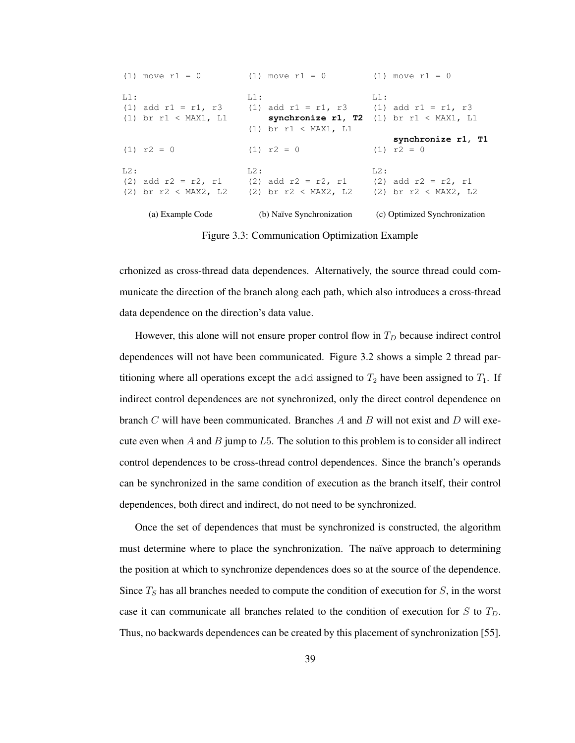```
(1) move r1 = 0
L1:
(1) add r1 = r1, r3
(1) br r1 < MAX1, L1

(1) r2 = 0
L2:
(2) add r2 = r2, r1
(2) br r2 < MAX2, L2
```

(a) Example Code

```
(1) move r1 = 0
L1:
(1) add r1 = r1, r3
    synchronize r1, T2
(1) br r1 < MAX1, L1
(1) r2 = 0
L2:
(2) add r2 = r2, r1
(2) br r2 < MAX2, L2
```

(b) Naïve Synchronization

```
(1) move r1 = 0
L1:
(1) add r1 = r1, r3
(1) br r1 < MAX1, L1

    synchronize r1, T1
(1) r2 = 0
L2:
(2) add r2 = r2, r1
(2) br r2 < MAX2, L2
```

(c) Optimized Synchronization

Figure 3.3: Communication Optimization Example

crhonized as cross-thread data dependences. Alternatively, the source thread could communicate the direction of the branch along each path, which also introduces a cross-thread data dependence on the direction's data value.

However, this alone will not ensure proper control flow in $T_D$ because indirect control dependences will not have been communicated. Figure 3.2 shows a simple 2 thread partitioning where all operations except the add assigned to $T_2$ have been assigned to $T_1$. If indirect control dependences are not synchronized, only the direct control dependence on branch $C$ will have been communicated. Branches $A$ and $B$ will not exist and $D$ will execute even when $A$ and $B$ jump to $L5$. The solution to this problem is to consider all indirect control dependences to be cross-thread control dependences. Since the branch's operands can be synchronized in the same condition of execution as the branch itself, their control dependences, both direct and indirect, do not need to be synchronized.

Once the set of dependences that must be synchronized is constructed, the algorithm must determine where to place the synchronization. The naïve approach to determining the position at which to synchronize dependences does so at the source of the dependence. Since $T_S$ has all branches needed to compute the condition of execution for $S$, in the worst case it can communicate all branches related to the condition of execution for $S$ to $T_D$. Thus, no backwards dependences can be created by this placement of synchronization [55].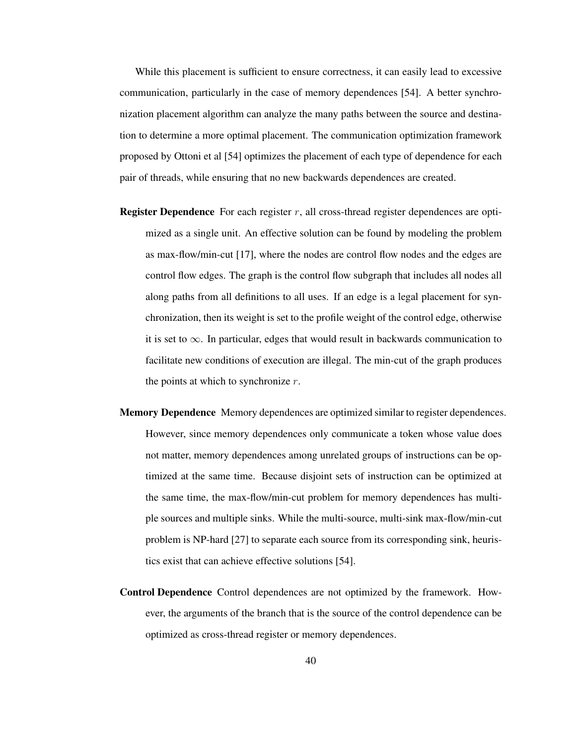While this placement is sufficient to ensure correctness, it can easily lead to excessive communication, particularly in the case of memory dependences [54]. A better synchronization placement algorithm can analyze the many paths between the source and destination to determine a more optimal placement. The communication optimization framework proposed by Ottoni et al [54] optimizes the placement of each type of dependence for each pair of threads, while ensuring that no new backwards dependences are created.

**Register Dependence** For each register $r$, all cross-thread register dependences are optimized as a single unit. An effective solution can be found by modeling the problem as max-flow/min-cut [17], where the nodes are control flow nodes and the edges are control flow edges. The graph is the control flow subgraph that includes all nodes all along paths from all definitions to all uses. If an edge is a legal placement for synchronization, then its weight is set to the profile weight of the control edge, otherwise it is set to $\infty$. In particular, edges that would result in backwards communication to facilitate new conditions of execution are illegal. The min-cut of the graph produces the points at which to synchronize $r$.

**Memory Dependence** Memory dependences are optimized similar to register dependences. However, since memory dependences only communicate a token whose value does not matter, memory dependences among unrelated groups of instructions can be optimized at the same time. Because disjoint sets of instruction can be optimized at the same time, the max-flow/min-cut problem for memory dependences has multiple sources and multiple sinks. While the multi-source, multi-sink max-flow/min-cut problem is NP-hard [27] to separate each source from its corresponding sink, heuristics exist that can achieve effective solutions [54].

**Control Dependence** Control dependences are not optimized by the framework. However, the arguments of the branch that is the source of the control dependence can be optimized as cross-thread register or memory dependences.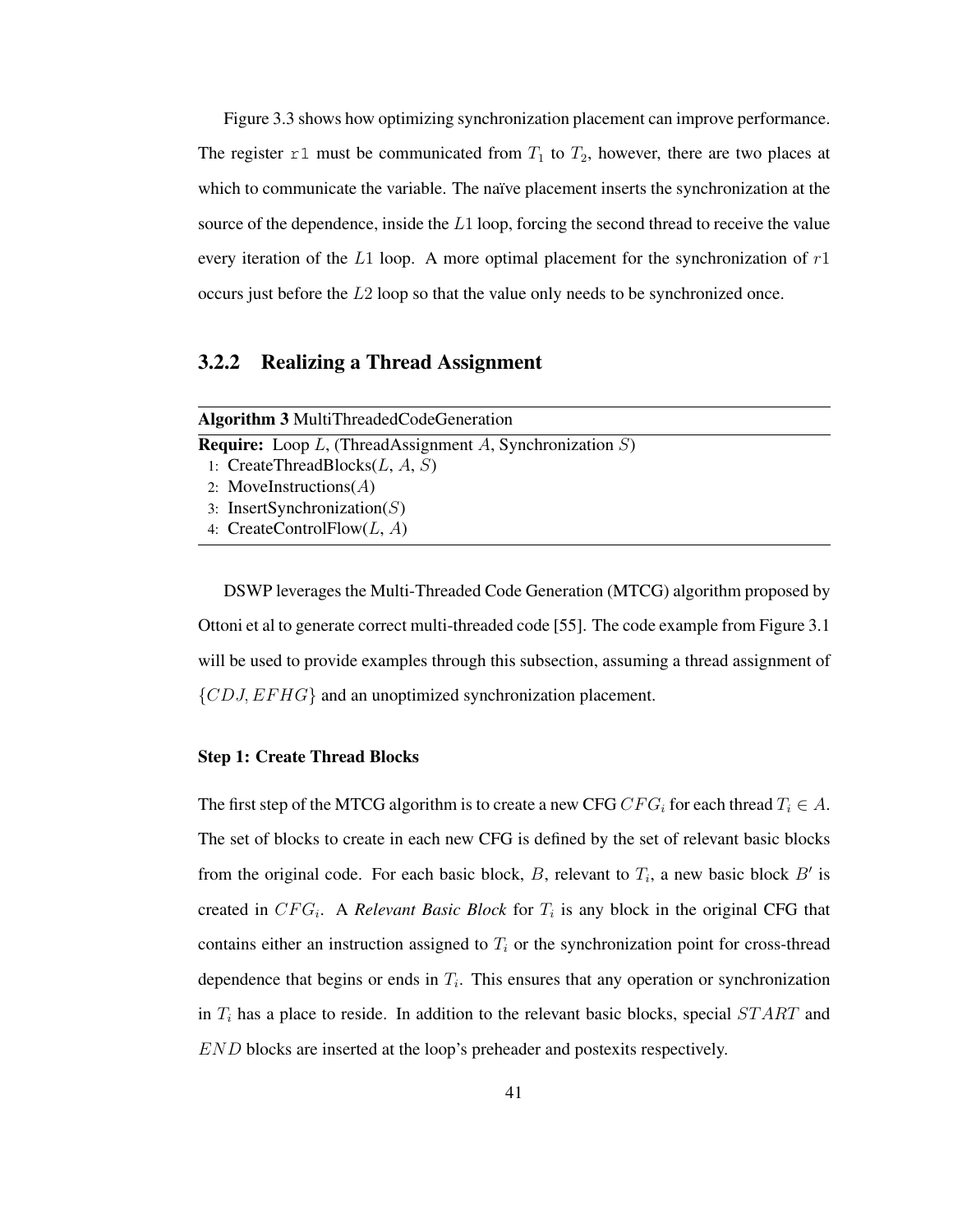Figure 3.3 shows how optimizing synchronization placement can improve performance. The register `r1` must be communicated from $T_1$ to $T_2$, however, there are two places at which to communicate the variable. The naïve placement inserts the synchronization at the source of the dependence, inside the $L1$ loop, forcing the second thread to receive the value every iteration of the $L1$ loop. A more optimal placement for the synchronization of $r1$ occurs just before the $L2$ loop so that the value only needs to be synchronized once.

### 3.2.2 Realizing a Thread Assignment

**Algorithm 3** MultiThreadedCodeGeneration

**Require:** Loop $L$, (ThreadAssignment $A$, Synchronization $S$)

1: CreateThreadBlocks($L$, $A$, $S$)
2: MoveInstructions($A$)
3: InsertSynchronization($S$)
4: CreateControlFlow($L$, $A$)

DSWP leverages the Multi-Threaded Code Generation (MTCG) algorithm proposed by Ottoni et al to generate correct multi-threaded code [55]. The code example from Figure 3.1 will be used to provide examples through this subsection, assuming a thread assignment of $\{CDJ, EFHG\}$ and an unoptimized synchronization placement.

#### Step 1: Create Thread Blocks

The first step of the MTCG algorithm is to create a new CFG $CFG_i$ for each thread $T_i \in A$. The set of blocks to create in each new CFG is defined by the set of relevant basic blocks from the original code. For each basic block, $B$, relevant to $T_i$, a new basic block $B'$ is created in $CFG_i$. A ***Relevant Basic Block*** for $T_i$ is any block in the original CFG that contains either an instruction assigned to $T_i$ or the synchronization point for cross-thread dependence that begins or ends in $T_i$. This ensures that any operation or synchronization in $T_i$ has a place to reside. In addition to the relevant basic blocks, special $START$ and $END$ blocks are inserted at the loop's preheader and postexits respectively.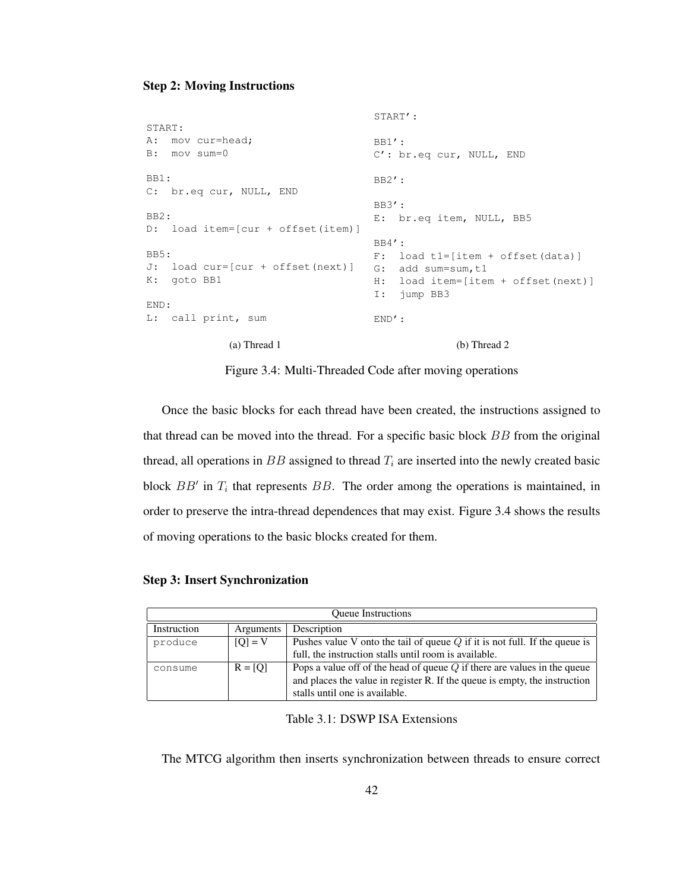**Step 2: Moving Instructions**

```
START:
A:  mov cur=head;
B:  mov sum=0

BB1:
C:  br.eq cur, NULL, END

BB2:
D:  load item=[cur + offset(item)]

BB5:
J:  load cur=[cur + offset(next)]
K:  goto BB1

END:
L:  call print, sum
```

(a) Thread 1

```
START':

BB1':
C': br.eq cur, NULL, END

BB2':

BB3':
E:  br.eq item, NULL, BB5

BB4':
F:  load t1=[item + offset(data)]
G:  add sum=sum,t1
H:  load item=[item + offset(next)]
I:  jump BB3

END':
```

(b) Thread 2

Figure 3.4: Multi-Threaded Code after moving operations

Once the basic blocks for each thread have been created, the instructions assigned to that thread can be moved into the thread. For a specific basic block $BB$ from the original thread, all operations in $BB$ assigned to thread $T_i$ are inserted into the newly created basic block $BB'$ in $T_i$ that represents $BB$. The order among the operations is maintained, in order to preserve the intra-thread dependences that may exist. Figure 3.4 shows the results of moving operations to the basic blocks created for them.

**Step 3: Insert Synchronization**

| Queue Instructions | | |
|---|---|---|
| Instruction | Arguments | Description |
| produce | [Q] = V | Pushes value V onto the tail of queue $Q$ if it is not full. If the queue is full, the instruction stalls until room is available. |
| consume | R = [Q] | Pops a value off of the head of queue $Q$ if there are values in the queue and places the value in register R. If the queue is empty, the instruction stalls until one is available. |

Table 3.1: DSWP ISA Extensions

The MTCG algorithm then inserts synchronization between threads to ensure correct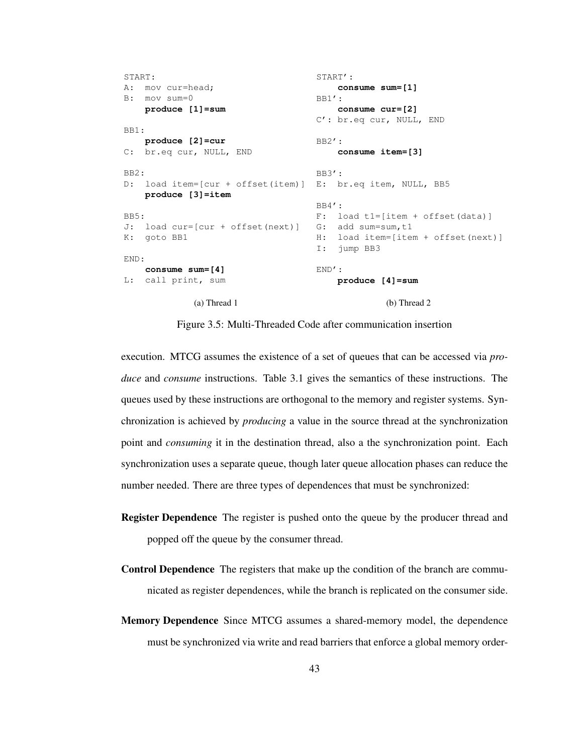```
START:
A:  mov cur=head;
B:  mov sum=0
    produce [1]=sum

BB1:
    produce [2]=cur
C:  br.eq cur, NULL, END

BB2:
D:  load item=[cur + offset(item)]
    produce [3]=item

BB5:
J:  load cur=[cur + offset(next)]
K:  goto BB1

END:
    consume sum=[4]
L:  call print, sum
```

(a) Thread 1

```
START':
    consume sum=[1]
BB1':
    consume cur=[2]
C': br.eq cur, NULL, END

BB2':
    consume item=[3]

BB3':
E:  br.eq item, NULL, BB5

BB4':
F:  load t1=[item + offset(data)]
G:  add sum=sum,t1
H:  load item=[item + offset(next)]
I:  jump BB3

END':
    produce [4]=sum
```

(b) Thread 2

Figure 3.5: Multi-Threaded Code after communication insertion

execution. MTCG assumes the existence of a set of queues that can be accessed via *produce* and *consume* instructions. Table 3.1 gives the semantics of these instructions. The queues used by these instructions are orthogonal to the memory and register systems. Synchronization is achieved by *producing* a value in the source thread at the synchronization point and *consuming* it in the destination thread, also a the synchronization point. Each synchronization uses a separate queue, though later queue allocation phases can reduce the number needed. There are three types of dependences that must be synchronized:

**Register Dependence** The register is pushed onto the queue by the producer thread and popped off the queue by the consumer thread.

**Control Dependence** The registers that make up the condition of the branch are communicated as register dependences, while the branch is replicated on the consumer side.

**Memory Dependence** Since MTCG assumes a shared-memory model, the dependence must be synchronized via write and read barriers that enforce a global memory order-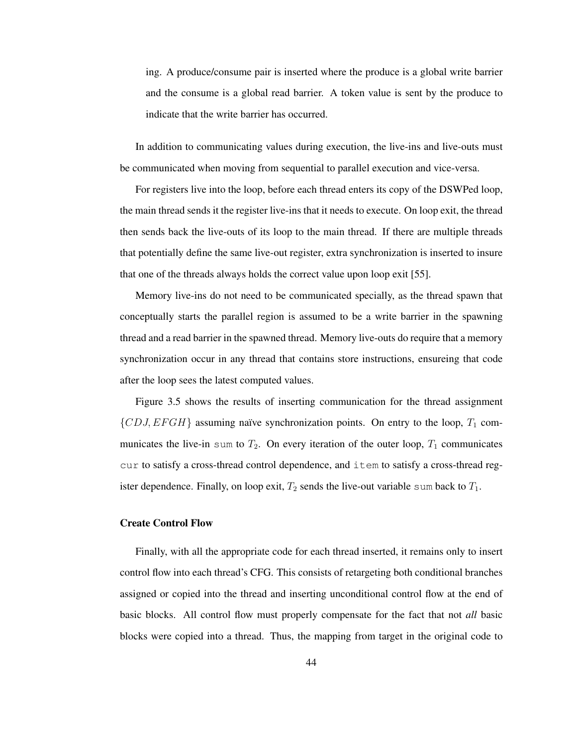ing. A produce/consume pair is inserted where the produce is a global write barrier and the consume is a global read barrier. A token value is sent by the produce to indicate that the write barrier has occurred.

In addition to communicating values during execution, the live-ins and live-outs must be communicated when moving from sequential to parallel execution and vice-versa.

For registers live into the loop, before each thread enters its copy of the DSWPed loop, the main thread sends it the register live-ins that it needs to execute. On loop exit, the thread then sends back the live-outs of its loop to the main thread. If there are multiple threads that potentially define the same live-out register, extra synchronization is inserted to insure that one of the threads always holds the correct value upon loop exit [55].

Memory live-ins do not need to be communicated specially, as the thread spawn that conceptually starts the parallel region is assumed to be a write barrier in the spawning thread and a read barrier in the spawned thread. Memory live-outs do require that a memory synchronization occur in any thread that contains store instructions, ensureing that code after the loop sees the latest computed values.

Figure 3.5 shows the results of inserting communication for the thread assignment $\{CDJ, EFGH\}$ assuming naïve synchronization points. On entry to the loop, $T_1$ communicates the live-in `sum` to $T_2$. On every iteration of the outer loop, $T_1$ communicates `cur` to satisfy a cross-thread control dependence, and `item` to satisfy a cross-thread register dependence. Finally, on loop exit, $T_2$ sends the live-out variable `sum` back to $T_1$.

**Create Control Flow**

Finally, with all the appropriate code for each thread inserted, it remains only to insert control flow into each thread's CFG. This consists of retargeting both conditional branches assigned or copied into the thread and inserting unconditional control flow at the end of basic blocks. All control flow must properly compensate for the fact that not *all* basic blocks were copied into a thread. Thus, the mapping from target in the original code to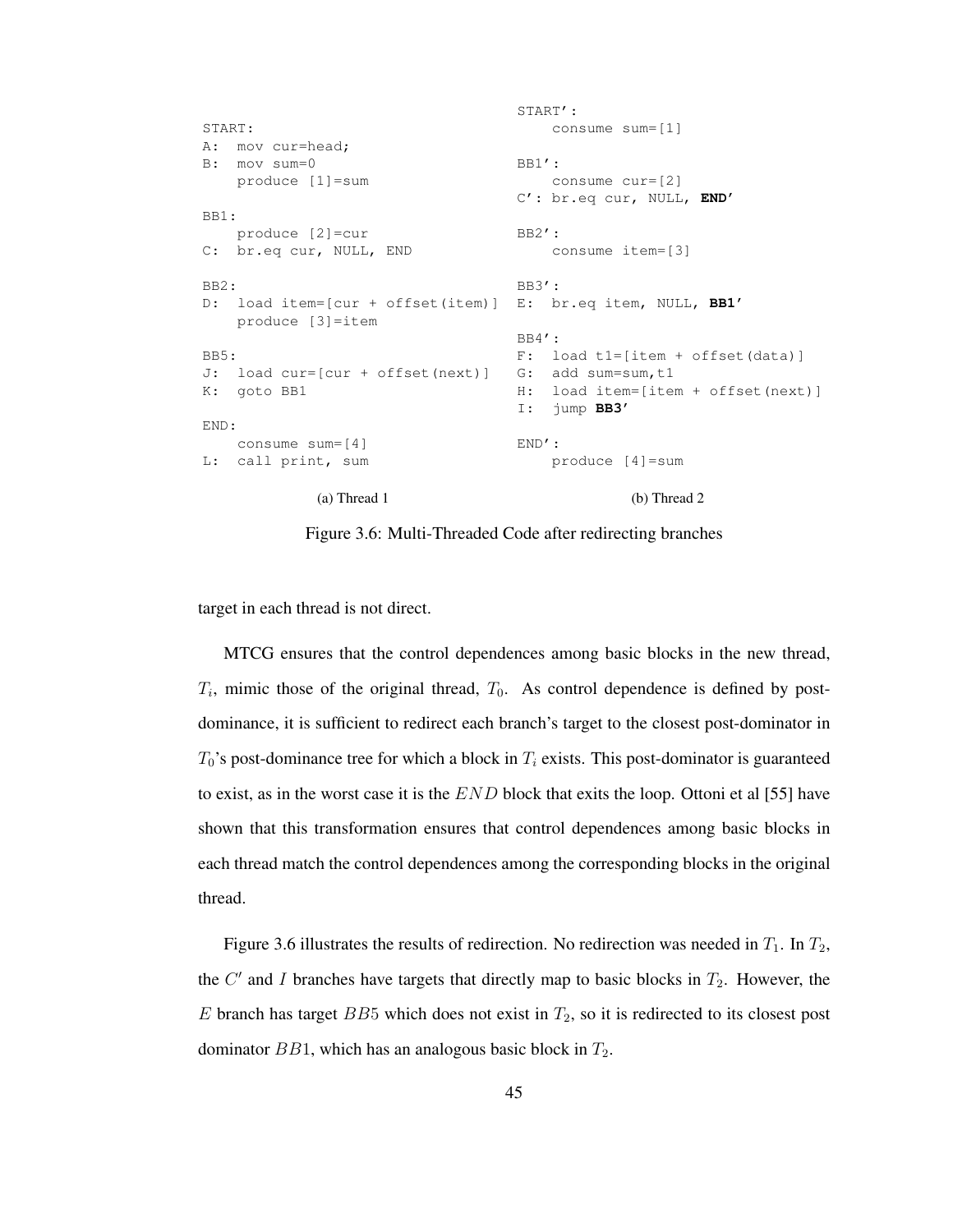```
START:
A:  mov cur=head;
B:  mov sum=0
    produce [1]=sum

BB1:
    produce [2]=cur
C:  br.eq cur, NULL, END

BB2:
D:  load item=[cur + offset(item)]
    produce [3]=item

BB5:
J:  load cur=[cur + offset(next)]
K:  goto BB1

END:
    consume sum=[4]
L:  call print, sum
```

(a) Thread 1

```
START':
    consume sum=[1]

BB1':
    consume cur=[2]
C': br.eq cur, NULL, END'

BB2':
    consume item=[3]

BB3':
E:  br.eq item, NULL, BB1'

BB4':
F:  load t1=[item + offset(data)]
G:  add sum=sum,t1
H:  load item=[item + offset(next)]
I:  jump BB3'

END':
    produce [4]=sum
```

(b) Thread 2

Figure 3.6: Multi-Threaded Code after redirecting branches

target in each thread is not direct.

MTCG ensures that the control dependences among basic blocks in the new thread, $T_i$, mimic those of the original thread, $T_0$. As control dependence is defined by post-dominance, it is sufficient to redirect each branch's target to the closest post-dominator in $T_0$'s post-dominance tree for which a block in $T_i$ exists. This post-dominator is guaranteed to exist, as in the worst case it is the $END$ block that exits the loop. Ottoni et al [55] have shown that this transformation ensures that control dependences among basic blocks in each thread match the control dependences among the corresponding blocks in the original thread.

Figure 3.6 illustrates the results of redirection. No redirection was needed in $T_1$. In $T_2$, the $C'$ and $I$ branches have targets that directly map to basic blocks in $T_2$. However, the $E$ branch has target $BB5$ which does not exist in $T_2$, so it is redirected to its closest post dominator $BB1$, which has an analogous basic block in $T_2$.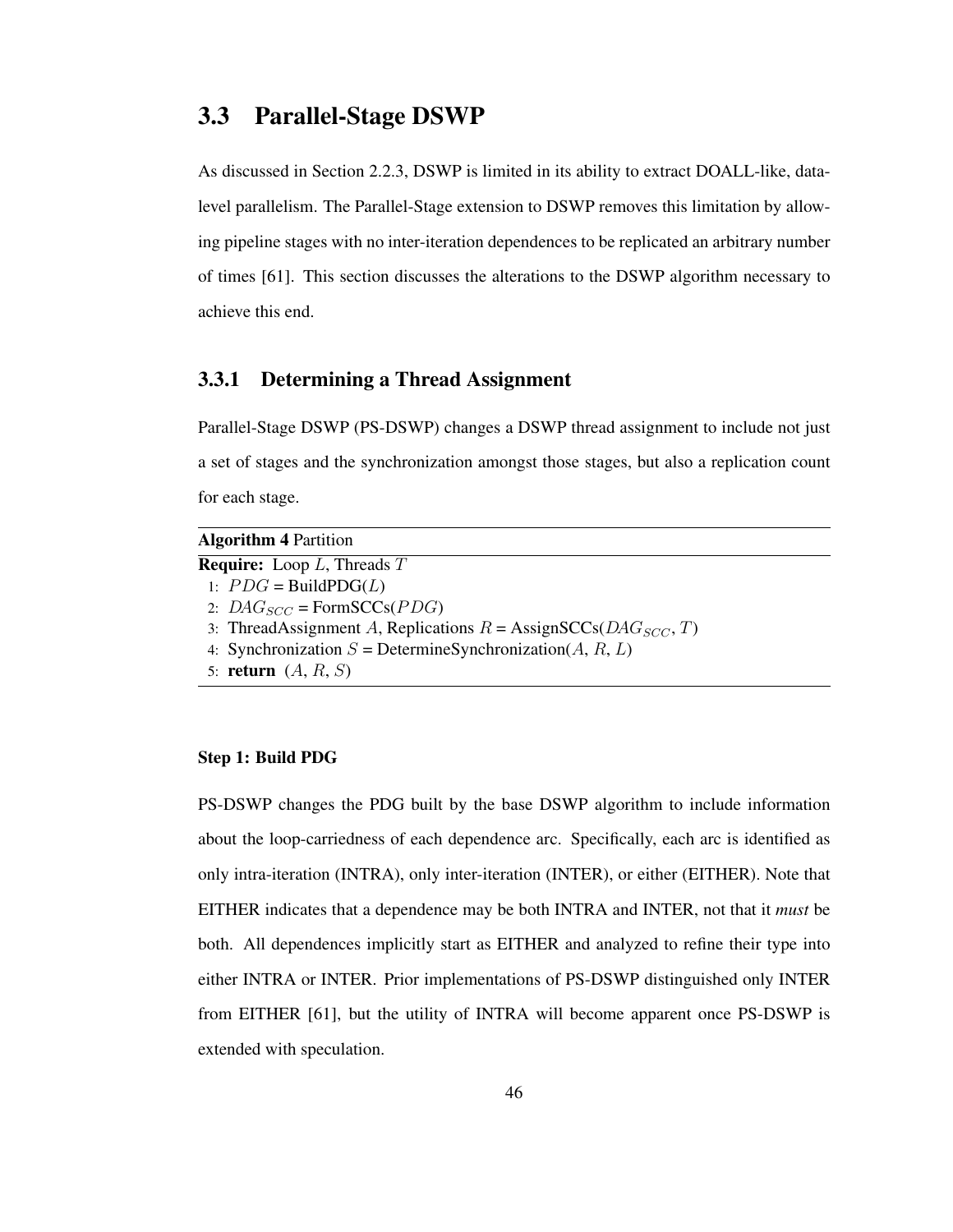## 3.3 Parallel-Stage DSWP

As discussed in Section 2.2.3, DSWP is limited in its ability to extract DOALL-like, data-level parallelism. The Parallel-Stage extension to DSWP removes this limitation by allowing pipeline stages with no inter-iteration dependences to be replicated an arbitrary number of times [61]. This section discusses the alterations to the DSWP algorithm necessary to achieve this end.

### 3.3.1 Determining a Thread Assignment

Parallel-Stage DSWP (PS-DSWP) changes a DSWP thread assignment to include not just a set of stages and the synchronization amongst those stages, but also a replication count for each stage.

**Algorithm 4** Partition

**Require:** Loop $L$, Threads $T$

1: $PDG$ = BuildPDG($L$)
2: $DAG_{SCC}$ = FormSCCs($PDG$)
3: ThreadAssignment $A$, Replications $R$ = AssignSCCs($DAG_{SCC}$, $T$)
4: Synchronization $S$ = DetermineSynchronization($A$, $R$, $L$)
5: **return** ($A$, $R$, $S$)

#### Step 1: Build PDG

PS-DSWP changes the PDG built by the base DSWP algorithm to include information about the loop-carriedness of each dependence arc. Specifically, each arc is identified as only intra-iteration (INTRA), only inter-iteration (INTER), or either (EITHER). Note that EITHER indicates that a dependence may be both INTRA and INTER, not that it *must* be both. All dependences implicitly start as EITHER and analyzed to refine their type into either INTRA or INTER. Prior implementations of PS-DSWP distinguished only INTER from EITHER [61], but the utility of INTRA will become apparent once PS-DSWP is extended with speculation.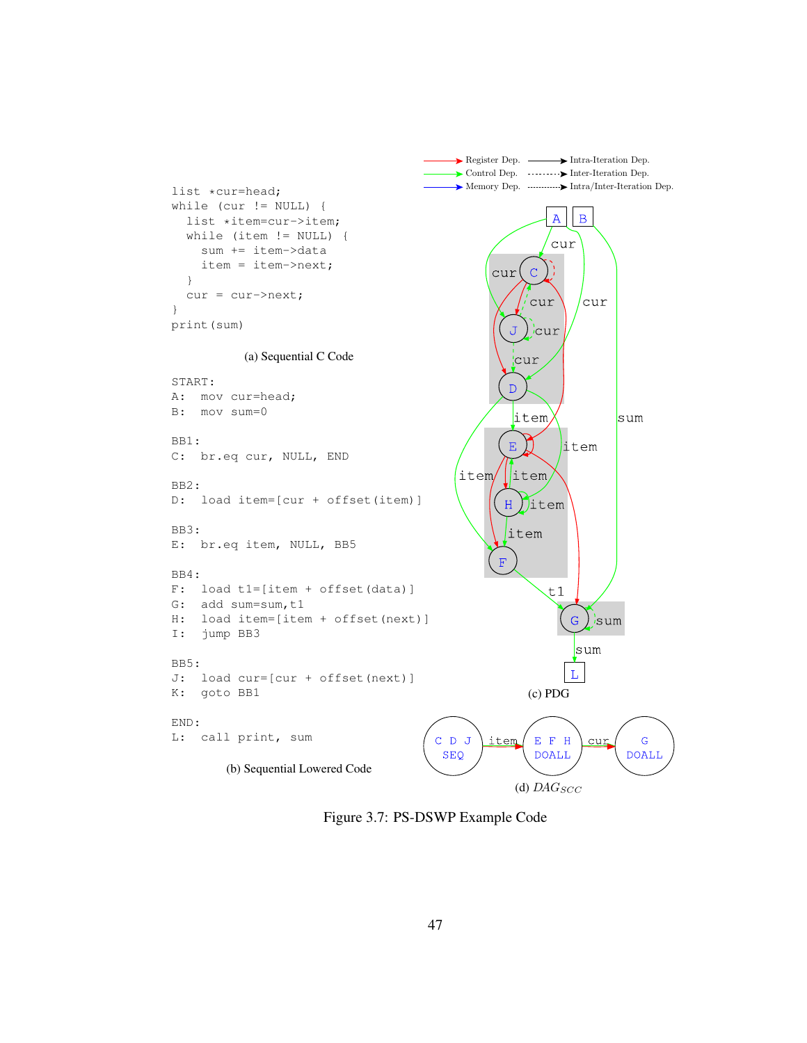```
list *cur=head;
while (cur != NULL) {
  list *item=cur->item;
  while (item != NULL) {
    sum += item->data
    item = item->next;
  }
  cur = cur->next;
}
print(sum)
```

(a) Sequential C Code

```
START:
A:  mov cur=head;
B:  mov sum=0

BB1:
C:  br.eq cur, NULL, END

BB2:
D:  load item=[cur + offset(item)]

BB3:
E:  br.eq item, NULL, BB5

BB4:
F:  load t1=[item + offset(data)]
G:  add sum=sum,t1
H:  load item=[item + offset(next)]
I:  jump BB3

BB5:
J:  load cur=[cur + offset(next)]
K:  goto BB1

END:
L:  call print, sum
```

(b) Sequential Lowered Code

(c) PDG

(d) $DAG_{SCC}$

Figure 3.7: PS-DSWP Example Code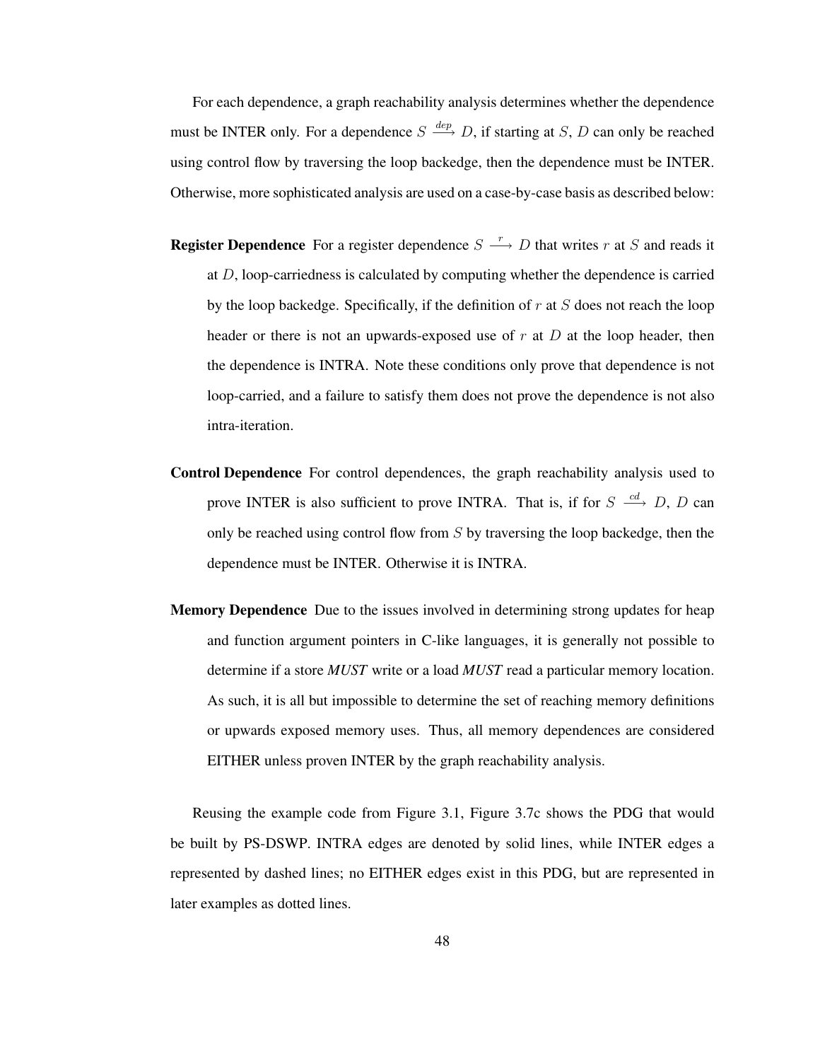For each dependence, a graph reachability analysis determines whether the dependence must be INTER only. For a dependence $S \xrightarrow{dep} D$, if starting at $S$, $D$ can only be reached using control flow by traversing the loop backedge, then the dependence must be INTER. Otherwise, more sophisticated analysis are used on a case-by-case basis as described below:

**Register Dependence** For a register dependence $S \xrightarrow{r} D$ that writes $r$ at $S$ and reads it at $D$, loop-carriedness is calculated by computing whether the dependence is carried by the loop backedge. Specifically, if the definition of $r$ at $S$ does not reach the loop header or there is not an upwards-exposed use of $r$ at $D$ at the loop header, then the dependence is INTRA. Note these conditions only prove that dependence is not loop-carried, and a failure to satisfy them does not prove the dependence is not also intra-iteration.

**Control Dependence** For control dependences, the graph reachability analysis used to prove INTER is also sufficient to prove INTRA. That is, if for $S \xrightarrow{cd} D$, $D$ can only be reached using control flow from $S$ by traversing the loop backedge, then the dependence must be INTER. Otherwise it is INTRA.

**Memory Dependence** Due to the issues involved in determining strong updates for heap and function argument pointers in C-like languages, it is generally not possible to determine if a store ***MUST*** write or a load ***MUST*** read a particular memory location. As such, it is all but impossible to determine the set of reaching memory definitions or upwards exposed memory uses. Thus, all memory dependences are considered EITHER unless proven INTER by the graph reachability analysis.

Reusing the example code from Figure 3.1, Figure 3.7c shows the PDG that would be built by PS-DSWP. INTRA edges are denoted by solid lines, while INTER edges a represented by dashed lines; no EITHER edges exist in this PDG, but are represented in later examples as dotted lines.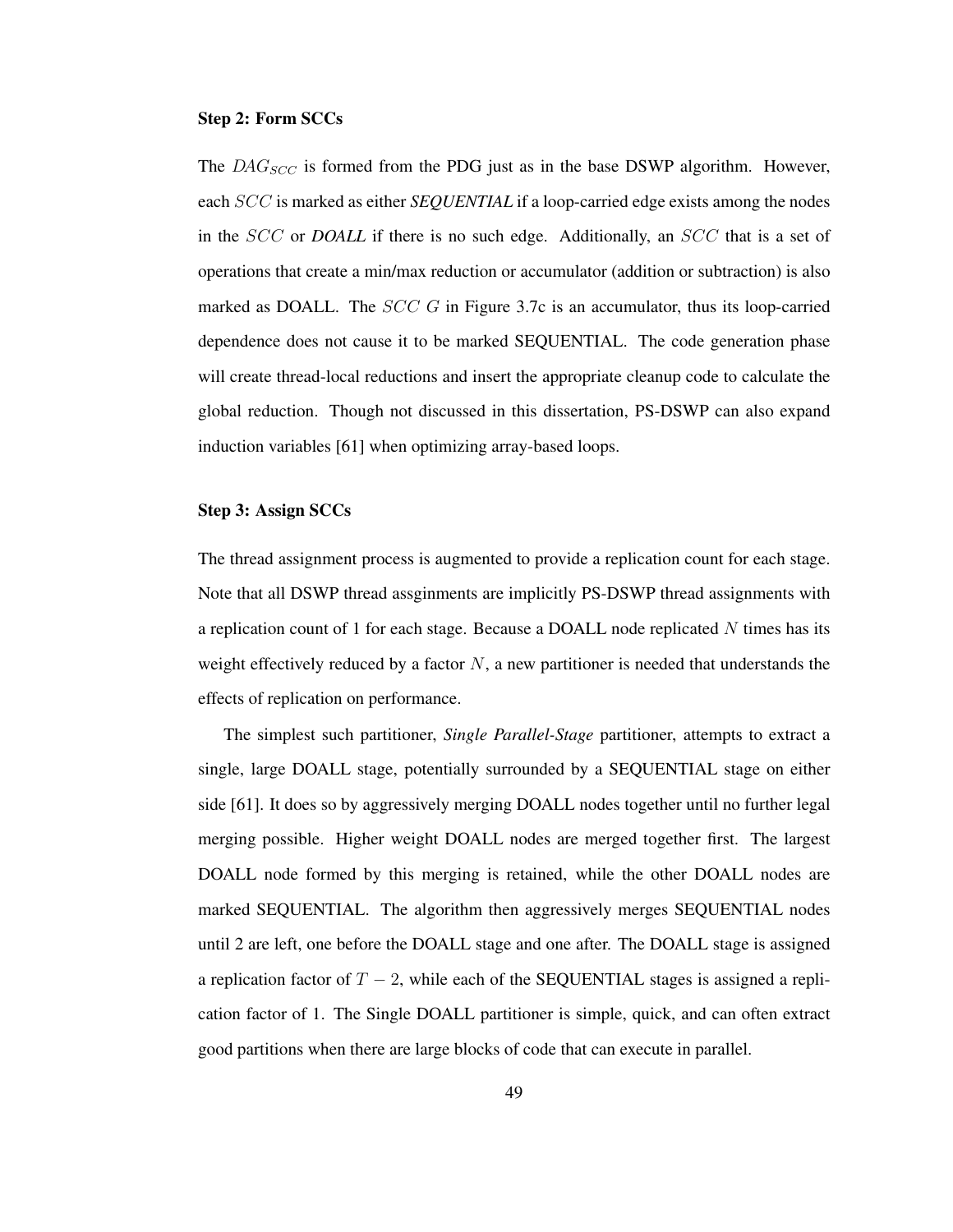**Step 2: Form SCCs**

The $DAG_{SCC}$ is formed from the PDG just as in the base DSWP algorithm. However, each $SCC$ is marked as either ***SEQUENTIAL*** if a loop-carried edge exists among the nodes in the $SCC$ or ***DOALL*** if there is no such edge. Additionally, an $SCC$ that is a set of operations that create a min/max reduction or accumulator (addition or subtraction) is also marked as DOALL. The $SCC$ $G$ in Figure 3.7c is an accumulator, thus its loop-carried dependence does not cause it to be marked SEQUENTIAL. The code generation phase will create thread-local reductions and insert the appropriate cleanup code to calculate the global reduction. Though not discussed in this dissertation, PS-DSWP can also expand induction variables [61] when optimizing array-based loops.

**Step 3: Assign SCCs**

The thread assignment process is augmented to provide a replication count for each stage. Note that all DSWP thread assginments are implicitly PS-DSWP thread assignments with a replication count of 1 for each stage. Because a DOALL node replicated $N$ times has its weight effectively reduced by a factor $N$, a new partitioner is needed that understands the effects of replication on performance.

The simplest such partitioner, *Single Parallel-Stage* partitioner, attempts to extract a single, large DOALL stage, potentially surrounded by a SEQUENTIAL stage on either side [61]. It does so by aggressively merging DOALL nodes together until no further legal merging possible. Higher weight DOALL nodes are merged together first. The largest DOALL node formed by this merging is retained, while the other DOALL nodes are marked SEQUENTIAL. The algorithm then aggressively merges SEQUENTIAL nodes until 2 are left, one before the DOALL stage and one after. The DOALL stage is assigned a replication factor of $T - 2$, while each of the SEQUENTIAL stages is assigned a replication factor of 1. The Single DOALL partitioner is simple, quick, and can often extract good partitions when there are large blocks of code that can execute in parallel.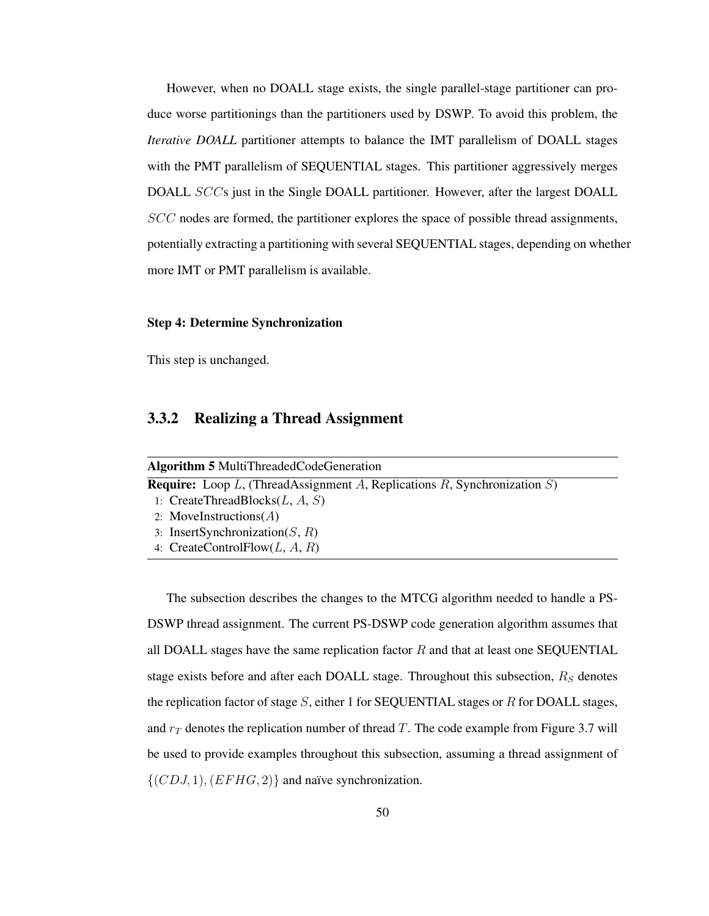However, when no DOALL stage exists, the single parallel-stage partitioner can produce worse partitionings than the partitioners used by DSWP. To avoid this problem, the *Iterative DOALL* partitioner attempts to balance the IMT parallelism of DOALL stages with the PMT parallelism of SEQUENTIAL stages. This partitioner aggressively merges DOALL $SCC$s just in the Single DOALL partitioner. However, after the largest DOALL $SCC$ nodes are formed, the partitioner explores the space of possible thread assignments, potentially extracting a partitioning with several SEQUENTIAL stages, depending on whether more IMT or PMT parallelism is available.

#### Step 4: Determine Synchronization

This step is unchanged.

### 3.3.2 Realizing a Thread Assignment

**Algorithm 5** MultiThreadedCodeGeneration

**Require:** Loop $L$, (ThreadAssignment $A$, Replications $R$, Synchronization $S$)
1: CreateThreadBlocks($L$, $A$, $S$)
2: MoveInstructions($A$)
3: InsertSynchronization($S$, $R$)
4: CreateControlFlow($L$, $A$, $R$)

The subsection describes the changes to the MTCG algorithm needed to handle a PS-DSWP thread assignment. The current PS-DSWP code generation algorithm assumes that all DOALL stages have the same replication factor $R$ and that at least one SEQUENTIAL stage exists before and after each DOALL stage. Throughout this subsection, $R_S$ denotes the replication factor of stage $S$, either 1 for SEQUENTIAL stages or $R$ for DOALL stages, and $r_T$ denotes the replication number of thread $T$. The code example from Figure 3.7 will be used to provide examples throughout this subsection, assuming a thread assignment of $\{(CDJ, 1), (EFHG, 2)\}$ and naïve synchronization.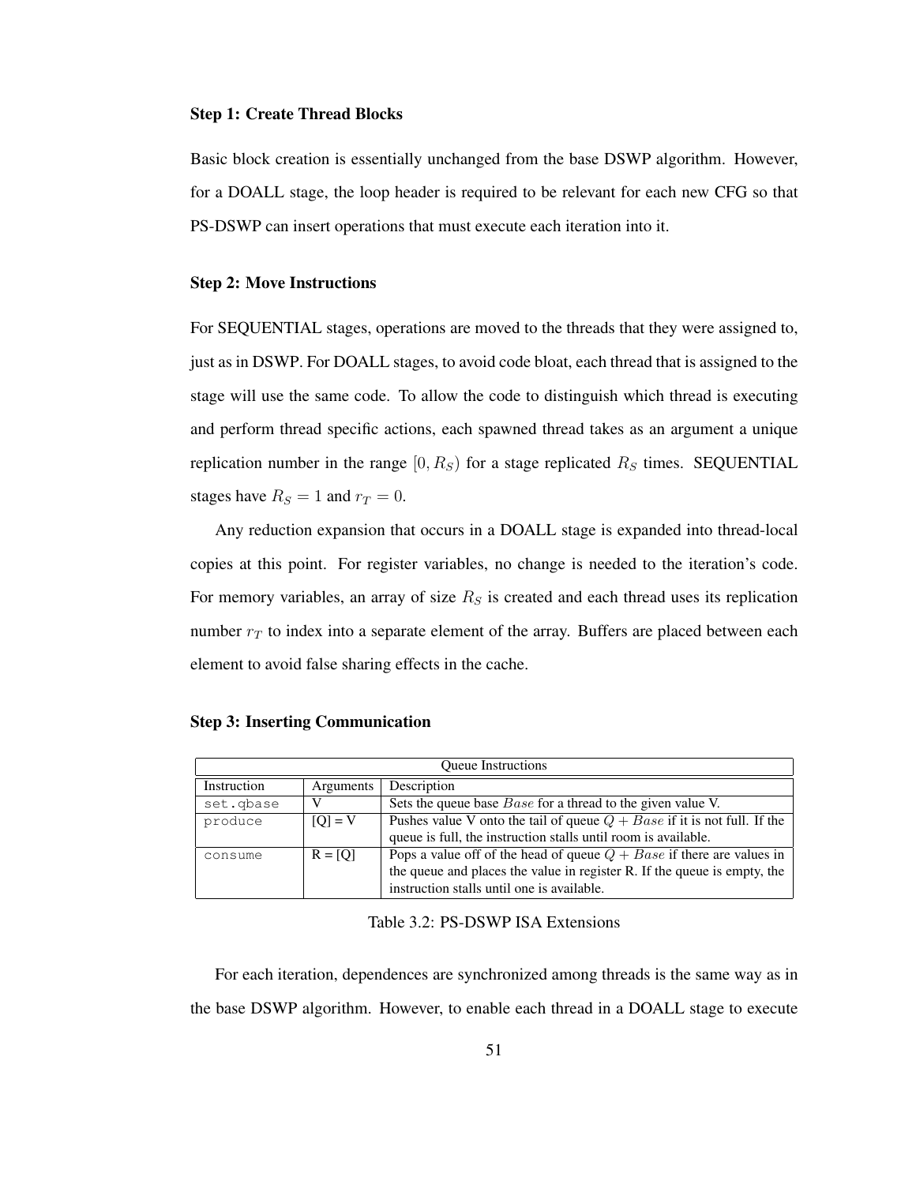**Step 1: Create Thread Blocks**

Basic block creation is essentially unchanged from the base DSWP algorithm. However, for a DOALL stage, the loop header is required to be relevant for each new CFG so that PS-DSWP can insert operations that must execute each iteration into it.

**Step 2: Move Instructions**

For SEQUENTIAL stages, operations are moved to the threads that they were assigned to, just as in DSWP. For DOALL stages, to avoid code bloat, each thread that is assigned to the stage will use the same code. To allow the code to distinguish which thread is executing and perform thread specific actions, each spawned thread takes as an argument a unique replication number in the range $[0, R_S)$ for a stage replicated $R_S$ times. SEQUENTIAL stages have $R_S = 1$ and $r_T = 0$.

Any reduction expansion that occurs in a DOALL stage is expanded into thread-local copies at this point. For register variables, no change is needed to the iteration's code. For memory variables, an array of size $R_S$ is created and each thread uses its replication number $r_T$ to index into a separate element of the array. Buffers are placed between each element to avoid false sharing effects in the cache.

**Step 3: Inserting Communication**

| Queue Instructions | | |
|---|---|---|
| Instruction | Arguments | Description |
| `set.qbase` | V | Sets the queue base $Base$ for a thread to the given value V. |
| `produce` | [Q] = V | Pushes value V onto the tail of queue $Q + Base$ if it is not full. If the queue is full, the instruction stalls until room is available. |
| `consume` | R = [Q] | Pops a value off of the head of queue $Q + Base$ if there are values in the queue and places the value in register R. If the queue is empty, the instruction stalls until one is available. |

Table 3.2: PS-DSWP ISA Extensions

For each iteration, dependences are synchronized among threads is the same way as in the base DSWP algorithm. However, to enable each thread in a DOALL stage to execute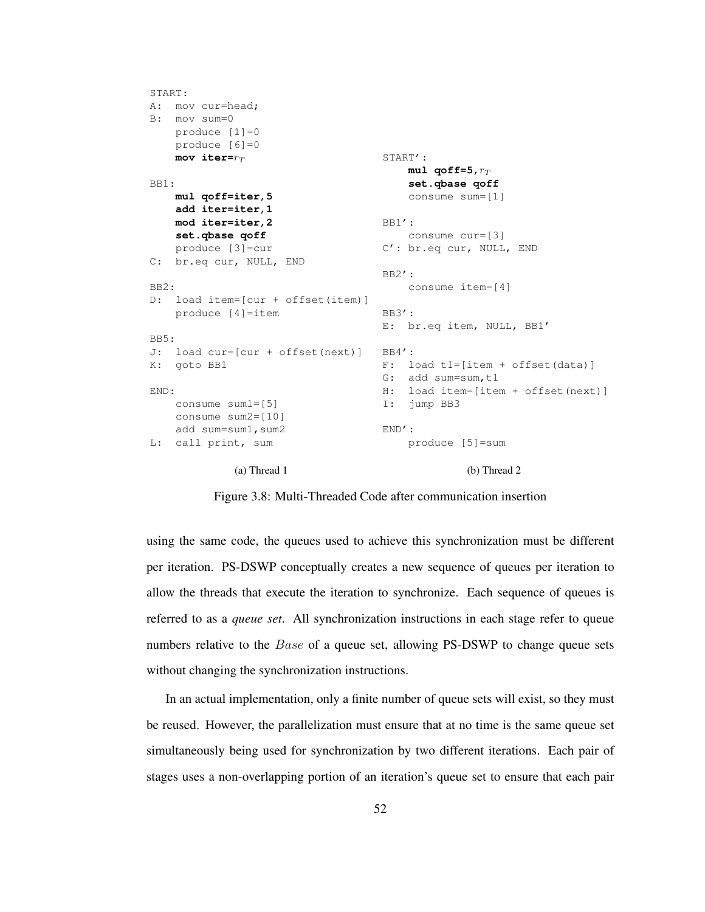```
START:
A:  mov cur=head;
B:  mov sum=0
    produce [1]=0
    produce [6]=0
    mov iter=rT

BB1:
    mul qoff=iter,5
    add iter=iter,1
    mod iter=iter,2
    set.qbase qoff
    produce [3]=cur
C:  br.eq cur, NULL, END

BB2:
D:  load item=[cur + offset(item)]
    produce [4]=item

BB5:
J:  load cur=[cur + offset(next)]
K:  goto BB1

END:
    consume sum1=[5]
    consume sum2=[10]
    add sum=sum1,sum2
L:  call print, sum
```

(a) Thread 1

```
START':
    mul qoff=5,rT
    set.qbase qoff
    consume sum=[1]

BB1':
    consume cur=[3]
C': br.eq cur, NULL, END

BB2':
    consume item=[4]

BB3':
E:  br.eq item, NULL, BB1'

BB4':
F:  load t1=[item + offset(data)]
G:  add sum=sum,t1
H:  load item=[item + offset(next)]
I:  jump BB3

END':
    produce [5]=sum
```

(b) Thread 2

Figure 3.8: Multi-Threaded Code after communication insertion

using the same code, the queues used to achieve this synchronization must be different per iteration. PS-DSWP conceptually creates a new sequence of queues per iteration to allow the threads that execute the iteration to synchronize. Each sequence of queues is referred to as a *queue set*. All synchronization instructions in each stage refer to queue numbers relative to the $Base$ of a queue set, allowing PS-DSWP to change queue sets without changing the synchronization instructions.

In an actual implementation, only a finite number of queue sets will exist, so they must be reused. However, the parallelization must ensure that at no time is the same queue set simultaneously being used for synchronization by two different iterations. Each pair of stages uses a non-overlapping portion of an iteration's queue set to ensure that each pair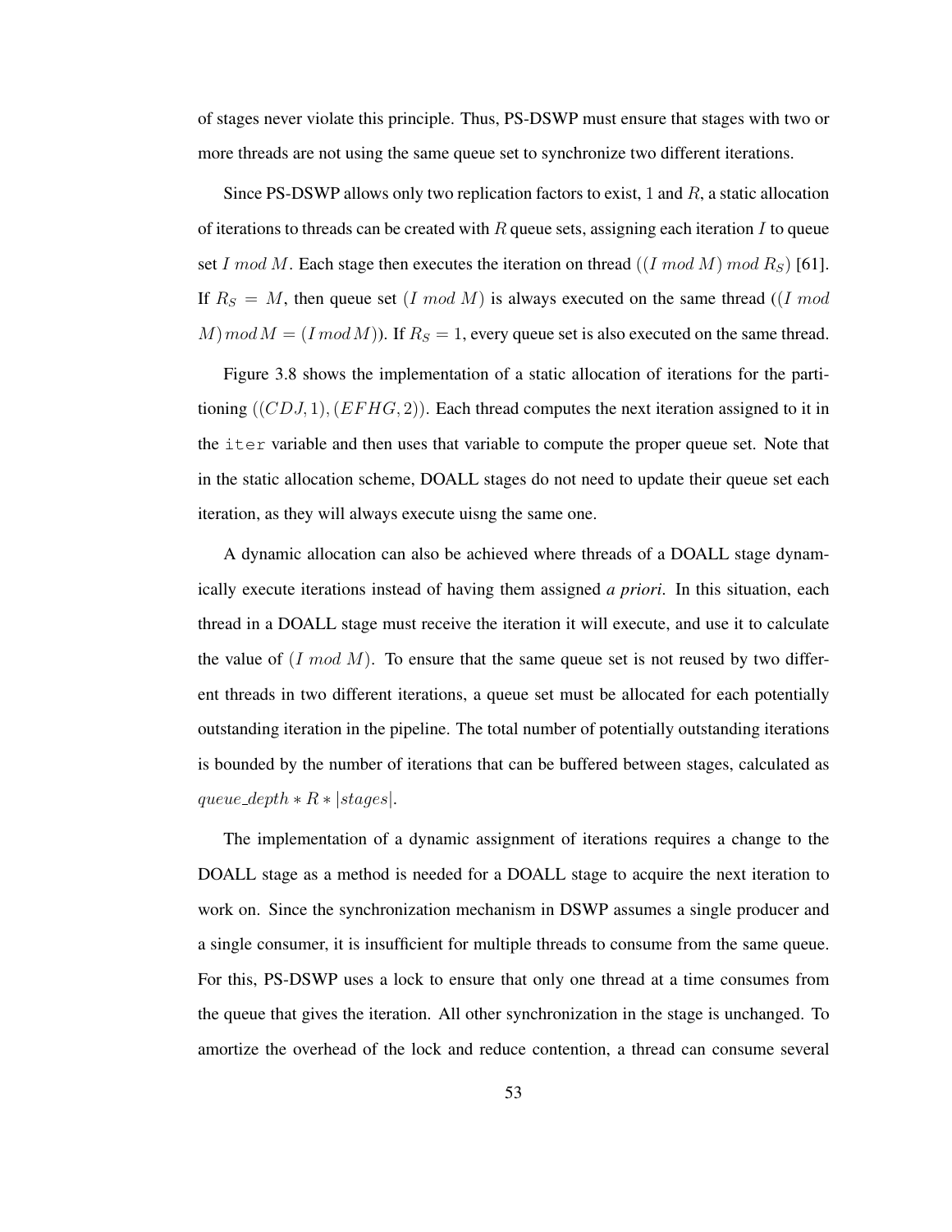of stages never violate this principle. Thus, PS-DSWP must ensure that stages with two or more threads are not using the same queue set to synchronize two different iterations.

Since PS-DSWP allows only two replication factors to exist, 1 and $R$, a static allocation of iterations to threads can be created with $R$ queue sets, assigning each iteration $I$ to queue set $I \ mod \ M$. Each stage then executes the iteration on thread $((I \ mod \ M) \ mod \ R_S)$ [61]. If $R_S = M$, then queue set $(I \ mod \ M)$ is always executed on the same thread $((I \ mod \ M) \ mod \ M = (I \ mod \ M))$. If $R_S = 1$, every queue set is also executed on the same thread.

Figure 3.8 shows the implementation of a static allocation of iterations for the partitioning $((CDJ, 1), (EFHG, 2))$. Each thread computes the next iteration assigned to it in the `iter` variable and then uses that variable to compute the proper queue set. Note that in the static allocation scheme, DOALL stages do not need to update their queue set each iteration, as they will always execute uisng the same one.

A dynamic allocation can also be achieved where threads of a DOALL stage dynamically execute iterations instead of having them assigned ***a priori***. In this situation, each thread in a DOALL stage must receive the iteration it will execute, and use it to calculate the value of $(I \ mod \ M)$. To ensure that the same queue set is not reused by two different threads in two different iterations, a queue set must be allocated for each potentially outstanding iteration in the pipeline. The total number of potentially outstanding iterations is bounded by the number of iterations that can be buffered between stages, calculated as $queue\_depth * R * |stages|$.

The implementation of a dynamic assignment of iterations requires a change to the DOALL stage as a method is needed for a DOALL stage to acquire the next iteration to work on. Since the synchronization mechanism in DSWP assumes a single producer and a single consumer, it is insufficient for multiple threads to consume from the same queue. For this, PS-DSWP uses a lock to ensure that only one thread at a time consumes from the queue that gives the iteration. All other synchronization in the stage is unchanged. To amortize the overhead of the lock and reduce contention, a thread can consume several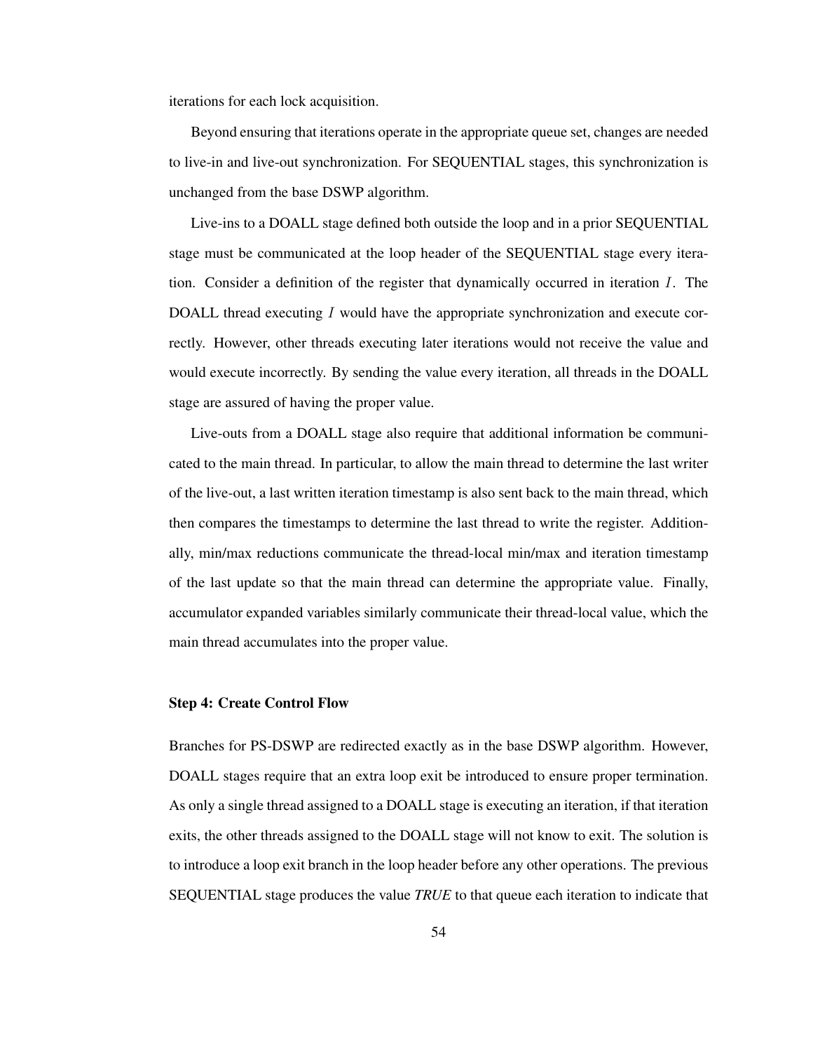iterations for each lock acquisition.

Beyond ensuring that iterations operate in the appropriate queue set, changes are needed to live-in and live-out synchronization. For SEQUENTIAL stages, this synchronization is unchanged from the base DSWP algorithm.

Live-ins to a DOALL stage defined both outside the loop and in a prior SEQUENTIAL stage must be communicated at the loop header of the SEQUENTIAL stage every iteration. Consider a definition of the register that dynamically occurred in iteration $I$. The DOALL thread executing $I$ would have the appropriate synchronization and execute correctly. However, other threads executing later iterations would not receive the value and would execute incorrectly. By sending the value every iteration, all threads in the DOALL stage are assured of having the proper value.

Live-outs from a DOALL stage also require that additional information be communicated to the main thread. In particular, to allow the main thread to determine the last writer of the live-out, a last written iteration timestamp is also sent back to the main thread, which then compares the timestamps to determine the last thread to write the register. Additionally, min/max reductions communicate the thread-local min/max and iteration timestamp of the last update so that the main thread can determine the appropriate value. Finally, accumulator expanded variables similarly communicate their thread-local value, which the main thread accumulates into the proper value.

#### Step 4: Create Control Flow

Branches for PS-DSWP are redirected exactly as in the base DSWP algorithm. However, DOALL stages require that an extra loop exit be introduced to ensure proper termination. As only a single thread assigned to a DOALL stage is executing an iteration, if that iteration exits, the other threads assigned to the DOALL stage will not know to exit. The solution is to introduce a loop exit branch in the loop header before any other operations. The previous SEQUENTIAL stage produces the value *TRUE* to that queue each iteration to indicate that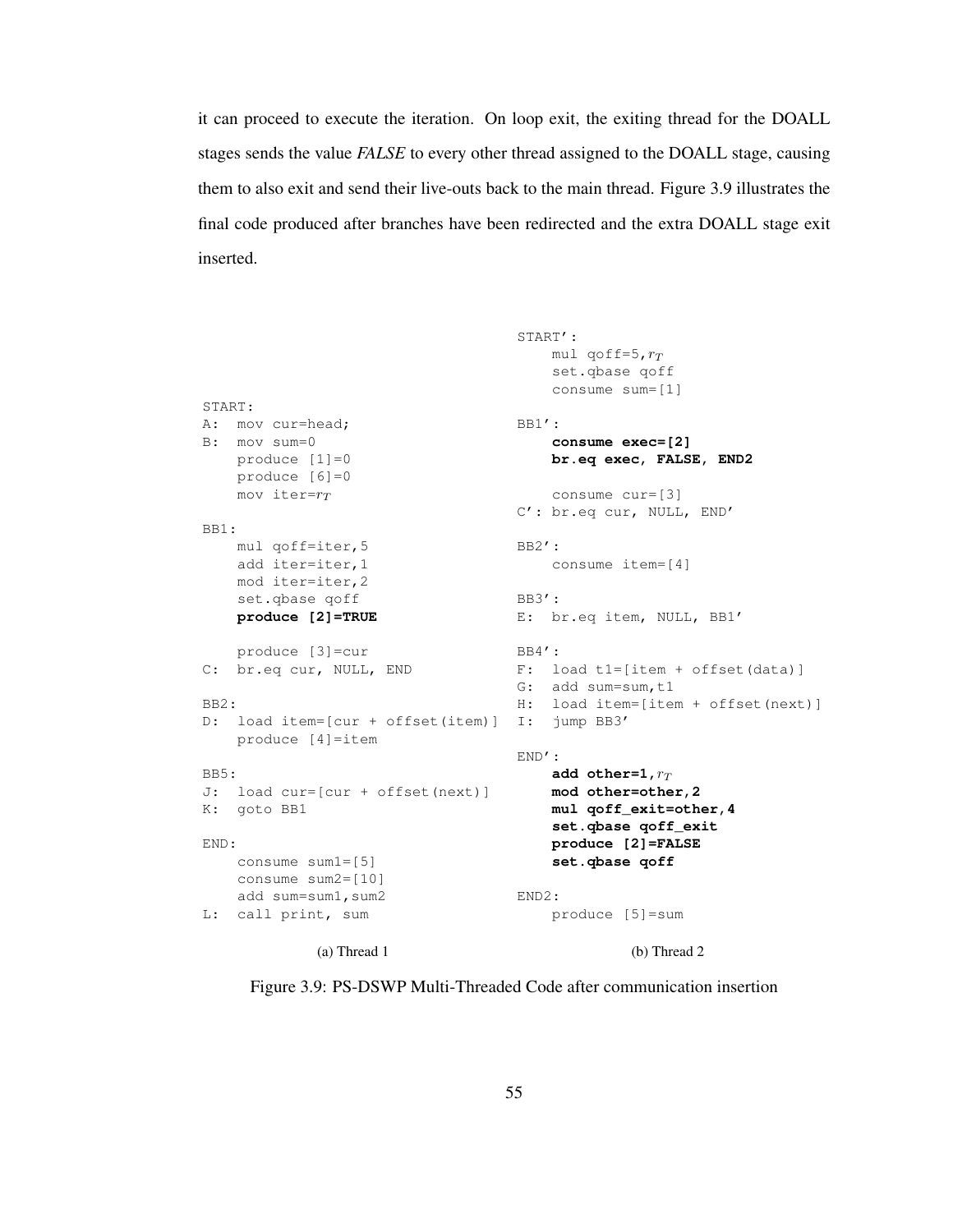it can proceed to execute the iteration. On loop exit, the exiting thread for the DOALL stages sends the value *FALSE* to every other thread assigned to the DOALL stage, causing them to also exit and send their live-outs back to the main thread. Figure 3.9 illustrates the final code produced after branches have been redirected and the extra DOALL stage exit inserted.

```
START:
A:  mov cur=head;
B:  mov sum=0
    produce [1]=0
    produce [6]=0
    mov iter=r_T

BB1:
    mul qoff=iter,5
    add iter=iter,1
    mod iter=iter,2
    set.qbase qoff
    produce [2]=TRUE

    produce [3]=cur
C:  br.eq cur, NULL, END

BB2:
D:  load item=[cur + offset(item)]
    produce [4]=item

BB5:
J:  load cur=[cur + offset(next)]
K:  goto BB1

END:
    consume sum1=[5]
    consume sum2=[10]
    add sum=sum1,sum2
L:  call print, sum
```

(a) Thread 1

```
START':
    mul qoff=5,r_T
    set.qbase qoff
    consume sum=[1]

BB1':
    consume exec=[2]
    br.eq exec, FALSE, END2

    consume cur=[3]
C': br.eq cur, NULL, END'

BB2':
    consume item=[4]

BB3':
E:  br.eq item, NULL, BB1'

BB4':
F:  load t1=[item + offset(data)]
G:  add sum=sum,t1
H:  load item=[item + offset(next)]
I:  jump BB3'

END':
    add other=1,r_T
    mod other=other,2
    mul qoff_exit=other,4
    set.qbase qoff_exit
    produce [2]=FALSE
    set.qbase qoff

END2:
    produce [5]=sum
```

(b) Thread 2

Figure 3.9: PS-DSWP Multi-Threaded Code after communication insertion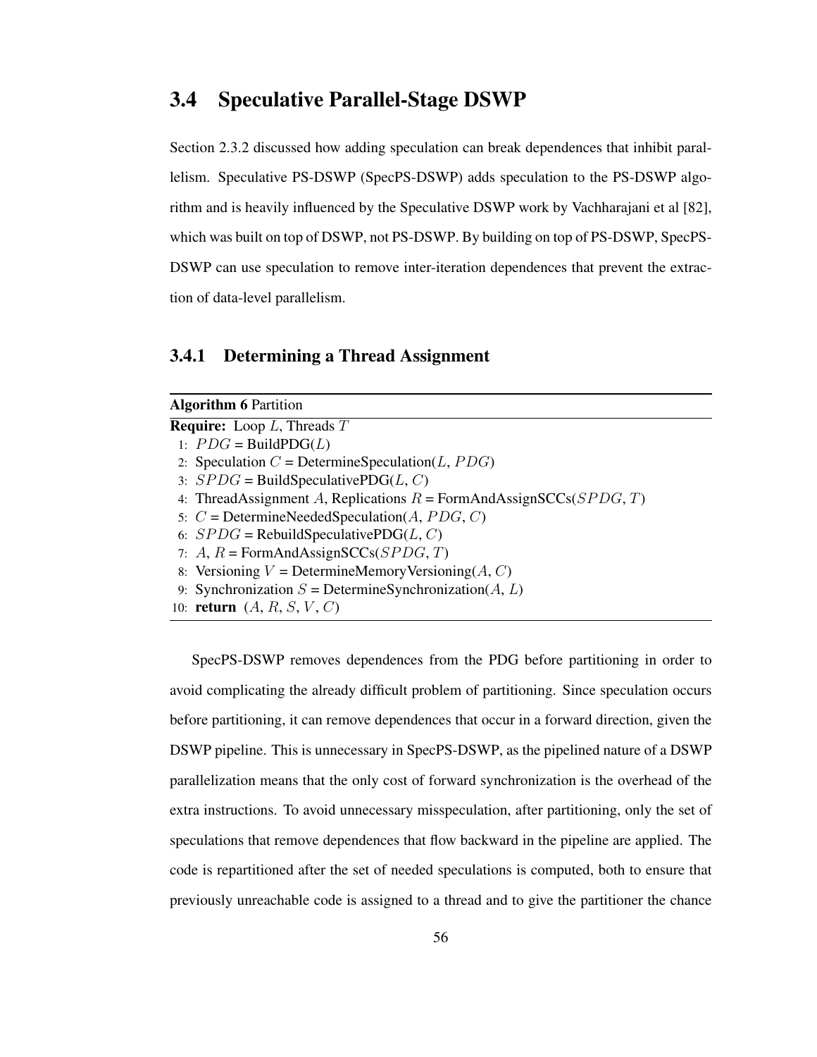## 3.4 Speculative Parallel-Stage DSWP

Section 2.3.2 discussed how adding speculation can break dependences that inhibit parallelism. Speculative PS-DSWP (SpecPS-DSWP) adds speculation to the PS-DSWP algorithm and is heavily influenced by the Speculative DSWP work by Vachharajani et al [82], which was built on top of DSWP, not PS-DSWP. By building on top of PS-DSWP, SpecPS-DSWP can use speculation to remove inter-iteration dependences that prevent the extraction of data-level parallelism.

### 3.4.1 Determining a Thread Assignment

**Algorithm 6** Partition

```
Require: Loop L, Threads T
 1: PDG = BuildPDG(L)
 2: Speculation C = DetermineSpeculation(L, PDG)
 3: SPDG = BuildSpeculativePDG(L, C)
 4: ThreadAssignment A, Replications R = FormAndAssignSCCs(SPDG, T)
 5: C = DetermineNeededSpeculation(A, PDG, C)
 6: SPDG = RebuildSpeculativePDG(L, C)
 7: A, R = FormAndAssignSCCs(SPDG, T)
 8: Versioning V = DetermineMemoryVersioning(A, C)
 9: Synchronization S = DetermineSynchronization(A, L)
10: return (A, R, S, V, C)
```

SpecPS-DSWP removes dependences from the PDG before partitioning in order to avoid complicating the already difficult problem of partitioning. Since speculation occurs before partitioning, it can remove dependences that occur in a forward direction, given the DSWP pipeline. This is unnecessary in SpecPS-DSWP, as the pipelined nature of a DSWP parallelization means that the only cost of forward synchronization is the overhead of the extra instructions. To avoid unnecessary misspeculation, after partitioning, only the set of speculations that remove dependences that flow backward in the pipeline are applied. The code is repartitioned after the set of needed speculations is computed, both to ensure that previously unreachable code is assigned to a thread and to give the partitioner the chance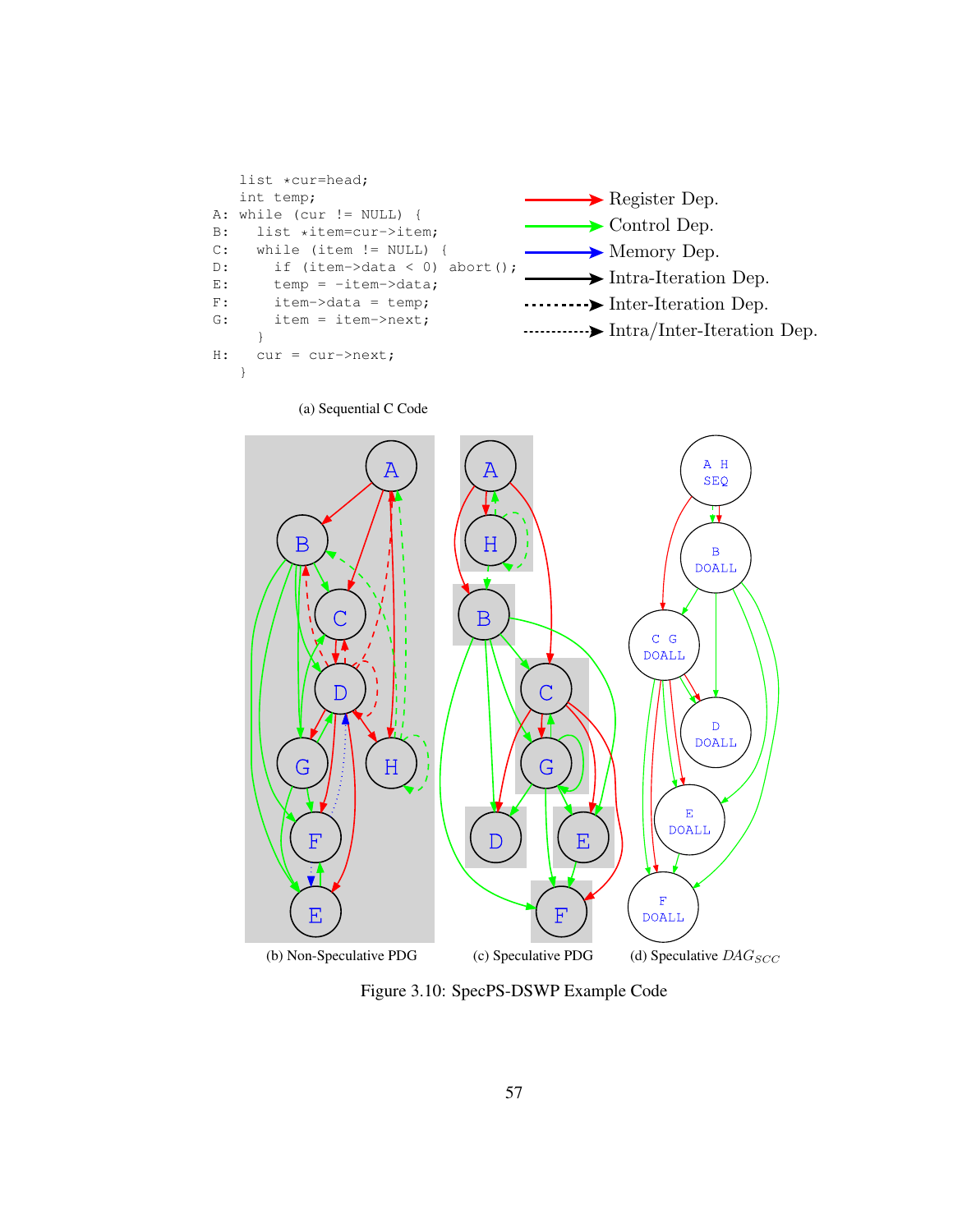```
   list *cur=head;
   int temp;
A: while (cur != NULL) {
B:   list *item=cur->item;
C:   while (item != NULL) {
D:     if (item->data < 0) abort();
E:     temp = -item->data;
F:     item->data = temp;
G:     item = item->next;
     }
H:   cur = cur->next;
   }
```

(a) Sequential C Code

Register Dep.
Control Dep.
Memory Dep.
Intra-Iteration Dep.
Inter-Iteration Dep.
Intra/Inter-Iteration Dep.

(b) Non-Speculative PDG (c) Speculative PDG (d) Speculative $DAG_{SCC}$

Figure 3.10: SpecPS-DSWP Example Code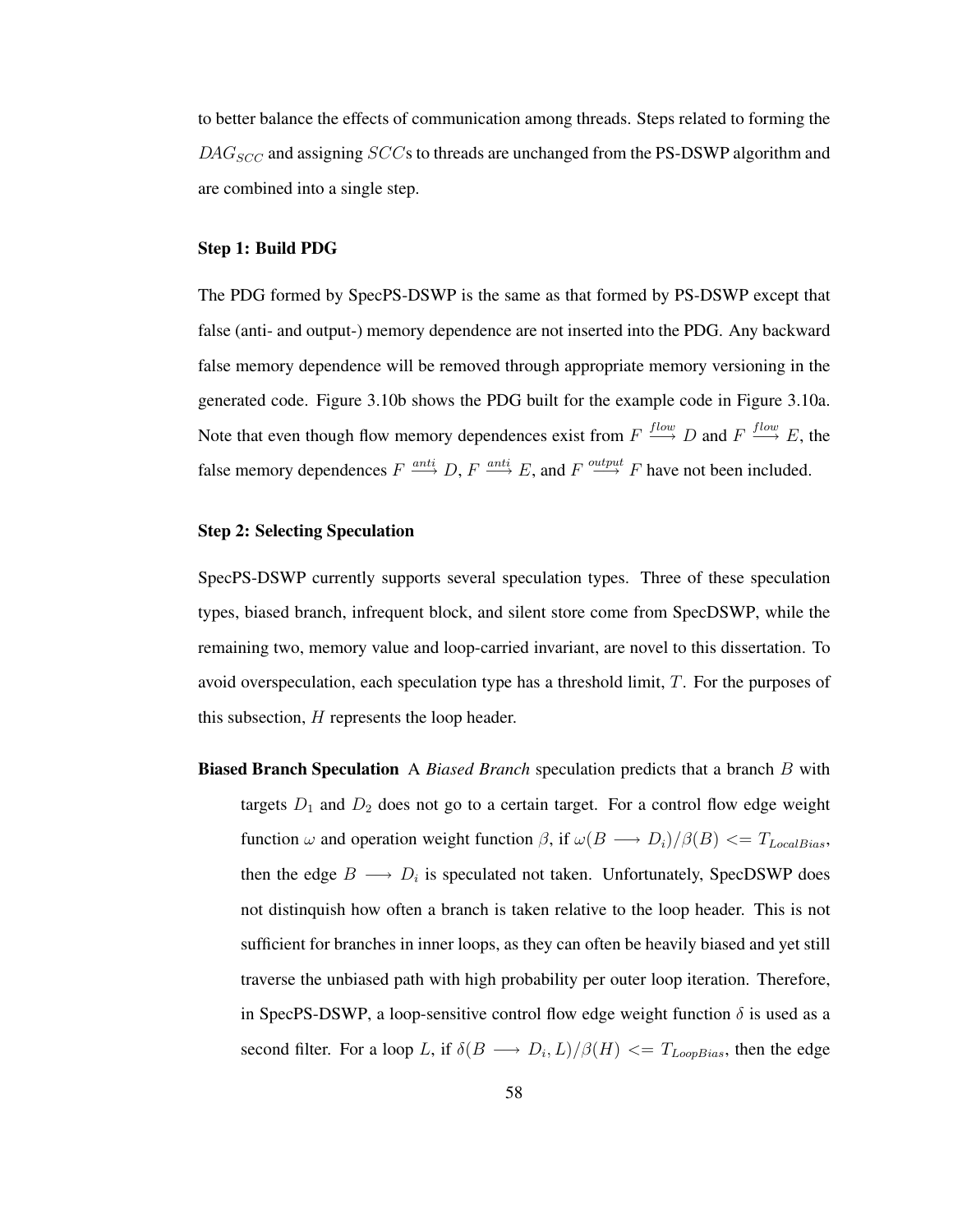to better balance the effects of communication among threads. Steps related to forming the $DAG_{SCC}$ and assigning $SCC$s to threads are unchanged from the PS-DSWP algorithm and are combined into a single step.

#### Step 1: Build PDG

The PDG formed by SpecPS-DSWP is the same as that formed by PS-DSWP except that false (anti- and output-) memory dependence are not inserted into the PDG. Any backward false memory dependence will be removed through appropriate memory versioning in the generated code. Figure 3.10b shows the PDG built for the example code in Figure 3.10a. Note that even though flow memory dependences exist from $F \xrightarrow{flow} D$ and $F \xrightarrow{flow} E$, the false memory dependences $F \xrightarrow{anti} D$, $F \xrightarrow{anti} E$, and $F \xrightarrow{output} F$ have not been included.

#### Step 2: Selecting Speculation

SpecPS-DSWP currently supports several speculation types. Three of these speculation types, biased branch, infrequent block, and silent store come from SpecDSWP, while the remaining two, memory value and loop-carried invariant, are novel to this dissertation. To avoid overspeculation, each speculation type has a threshold limit, $T$. For the purposes of this subsection, $H$ represents the loop header.

**Biased Branch Speculation** A *Biased Branch* speculation predicts that a branch $B$ with targets $D_1$ and $D_2$ does not go to a certain target. For a control flow edge weight function $\omega$ and operation weight function $\beta$, if $\omega(B \longrightarrow D_i)/\beta(B) <= T_{LocalBias}$, then the edge $B \longrightarrow D_i$ is speculated not taken. Unfortunately, SpecDSWP does not distinquish how often a branch is taken relative to the loop header. This is not sufficient for branches in inner loops, as they can often be heavily biased and yet still traverse the unbiased path with high probability per outer loop iteration. Therefore, in SpecPS-DSWP, a loop-sensitive control flow edge weight function $\delta$ is used as a second filter. For a loop $L$, if $\delta(B \longrightarrow D_i, L)/\beta(H) <= T_{LoopBias}$, then the edge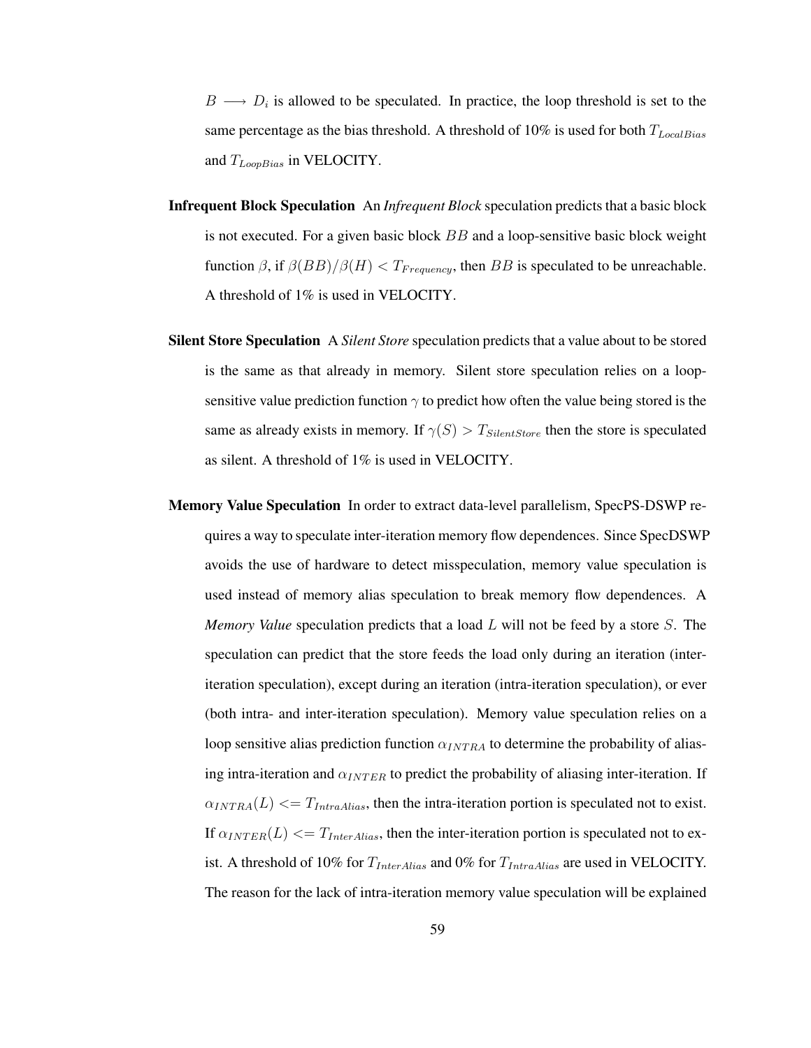$B \longrightarrow D_i$ is allowed to be speculated. In practice, the loop threshold is set to the same percentage as the bias threshold. A threshold of 10% is used for both $T_{LocalBias}$ and $T_{LoopBias}$ in VELOCITY.

**Infrequent Block Speculation** An ***Infrequent Block*** speculation predicts that a basic block is not executed. For a given basic block $BB$ and a loop-sensitive basic block weight function $\beta$, if $\beta(BB)/\beta(H) < T_{Frequency}$, then $BB$ is speculated to be unreachable. A threshold of 1% is used in VELOCITY.

**Silent Store Speculation** A ***Silent Store*** speculation predicts that a value about to be stored is the same as that already in memory. Silent store speculation relies on a loop-sensitive value prediction function $\gamma$ to predict how often the value being stored is the same as already exists in memory. If $\gamma(S) > T_{SilentStore}$ then the store is speculated as silent. A threshold of 1% is used in VELOCITY.

**Memory Value Speculation** In order to extract data-level parallelism, SpecPS-DSWP requires a way to speculate inter-iteration memory flow dependences. Since SpecDSWP avoids the use of hardware to detect misspeculation, memory value speculation is used instead of memory alias speculation to break memory flow dependences. A ***Memory Value*** speculation predicts that a load $L$ will not be feed by a store $S$. The speculation can predict that the store feeds the load only during an iteration (inter-iteration speculation), except during an iteration (intra-iteration speculation), or ever (both intra- and inter-iteration speculation). Memory value speculation relies on a loop sensitive alias prediction function $\alpha_{INTRA}$ to determine the probability of aliasing intra-iteration and $\alpha_{INTER}$ to predict the probability of aliasing inter-iteration. If $\alpha_{INTRA}(L) <= T_{IntraAlias}$, then the intra-iteration portion is speculated not to exist. If $\alpha_{INTER}(L) <= T_{InterAlias}$, then the inter-iteration portion is speculated not to exist. A threshold of 10% for $T_{InterAlias}$ and 0% for $T_{IntraAlias}$ are used in VELOCITY. The reason for the lack of intra-iteration memory value speculation will be explained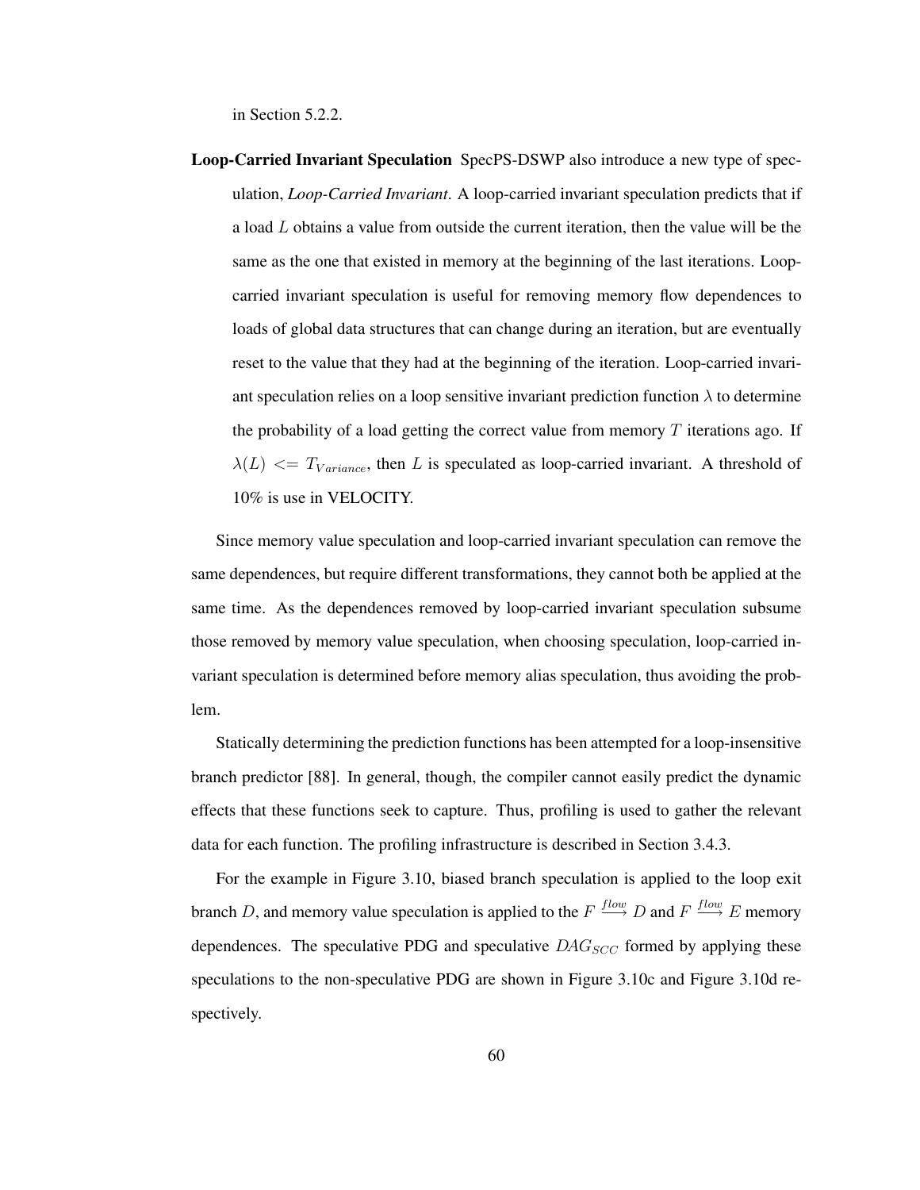in Section 5.2.2.

**Loop-Carried Invariant Speculation** SpecPS-DSWP also introduce a new type of speculation, *Loop-Carried Invariant*. A loop-carried invariant speculation predicts that if a load $L$ obtains a value from outside the current iteration, then the value will be the same as the one that existed in memory at the beginning of the last iterations. Loop-carried invariant speculation is useful for removing memory flow dependences to loads of global data structures that can change during an iteration, but are eventually reset to the value that they had at the beginning of the iteration. Loop-carried invariant speculation relies on a loop sensitive invariant prediction function $\lambda$ to determine the probability of a load getting the correct value from memory $T$ iterations ago. If $\lambda(L) <= T_{Variance}$, then $L$ is speculated as loop-carried invariant. A threshold of 10% is use in VELOCITY.

Since memory value speculation and loop-carried invariant speculation can remove the same dependences, but require different transformations, they cannot both be applied at the same time. As the dependences removed by loop-carried invariant speculation subsume those removed by memory value speculation, when choosing speculation, loop-carried invariant speculation is determined before memory alias speculation, thus avoiding the problem.

Statically determining the prediction functions has been attempted for a loop-insensitive branch predictor [88]. In general, though, the compiler cannot easily predict the dynamic effects that these functions seek to capture. Thus, profiling is used to gather the relevant data for each function. The profiling infrastructure is described in Section 3.4.3.

For the example in Figure 3.10, biased branch speculation is applied to the loop exit branch $D$, and memory value speculation is applied to the $F \xrightarrow{flow} D$ and $F \xrightarrow{flow} E$ memory dependences. The speculative PDG and speculative $DAG_{SCC}$ formed by applying these speculations to the non-speculative PDG are shown in Figure 3.10c and Figure 3.10d respectively.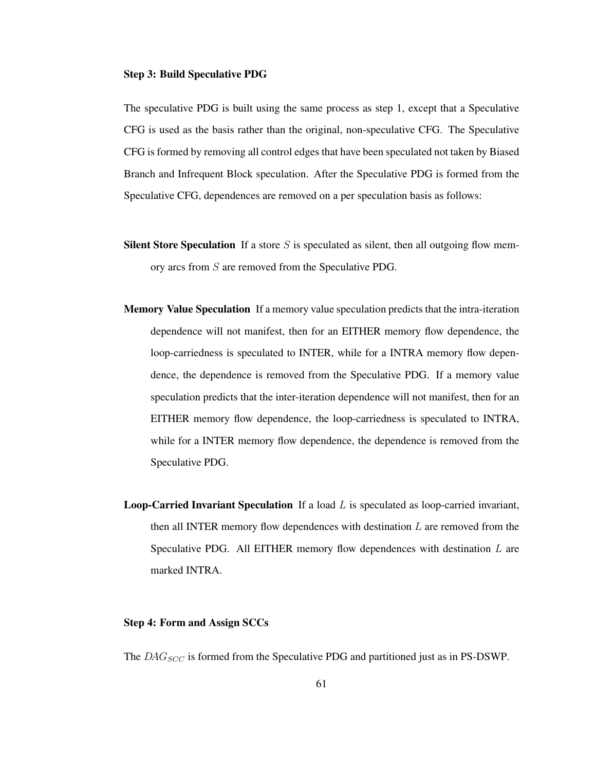**Step 3: Build Speculative PDG**

The speculative PDG is built using the same process as step 1, except that a Speculative CFG is used as the basis rather than the original, non-speculative CFG. The Speculative CFG is formed by removing all control edges that have been speculated not taken by Biased Branch and Infrequent Block speculation. After the Speculative PDG is formed from the Speculative CFG, dependences are removed on a per speculation basis as follows:

**Silent Store Speculation** If a store $S$ is speculated as silent, then all outgoing flow memory arcs from $S$ are removed from the Speculative PDG.

**Memory Value Speculation** If a memory value speculation predicts that the intra-iteration dependence will not manifest, then for an EITHER memory flow dependence, the loop-carriedness is speculated to INTER, while for a INTRA memory flow dependence, the dependence is removed from the Speculative PDG. If a memory value speculation predicts that the inter-iteration dependence will not manifest, then for an EITHER memory flow dependence, the loop-carriedness is speculated to INTRA, while for a INTER memory flow dependence, the dependence is removed from the Speculative PDG.

**Loop-Carried Invariant Speculation** If a load $L$ is speculated as loop-carried invariant, then all INTER memory flow dependences with destination $L$ are removed from the Speculative PDG. All EITHER memory flow dependences with destination $L$ are marked INTRA.

**Step 4: Form and Assign SCCs**

The $DAG_{SCC}$ is formed from the Speculative PDG and partitioned just as in PS-DSWP.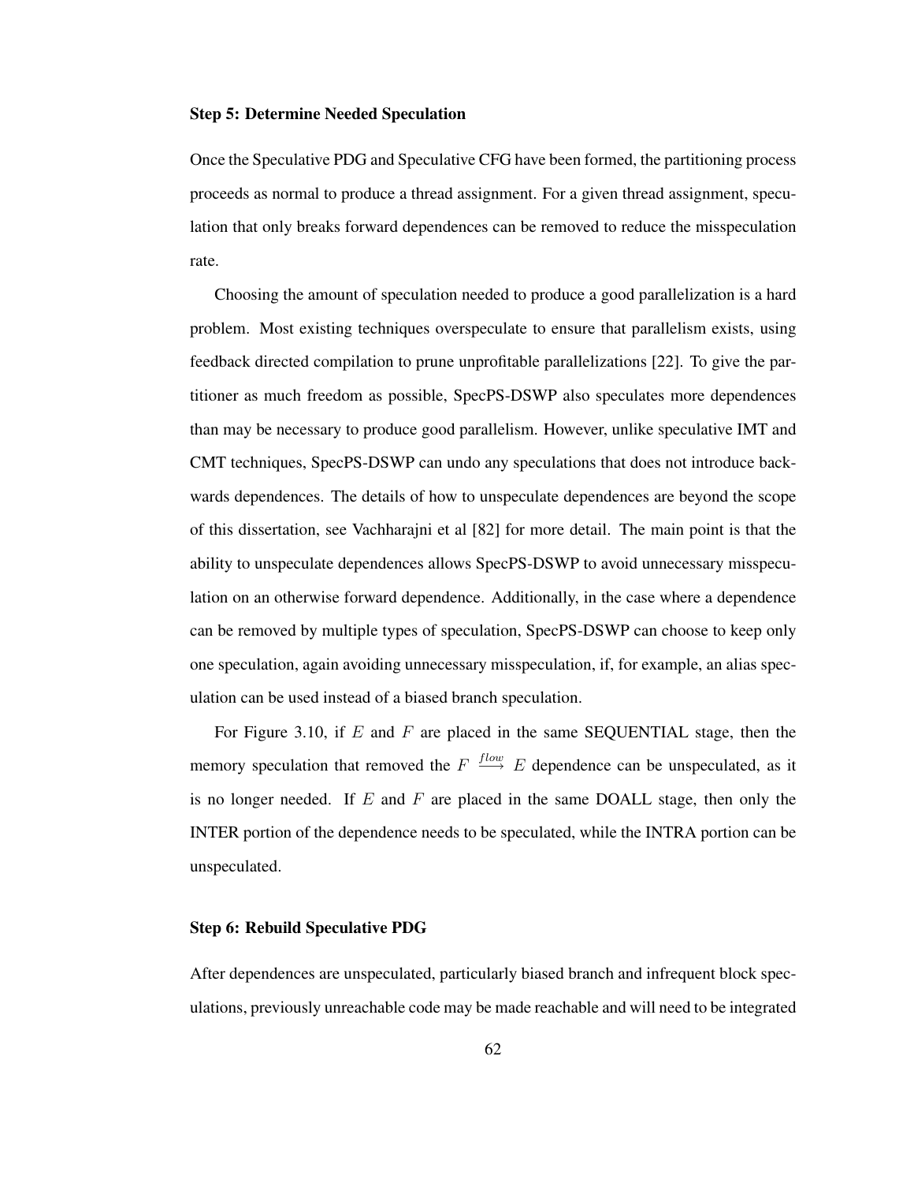### Step 5: Determine Needed Speculation

Once the Speculative PDG and Speculative CFG have been formed, the partitioning process proceeds as normal to produce a thread assignment. For a given thread assignment, speculation that only breaks forward dependences can be removed to reduce the misspeculation rate.

Choosing the amount of speculation needed to produce a good parallelization is a hard problem. Most existing techniques overspeculate to ensure that parallelism exists, using feedback directed compilation to prune unprofitable parallelizations [22]. To give the partitioner as much freedom as possible, SpecPS-DSWP also speculates more dependences than may be necessary to produce good parallelism. However, unlike speculative IMT and CMT techniques, SpecPS-DSWP can undo any speculations that does not introduce backwards dependences. The details of how to unspeculate dependences are beyond the scope of this dissertation, see Vachharajni et al [82] for more detail. The main point is that the ability to unspeculate dependences allows SpecPS-DSWP to avoid unnecessary misspeculation on an otherwise forward dependence. Additionally, in the case where a dependence can be removed by multiple types of speculation, SpecPS-DSWP can choose to keep only one speculation, again avoiding unnecessary misspeculation, if, for example, an alias speculation can be used instead of a biased branch speculation.

For Figure 3.10, if $E$ and $F$ are placed in the same SEQUENTIAL stage, then the memory speculation that removed the $F \xrightarrow{flow} E$ dependence can be unspeculated, as it is no longer needed. If $E$ and $F$ are placed in the same DOALL stage, then only the INTER portion of the dependence needs to be speculated, while the INTRA portion can be unspeculated.

### Step 6: Rebuild Speculative PDG

After dependences are unspeculated, particularly biased branch and infrequent block speculations, previously unreachable code may be made reachable and will need to be integrated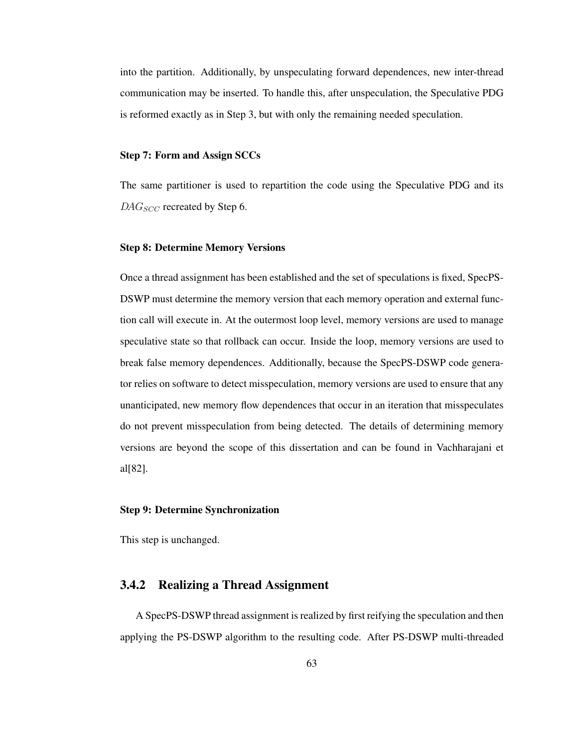into the partition. Additionally, by unspeculating forward dependences, new inter-thread communication may be inserted. To handle this, after unspeculation, the Speculative PDG is reformed exactly as in Step 3, but with only the remaining needed speculation.

#### Step 7: Form and Assign SCCs

The same partitioner is used to repartition the code using the Speculative PDG and its $DAG_{SCC}$ recreated by Step 6.

#### Step 8: Determine Memory Versions

Once a thread assignment has been established and the set of speculations is fixed, SpecPS-DSWP must determine the memory version that each memory operation and external function call will execute in. At the outermost loop level, memory versions are used to manage speculative state so that rollback can occur. Inside the loop, memory versions are used to break false memory dependences. Additionally, because the SpecPS-DSWP code generator relies on software to detect misspeculation, memory versions are used to ensure that any unanticipated, new memory flow dependences that occur in an iteration that misspeculates do not prevent misspeculation from being detected. The details of determining memory versions are beyond the scope of this dissertation and can be found in Vachharajani et al[82].

#### Step 9: Determine Synchronization

This step is unchanged.

### 3.4.2 Realizing a Thread Assignment

A SpecPS-DSWP thread assignment is realized by first reifying the speculation and then applying the PS-DSWP algorithm to the resulting code. After PS-DSWP multi-threaded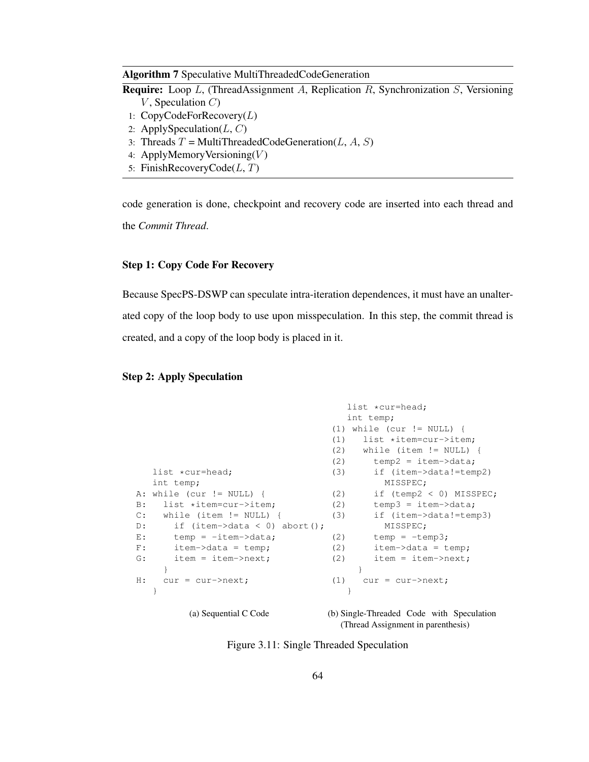**Algorithm 7** Speculative MultiThreadedCodeGeneration

**Require:** Loop $L$, (ThreadAssignment $A$, Replication $R$, Synchronization $S$, Versioning $V$, Speculation $C$)

1: CopyCodeForRecovery($L$)
2: ApplySpeculation($L$, $C$)
3: Threads $T$ = MultiThreadedCodeGeneration($L$, $A$, $S$)
4: ApplyMemoryVersioning($V$)
5: FinishRecoveryCode($L$, $T$)

code generation is done, checkpoint and recovery code are inserted into each thread and the *Commit Thread*.

### Step 1: Copy Code For Recovery

Because SpecPS-DSWP can speculate intra-iteration dependences, it must have an unaltered copy of the loop body to use upon misspeculation. In this step, the commit thread is created, and a copy of the loop body is placed in it.

### Step 2: Apply Speculation

```
   list *cur=head;
   int temp;
A: while (cur != NULL) {
B:   list *item=cur->item;
C:   while (item != NULL) {
D:     if (item->data < 0) abort();
E:     temp = -item->data;
F:     item->data = temp;
G:     item = item->next;
     }
H:   cur = cur->next;
   }
```

(a) Sequential C Code

```
    list *cur=head;
    int temp;
(1) while (cur != NULL) {
(1)   list *item=cur->item;
(2)   while (item != NULL) {
(2)     temp2 = item->data;
(3)     if (item->data!=temp2)
          MISSPEC;
(2)     if (temp2 < 0) MISSPEC;
(2)     temp3 = item->data;
(3)     if (item->data!=temp3)
          MISSPEC;
(2)     temp = -temp3;
(2)     item->data = temp;
(2)     item = item->next;
      }
(1)   cur = cur->next;
    }
```

(b) Single-Threaded Code with Speculation (Thread Assignment in parenthesis)

Figure 3.11: Single Threaded Speculation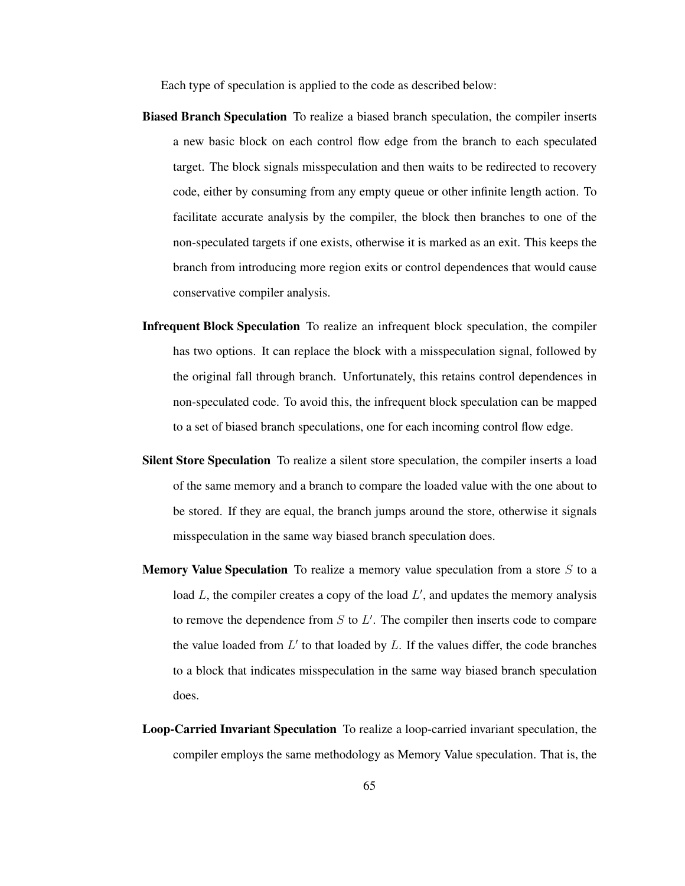Each type of speculation is applied to the code as described below:

**Biased Branch Speculation** To realize a biased branch speculation, the compiler inserts a new basic block on each control flow edge from the branch to each speculated target. The block signals misspeculation and then waits to be redirected to recovery code, either by consuming from any empty queue or other infinite length action. To facilitate accurate analysis by the compiler, the block then branches to one of the non-speculated targets if one exists, otherwise it is marked as an exit. This keeps the branch from introducing more region exits or control dependences that would cause conservative compiler analysis.

**Infrequent Block Speculation** To realize an infrequent block speculation, the compiler has two options. It can replace the block with a misspeculation signal, followed by the original fall through branch. Unfortunately, this retains control dependences in non-speculated code. To avoid this, the infrequent block speculation can be mapped to a set of biased branch speculations, one for each incoming control flow edge.

**Silent Store Speculation** To realize a silent store speculation, the compiler inserts a load of the same memory and a branch to compare the loaded value with the one about to be stored. If they are equal, the branch jumps around the store, otherwise it signals misspeculation in the same way biased branch speculation does.

**Memory Value Speculation** To realize a memory value speculation from a store $S$ to a load $L$, the compiler creates a copy of the load $L'$, and updates the memory analysis to remove the dependence from $S$ to $L'$. The compiler then inserts code to compare the value loaded from $L'$ to that loaded by $L$. If the values differ, the code branches to a block that indicates misspeculation in the same way biased branch speculation does.

**Loop-Carried Invariant Speculation** To realize a loop-carried invariant speculation, the compiler employs the same methodology as Memory Value speculation. That is, the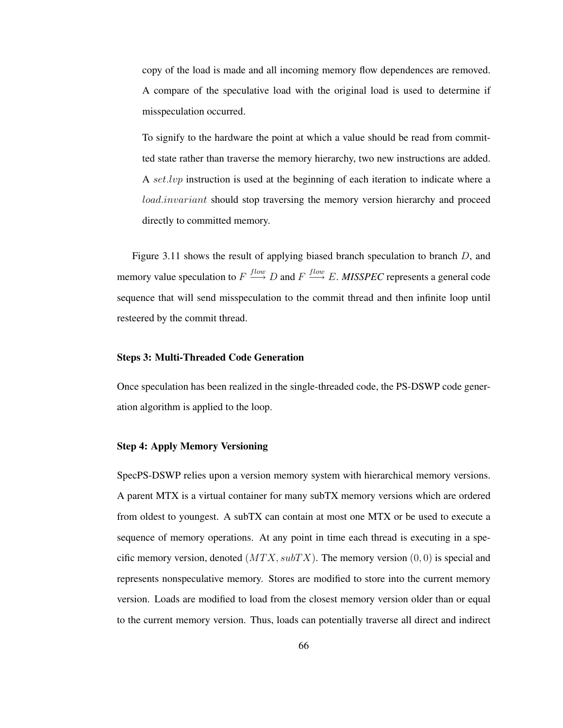copy of the load is made and all incoming memory flow dependences are removed. A compare of the speculative load with the original load is used to determine if misspeculation occurred.

To signify to the hardware the point at which a value should be read from committed state rather than traverse the memory hierarchy, two new instructions are added. A $set.lvp$ instruction is used at the beginning of each iteration to indicate where a $load.invariant$ should stop traversing the memory version hierarchy and proceed directly to committed memory.

Figure 3.11 shows the result of applying biased branch speculation to branch $D$, and memory value speculation to $F \xrightarrow{flow} D$ and $F \xrightarrow{flow} E$. ***MISSPEC*** represents a general code sequence that will send misspeculation to the commit thread and then infinite loop until resteered by the commit thread.

#### Steps 3: Multi-Threaded Code Generation

Once speculation has been realized in the single-threaded code, the PS-DSWP code generation algorithm is applied to the loop.

#### Step 4: Apply Memory Versioning

SpecPS-DSWP relies upon a version memory system with hierarchical memory versions. A parent MTX is a virtual container for many subTX memory versions which are ordered from oldest to youngest. A subTX can contain at most one MTX or be used to execute a sequence of memory operations. At any point in time each thread is executing in a specific memory version, denoted $(MTX, subTX)$. The memory version $(0, 0)$ is special and represents nonspeculative memory. Stores are modified to store into the current memory version. Loads are modified to load from the closest memory version older than or equal to the current memory version. Thus, loads can potentially traverse all direct and indirect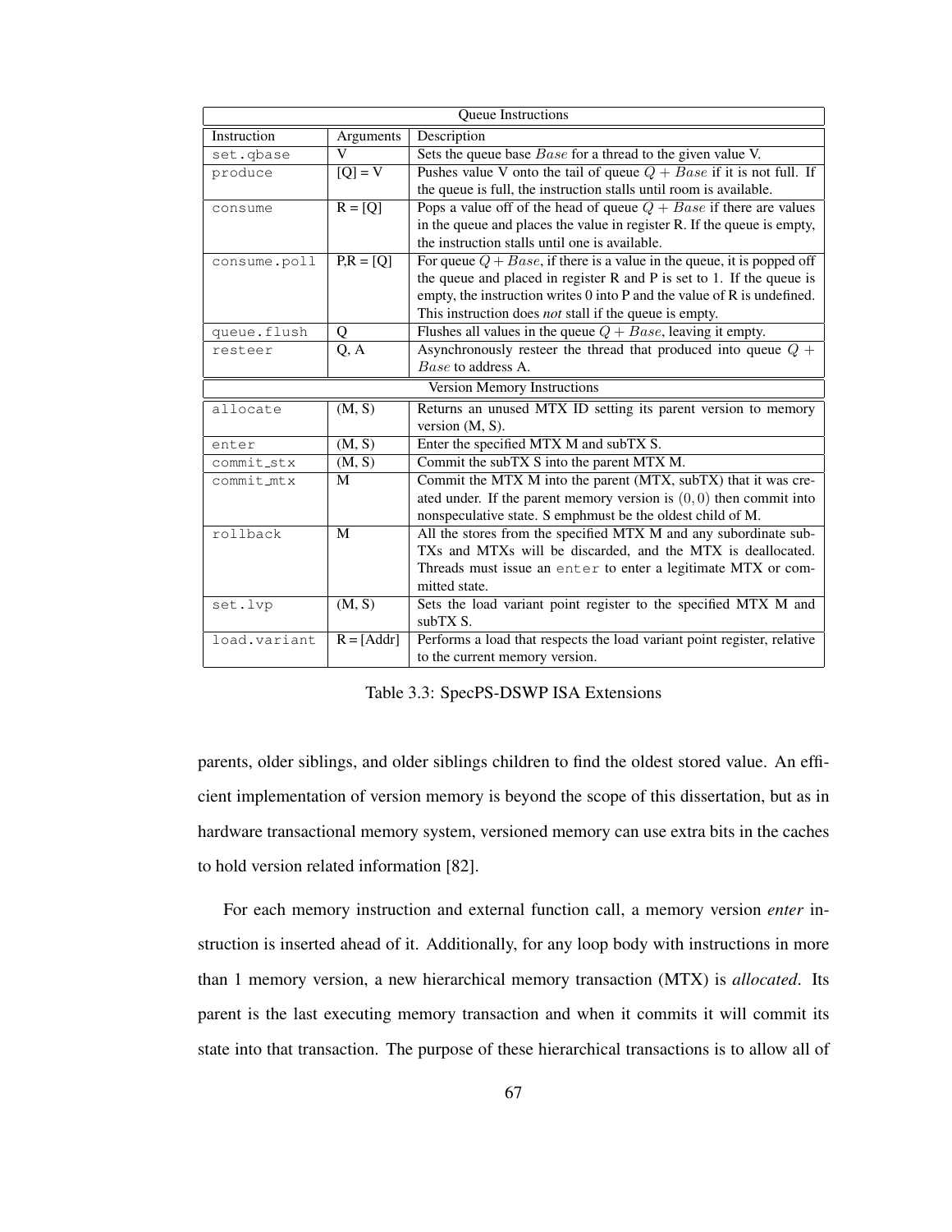| Queue Instructions | | |
|---|---|---|
| Instruction | Arguments | Description |
| `set.qbase` | V | Sets the queue base $Base$ for a thread to the given value V. |
| `produce` | [Q] = V | Pushes value V onto the tail of queue $Q + Base$ if it is not full. If the queue is full, the instruction stalls until room is available. |
| `consume` | R = [Q] | Pops a value off of the head of queue $Q + Base$ if there are values in the queue and places the value in register R. If the queue is empty, the instruction stalls until one is available. |
| `consume.poll` | P,R = [Q] | For queue $Q + Base$, if there is a value in the queue, it is popped off the queue and placed in register R and P is set to 1. If the queue is empty, the instruction writes 0 into P and the value of R is undefined. This instruction does *not* stall if the queue is empty. |
| `queue.flush` | Q | Flushes all values in the queue $Q + Base$, leaving it empty. |
| `resteer` | Q, A | Asynchronously resteer the thread that produced into queue $Q + Base$ to address A. |
| Version Memory Instructions | | |
| `allocate` | (M, S) | Returns an unused MTX ID setting its parent version to memory version (M, S). |
| `enter` | (M, S) | Enter the specified MTX M and subTX S. |
| `commit_stx` | (M, S) | Commit the subTX S into the parent MTX M. |
| `commit_mtx` | M | Commit the MTX M into the parent (MTX, subTX) that it was created under. If the parent memory version is $(0, 0)$ then commit into nonspeculative state. S emphmust be the oldest child of M. |
| `rollback` | M | All the stores from the specified MTX M and any subordinate subTXs and MTXs will be discarded, and the MTX is deallocated. Threads must issue an `enter` to enter a legitimate MTX or committed state. |
| `set.lvp` | (M, S) | Sets the load variant point register to the specified MTX M and subTX S. |
| `load.variant` | R = [Addr] | Performs a load that respects the load variant point register, relative to the current memory version. |

Table 3.3: SpecPS-DSWP ISA Extensions

parents, older siblings, and older siblings children to find the oldest stored value. An efficient implementation of version memory is beyond the scope of this dissertation, but as in hardware transactional memory system, versioned memory can use extra bits in the caches to hold version related information [82].

For each memory instruction and external function call, a memory version *enter* instruction is inserted ahead of it. Additionally, for any loop body with instructions in more than 1 memory version, a new hierarchical memory transaction (MTX) is *allocated*. Its parent is the last executing memory transaction and when it commits it will commit its state into that transaction. The purpose of these hierarchical transactions is to allow all of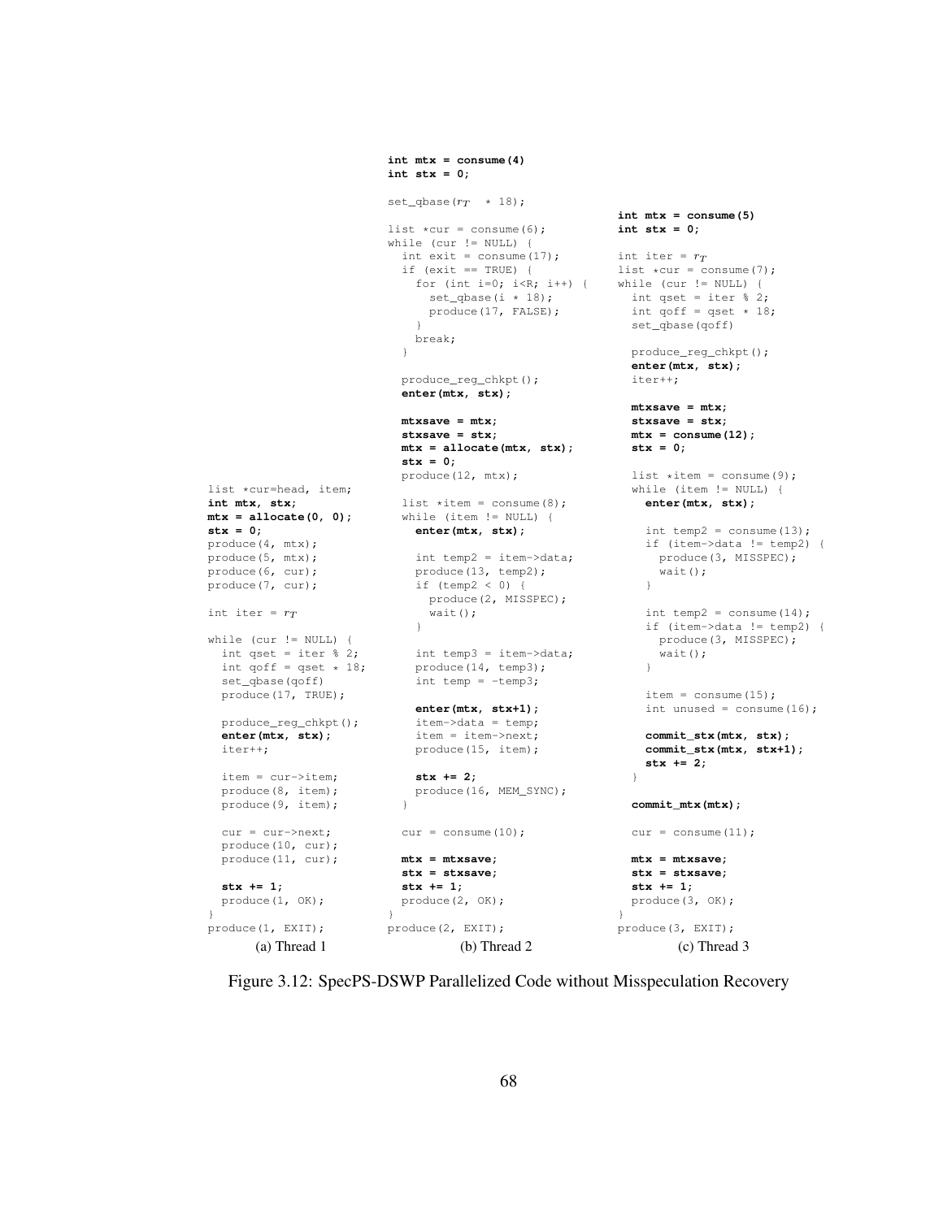```
list *cur=head, item;
int mtx, stx;
mtx = allocate(0, 0);
stx = 0;
produce(4, mtx);
produce(5, mtx);
produce(6, cur);
produce(7, cur);

int iter = r_T

while (cur != NULL) {
  int qset = iter % 2;
  int qoff = qset * 18;
  set_qbase(qoff)
  produce(17, TRUE);

  produce_reg_chkpt();
  enter(mtx, stx);
  iter++;

  item = cur->item;
  produce(8, item);
  produce(9, item);

  cur = cur->next;
  produce(10, cur);
  produce(11, cur);

  stx += 1;
  produce(1, OK);
}
produce(1, EXIT);
```

(a) Thread 1

```
int mtx = consume(4)
int stx = 0;

set_qbase(r_T * 18);

list *cur = consume(6);
while (cur != NULL) {
  int exit = consume(17);
  if (exit == TRUE) {
    for (int i=0; i<R; i++) {
      set_qbase(i * 18);
      produce(17, FALSE);
    }
    break;
  }

  produce_reg_chkpt();
  enter(mtx, stx);

  mtxsave = mtx;
  stxsave = stx;
  mtx = allocate(mtx, stx);
  stx = 0;
  produce(12, mtx);

  list *item = consume(8);
  while (item != NULL) {
    enter(mtx, stx);

    int temp2 = item->data;
    produce(13, temp2);
    if (temp2 < 0) {
      produce(2, MISSPEC);
      wait();
    }

    int temp3 = item->data;
    produce(14, temp3);
    int temp = -temp3;

    enter(mtx, stx+1);
    item->data = temp;
    item = item->next;
    produce(15, item);

    stx += 2;
    produce(16, MEM_SYNC);
  }

  cur = consume(10);

  mtx = mtxsave;
  stx = stxsave;
  stx += 1;
  produce(2, OK);
}
produce(2, EXIT);
```

(b) Thread 2

```
int mtx = consume(5)
int stx = 0;

int iter = r_T
list *cur = consume(7);
while (cur != NULL) {
  int qset = iter % 2;
  int qoff = qset * 18;
  set_qbase(qoff)

  produce_reg_chkpt();
  enter(mtx, stx);
  iter++;

  mtxsave = mtx;
  stxsave = stx;
  mtx = consume(12);
  stx = 0;

  list *item = consume(9);
  while (item != NULL) {
    enter(mtx, stx);

    int temp2 = consume(13);
    if (item->data != temp2) {
      produce(3, MISSPEC);
      wait();
    }

    int temp2 = consume(14);
    if (item->data != temp2) {
      produce(3, MISSPEC);
      wait();
    }

    item = consume(15);
    int unused = consume(16);

    commit_stx(mtx, stx);
    commit_stx(mtx, stx+1);
    stx += 2;
  }

  commit_mtx(mtx);

  cur = consume(11);

  mtx = mtxsave;
  stx = stxsave;
  stx += 1;
  produce(3, OK);
}
produce(3, EXIT);
```

(c) Thread 3

Figure 3.12: SpecPS-DSWP Parallelized Code without Misspeculation Recovery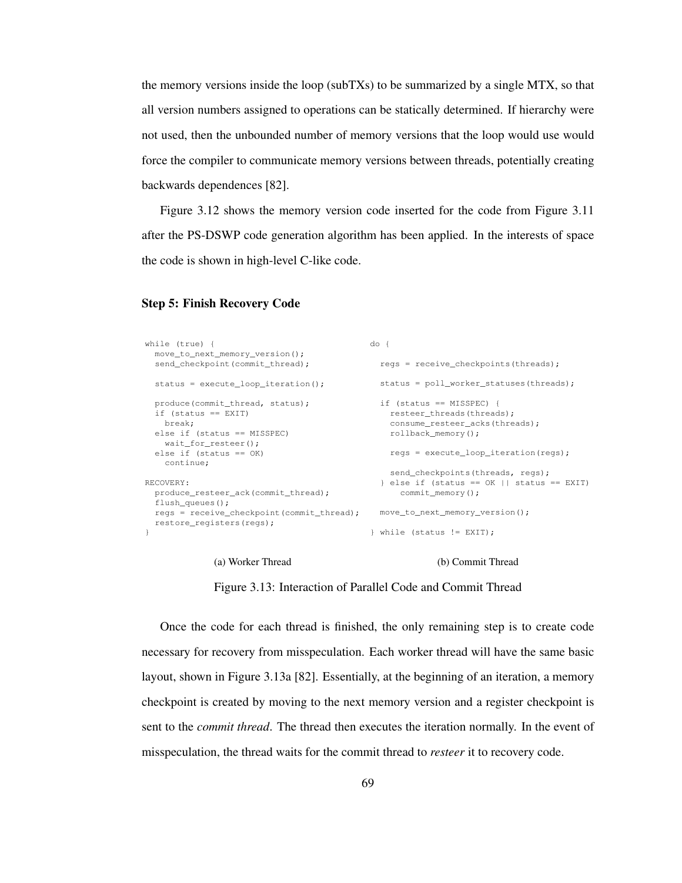the memory versions inside the loop (subTXs) to be summarized by a single MTX, so that all version numbers assigned to operations can be statically determined. If hierarchy were not used, then the unbounded number of memory versions that the loop would use would force the compiler to communicate memory versions between threads, potentially creating backwards dependences [82].

Figure 3.12 shows the memory version code inserted for the code from Figure 3.11 after the PS-DSWP code generation algorithm has been applied. In the interests of space the code is shown in high-level C-like code.

### Step 5: Finish Recovery Code

```
while (true) {
  move_to_next_memory_version();
  send_checkpoint(commit_thread);

  status = execute_loop_iteration();

  produce(commit_thread, status);
  if (status == EXIT)
    break;
  else if (status == MISSPEC)
    wait_for_resteer();
  else if (status == OK)
    continue;

RECOVERY:
  produce_resteer_ack(commit_thread);
  flush_queues();
  regs = receive_checkpoint(commit_thread);
  restore_registers(regs);
}
```

(a) Worker Thread

```
do {

  regs = receive_checkpoints(threads);

  status = poll_worker_statuses(threads);

  if (status == MISSPEC) {
    resteer_threads(threads);
    consume_resteer_acks(threads);
    rollback_memory();

    regs = execute_loop_iteration(regs);

    send_checkpoints(threads, regs);
  } else if (status == OK || status == EXIT)
      commit_memory();

  move_to_next_memory_version();

} while (status != EXIT);
```

(b) Commit Thread

Figure 3.13: Interaction of Parallel Code and Commit Thread

Once the code for each thread is finished, the only remaining step is to create code necessary for recovery from misspeculation. Each worker thread will have the same basic layout, shown in Figure 3.13a [82]. Essentially, at the beginning of an iteration, a memory checkpoint is created by moving to the next memory version and a register checkpoint is sent to the *commit thread*. The thread then executes the iteration normally. In the event of misspeculation, the thread waits for the commit thread to *resteer* it to recovery code.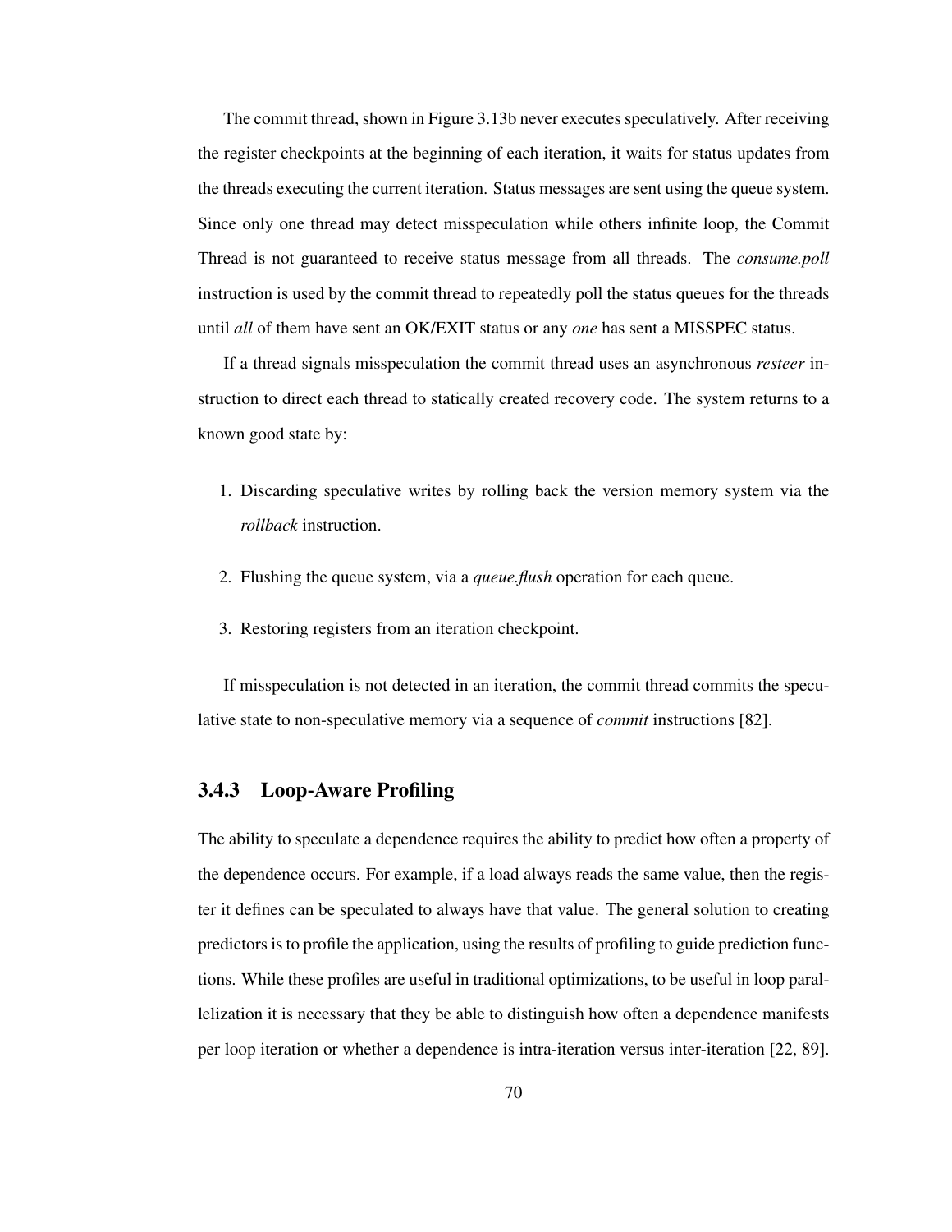The commit thread, shown in Figure 3.13b never executes speculatively. After receiving the register checkpoints at the beginning of each iteration, it waits for status updates from the threads executing the current iteration. Status messages are sent using the queue system. Since only one thread may detect misspeculation while others infinite loop, the Commit Thread is not guaranteed to receive status message from all threads. The *consume.poll* instruction is used by the commit thread to repeatedly poll the status queues for the threads until *all* of them have sent an OK/EXIT status or any *one* has sent a MISSPEC status.

If a thread signals misspeculation the commit thread uses an asynchronous *resteer* instruction to direct each thread to statically created recovery code. The system returns to a known good state by:

1. Discarding speculative writes by rolling back the version memory system via the *rollback* instruction.

2. Flushing the queue system, via a *queue.flush* operation for each queue.

3. Restoring registers from an iteration checkpoint.

If misspeculation is not detected in an iteration, the commit thread commits the speculative state to non-speculative memory via a sequence of *commit* instructions [82].

### 3.4.3 Loop-Aware Profiling

The ability to speculate a dependence requires the ability to predict how often a property of the dependence occurs. For example, if a load always reads the same value, then the register it defines can be speculated to always have that value. The general solution to creating predictors is to profile the application, using the results of profiling to guide prediction functions. While these profiles are useful in traditional optimizations, to be useful in loop parallelization it is necessary that they be able to distinguish how often a dependence manifests per loop iteration or whether a dependence is intra-iteration versus inter-iteration [22, 89].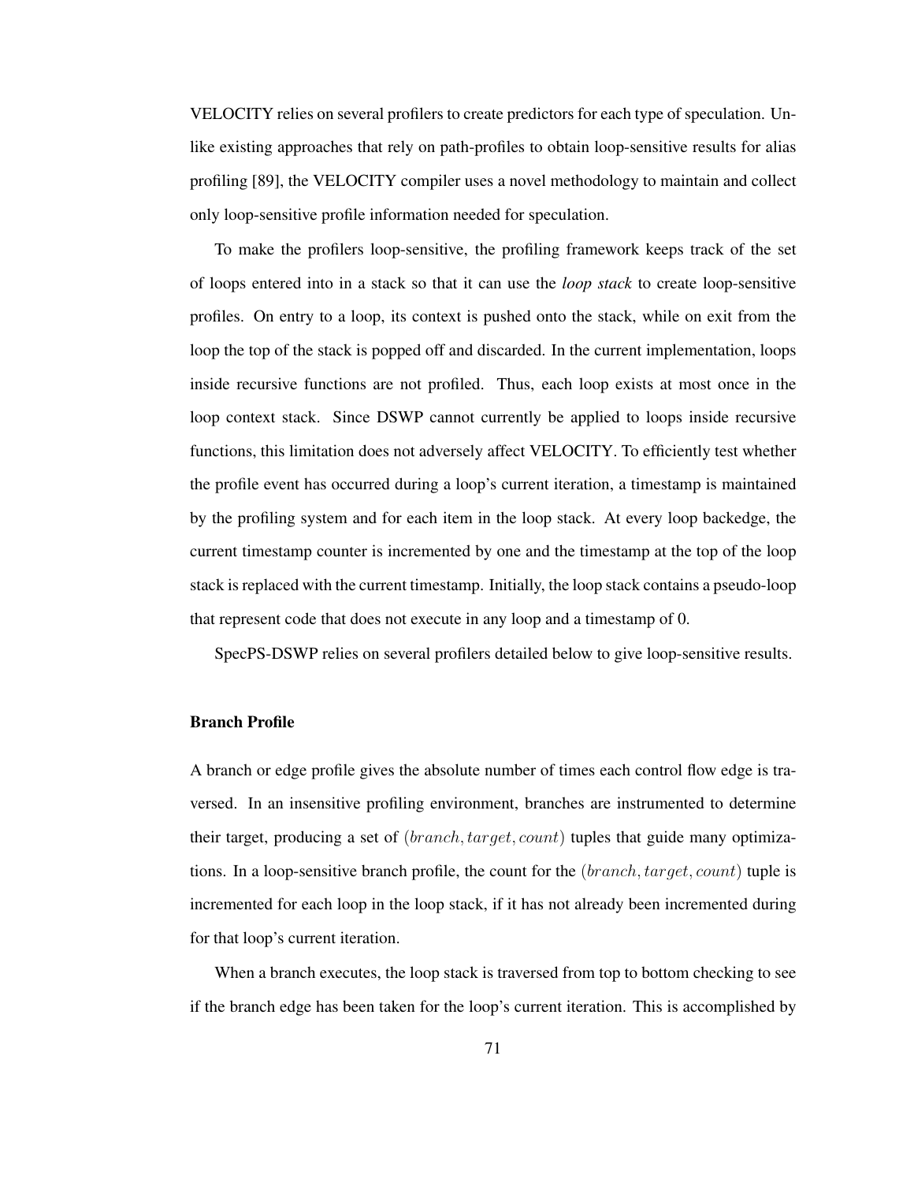VELOCITY relies on several profilers to create predictors for each type of speculation. Unlike existing approaches that rely on path-profiles to obtain loop-sensitive results for alias profiling [89], the VELOCITY compiler uses a novel methodology to maintain and collect only loop-sensitive profile information needed for speculation.

To make the profilers loop-sensitive, the profiling framework keeps track of the set of loops entered into in a stack so that it can use the *loop stack* to create loop-sensitive profiles. On entry to a loop, its context is pushed onto the stack, while on exit from the loop the top of the stack is popped off and discarded. In the current implementation, loops inside recursive functions are not profiled. Thus, each loop exists at most once in the loop context stack. Since DSWP cannot currently be applied to loops inside recursive functions, this limitation does not adversely affect VELOCITY. To efficiently test whether the profile event has occurred during a loop's current iteration, a timestamp is maintained by the profiling system and for each item in the loop stack. At every loop backedge, the current timestamp counter is incremented by one and the timestamp at the top of the loop stack is replaced with the current timestamp. Initially, the loop stack contains a pseudo-loop that represent code that does not execute in any loop and a timestamp of 0.

SpecPS-DSWP relies on several profilers detailed below to give loop-sensitive results.

### Branch Profile

A branch or edge profile gives the absolute number of times each control flow edge is traversed. In an insensitive profiling environment, branches are instrumented to determine their target, producing a set of $(branch, target, count)$ tuples that guide many optimizations. In a loop-sensitive branch profile, the count for the $(branch, target, count)$ tuple is incremented for each loop in the loop stack, if it has not already been incremented during for that loop's current iteration.

When a branch executes, the loop stack is traversed from top to bottom checking to see if the branch edge has been taken for the loop's current iteration. This is accomplished by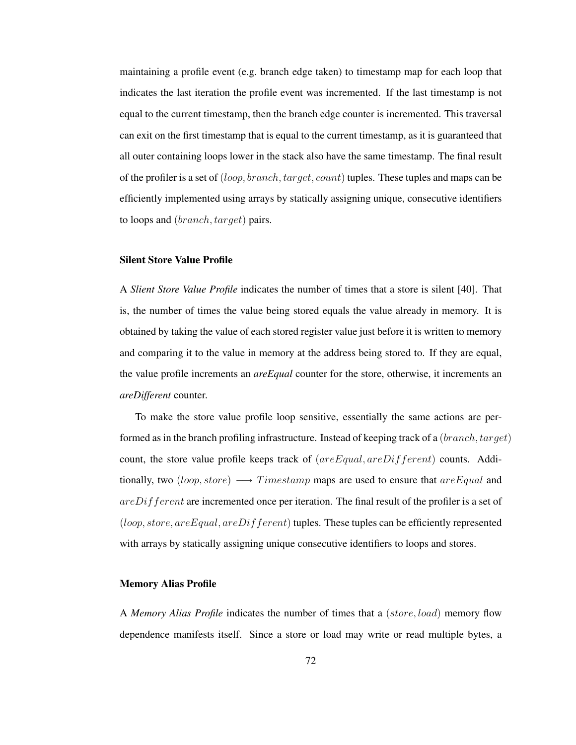maintaining a profile event (e.g. branch edge taken) to timestamp map for each loop that indicates the last iteration the profile event was incremented. If the last timestamp is not equal to the current timestamp, then the branch edge counter is incremented. This traversal can exit on the first timestamp that is equal to the current timestamp, as it is guaranteed that all outer containing loops lower in the stack also have the same timestamp. The final result of the profiler is a set of $(loop, branch, target, count)$ tuples. These tuples and maps can be efficiently implemented using arrays by statically assigning unique, consecutive identifiers to loops and $(branch, target)$ pairs.

### Silent Store Value Profile

A *Slient Store Value Profile* indicates the number of times that a store is silent [40]. That is, the number of times the value being stored equals the value already in memory. It is obtained by taking the value of each stored register value just before it is written to memory and comparing it to the value in memory at the address being stored to. If they are equal, the value profile increments an ***areEqual*** counter for the store, otherwise, it increments an ***areDifferent*** counter.

To make the store value profile loop sensitive, essentially the same actions are performed as in the branch profiling infrastructure. Instead of keeping track of a $(branch, target)$ count, the store value profile keeps track of $(areEqual, areDifferent)$ counts. Additionally, two $(loop, store) \longrightarrow Timestamp$ maps are used to ensure that $areEqual$ and $areDifferent$ are incremented once per iteration. The final result of the profiler is a set of $(loop, store, areEqual, areDifferent)$ tuples. These tuples can be efficiently represented with arrays by statically assigning unique consecutive identifiers to loops and stores.

### Memory Alias Profile

A *Memory Alias Profile* indicates the number of times that a $(store, load)$ memory flow dependence manifests itself. Since a store or load may write or read multiple bytes, a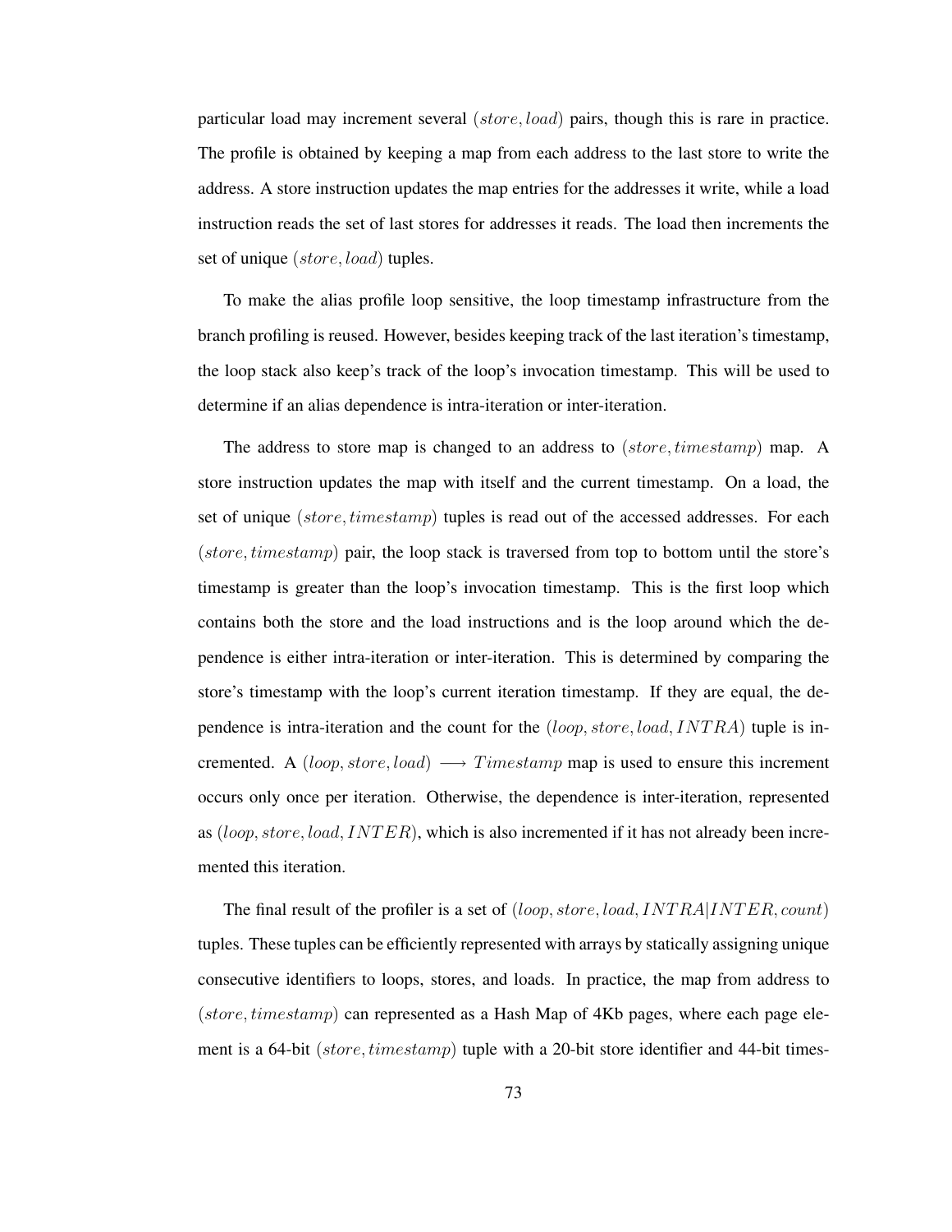particular load may increment several $(store, load)$ pairs, though this is rare in practice. The profile is obtained by keeping a map from each address to the last store to write the address. A store instruction updates the map entries for the addresses it write, while a load instruction reads the set of last stores for addresses it reads. The load then increments the set of unique $(store, load)$ tuples.

To make the alias profile loop sensitive, the loop timestamp infrastructure from the branch profiling is reused. However, besides keeping track of the last iteration's timestamp, the loop stack also keep's track of the loop's invocation timestamp. This will be used to determine if an alias dependence is intra-iteration or inter-iteration.

The address to store map is changed to an address to $(store, timestamp)$ map. A store instruction updates the map with itself and the current timestamp. On a load, the set of unique $(store, timestamp)$ tuples is read out of the accessed addresses. For each $(store, timestamp)$ pair, the loop stack is traversed from top to bottom until the store's timestamp is greater than the loop's invocation timestamp. This is the first loop which contains both the store and the load instructions and is the loop around which the dependence is either intra-iteration or inter-iteration. This is determined by comparing the store's timestamp with the loop's current iteration timestamp. If they are equal, the dependence is intra-iteration and the count for the $(loop, store, load, INTRA)$ tuple is incremented. A $(loop, store, load) \longrightarrow Timestamp$ map is used to ensure this increment occurs only once per iteration. Otherwise, the dependence is inter-iteration, represented as $(loop, store, load, INTER)$, which is also incremented if it has not already been incremented this iteration.

The final result of the profiler is a set of $(loop, store, load, INTRA|INTER, count)$ tuples. These tuples can be efficiently represented with arrays by statically assigning unique consecutive identifiers to loops, stores, and loads. In practice, the map from address to $(store, timestamp)$ can represented as a Hash Map of 4Kb pages, where each page element is a 64-bit $(store, timestamp)$ tuple with a 20-bit store identifier and 44-bit times-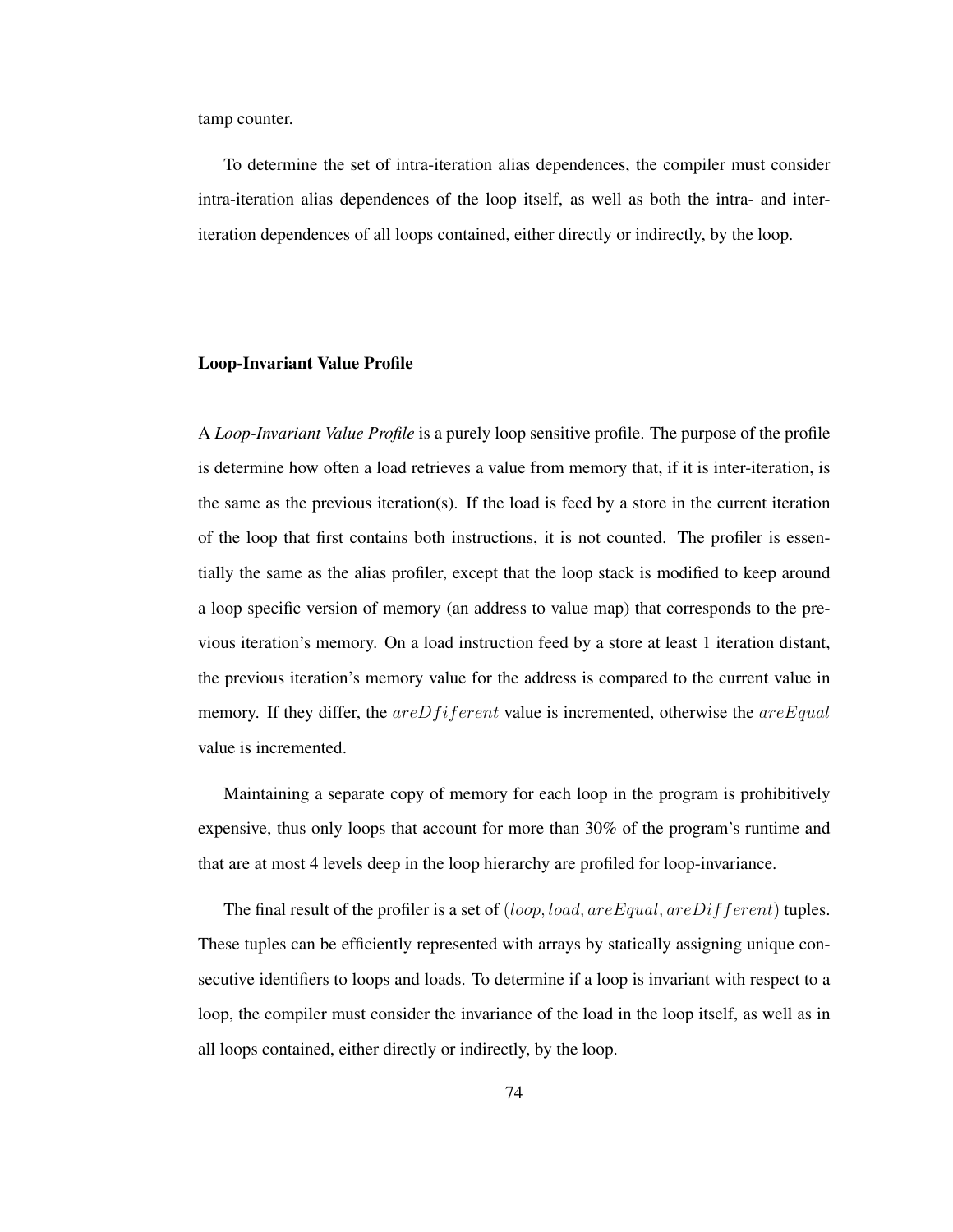tamp counter.

To determine the set of intra-iteration alias dependences, the compiler must consider intra-iteration alias dependences of the loop itself, as well as both the intra- and inter-iteration dependences of all loops contained, either directly or indirectly, by the loop.

### Loop-Invariant Value Profile

A *Loop-Invariant Value Profile* is a purely loop sensitive profile. The purpose of the profile is determine how often a load retrieves a value from memory that, if it is inter-iteration, is the same as the previous iteration(s). If the load is feed by a store in the current iteration of the loop that first contains both instructions, it is not counted. The profiler is essentially the same as the alias profiler, except that the loop stack is modified to keep around a loop specific version of memory (an address to value map) that corresponds to the previous iteration's memory. On a load instruction feed by a store at least 1 iteration distant, the previous iteration's memory value for the address is compared to the current value in memory. If they differ, the $areDfiferent$ value is incremented, otherwise the $areEqual$ value is incremented.

Maintaining a separate copy of memory for each loop in the program is prohibitively expensive, thus only loops that account for more than 30% of the program's runtime and that are at most 4 levels deep in the loop hierarchy are profiled for loop-invariance.

The final result of the profiler is a set of $(loop, load, areEqual, areDifferent)$ tuples. These tuples can be efficiently represented with arrays by statically assigning unique consecutive identifiers to loops and loads. To determine if a loop is invariant with respect to a loop, the compiler must consider the invariance of the load in the loop itself, as well as in all loops contained, either directly or indirectly, by the loop.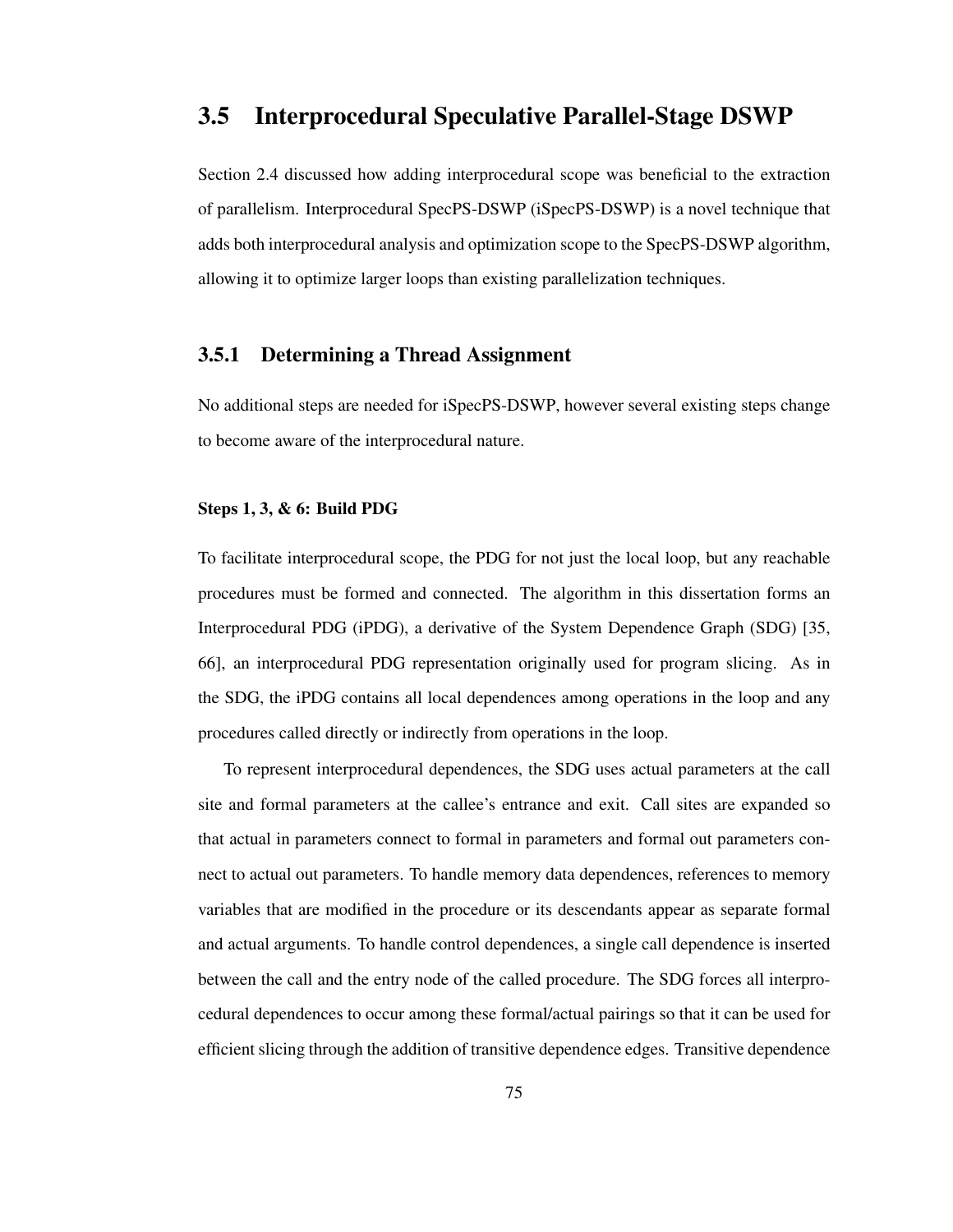## 3.5 Interprocedural Speculative Parallel-Stage DSWP

Section 2.4 discussed how adding interprocedural scope was beneficial to the extraction of parallelism. Interprocedural SpecPS-DSWP (iSpecPS-DSWP) is a novel technique that adds both interprocedural analysis and optimization scope to the SpecPS-DSWP algorithm, allowing it to optimize larger loops than existing parallelization techniques.

### 3.5.1 Determining a Thread Assignment

No additional steps are needed for iSpecPS-DSWP, however several existing steps change to become aware of the interprocedural nature.

#### Steps 1, 3, & 6: Build PDG

To facilitate interprocedural scope, the PDG for not just the local loop, but any reachable procedures must be formed and connected. The algorithm in this dissertation forms an Interprocedural PDG (iPDG), a derivative of the System Dependence Graph (SDG) [35, 66], an interprocedural PDG representation originally used for program slicing. As in the SDG, the iPDG contains all local dependences among operations in the loop and any procedures called directly or indirectly from operations in the loop.

To represent interprocedural dependences, the SDG uses actual parameters at the call site and formal parameters at the callee's entrance and exit. Call sites are expanded so that actual in parameters connect to formal in parameters and formal out parameters connect to actual out parameters. To handle memory data dependences, references to memory variables that are modified in the procedure or its descendants appear as separate formal and actual arguments. To handle control dependences, a single call dependence is inserted between the call and the entry node of the called procedure. The SDG forces all interprocedural dependences to occur among these formal/actual pairings so that it can be used for efficient slicing through the addition of transitive dependence edges. Transitive dependence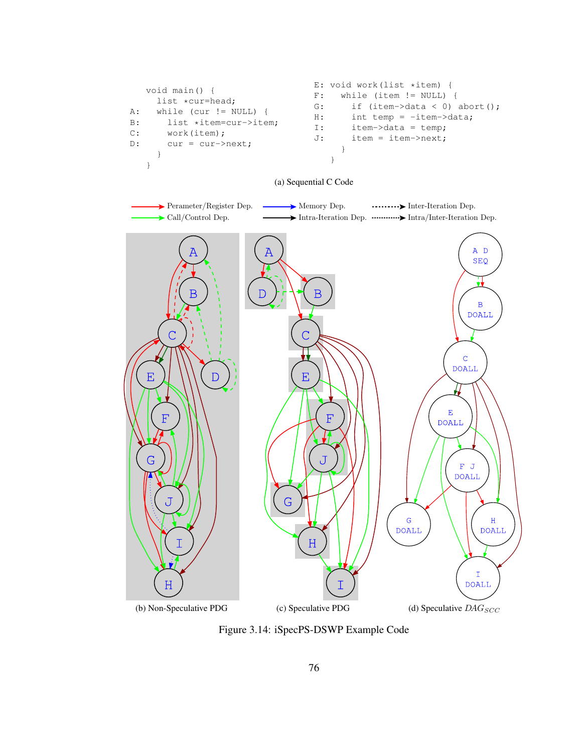```
    void main() {
      list *cur=head;
A:    while (cur != NULL) {
B:      list *item=cur->item;
C:      work(item);
D:      cur = cur->next;
      }
    }
```

```
E: void work(list *item) {
F:   while (item != NULL) {
G:     if (item->data < 0) abort();
H:     int temp = -item->data;
I:     item->data = temp;
J:     item = item->next;
     }
   }
```

(a) Sequential C Code

Perameter/Register Dep. Memory Dep. Inter-Iteration Dep.
Call/Control Dep. Intra-Iteration Dep. Intra/Inter-Iteration Dep.

(b) Non-Speculative PDG (c) Speculative PDG (d) Speculative $DAG_{SCC}$

Figure 3.14: iSpecPS-DSWP Example Code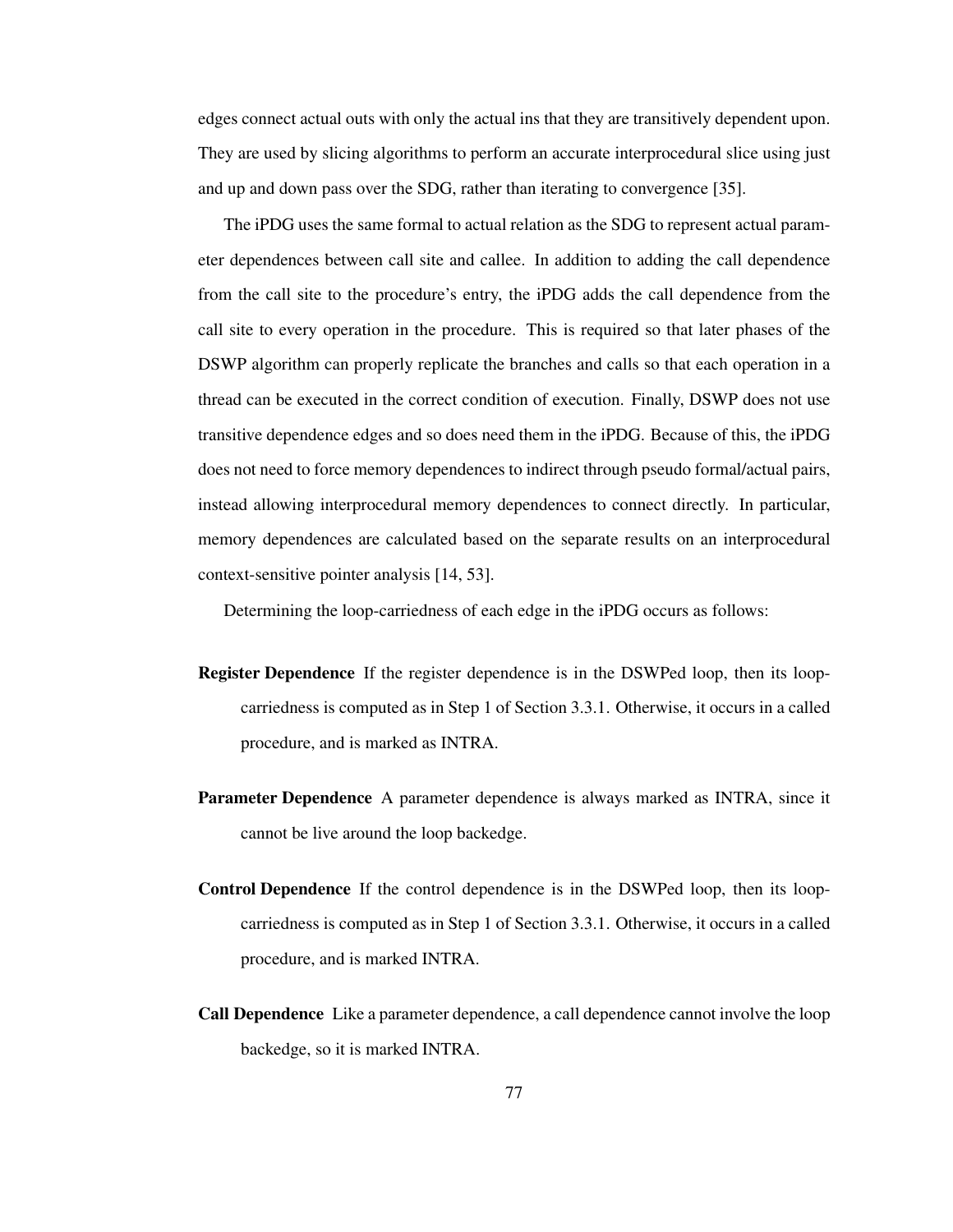edges connect actual outs with only the actual ins that they are transitively dependent upon. They are used by slicing algorithms to perform an accurate interprocedural slice using just and up and down pass over the SDG, rather than iterating to convergence [35].

The iPDG uses the same formal to actual relation as the SDG to represent actual parameter dependences between call site and callee. In addition to adding the call dependence from the call site to the procedure's entry, the iPDG adds the call dependence from the call site to every operation in the procedure. This is required so that later phases of the DSWP algorithm can properly replicate the branches and calls so that each operation in a thread can be executed in the correct condition of execution. Finally, DSWP does not use transitive dependence edges and so does need them in the iPDG. Because of this, the iPDG does not need to force memory dependences to indirect through pseudo formal/actual pairs, instead allowing interprocedural memory dependences to connect directly. In particular, memory dependences are calculated based on the separate results on an interprocedural context-sensitive pointer analysis [14, 53].

Determining the loop-carriedness of each edge in the iPDG occurs as follows:

**Register Dependence** If the register dependence is in the DSWPed loop, then its loop-carriedness is computed as in Step 1 of Section 3.3.1. Otherwise, it occurs in a called procedure, and is marked as INTRA.

**Parameter Dependence** A parameter dependence is always marked as INTRA, since it cannot be live around the loop backedge.

**Control Dependence** If the control dependence is in the DSWPed loop, then its loop-carriedness is computed as in Step 1 of Section 3.3.1. Otherwise, it occurs in a called procedure, and is marked INTRA.

**Call Dependence** Like a parameter dependence, a call dependence cannot involve the loop backedge, so it is marked INTRA.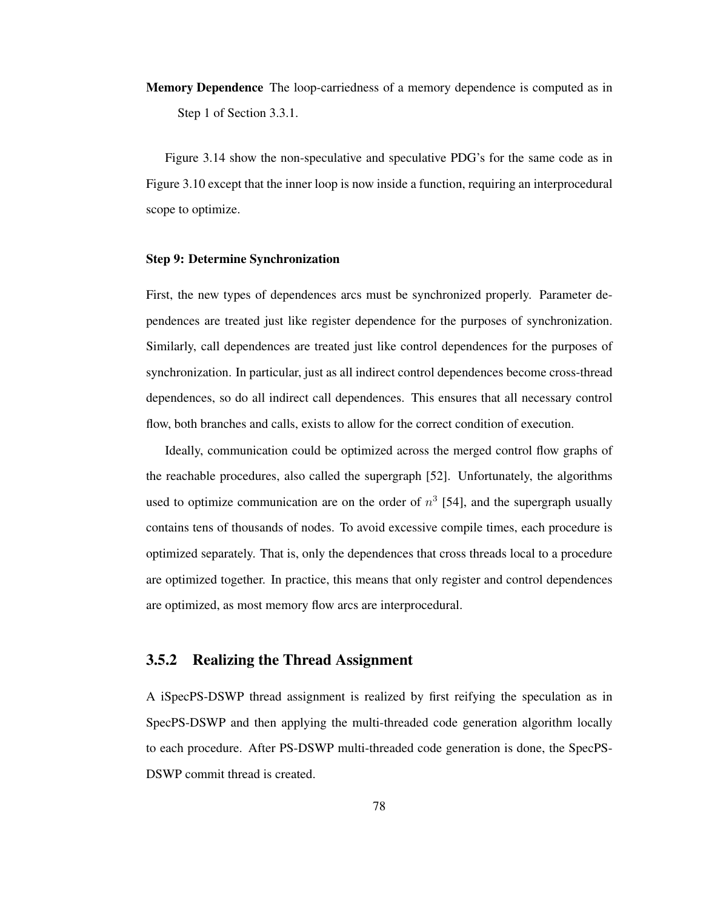**Memory Dependence** The loop-carriedness of a memory dependence is computed as in Step 1 of Section 3.3.1.

Figure 3.14 show the non-speculative and speculative PDG's for the same code as in Figure 3.10 except that the inner loop is now inside a function, requiring an interprocedural scope to optimize.

#### Step 9: Determine Synchronization

First, the new types of dependences arcs must be synchronized properly. Parameter dependences are treated just like register dependence for the purposes of synchronization. Similarly, call dependences are treated just like control dependences for the purposes of synchronization. In particular, just as all indirect control dependences become cross-thread dependences, so do all indirect call dependences. This ensures that all necessary control flow, both branches and calls, exists to allow for the correct condition of execution.

Ideally, communication could be optimized across the merged control flow graphs of the reachable procedures, also called the supergraph [52]. Unfortunately, the algorithms used to optimize communication are on the order of $n^3$ [54], and the supergraph usually contains tens of thousands of nodes. To avoid excessive compile times, each procedure is optimized separately. That is, only the dependences that cross threads local to a procedure are optimized together. In practice, this means that only register and control dependences are optimized, as most memory flow arcs are interprocedural.

### 3.5.2 Realizing the Thread Assignment

A iSpecPS-DSWP thread assignment is realized by first reifying the speculation as in SpecPS-DSWP and then applying the multi-threaded code generation algorithm locally to each procedure. After PS-DSWP multi-threaded code generation is done, the SpecPS-DSWP commit thread is created.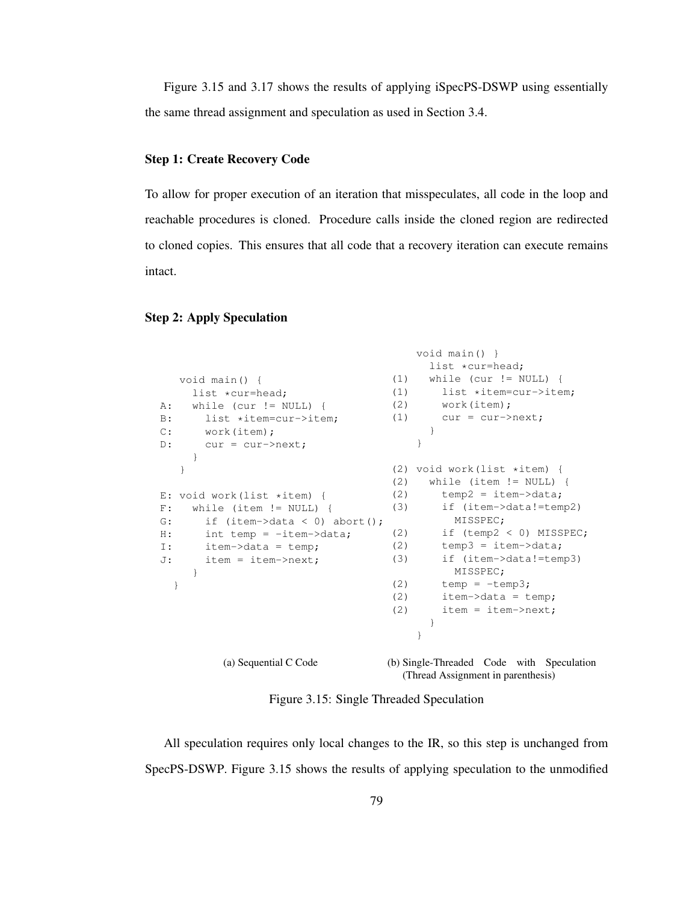Figure 3.15 and 3.17 shows the results of applying iSpecPS-DSWP using essentially the same thread assignment and speculation as used in Section 3.4.

### Step 1: Create Recovery Code

To allow for proper execution of an iteration that misspeculates, all code in the loop and reachable procedures is cloned. Procedure calls inside the cloned region are redirected to cloned copies. This ensures that all code that a recovery iteration can execute remains intact.

### Step 2: Apply Speculation

```
   void main() {
     list *cur=head;
A:   while (cur != NULL) {
B:     list *item=cur->item;
C:     work(item);
D:     cur = cur->next;
     }
   }

E: void work(list *item) {
F:   while (item != NULL) {
G:     if (item->data < 0) abort();
H:     int temp = -item->data;
I:     item->data = temp;
J:     item = item->next;
     }
   }
```

(a) Sequential C Code

```
    void main() }
      list *cur=head;
(1)   while (cur != NULL) {
(1)     list *item=cur->item;
(2)     work(item);
(1)     cur = cur->next;
      }
    }

(2) void work(list *item) {
(2)   while (item != NULL) {
(2)     temp2 = item->data;
(3)     if (item->data!=temp2)
          MISSPEC;
(2)     if (temp2 < 0) MISSPEC;
(2)     temp3 = item->data;
(3)     if (item->data!=temp3)
          MISSPEC;
(2)     temp = -temp3;
(2)     item->data = temp;
(2)     item = item->next;
      }
    }
```

(b) Single-Threaded Code with Speculation (Thread Assignment in parenthesis)

Figure 3.15: Single Threaded Speculation

All speculation requires only local changes to the IR, so this step is unchanged from SpecPS-DSWP. Figure 3.15 shows the results of applying speculation to the unmodified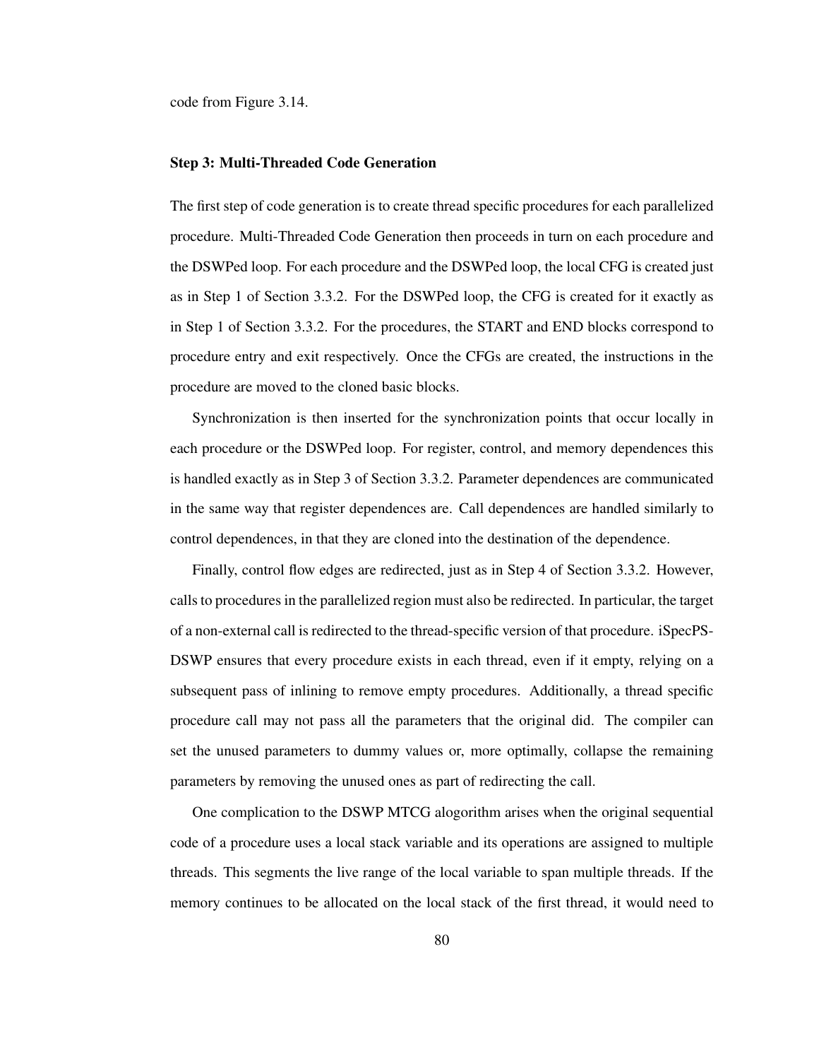code from Figure 3.14.

#### Step 3: Multi-Threaded Code Generation

The first step of code generation is to create thread specific procedures for each parallelized procedure. Multi-Threaded Code Generation then proceeds in turn on each procedure and the DSWPed loop. For each procedure and the DSWPed loop, the local CFG is created just as in Step 1 of Section 3.3.2. For the DSWPed loop, the CFG is created for it exactly as in Step 1 of Section 3.3.2. For the procedures, the START and END blocks correspond to procedure entry and exit respectively. Once the CFGs are created, the instructions in the procedure are moved to the cloned basic blocks.

Synchronization is then inserted for the synchronization points that occur locally in each procedure or the DSWPed loop. For register, control, and memory dependences this is handled exactly as in Step 3 of Section 3.3.2. Parameter dependences are communicated in the same way that register dependences are. Call dependences are handled similarly to control dependences, in that they are cloned into the destination of the dependence.

Finally, control flow edges are redirected, just as in Step 4 of Section 3.3.2. However, calls to procedures in the parallelized region must also be redirected. In particular, the target of a non-external call is redirected to the thread-specific version of that procedure. iSpecPS-DSWP ensures that every procedure exists in each thread, even if it empty, relying on a subsequent pass of inlining to remove empty procedures. Additionally, a thread specific procedure call may not pass all the parameters that the original did. The compiler can set the unused parameters to dummy values or, more optimally, collapse the remaining parameters by removing the unused ones as part of redirecting the call.

One complication to the DSWP MTCG alogorithm arises when the original sequential code of a procedure uses a local stack variable and its operations are assigned to multiple threads. This segments the live range of the local variable to span multiple threads. If the memory continues to be allocated on the local stack of the first thread, it would need to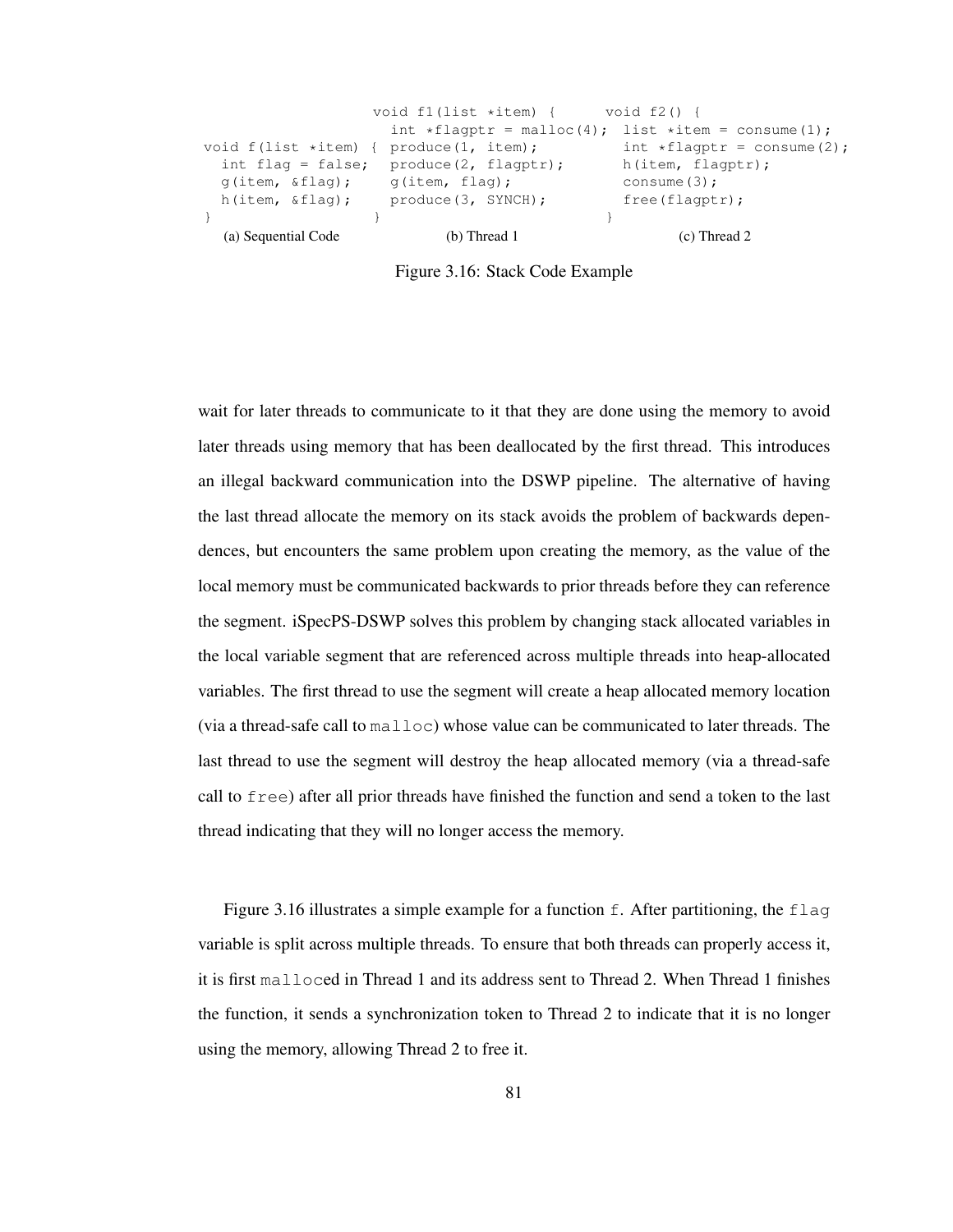```
void f(list *item) {
  int flag = false;
  g(item, &flag);
  h(item, &flag);
}
```
(a) Sequential Code

```
void f1(list *item) {
  int *flagptr = malloc(4);
  produce(1, item);
  produce(2, flagptr);
  g(item, flag);
  produce(3, SYNCH);
}
```
(b) Thread 1

```
void f2() {
  list *item = consume(1);
  int *flagptr = consume(2);
  h(item, flagptr);
  consume(3);
  free(flagptr);
}
```
(c) Thread 2

Figure 3.16: Stack Code Example

wait for later threads to communicate to it that they are done using the memory to avoid later threads using memory that has been deallocated by the first thread. This introduces an illegal backward communication into the DSWP pipeline. The alternative of having the last thread allocate the memory on its stack avoids the problem of backwards dependences, but encounters the same problem upon creating the memory, as the value of the local memory must be communicated backwards to prior threads before they can reference the segment. iSpecPS-DSWP solves this problem by changing stack allocated variables in the local variable segment that are referenced across multiple threads into heap-allocated variables. The first thread to use the segment will create a heap allocated memory location (via a thread-safe call to `malloc`) whose value can be communicated to later threads. The last thread to use the segment will destroy the heap allocated memory (via a thread-safe call to `free`) after all prior threads have finished the function and send a token to the last thread indicating that they will no longer access the memory.

Figure 3.16 illustrates a simple example for a function `f`. After partitioning, the `flag` variable is split across multiple threads. To ensure that both threads can properly access it, it is first `malloc`ed in Thread 1 and its address sent to Thread 2. When Thread 1 finishes the function, it sends a synchronization token to Thread 2 to indicate that it is no longer using the memory, allowing Thread 2 to free it.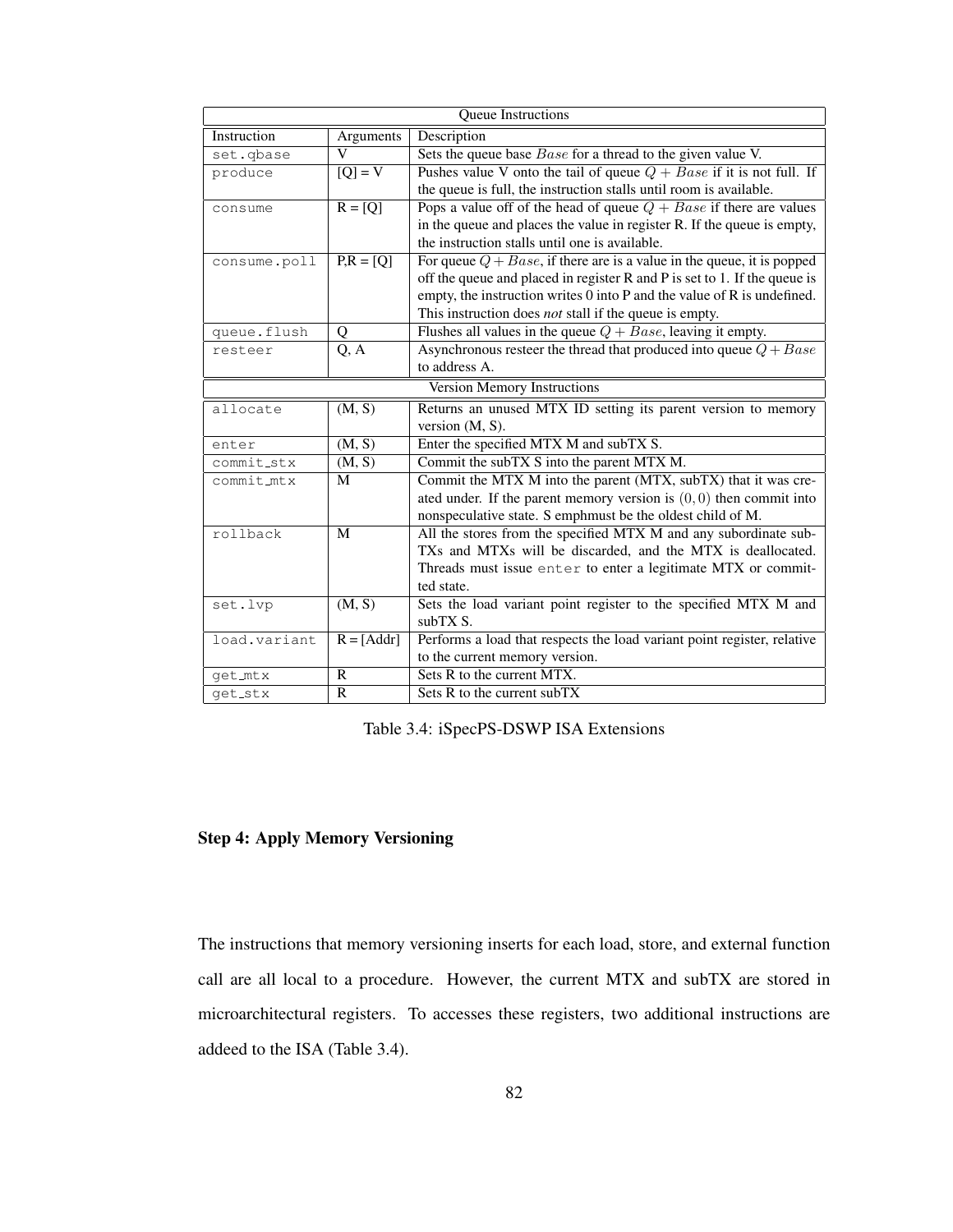| Queue Instructions | | |
|---|---|---|
| Instruction | Arguments | Description |
| `set.qbase` | V | Sets the queue base $Base$ for a thread to the given value V. |
| `produce` | [Q] = V | Pushes value V onto the tail of queue $Q + Base$ if it is not full. If the queue is full, the instruction stalls until room is available. |
| `consume` | R = [Q] | Pops a value off of the head of queue $Q + Base$ if there are values in the queue and places the value in register R. If the queue is empty, the instruction stalls until one is available. |
| `consume.poll` | P,R = [Q] | For queue $Q + Base$, if there are is a value in the queue, it is popped off the queue and placed in register R and P is set to 1. If the queue is empty, the instruction writes 0 into P and the value of R is undefined. This instruction does *not* stall if the queue is empty. |
| `queue.flush` | Q | Flushes all values in the queue $Q + Base$, leaving it empty. |
| `resteer` | Q, A | Asynchronous resteer the thread that produced into queue $Q + Base$ to address A. |
| Version Memory Instructions | | |
| `allocate` | (M, S) | Returns an unused MTX ID setting its parent version to memory version (M, S). |
| `enter` | (M, S) | Enter the specified MTX M and subTX S. |
| `commit_stx` | (M, S) | Commit the subTX S into the parent MTX M. |
| `commit_mtx` | M | Commit the MTX M into the parent (MTX, subTX) that it was created under. If the parent memory version is $(0, 0)$ then commit into nonspeculative state. S emphmust be the oldest child of M. |
| `rollback` | M | All the stores from the specified MTX M and any subordinate subTXs and MTXs will be discarded, and the MTX is deallocated. Threads must issue `enter` to enter a legitimate MTX or committed state. |
| `set.lvp` | (M, S) | Sets the load variant point register to the specified MTX M and subTX S. |
| `load.variant` | R = [Addr] | Performs a load that respects the load variant point register, relative to the current memory version. |
| `get_mtx` | R | Sets R to the current MTX. |
| `get_stx` | R | Sets R to the current subTX |

Table 3.4: iSpecPS-DSWP ISA Extensions

**Step 4: Apply Memory Versioning**

The instructions that memory versioning inserts for each load, store, and external function call are all local to a procedure. However, the current MTX and subTX are stored in microarchitectural registers. To accesses these registers, two additional instructions are addeed to the ISA (Table 3.4).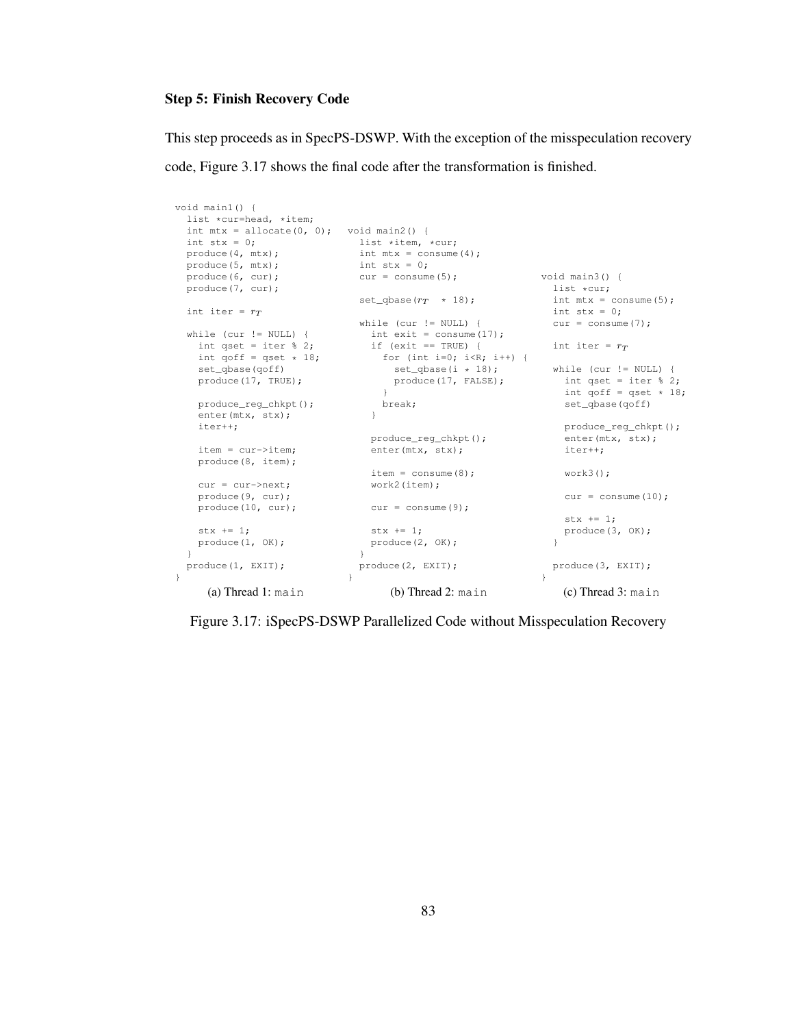### Step 5: Finish Recovery Code

This step proceeds as in SpecPS-DSWP. With the exception of the misspeculation recovery code, Figure 3.17 shows the final code after the transformation is finished.

```
void main1() {
  list *cur=head, *item;
  int mtx = allocate(0, 0);
  int stx = 0;
  produce(4, mtx);
  produce(5, mtx);
  produce(6, cur);
  produce(7, cur);

  int iter = r_T

  while (cur != NULL) {
    int qset = iter % 2;
    int qoff = qset * 18;
    set_qbase(qoff)
    produce(17, TRUE);

    produce_reg_chkpt();
    enter(mtx, stx);
    iter++;

    item = cur->item;
    produce(8, item);

    cur = cur->next;
    produce(9, cur);
    produce(10, cur);

    stx += 1;
    produce(1, OK);
  }
  produce(1, EXIT);
}
```

(a) Thread 1: `main`

```
void main2() {
  list *item, *cur;
  int mtx = consume(4);
  int stx = 0;
  cur = consume(5);

  set_qbase(r_T  * 18);

  while (cur != NULL) {
    int exit = consume(17);
    if (exit == TRUE) {
      for (int i=0; i<R; i++) {
        set_qbase(i * 18);
        produce(17, FALSE);
      }
      break;
    }

    produce_reg_chkpt();
    enter(mtx, stx);

    item = consume(8);
    work2(item);

    cur = consume(9);

    stx += 1;
    produce(2, OK);
  }
  produce(2, EXIT);
}
```

(b) Thread 2: `main`

```
void main3() {
  list *cur;
  int mtx = consume(5);
  int stx = 0;
  cur = consume(7);

  int iter = r_T

  while (cur != NULL) {
    int qset = iter % 2;
    int qoff = qset * 18;
    set_qbase(qoff)

    produce_reg_chkpt();
    enter(mtx, stx);
    iter++;

    work3();

    cur = consume(10);

    stx += 1;
    produce(3, OK);
  }

  produce(3, EXIT);
}
```

(c) Thread 3: `main`

Figure 3.17: iSpecPS-DSWP Parallelized Code without Misspeculation Recovery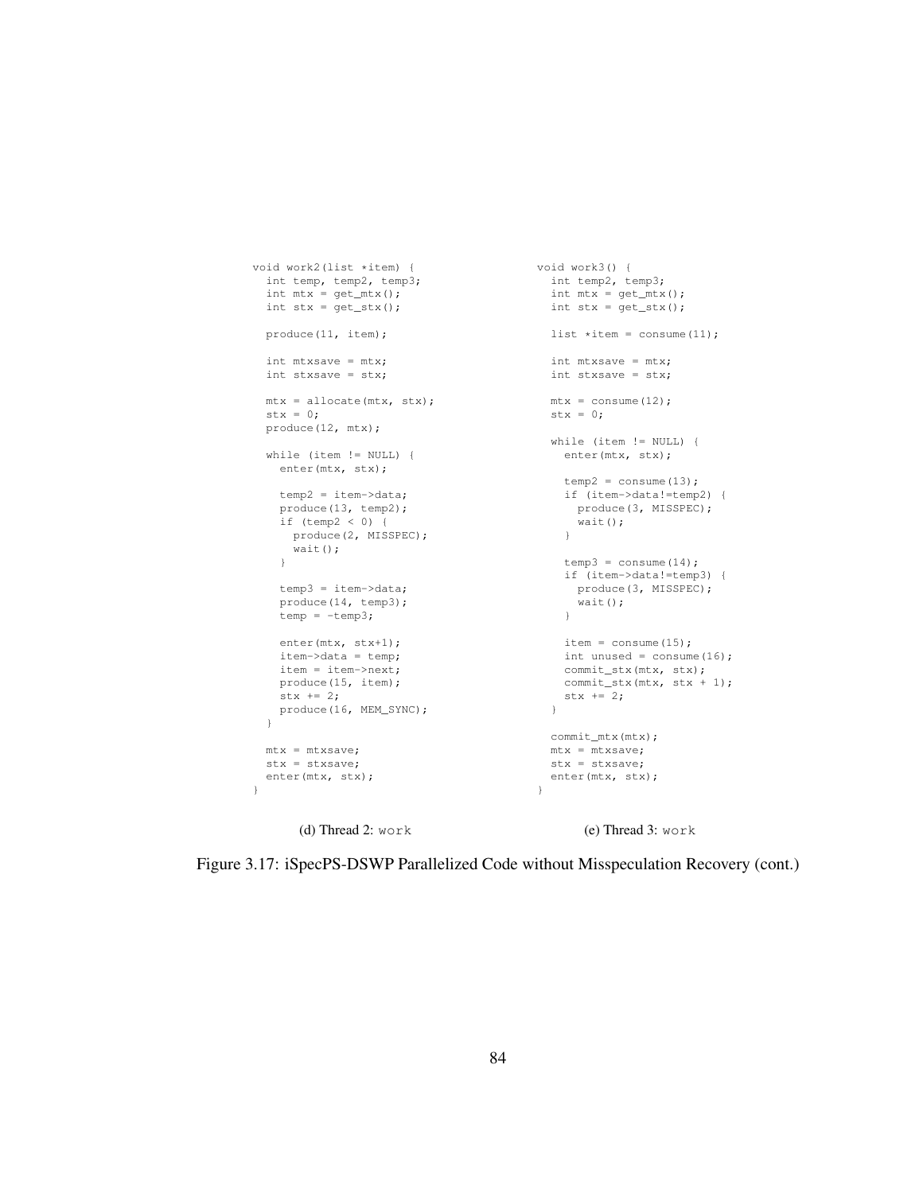```
void work2(list *item) {
  int temp, temp2, temp3;
  int mtx = get_mtx();
  int stx = get_stx();

  produce(11, item);

  int mtxsave = mtx;
  int stxsave = stx;

  mtx = allocate(mtx, stx);
  stx = 0;
  produce(12, mtx);

  while (item != NULL) {
    enter(mtx, stx);

    temp2 = item->data;
    produce(13, temp2);
    if (temp2 < 0) {
      produce(2, MISSPEC);
      wait();
    }

    temp3 = item->data;
    produce(14, temp3);
    temp = -temp3;

    enter(mtx, stx+1);
    item->data = temp;
    item = item->next;
    produce(15, item);
    stx += 2;
    produce(16, MEM_SYNC);
  }

  mtx = mtxsave;
  stx = stxsave;
  enter(mtx, stx);
}
```

(d) Thread 2: `work`

```
void work3() {
  int temp2, temp3;
  int mtx = get_mtx();
  int stx = get_stx();

  list *item = consume(11);

  int mtxsave = mtx;
  int stxsave = stx;

  mtx = consume(12);
  stx = 0;

  while (item != NULL) {
    enter(mtx, stx);

    temp2 = consume(13);
    if (item->data!=temp2) {
      produce(3, MISSPEC);
      wait();
    }

    temp3 = consume(14);
    if (item->data!=temp3) {
      produce(3, MISSPEC);
      wait();
    }

    item = consume(15);
    int unused = consume(16);
    commit_stx(mtx, stx);
    commit_stx(mtx, stx + 1);
    stx += 2;
  }

  commit_mtx(mtx);
  mtx = mtxsave;
  stx = stxsave;
  enter(mtx, stx);
}
```

(e) Thread 3: `work`

Figure 3.17: iSpecPS-DSWP Parallelized Code without Misspeculation Recovery (cont.)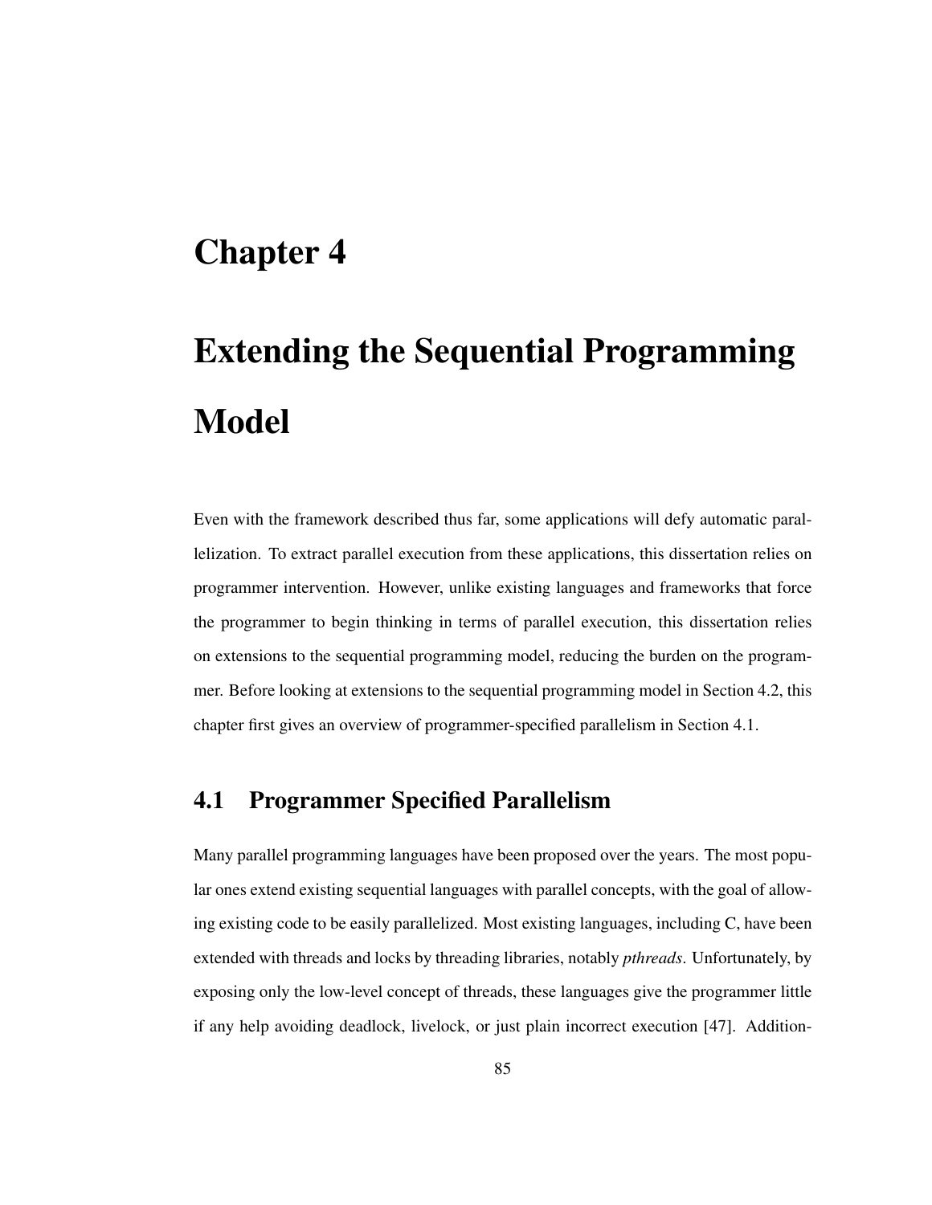# Chapter 4

# Extending the Sequential Programming Model

Even with the framework described thus far, some applications will defy automatic parallelization. To extract parallel execution from these applications, this dissertation relies on programmer intervention. However, unlike existing languages and frameworks that force the programmer to begin thinking in terms of parallel execution, this dissertation relies on extensions to the sequential programming model, reducing the burden on the programmer. Before looking at extensions to the sequential programming model in Section 4.2, this chapter first gives an overview of programmer-specified parallelism in Section 4.1.

## 4.1 Programmer Specified Parallelism

Many parallel programming languages have been proposed over the years. The most popular ones extend existing sequential languages with parallel concepts, with the goal of allowing existing code to be easily parallelized. Most existing languages, including C, have been extended with threads and locks by threading libraries, notably *pthreads*. Unfortunately, by exposing only the low-level concept of threads, these languages give the programmer little if any help avoiding deadlock, livelock, or just plain incorrect execution [47]. Addition-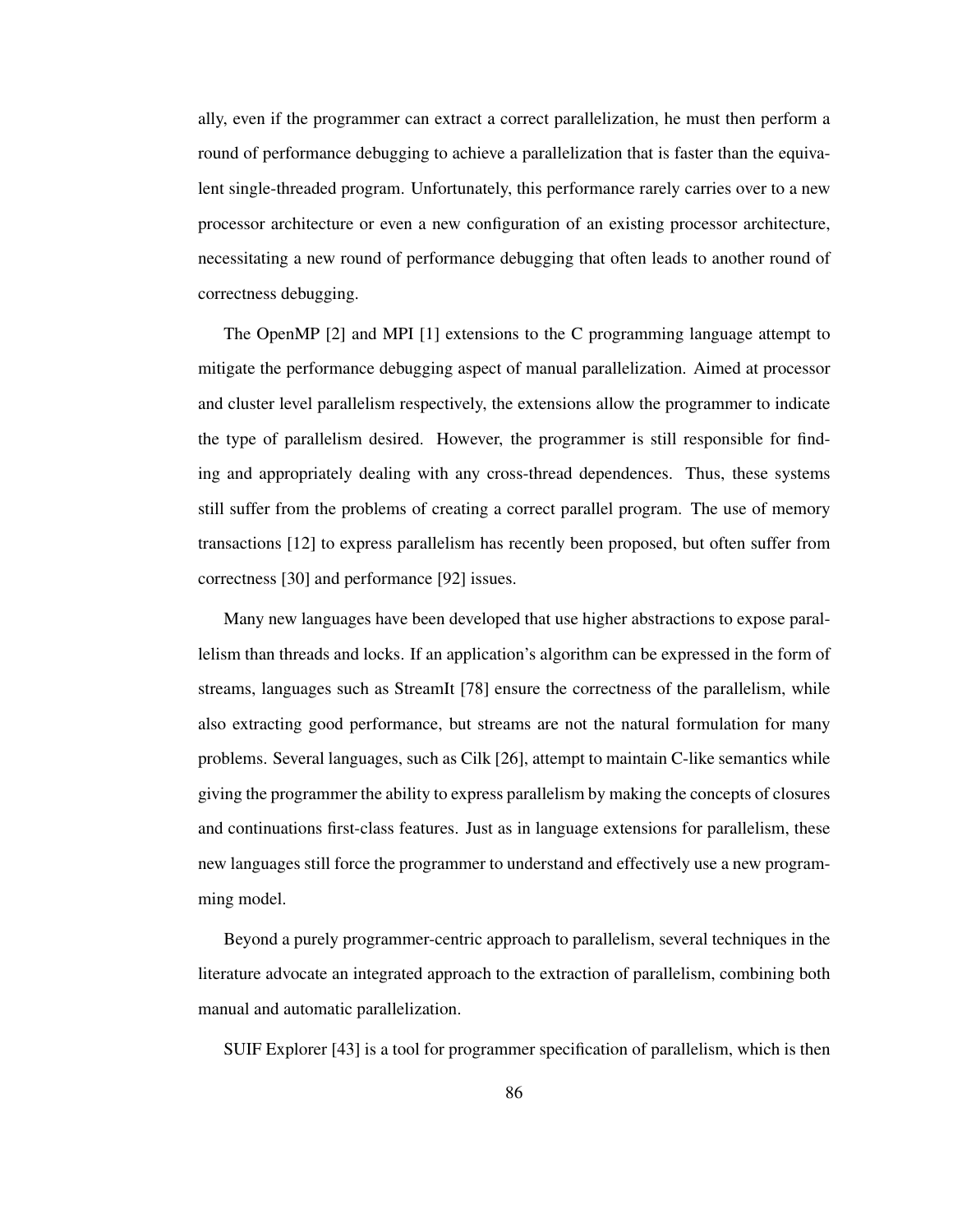ally, even if the programmer can extract a correct parallelization, he must then perform a round of performance debugging to achieve a parallelization that is faster than the equivalent single-threaded program. Unfortunately, this performance rarely carries over to a new processor architecture or even a new configuration of an existing processor architecture, necessitating a new round of performance debugging that often leads to another round of correctness debugging.

The OpenMP [2] and MPI [1] extensions to the C programming language attempt to mitigate the performance debugging aspect of manual parallelization. Aimed at processor and cluster level parallelism respectively, the extensions allow the programmer to indicate the type of parallelism desired. However, the programmer is still responsible for finding and appropriately dealing with any cross-thread dependences. Thus, these systems still suffer from the problems of creating a correct parallel program. The use of memory transactions [12] to express parallelism has recently been proposed, but often suffer from correctness [30] and performance [92] issues.

Many new languages have been developed that use higher abstractions to expose parallelism than threads and locks. If an application's algorithm can be expressed in the form of streams, languages such as StreamIt [78] ensure the correctness of the parallelism, while also extracting good performance, but streams are not the natural formulation for many problems. Several languages, such as Cilk [26], attempt to maintain C-like semantics while giving the programmer the ability to express parallelism by making the concepts of closures and continuations first-class features. Just as in language extensions for parallelism, these new languages still force the programmer to understand and effectively use a new programming model.

Beyond a purely programmer-centric approach to parallelism, several techniques in the literature advocate an integrated approach to the extraction of parallelism, combining both manual and automatic parallelization.

SUIF Explorer [43] is a tool for programmer specification of parallelism, which is then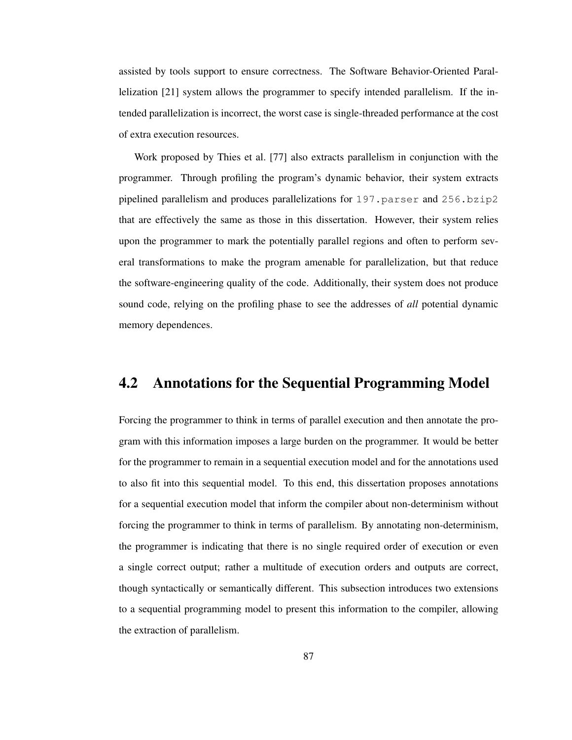assisted by tools support to ensure correctness. The Software Behavior-Oriented Parallelization [21] system allows the programmer to specify intended parallelism. If the intended parallelization is incorrect, the worst case is single-threaded performance at the cost of extra execution resources.

Work proposed by Thies et al. [77] also extracts parallelism in conjunction with the programmer. Through profiling the program's dynamic behavior, their system extracts pipelined parallelism and produces parallelizations for `197.parser` and `256.bzip2` that are effectively the same as those in this dissertation. However, their system relies upon the programmer to mark the potentially parallel regions and often to perform several transformations to make the program amenable for parallelization, but that reduce the software-engineering quality of the code. Additionally, their system does not produce sound code, relying on the profiling phase to see the addresses of *all* potential dynamic memory dependences.

## 4.2 Annotations for the Sequential Programming Model

Forcing the programmer to think in terms of parallel execution and then annotate the program with this information imposes a large burden on the programmer. It would be better for the programmer to remain in a sequential execution model and for the annotations used to also fit into this sequential model. To this end, this dissertation proposes annotations for a sequential execution model that inform the compiler about non-determinism without forcing the programmer to think in terms of parallelism. By annotating non-determinism, the programmer is indicating that there is no single required order of execution or even a single correct output; rather a multitude of execution orders and outputs are correct, though syntactically or semantically different. This subsection introduces two extensions to a sequential programming model to present this information to the compiler, allowing the extraction of parallelism.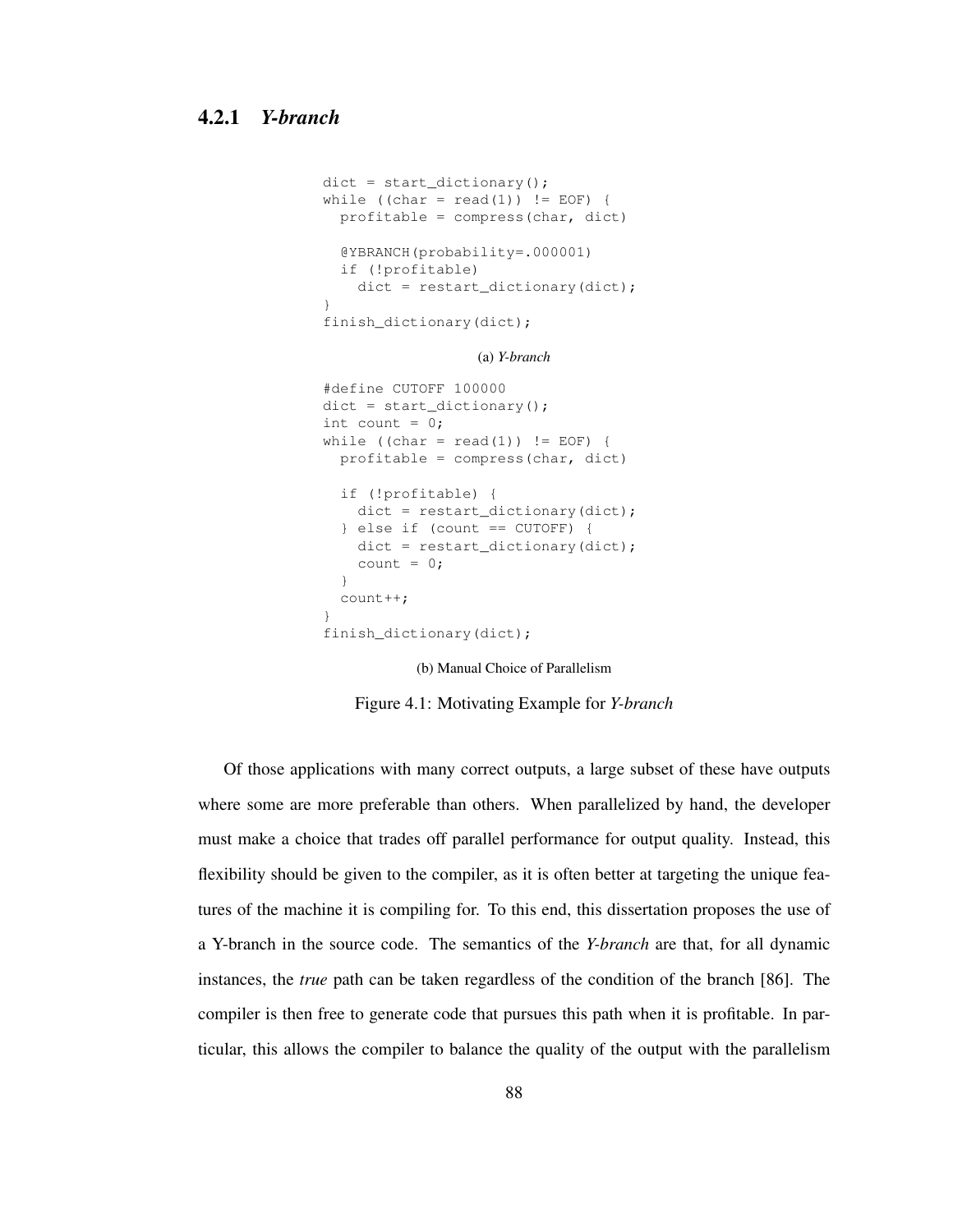### 4.2.1 *Y-branch*

```
dict = start_dictionary();
while ((char = read(1)) != EOF) {
  profitable = compress(char, dict)

  @YBRANCH(probability=.000001)
  if (!profitable)
    dict = restart_dictionary(dict);
}
finish_dictionary(dict);
```

(a) *Y-branch*

```
#define CUTOFF 100000
dict = start_dictionary();
int count = 0;
while ((char = read(1)) != EOF) {
  profitable = compress(char, dict)

  if (!profitable) {
    dict = restart_dictionary(dict);
  } else if (count == CUTOFF) {
    dict = restart_dictionary(dict);
    count = 0;
  }
  count++;
}
finish_dictionary(dict);
```

(b) Manual Choice of Parallelism

Figure 4.1: Motivating Example for *Y-branch*

Of those applications with many correct outputs, a large subset of these have outputs where some are more preferable than others. When parallelized by hand, the developer must make a choice that trades off parallel performance for output quality. Instead, this flexibility should be given to the compiler, as it is often better at targeting the unique features of the machine it is compiling for. To this end, this dissertation proposes the use of a Y-branch in the source code. The semantics of the *Y-branch* are that, for all dynamic instances, the *true* path can be taken regardless of the condition of the branch [86]. The compiler is then free to generate code that pursues this path when it is profitable. In particular, this allows the compiler to balance the quality of the output with the parallelism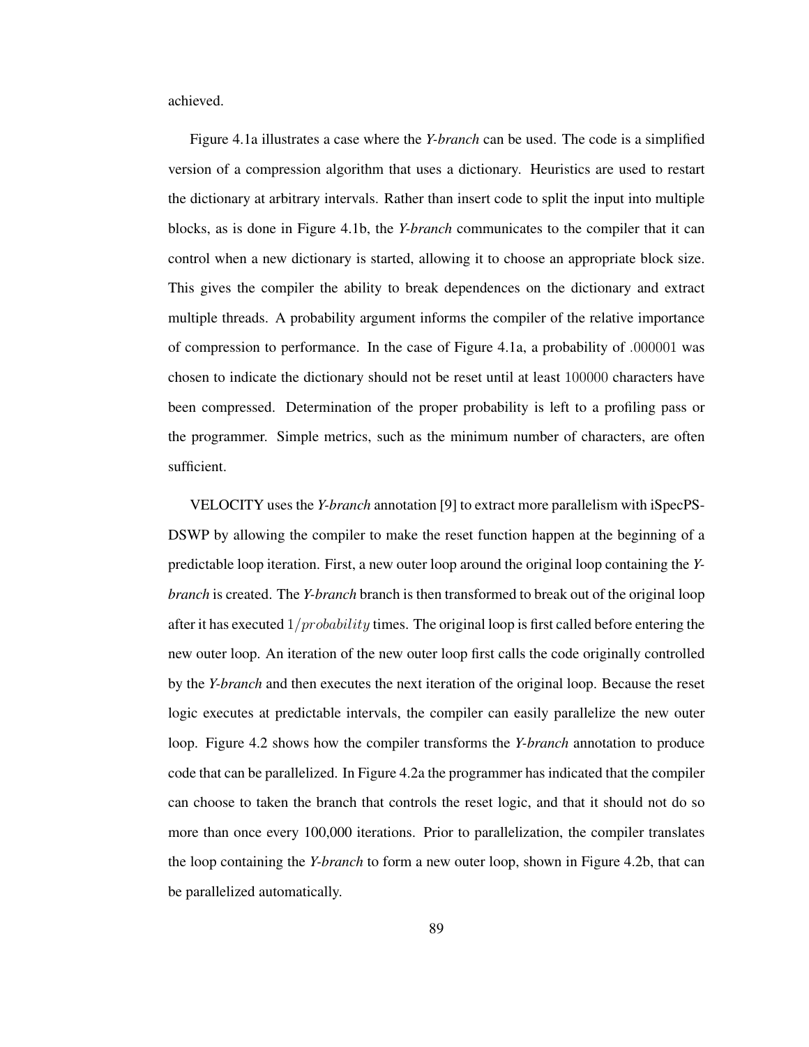achieved.

Figure 4.1a illustrates a case where the *Y-branch* can be used. The code is a simplified version of a compression algorithm that uses a dictionary. Heuristics are used to restart the dictionary at arbitrary intervals. Rather than insert code to split the input into multiple blocks, as is done in Figure 4.1b, the *Y-branch* communicates to the compiler that it can control when a new dictionary is started, allowing it to choose an appropriate block size. This gives the compiler the ability to break dependences on the dictionary and extract multiple threads. A probability argument informs the compiler of the relative importance of compression to performance. In the case of Figure 4.1a, a probability of $.000001$ was chosen to indicate the dictionary should not be reset until at least $100000$ characters have been compressed. Determination of the proper probability is left to a profiling pass or the programmer. Simple metrics, such as the minimum number of characters, are often sufficient.

VELOCITY uses the *Y-branch* annotation [9] to extract more parallelism with iSpecPS-DSWP by allowing the compiler to make the reset function happen at the beginning of a predictable loop iteration. First, a new outer loop around the original loop containing the *Y-branch* is created. The *Y-branch* branch is then transformed to break out of the original loop after it has executed $1/probability$ times. The original loop is first called before entering the new outer loop. An iteration of the new outer loop first calls the code originally controlled by the *Y-branch* and then executes the next iteration of the original loop. Because the reset logic executes at predictable intervals, the compiler can easily parallelize the new outer loop. Figure 4.2 shows how the compiler transforms the *Y-branch* annotation to produce code that can be parallelized. In Figure 4.2a the programmer has indicated that the compiler can choose to taken the branch that controls the reset logic, and that it should not do so more than once every 100,000 iterations. Prior to parallelization, the compiler translates the loop containing the *Y-branch* to form a new outer loop, shown in Figure 4.2b, that can be parallelized automatically.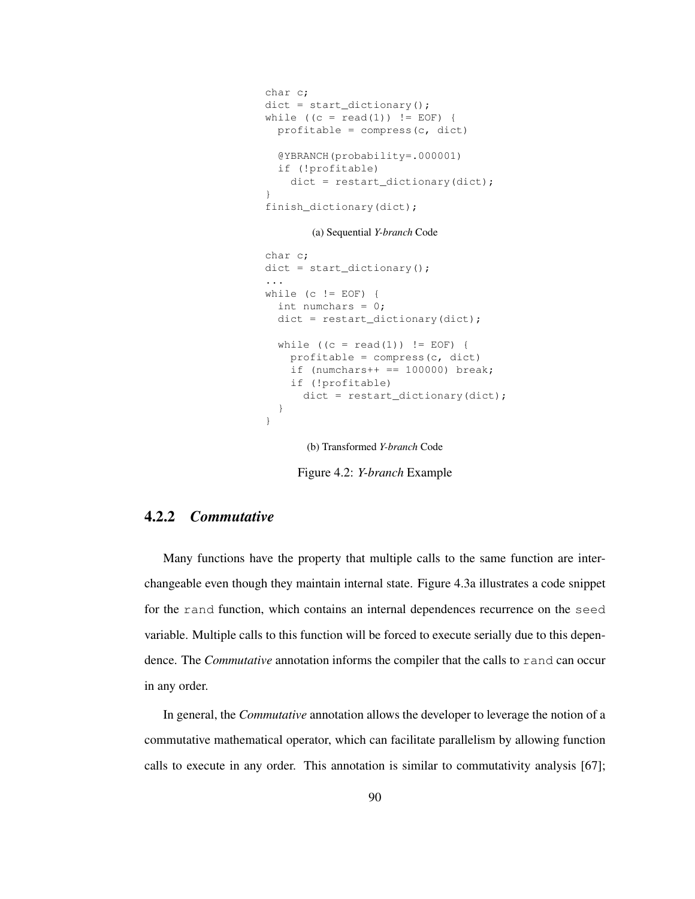```
char c;
dict = start_dictionary();
while ((c = read(1)) != EOF) {
  profitable = compress(c, dict)

  @YBRANCH(probability=.000001)
  if (!profitable)
    dict = restart_dictionary(dict);
}
finish_dictionary(dict);
```

(a) Sequential *Y-branch* Code

```
char c;
dict = start_dictionary();
...
while (c != EOF) {
  int numchars = 0;
  dict = restart_dictionary(dict);

  while ((c = read(1)) != EOF) {
    profitable = compress(c, dict)
    if (numchars++ == 100000) break;
    if (!profitable)
      dict = restart_dictionary(dict);
  }
}
```

(b) Transformed *Y-branch* Code

Figure 4.2: *Y-branch* Example

### 4.2.2 *Commutative*

Many functions have the property that multiple calls to the same function are interchangeable even though they maintain internal state. Figure 4.3a illustrates a code snippet for the `rand` function, which contains an internal dependences recurrence on the `seed` variable. Multiple calls to this function will be forced to execute serially due to this dependence. The *Commutative* annotation informs the compiler that the calls to `rand` can occur in any order.

In general, the *Commutative* annotation allows the developer to leverage the notion of a commutative mathematical operator, which can facilitate parallelism by allowing function calls to execute in any order. This annotation is similar to commutativity analysis [67];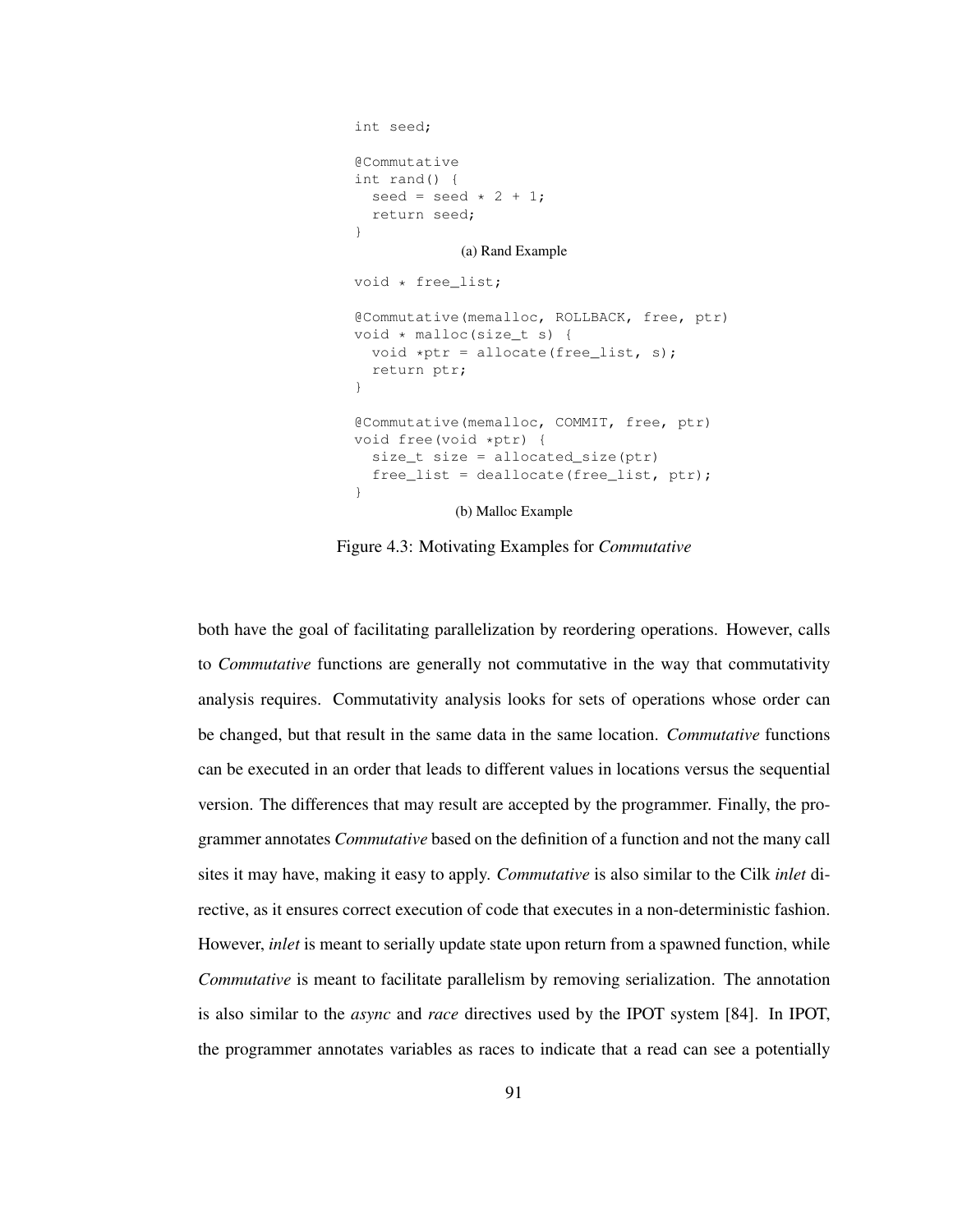```
int seed;

@Commutative
int rand() {
  seed = seed * 2 + 1;
  return seed;
}
```

(a) Rand Example

```
void * free_list;

@Commutative(memalloc, ROLLBACK, free, ptr)
void * malloc(size_t s) {
  void *ptr = allocate(free_list, s);
  return ptr;
}

@Commutative(memalloc, COMMIT, free, ptr)
void free(void *ptr) {
  size_t size = allocated_size(ptr)
  free_list = deallocate(free_list, ptr);
}
```

(b) Malloc Example

Figure 4.3: Motivating Examples for *Commutative*

both have the goal of facilitating parallelization by reordering operations. However, calls to *Commutative* functions are generally not commutative in the way that commutativity analysis requires. Commutativity analysis looks for sets of operations whose order can be changed, but that result in the same data in the same location. *Commutative* functions can be executed in an order that leads to different values in locations versus the sequential version. The differences that may result are accepted by the programmer. Finally, the programmer annotates *Commutative* based on the definition of a function and not the many call sites it may have, making it easy to apply. *Commutative* is also similar to the Cilk *inlet* directive, as it ensures correct execution of code that executes in a non-deterministic fashion. However, *inlet* is meant to serially update state upon return from a spawned function, while *Commutative* is meant to facilitate parallelism by removing serialization. The annotation is also similar to the *async* and *race* directives used by the IPOT system [84]. In IPOT, the programmer annotates variables as races to indicate that a read can see a potentially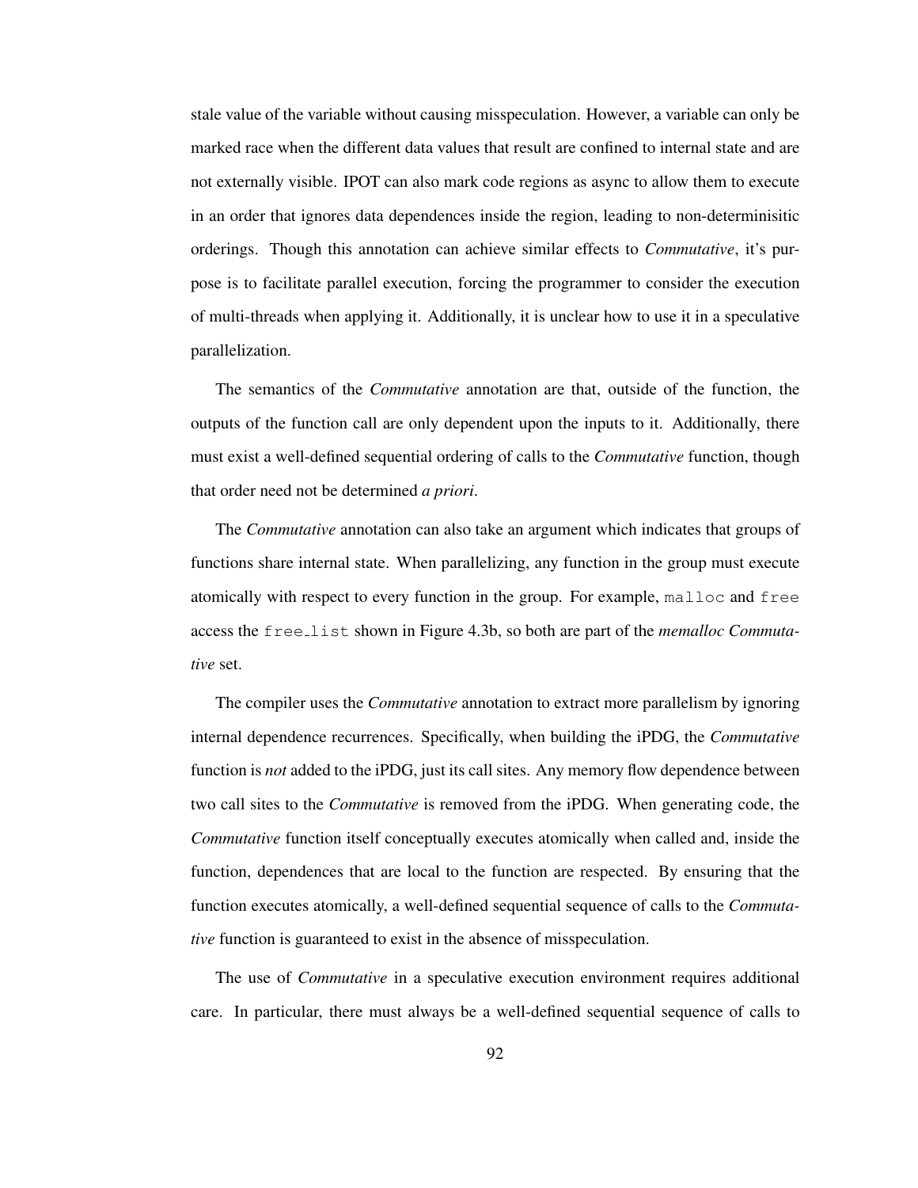stale value of the variable without causing misspeculation. However, a variable can only be marked race when the different data values that result are confined to internal state and are not externally visible. IPOT can also mark code regions as async to allow them to execute in an order that ignores data dependences inside the region, leading to non-determinisitic orderings. Though this annotation can achieve similar effects to *Commutative*, it's purpose is to facilitate parallel execution, forcing the programmer to consider the execution of multi-threads when applying it. Additionally, it is unclear how to use it in a speculative parallelization.

The semantics of the *Commutative* annotation are that, outside of the function, the outputs of the function call are only dependent upon the inputs to it. Additionally, there must exist a well-defined sequential ordering of calls to the *Commutative* function, though that order need not be determined *a priori*.

The *Commutative* annotation can also take an argument which indicates that groups of functions share internal state. When parallelizing, any function in the group must execute atomically with respect to every function in the group. For example, `malloc` and `free` access the `free_list` shown in Figure 4.3b, so both are part of the *memalloc Commutative* set.

The compiler uses the *Commutative* annotation to extract more parallelism by ignoring internal dependence recurrences. Specifically, when building the iPDG, the *Commutative* function is *not* added to the iPDG, just its call sites. Any memory flow dependence between two call sites to the *Commutative* is removed from the iPDG. When generating code, the *Commutative* function itself conceptually executes atomically when called and, inside the function, dependences that are local to the function are respected. By ensuring that the function executes atomically, a well-defined sequential sequence of calls to the *Commutative* function is guaranteed to exist in the absence of misspeculation.

The use of *Commutative* in a speculative execution environment requires additional care. In particular, there must always be a well-defined sequential sequence of calls to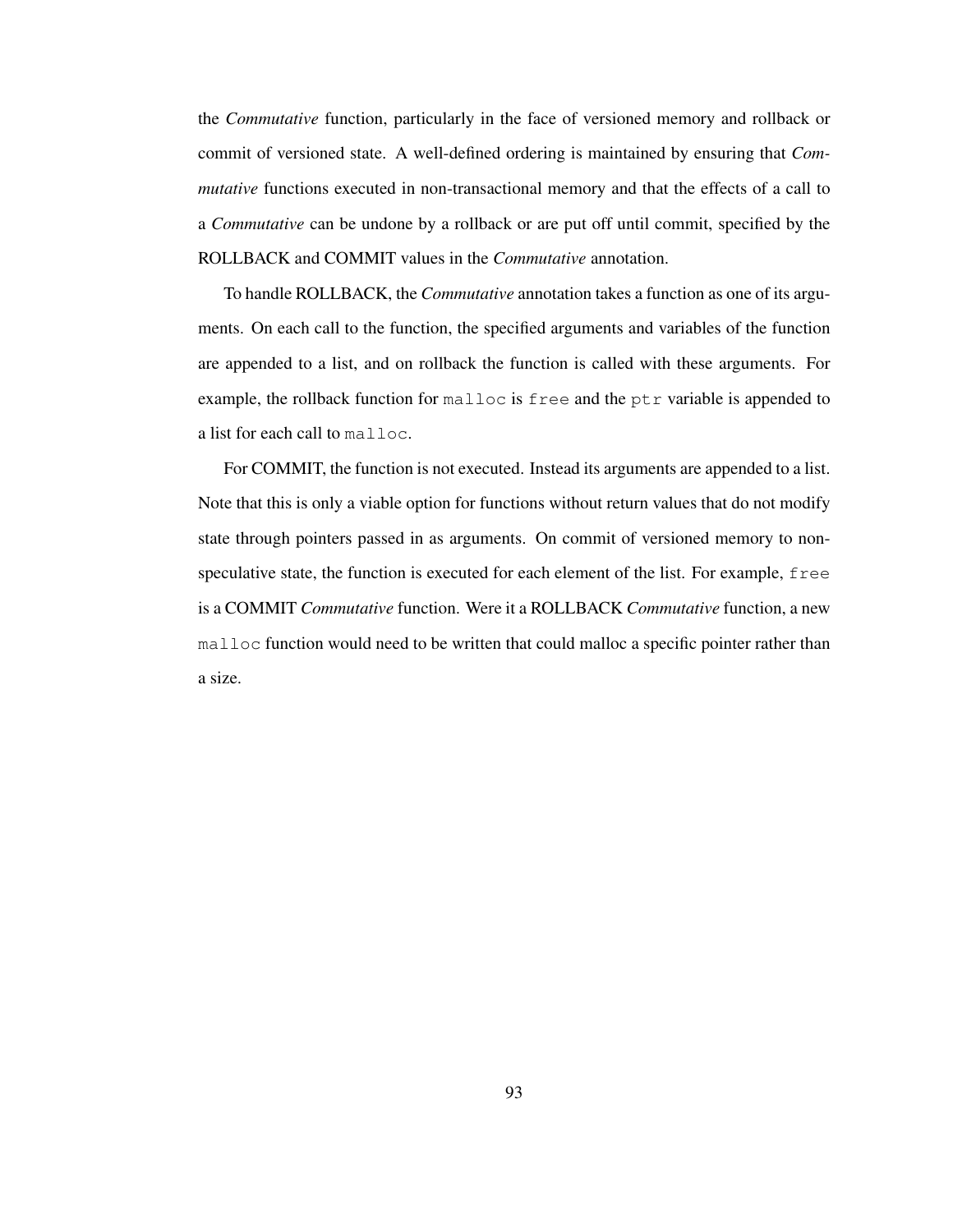the *Commutative* function, particularly in the face of versioned memory and rollback or commit of versioned state. A well-defined ordering is maintained by ensuring that *Commutative* functions executed in non-transactional memory and that the effects of a call to a *Commutative* can be undone by a rollback or are put off until commit, specified by the ROLLBACK and COMMIT values in the *Commutative* annotation.

To handle ROLLBACK, the *Commutative* annotation takes a function as one of its arguments. On each call to the function, the specified arguments and variables of the function are appended to a list, and on rollback the function is called with these arguments. For example, the rollback function for `malloc` is `free` and the `ptr` variable is appended to a list for each call to `malloc`.

For COMMIT, the function is not executed. Instead its arguments are appended to a list. Note that this is only a viable option for functions without return values that do not modify state through pointers passed in as arguments. On commit of versioned memory to non-speculative state, the function is executed for each element of the list. For example, `free` is a COMMIT *Commutative* function. Were it a ROLLBACK *Commutative* function, a new `malloc` function would need to be written that could malloc a specific pointer rather than a size.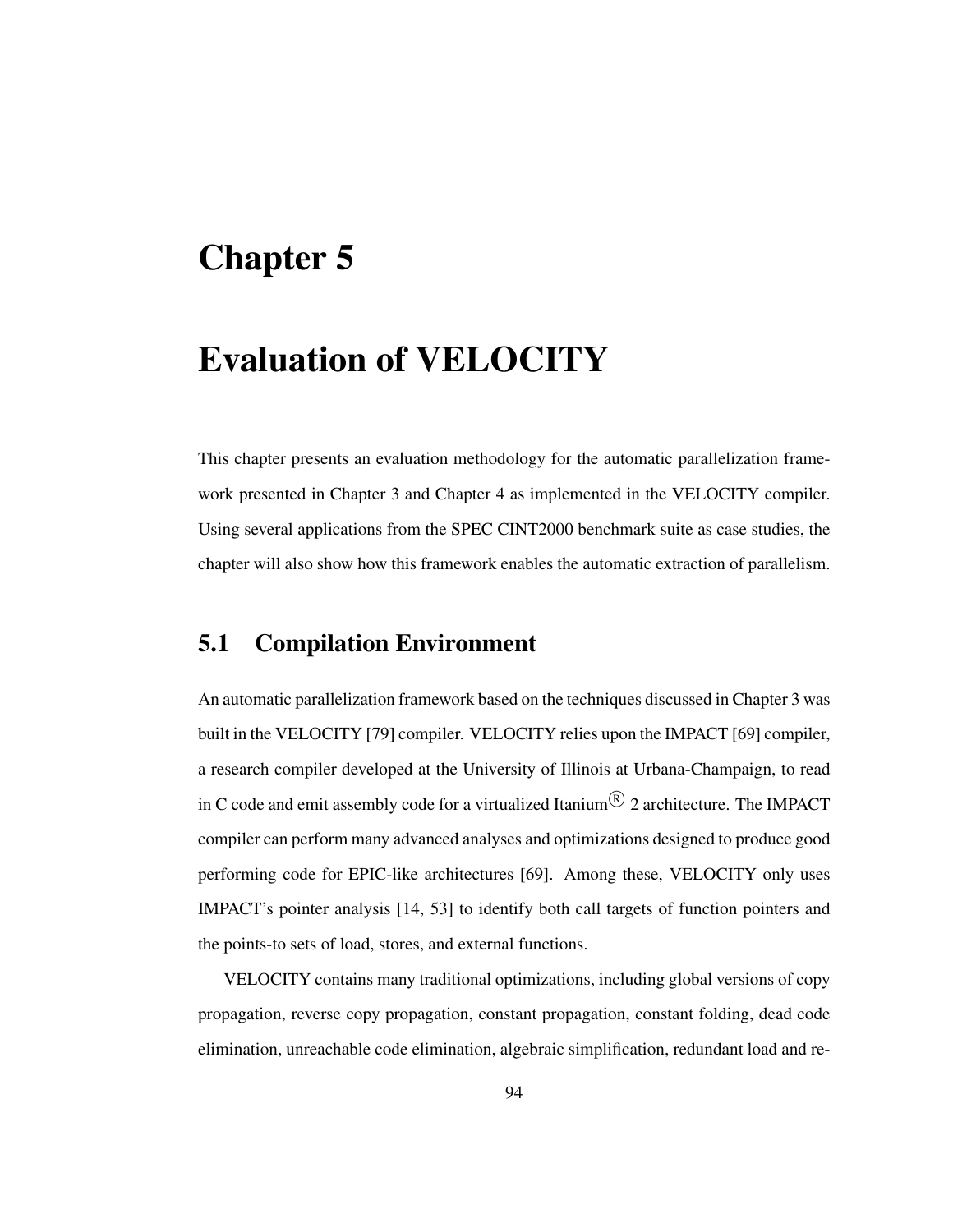# Chapter 5

# Evaluation of VELOCITY

This chapter presents an evaluation methodology for the automatic parallelization framework presented in Chapter 3 and Chapter 4 as implemented in the VELOCITY compiler. Using several applications from the SPEC CINT2000 benchmark suite as case studies, the chapter will also show how this framework enables the automatic extraction of parallelism.

## 5.1 Compilation Environment

An automatic parallelization framework based on the techniques discussed in Chapter 3 was built in the VELOCITY [79] compiler. VELOCITY relies upon the IMPACT [69] compiler, a research compiler developed at the University of Illinois at Urbana-Champaign, to read in C code and emit assembly code for a virtualized Itanium® 2 architecture. The IMPACT compiler can perform many advanced analyses and optimizations designed to produce good performing code for EPIC-like architectures [69]. Among these, VELOCITY only uses IMPACT's pointer analysis [14, 53] to identify both call targets of function pointers and the points-to sets of load, stores, and external functions.

VELOCITY contains many traditional optimizations, including global versions of copy propagation, reverse copy propagation, constant propagation, constant folding, dead code elimination, unreachable code elimination, algebraic simplification, redundant load and re-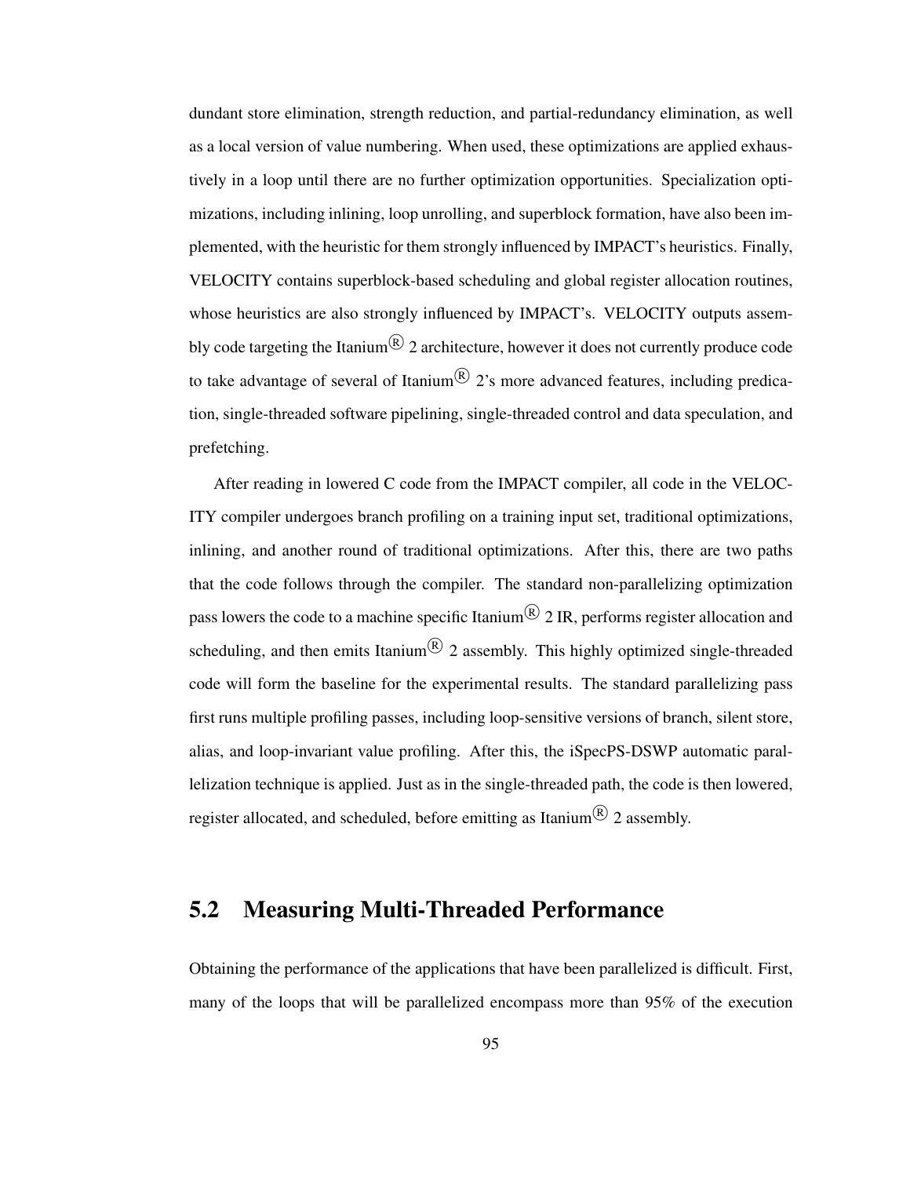dundant store elimination, strength reduction, and partial-redundancy elimination, as well as a local version of value numbering. When used, these optimizations are applied exhaustively in a loop until there are no further optimization opportunities. Specialization optimizations, including inlining, loop unrolling, and superblock formation, have also been implemented, with the heuristic for them strongly influenced by IMPACT's heuristics. Finally, VELOCITY contains superblock-based scheduling and global register allocation routines, whose heuristics are also strongly influenced by IMPACT's. VELOCITY outputs assembly code targeting the Itanium® 2 architecture, however it does not currently produce code to take advantage of several of Itanium® 2's more advanced features, including predication, single-threaded software pipelining, single-threaded control and data speculation, and prefetching.

After reading in lowered C code from the IMPACT compiler, all code in the VELOCITY compiler undergoes branch profiling on a training input set, traditional optimizations, inlining, and another round of traditional optimizations. After this, there are two paths that the code follows through the compiler. The standard non-parallelizing optimization pass lowers the code to a machine specific Itanium® 2 IR, performs register allocation and scheduling, and then emits Itanium® 2 assembly. This highly optimized single-threaded code will form the baseline for the experimental results. The standard parallelizing pass first runs multiple profiling passes, including loop-sensitive versions of branch, silent store, alias, and loop-invariant value profiling. After this, the iSpecPS-DSWP automatic parallelization technique is applied. Just as in the single-threaded path, the code is then lowered, register allocated, and scheduled, before emitting as Itanium® 2 assembly.

## 5.2 Measuring Multi-Threaded Performance

Obtaining the performance of the applications that have been parallelized is difficult. First, many of the loops that will be parallelized encompass more than 95% of the execution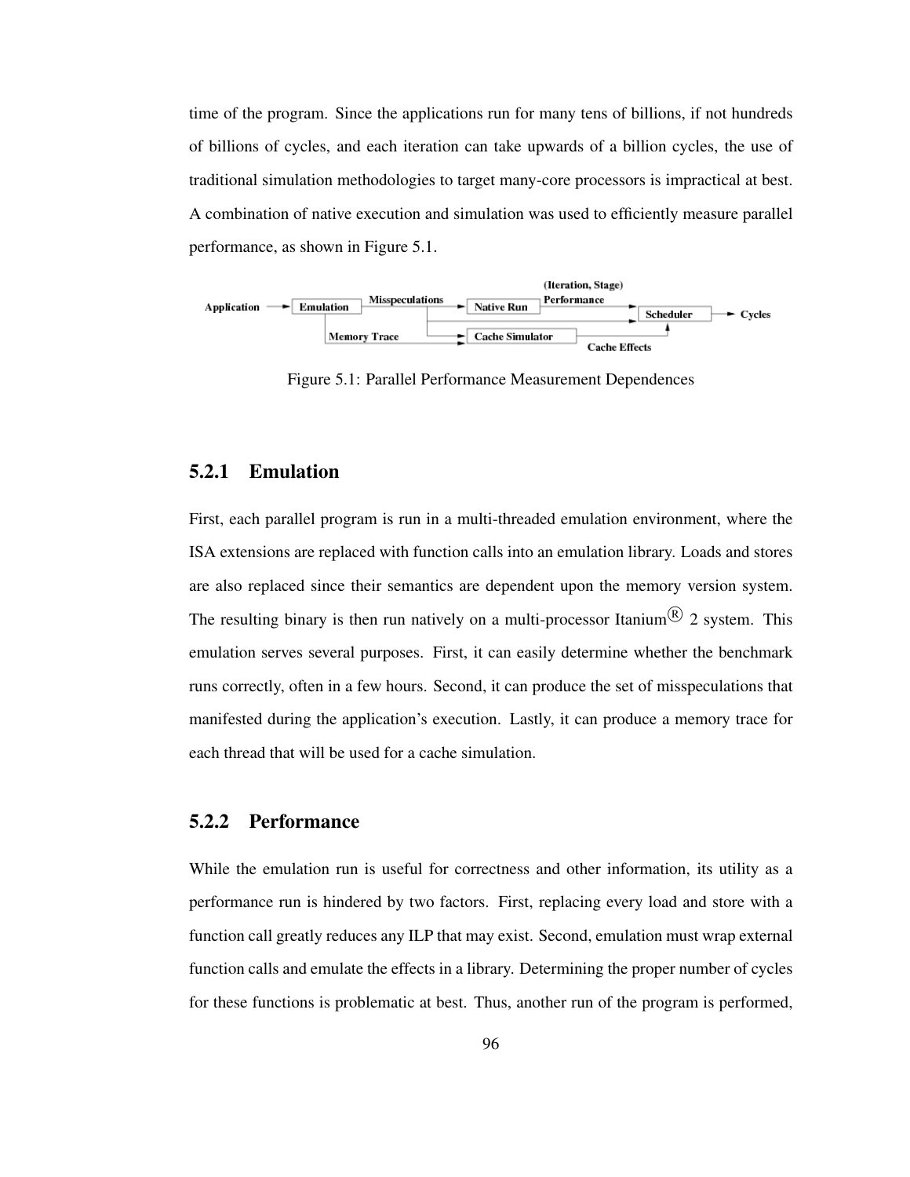time of the program. Since the applications run for many tens of billions, if not hundreds of billions of cycles, and each iteration can take upwards of a billion cycles, the use of traditional simulation methodologies to target many-core processors is impractical at best. A combination of native execution and simulation was used to efficiently measure parallel performance, as shown in Figure 5.1.

Figure 5.1: Parallel Performance Measurement Dependences

### 5.2.1 Emulation

First, each parallel program is run in a multi-threaded emulation environment, where the ISA extensions are replaced with function calls into an emulation library. Loads and stores are also replaced since their semantics are dependent upon the memory version system. The resulting binary is then run natively on a multi-processor Itanium® 2 system. This emulation serves several purposes. First, it can easily determine whether the benchmark runs correctly, often in a few hours. Second, it can produce the set of misspeculations that manifested during the application's execution. Lastly, it can produce a memory trace for each thread that will be used for a cache simulation.

### 5.2.2 Performance

While the emulation run is useful for correctness and other information, its utility as a performance run is hindered by two factors. First, replacing every load and store with a function call greatly reduces any ILP that may exist. Second, emulation must wrap external function calls and emulate the effects in a library. Determining the proper number of cycles for these functions is problematic at best. Thus, another run of the program is performed,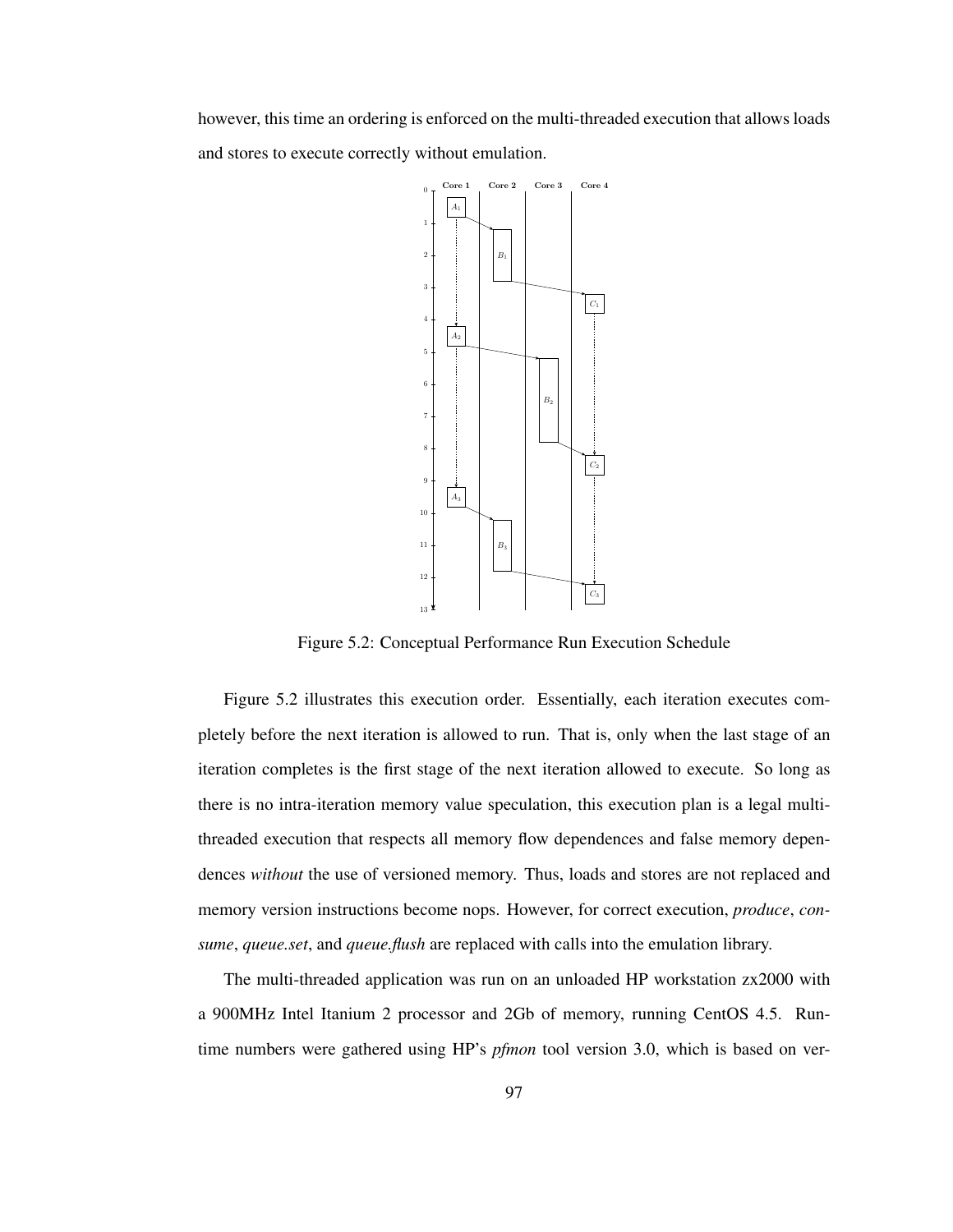however, this time an ordering is enforced on the multi-threaded execution that allows loads and stores to execute correctly without emulation.

Figure 5.2: Conceptual Performance Run Execution Schedule

Figure 5.2 illustrates this execution order. Essentially, each iteration executes completely before the next iteration is allowed to run. That is, only when the last stage of an iteration completes is the first stage of the next iteration allowed to execute. So long as there is no intra-iteration memory value speculation, this execution plan is a legal multi-threaded execution that respects all memory flow dependences and false memory dependences *without* the use of versioned memory. Thus, loads and stores are not replaced and memory version instructions become nops. However, for correct execution, *produce*, *consume*, *queue.set*, and *queue.flush* are replaced with calls into the emulation library.

The multi-threaded application was run on an unloaded HP workstation zx2000 with a 900MHz Intel Itanium 2 processor and 2Gb of memory, running CentOS 4.5. Runtime numbers were gathered using HP's *pfmon* tool version 3.0, which is based on ver-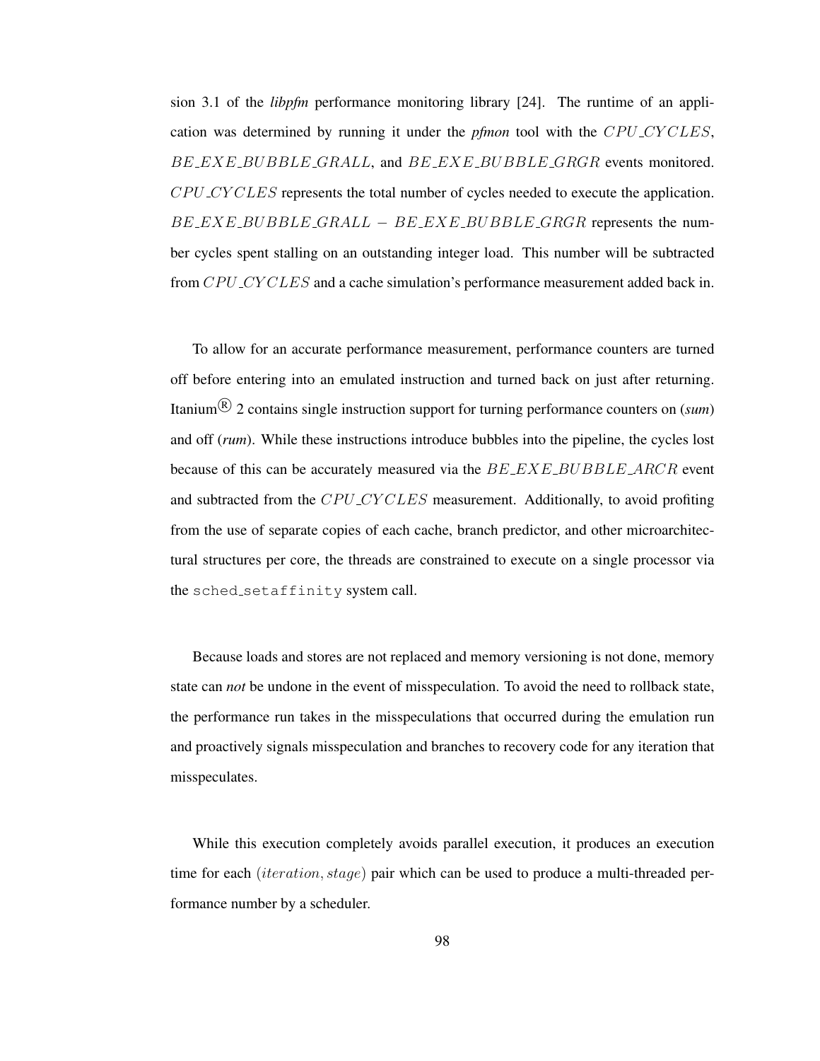sion 3.1 of the *libpfm* performance monitoring library [24]. The runtime of an application was determined by running it under the *pfmon* tool with the $CPU\_CYCLES$, $BE\_EXE\_BUBBLE\_GRALL$, and $BE\_EXE\_BUBBLE\_GRGR$ events monitored. $CPU\_CYCLES$ represents the total number of cycles needed to execute the application. $BE\_EXE\_BUBBLE\_GRALL - BE\_EXE\_BUBBLE\_GRGR$ represents the number cycles spent stalling on an outstanding integer load. This number will be subtracted from $CPU\_CYCLES$ and a cache simulation's performance measurement added back in.

To allow for an accurate performance measurement, performance counters are turned off before entering into an emulated instruction and turned back on just after returning. Itanium® 2 contains single instruction support for turning performance counters on (***sum***) and off (***rum***). While these instructions introduce bubbles into the pipeline, the cycles lost because of this can be accurately measured via the $BE\_EXE\_BUBBLE\_ARCR$ event and subtracted from the $CPU\_CYCLES$ measurement. Additionally, to avoid profiting from the use of separate copies of each cache, branch predictor, and other microarchitectural structures per core, the threads are constrained to execute on a single processor via the `sched_setaffinity` system call.

Because loads and stores are not replaced and memory versioning is not done, memory state can *not* be undone in the event of misspeculation. To avoid the need to rollback state, the performance run takes in the misspeculations that occurred during the emulation run and proactively signals misspeculation and branches to recovery code for any iteration that misspeculates.

While this execution completely avoids parallel execution, it produces an execution time for each $(iteration, stage)$ pair which can be used to produce a multi-threaded performance number by a scheduler.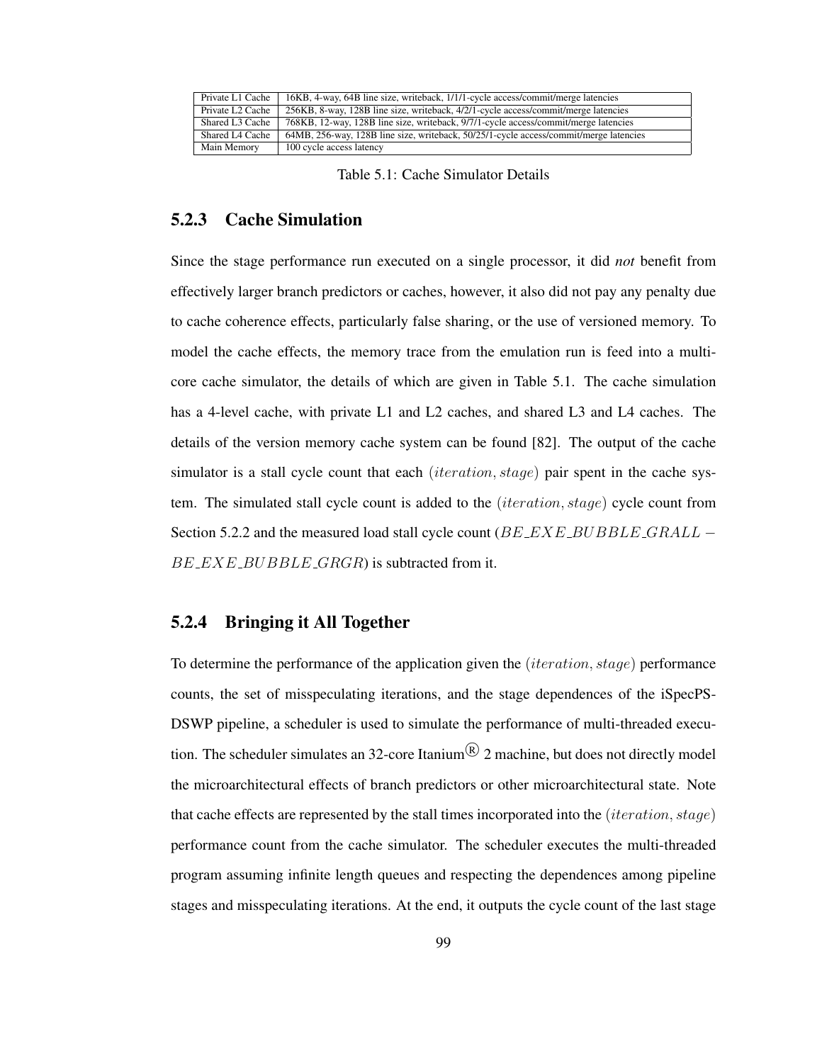| Private L1 Cache | 16KB, 4-way, 64B line size, writeback, 1/1/1-cycle access/commit/merge latencies |
|---|---|
| Private L2 Cache | 256KB, 8-way, 128B line size, writeback, 4/2/1-cycle access/commit/merge latencies |
| Shared L3 Cache | 768KB, 12-way, 128B line size, writeback, 9/7/1-cycle access/commit/merge latencies |
| Shared L4 Cache | 64MB, 256-way, 128B line size, writeback, 50/25/1-cycle access/commit/merge latencies |
| Main Memory | 100 cycle access latency |

Table 5.1: Cache Simulator Details

### 5.2.3 Cache Simulation

Since the stage performance run executed on a single processor, it did *not* benefit from effectively larger branch predictors or caches, however, it also did not pay any penalty due to cache coherence effects, particularly false sharing, or the use of versioned memory. To model the cache effects, the memory trace from the emulation run is feed into a multi-core cache simulator, the details of which are given in Table 5.1. The cache simulation has a 4-level cache, with private L1 and L2 caches, and shared L3 and L4 caches. The details of the version memory cache system can be found [82]. The output of the cache simulator is a stall cycle count that each $(iteration, stage)$ pair spent in the cache system. The simulated stall cycle count is added to the $(iteration, stage)$ cycle count from Section 5.2.2 and the measured load stall cycle count ($BE\_EXE\_BUBBLE\_GRALL - BE\_EXE\_BUBBLE\_GRGR$) is subtracted from it.

### 5.2.4 Bringing it All Together

To determine the performance of the application given the $(iteration, stage)$ performance counts, the set of misspeculating iterations, and the stage dependences of the iSpecPS-DSWP pipeline, a scheduler is used to simulate the performance of multi-threaded execution. The scheduler simulates an 32-core Itanium® 2 machine, but does not directly model the microarchitectural effects of branch predictors or other microarchitectural state. Note that cache effects are represented by the stall times incorporated into the $(iteration, stage)$ performance count from the cache simulator. The scheduler executes the multi-threaded program assuming infinite length queues and respecting the dependences among pipeline stages and misspeculating iterations. At the end, it outputs the cycle count of the last stage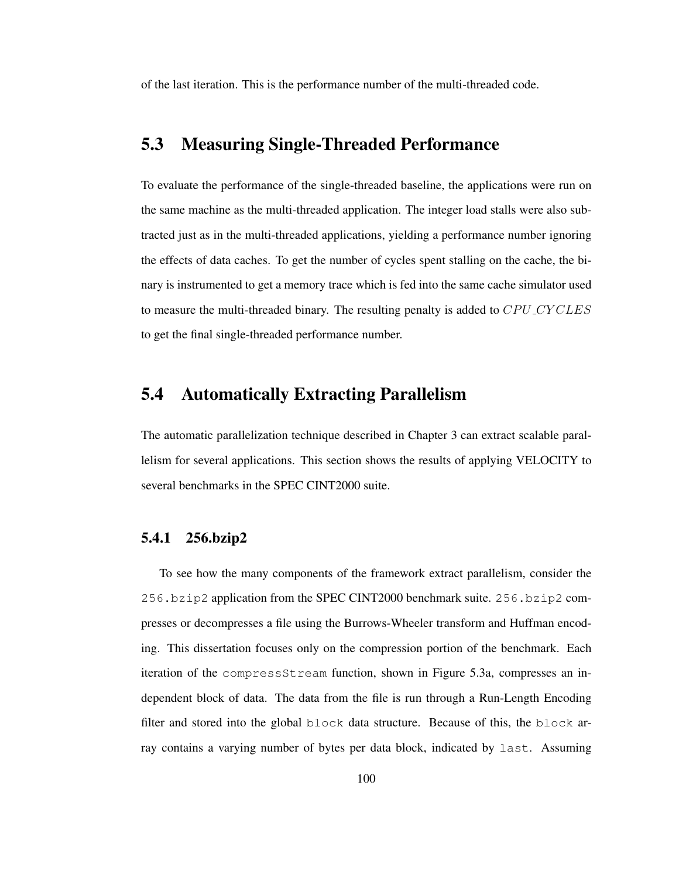of the last iteration. This is the performance number of the multi-threaded code.

## 5.3 Measuring Single-Threaded Performance

To evaluate the performance of the single-threaded baseline, the applications were run on the same machine as the multi-threaded application. The integer load stalls were also subtracted just as in the multi-threaded applications, yielding a performance number ignoring the effects of data caches. To get the number of cycles spent stalling on the cache, the binary is instrumented to get a memory trace which is fed into the same cache simulator used to measure the multi-threaded binary. The resulting penalty is added to $CPU\_CYCLES$ to get the final single-threaded performance number.

## 5.4 Automatically Extracting Parallelism

The automatic parallelization technique described in Chapter 3 can extract scalable parallelism for several applications. This section shows the results of applying VELOCITY to several benchmarks in the SPEC CINT2000 suite.

### 5.4.1 256.bzip2

To see how the many components of the framework extract parallelism, consider the `256.bzip2` application from the SPEC CINT2000 benchmark suite. `256.bzip2` compresses or decompresses a file using the Burrows-Wheeler transform and Huffman encoding. This dissertation focuses only on the compression portion of the benchmark. Each iteration of the `compressStream` function, shown in Figure 5.3a, compresses an independent block of data. The data from the file is run through a Run-Length Encoding filter and stored into the global `block` data structure. Because of this, the `block` array contains a varying number of bytes per data block, indicated by `last`. Assuming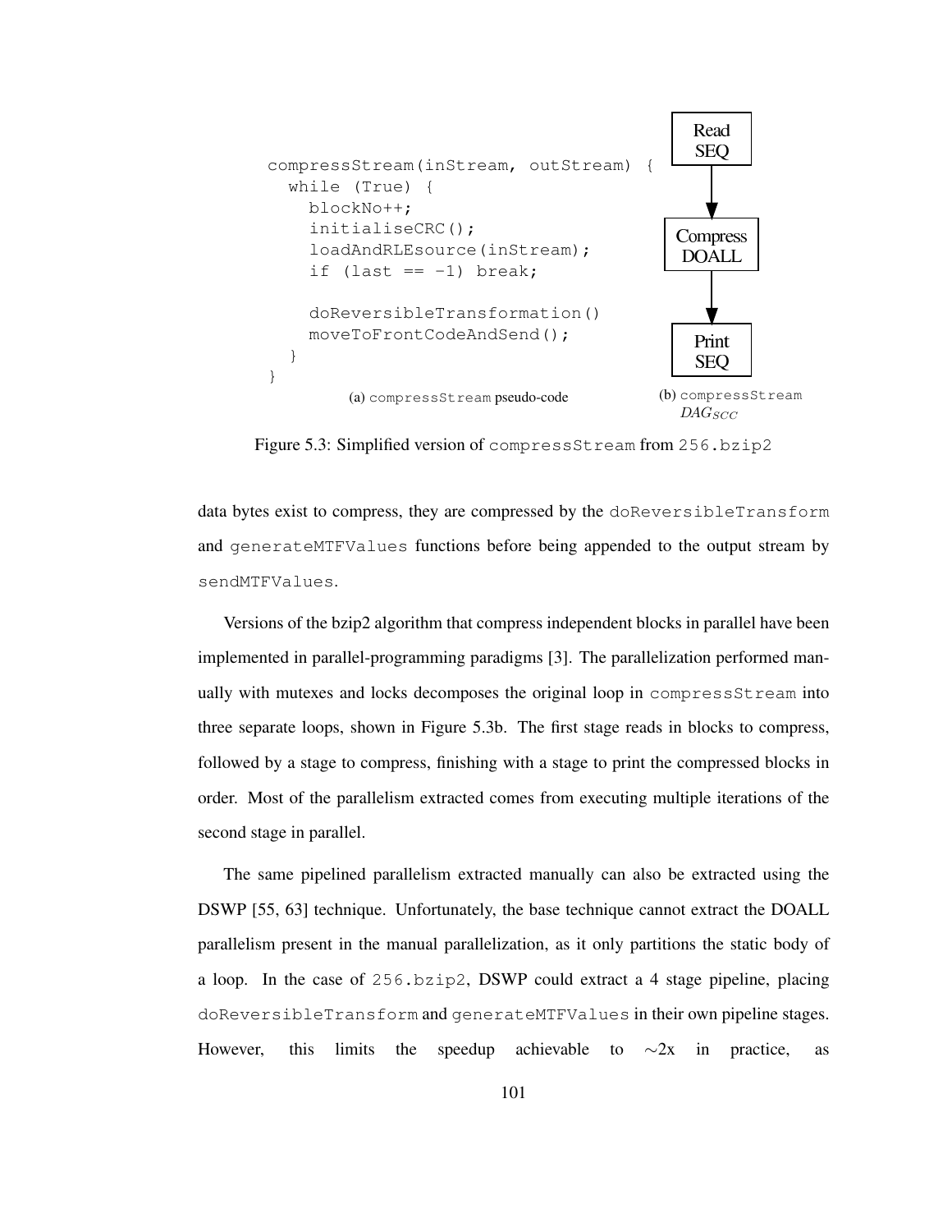```
compressStream(inStream, outStream) {
  while (True) {
    blockNo++;
    initialiseCRC();
    loadAndRLEsource(inStream);
    if (last == -1) break;

    doReversibleTransformation()
    moveToFrontCodeAndSend();
  }
}
```

(a) compressStream pseudo-code

```
Read SEQ
   |
   v
Compress DOALL
   |
   v
Print SEQ
```

(b) compressStream $DAG_{SCC}$

Figure 5.3: Simplified version of compressStream from 256.bzip2

data bytes exist to compress, they are compressed by the doReversibleTransform and generateMTFValues functions before being appended to the output stream by sendMTFValues.

Versions of the bzip2 algorithm that compress independent blocks in parallel have been implemented in parallel-programming paradigms [3]. The parallelization performed manually with mutexes and locks decomposes the original loop in compressStream into three separate loops, shown in Figure 5.3b. The first stage reads in blocks to compress, followed by a stage to compress, finishing with a stage to print the compressed blocks in order. Most of the parallelism extracted comes from executing multiple iterations of the second stage in parallel.

The same pipelined parallelism extracted manually can also be extracted using the DSWP [55, 63] technique. Unfortunately, the base technique cannot extract the DOALL parallelism present in the manual parallelization, as it only partitions the static body of a loop. In the case of 256.bzip2, DSWP could extract a 4 stage pipeline, placing doReversibleTransform and generateMTFValues in their own pipeline stages. However, this limits the speedup achievable to ∼2x in practice, as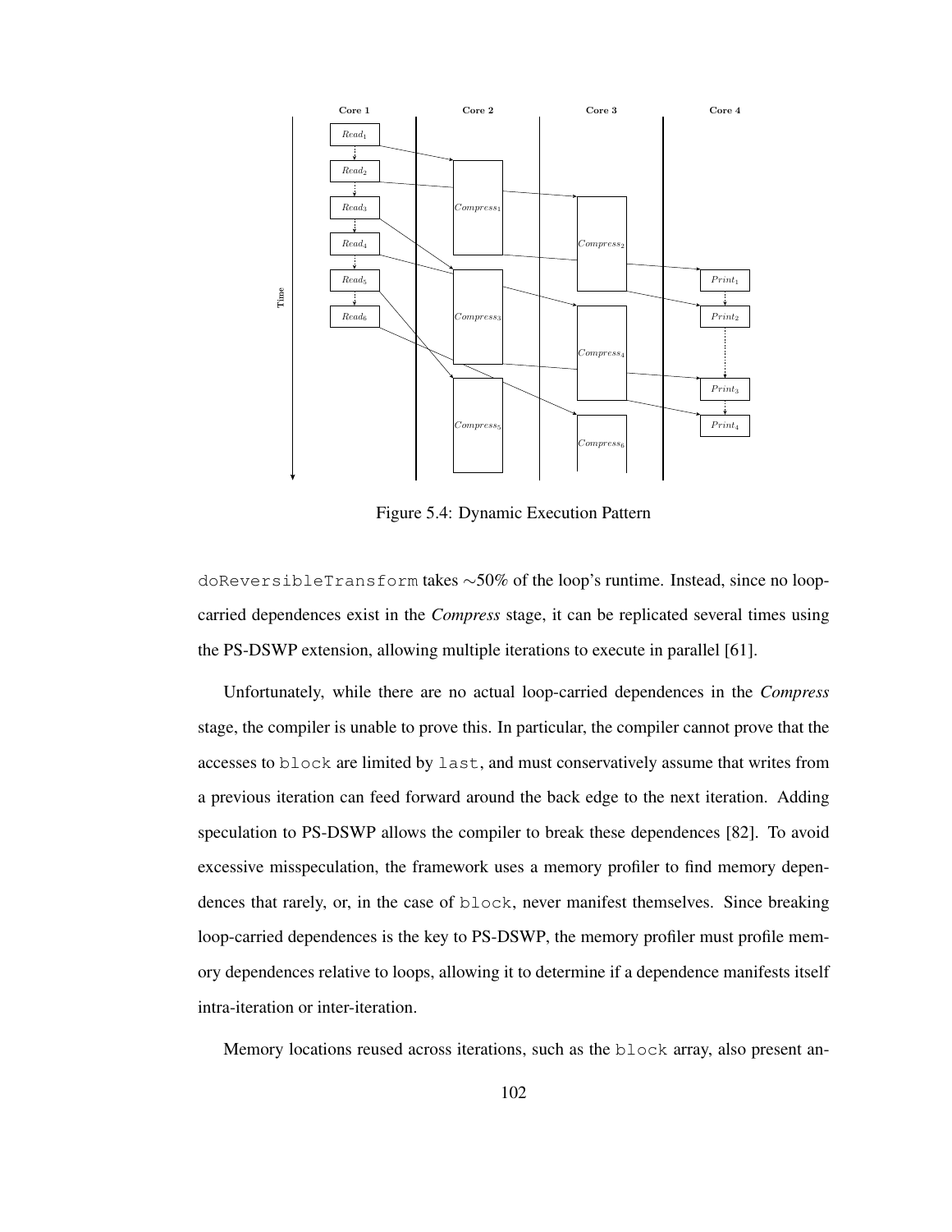Figure 5.4: Dynamic Execution Pattern

doReversibleTransform takes ∼50% of the loop's runtime. Instead, since no loop-carried dependences exist in the *Compress* stage, it can be replicated several times using the PS-DSWP extension, allowing multiple iterations to execute in parallel [61].

Unfortunately, while there are no actual loop-carried dependences in the *Compress* stage, the compiler is unable to prove this. In particular, the compiler cannot prove that the accesses to block are limited by last, and must conservatively assume that writes from a previous iteration can feed forward around the back edge to the next iteration. Adding speculation to PS-DSWP allows the compiler to break these dependences [82]. To avoid excessive misspeculation, the framework uses a memory profiler to find memory dependences that rarely, or, in the case of block, never manifest themselves. Since breaking loop-carried dependences is the key to PS-DSWP, the memory profiler must profile memory dependences relative to loops, allowing it to determine if a dependence manifests itself intra-iteration or inter-iteration.

Memory locations reused across iterations, such as the block array, also present an-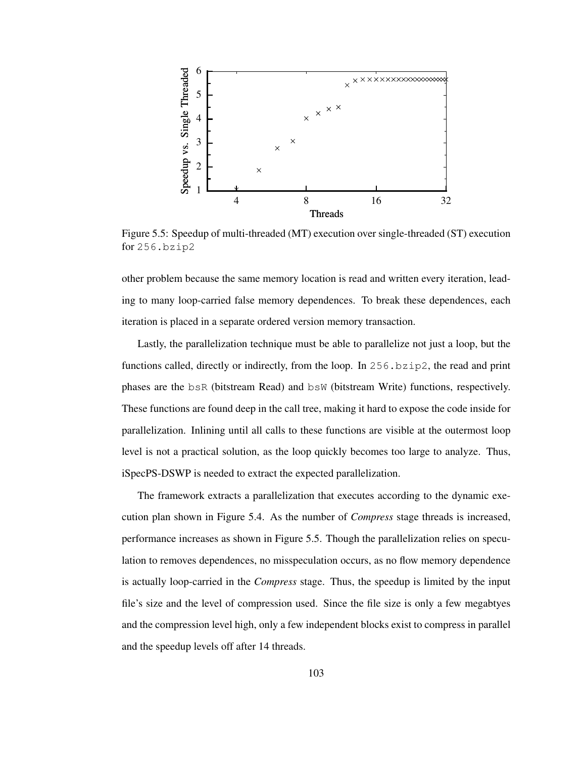Figure 5.5: Speedup of multi-threaded (MT) execution over single-threaded (ST) execution for `256.bzip2`

other problem because the same memory location is read and written every iteration, leading to many loop-carried false memory dependences. To break these dependences, each iteration is placed in a separate ordered version memory transaction.

Lastly, the parallelization technique must be able to parallelize not just a loop, but the functions called, directly or indirectly, from the loop. In `256.bzip2`, the read and print phases are the `bsR` (bitstream Read) and `bsW` (bitstream Write) functions, respectively. These functions are found deep in the call tree, making it hard to expose the code inside for parallelization. Inlining until all calls to these functions are visible at the outermost loop level is not a practical solution, as the loop quickly becomes too large to analyze. Thus, iSpecPS-DSWP is needed to extract the expected parallelization.

The framework extracts a parallelization that executes according to the dynamic execution plan shown in Figure 5.4. As the number of *Compress* stage threads is increased, performance increases as shown in Figure 5.5. Though the parallelization relies on speculation to removes dependences, no misspeculation occurs, as no flow memory dependence is actually loop-carried in the *Compress* stage. Thus, the speedup is limited by the input file's size and the level of compression used. Since the file size is only a few megabtyes and the compression level high, only a few independent blocks exist to compress in parallel and the speedup levels off after 14 threads.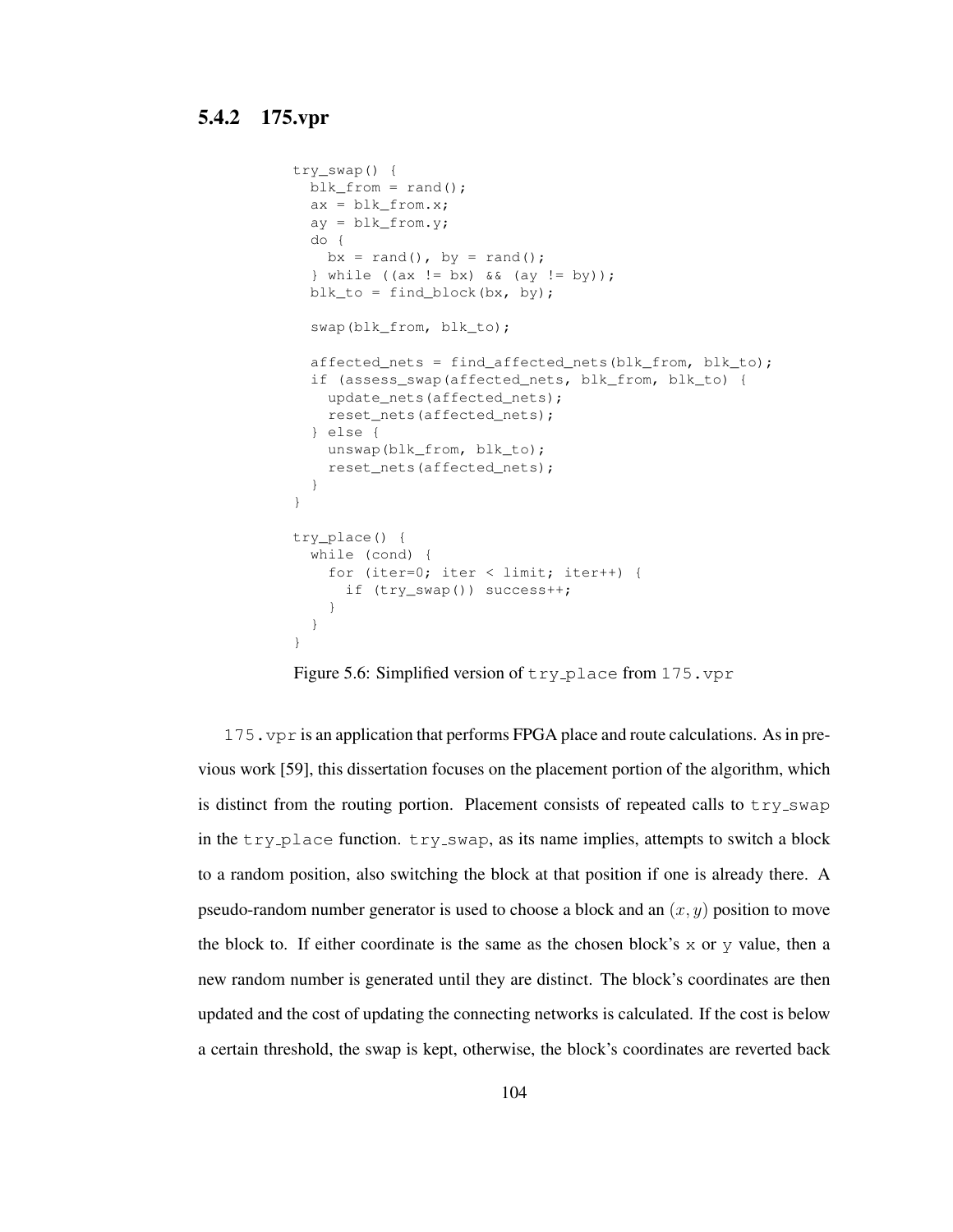### 5.4.2 175.vpr

```
try_swap() {
  blk_from = rand();
  ax = blk_from.x;
  ay = blk_from.y;
  do {
    bx = rand(), by = rand();
  } while ((ax != bx) && (ay != by));
  blk_to = find_block(bx, by);

  swap(blk_from, blk_to);

  affected_nets = find_affected_nets(blk_from, blk_to);
  if (assess_swap(affected_nets, blk_from, blk_to) {
    update_nets(affected_nets);
    reset_nets(affected_nets);
  } else {
    unswap(blk_from, blk_to);
    reset_nets(affected_nets);
  }
}

try_place() {
  while (cond) {
    for (iter=0; iter < limit; iter++) {
      if (try_swap()) success++;
    }
  }
}
```

Figure 5.6: Simplified version of `try_place` from `175.vpr`

`175.vpr` is an application that performs FPGA place and route calculations. As in previous work [59], this dissertation focuses on the placement portion of the algorithm, which is distinct from the routing portion. Placement consists of repeated calls to `try_swap` in the `try_place` function. `try_swap`, as its name implies, attempts to switch a block to a random position, also switching the block at that position if one is already there. A pseudo-random number generator is used to choose a block and an $(x, y)$ position to move the block to. If either coordinate is the same as the chosen block's `x` or `y` value, then a new random number is generated until they are distinct. The block's coordinates are then updated and the cost of updating the connecting networks is calculated. If the cost is below a certain threshold, the swap is kept, otherwise, the block's coordinates are reverted back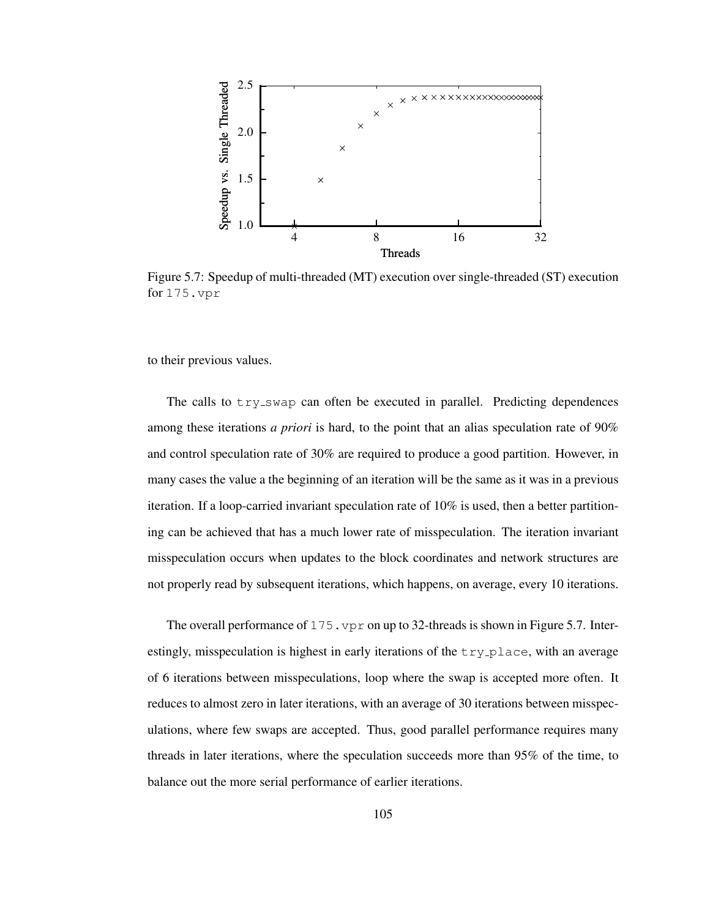Figure 5.7: Speedup of multi-threaded (MT) execution over single-threaded (ST) execution for `175.vpr`

to their previous values.

The calls to `try_swap` can often be executed in parallel. Predicting dependences among these iterations *a priori* is hard, to the point that an alias speculation rate of 90% and control speculation rate of 30% are required to produce a good partition. However, in many cases the value a the beginning of an iteration will be the same as it was in a previous iteration. If a loop-carried invariant speculation rate of 10% is used, then a better partitioning can be achieved that has a much lower rate of misspeculation. The iteration invariant misspeculation occurs when updates to the block coordinates and network structures are not properly read by subsequent iterations, which happens, on average, every 10 iterations.

The overall performance of `175.vpr` on up to 32-threads is shown in Figure 5.7. Interestingly, misspeculation is highest in early iterations of the `try_place`, with an average of 6 iterations between misspeculations, loop where the swap is accepted more often. It reduces to almost zero in later iterations, with an average of 30 iterations between misspeculations, where few swaps are accepted. Thus, good parallel performance requires many threads in later iterations, where the speculation succeeds more than 95% of the time, to balance out the more serial performance of earlier iterations.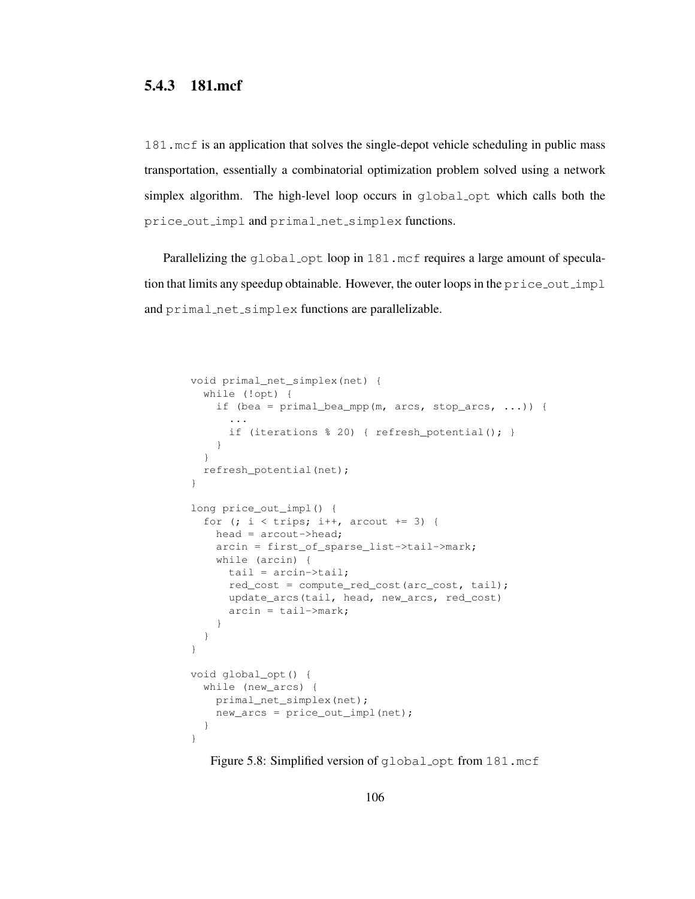### 5.4.3 181.mcf

`181.mcf` is an application that solves the single-depot vehicle scheduling in public mass transportation, essentially a combinatorial optimization problem solved using a network simplex algorithm. The high-level loop occurs in `global_opt` which calls both the `price_out_impl` and `primal_net_simplex` functions.

Parallelizing the `global_opt` loop in `181.mcf` requires a large amount of speculation that limits any speedup obtainable. However, the outer loops in the `price_out_impl` and `primal_net_simplex` functions are parallelizable.

```
void primal_net_simplex(net) {
  while (!opt) {
    if (bea = primal_bea_mpp(m, arcs, stop_arcs, ...)) {
      ...
      if (iterations % 20) { refresh_potential(); }
    }
  }
  refresh_potential(net);
}

long price_out_impl() {
  for (; i < trips; i++, arcout += 3) {
    head = arcout->head;
    arcin = first_of_sparse_list->tail->mark;
    while (arcin) {
      tail = arcin->tail;
      red_cost = compute_red_cost(arc_cost, tail);
      update_arcs(tail, head, new_arcs, red_cost)
      arcin = tail->mark;
    }
  }
}

void global_opt() {
  while (new_arcs) {
    primal_net_simplex(net);
    new_arcs = price_out_impl(net);
  }
}
```

Figure 5.8: Simplified version of `global_opt` from `181.mcf`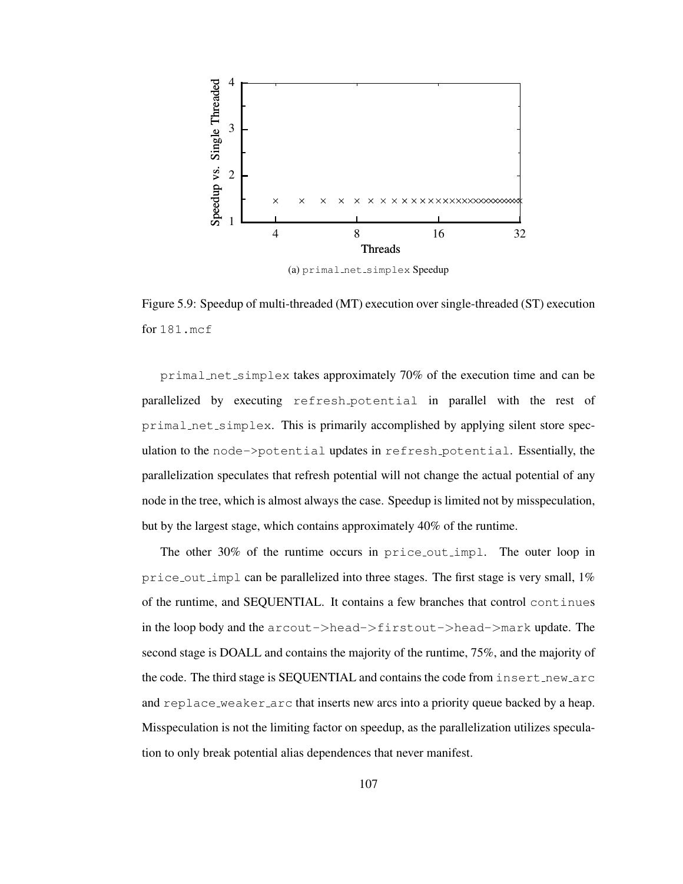(a) primal_net_simplex Speedup

Figure 5.9: Speedup of multi-threaded (MT) execution over single-threaded (ST) execution for 181.mcf

primal_net_simplex takes approximately 70% of the execution time and can be parallelized by executing refresh_potential in parallel with the rest of primal_net_simplex. This is primarily accomplished by applying silent store speculation to the node->potential updates in refresh_potential. Essentially, the parallelization speculates that refresh potential will not change the actual potential of any node in the tree, which is almost always the case. Speedup is limited not by misspeculation, but by the largest stage, which contains approximately 40% of the runtime.

The other 30% of the runtime occurs in price_out_impl. The outer loop in price_out_impl can be parallelized into three stages. The first stage is very small, 1% of the runtime, and SEQUENTIAL. It contains a few branches that control continues in the loop body and the arcout->head->firstout->head->mark update. The second stage is DOALL and contains the majority of the runtime, 75%, and the majority of the code. The third stage is SEQUENTIAL and contains the code from insert_new_arc and replace_weaker_arc that inserts new arcs into a priority queue backed by a heap. Misspeculation is not the limiting factor on speedup, as the parallelization utilizes speculation to only break potential alias dependences that never manifest.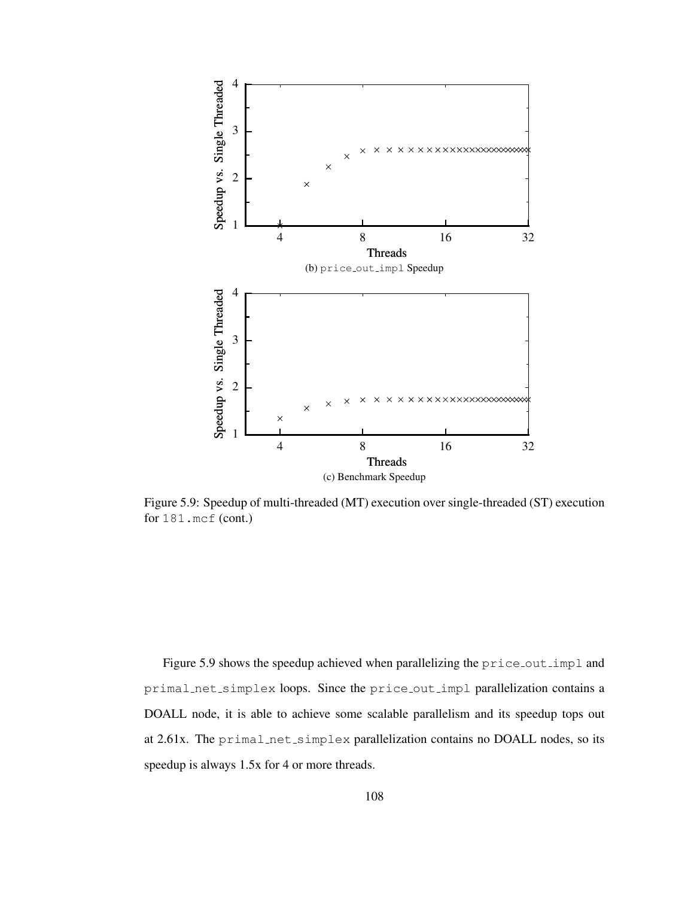(b) price_out_impl Speedup

(c) Benchmark Speedup

Figure 5.9: Speedup of multi-threaded (MT) execution over single-threaded (ST) execution for 181.mcf (cont.)

Figure 5.9 shows the speedup achieved when parallelizing the price_out_impl and primal_net_simplex loops. Since the price_out_impl parallelization contains a DOALL node, it is able to achieve some scalable parallelism and its speedup tops out at 2.61x. The primal_net_simplex parallelization contains no DOALL nodes, so its speedup is always 1.5x for 4 or more threads.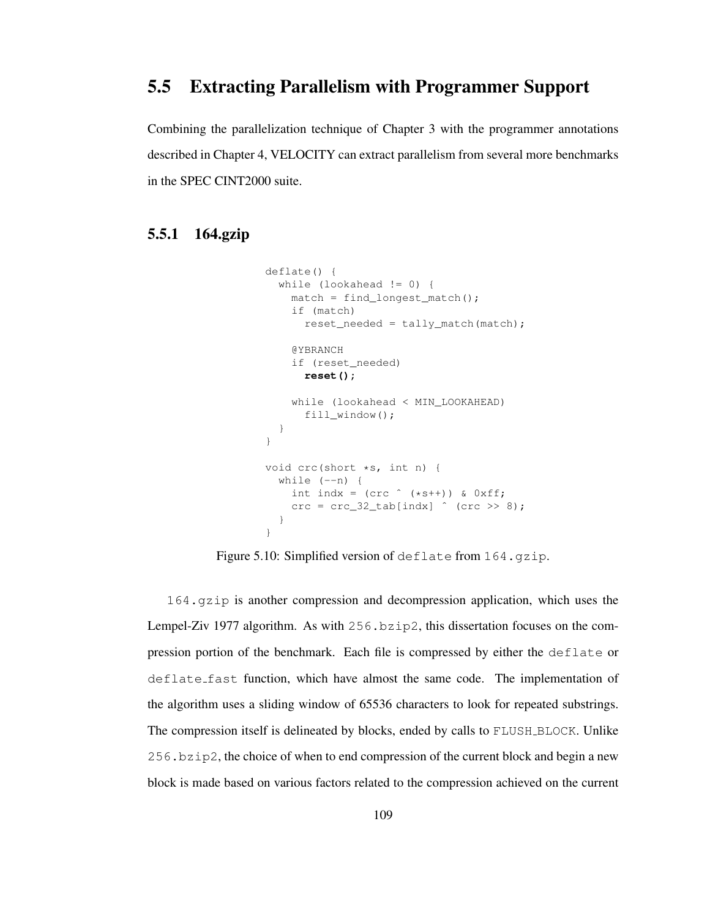## 5.5 Extracting Parallelism with Programmer Support

Combining the parallelization technique of Chapter 3 with the programmer annotations described in Chapter 4, VELOCITY can extract parallelism from several more benchmarks in the SPEC CINT2000 suite.

### 5.5.1 164.gzip

```
deflate() {
  while (lookahead != 0) {
    match = find_longest_match();
    if (match)
      reset_needed = tally_match(match);

    @YBRANCH
    if (reset_needed)
      reset();

    while (lookahead < MIN_LOOKAHEAD)
      fill_window();
  }
}

void crc(short *s, int n) {
  while (--n) {
    int indx = (crc ^ (*s++)) & 0xff;
    crc = crc_32_tab[indx] ^ (crc >> 8);
  }
}
```

Figure 5.10: Simplified version of `deflate` from `164.gzip`.

`164.gzip` is another compression and decompression application, which uses the Lempel-Ziv 1977 algorithm. As with `256.bzip2`, this dissertation focuses on the compression portion of the benchmark. Each file is compressed by either the `deflate` or `deflate_fast` function, which have almost the same code. The implementation of the algorithm uses a sliding window of 65536 characters to look for repeated substrings. The compression itself is delineated by blocks, ended by calls to `FLUSH_BLOCK`. Unlike `256.bzip2`, the choice of when to end compression of the current block and begin a new block is made based on various factors related to the compression achieved on the current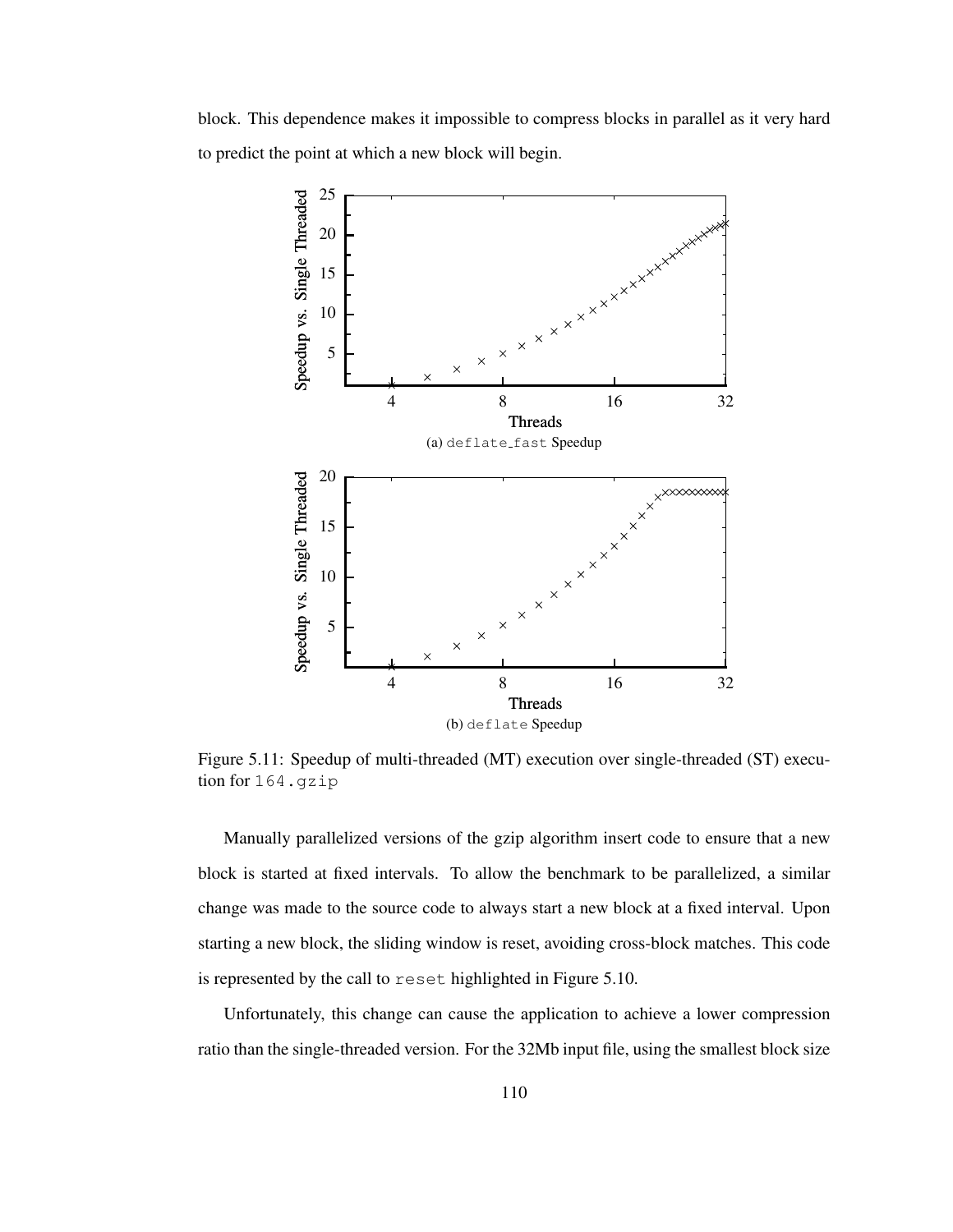block. This dependence makes it impossible to compress blocks in parallel as it very hard to predict the point at which a new block will begin.

(a) `deflate_fast` Speedup

(b) `deflate` Speedup

Figure 5.11: Speedup of multi-threaded (MT) execution over single-threaded (ST) execution for `164.gzip`

Manually parallelized versions of the gzip algorithm insert code to ensure that a new block is started at fixed intervals. To allow the benchmark to be parallelized, a similar change was made to the source code to always start a new block at a fixed interval. Upon starting a new block, the sliding window is reset, avoiding cross-block matches. This code is represented by the call to `reset` highlighted in Figure 5.10.

Unfortunately, this change can cause the application to achieve a lower compression ratio than the single-threaded version. For the 32Mb input file, using the smallest block size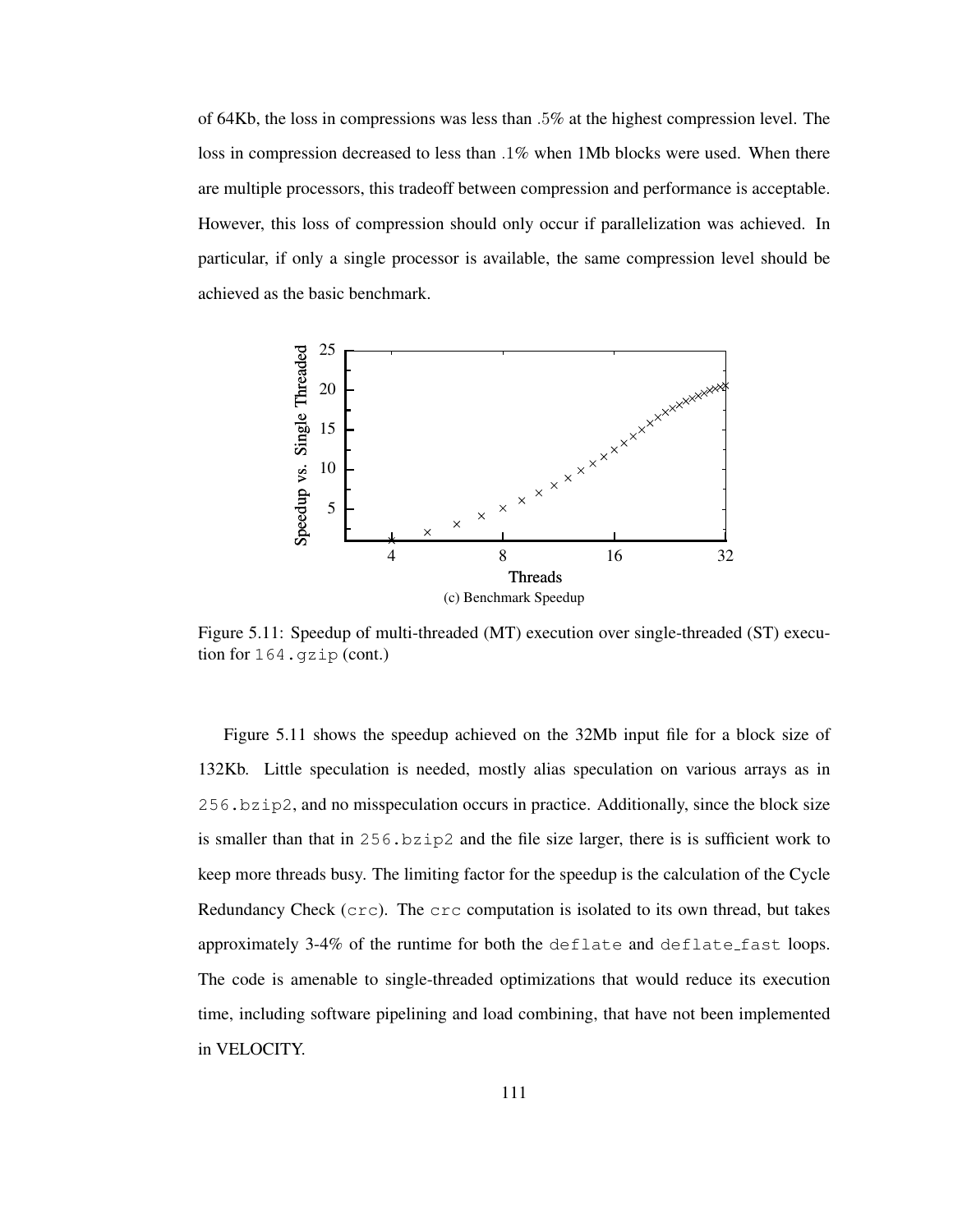of 64Kb, the loss in compressions was less than $.5\%$ at the highest compression level. The loss in compression decreased to less than $.1\%$ when 1Mb blocks were used. When there are multiple processors, this tradeoff between compression and performance is acceptable. However, this loss of compression should only occur if parallelization was achieved. In particular, if only a single processor is available, the same compression level should be achieved as the basic benchmark.

(c) Benchmark Speedup

Figure 5.11: Speedup of multi-threaded (MT) execution over single-threaded (ST) execution for `164.gzip` (cont.)

Figure 5.11 shows the speedup achieved on the 32Mb input file for a block size of 132Kb. Little speculation is needed, mostly alias speculation on various arrays as in `256.bzip2`, and no misspeculation occurs in practice. Additionally, since the block size is smaller than that in `256.bzip2` and the file size larger, there is is sufficient work to keep more threads busy. The limiting factor for the speedup is the calculation of the Cycle Redundancy Check (`crc`). The `crc` computation is isolated to its own thread, but takes approximately 3-4% of the runtime for both the `deflate` and `deflate_fast` loops. The code is amenable to single-threaded optimizations that would reduce its execution time, including software pipelining and load combining, that have not been implemented in VELOCITY.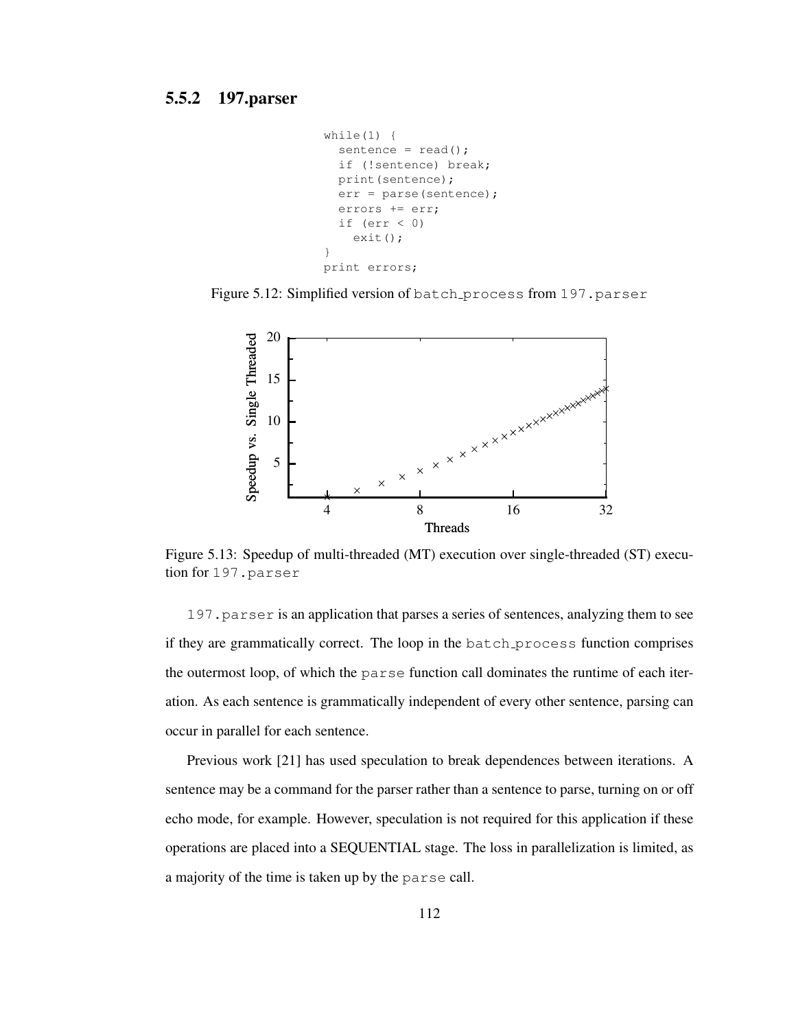### 5.5.2 197.parser

```
while(1) {
  sentence = read();
  if (!sentence) break;
  print(sentence);
  err = parse(sentence);
  errors += err;
  if (err < 0)
    exit();
}
print errors;
```

Figure 5.12: Simplified version of batch_process from 197.parser

Figure 5.13: Speedup of multi-threaded (MT) execution over single-threaded (ST) execution for 197.parser

197.parser is an application that parses a series of sentences, analyzing them to see if they are grammatically correct. The loop in the batch_process function comprises the outermost loop, of which the parse function call dominates the runtime of each iteration. As each sentence is grammatically independent of every other sentence, parsing can occur in parallel for each sentence.

Previous work [21] has used speculation to break dependences between iterations. A sentence may be a command for the parser rather than a sentence to parse, turning on or off echo mode, for example. However, speculation is not required for this application if these operations are placed into a SEQUENTIAL stage. The loss in parallelization is limited, as a majority of the time is taken up by the parse call.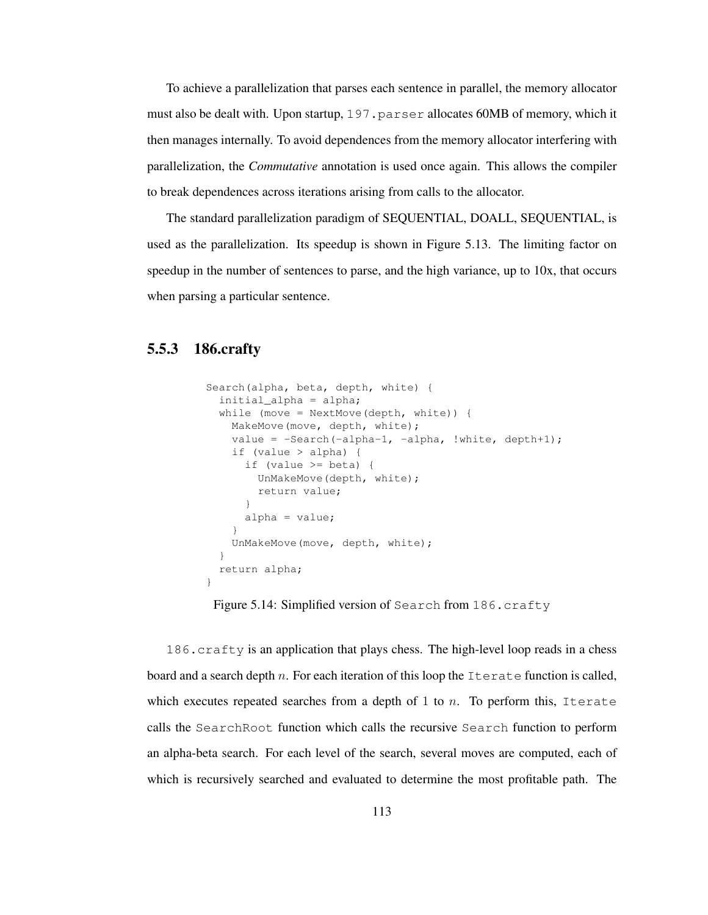To achieve a parallelization that parses each sentence in parallel, the memory allocator must also be dealt with. Upon startup, `197.parser` allocates 60MB of memory, which it then manages internally. To avoid dependences from the memory allocator interfering with parallelization, the ***Commutative*** annotation is used once again. This allows the compiler to break dependences across iterations arising from calls to the allocator.

The standard parallelization paradigm of SEQUENTIAL, DOALL, SEQUENTIAL, is used as the parallelization. Its speedup is shown in Figure 5.13. The limiting factor on speedup in the number of sentences to parse, and the high variance, up to 10x, that occurs when parsing a particular sentence.

### 5.5.3 186.crafty

```
Search(alpha, beta, depth, white) {
  initial_alpha = alpha;
  while (move = NextMove(depth, white)) {
    MakeMove(move, depth, white);
    value = -Search(-alpha-1, -alpha, !white, depth+1);
    if (value > alpha) {
      if (value >= beta) {
        UnMakeMove(depth, white);
        return value;
      }
      alpha = value;
    }
    UnMakeMove(move, depth, white);
  }
  return alpha;
}
```

Figure 5.14: Simplified version of `Search` from `186.crafty`

`186.crafty` is an application that plays chess. The high-level loop reads in a chess board and a search depth $n$. For each iteration of this loop the `Iterate` function is called, which executes repeated searches from a depth of 1 to $n$. To perform this, `Iterate` calls the `SearchRoot` function which calls the recursive `Search` function to perform an alpha-beta search. For each level of the search, several moves are computed, each of which is recursively searched and evaluated to determine the most profitable path. The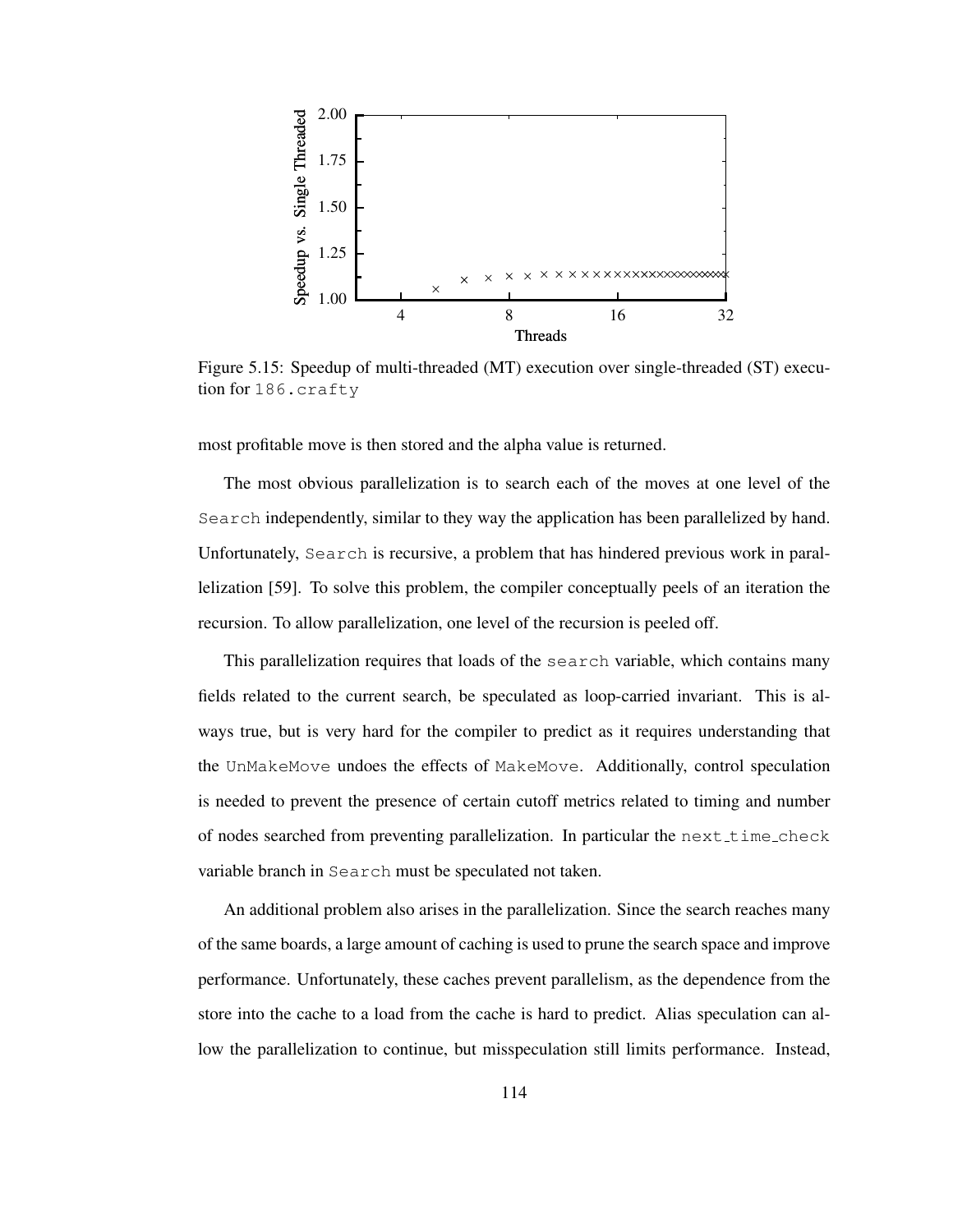Figure 5.15: Speedup of multi-threaded (MT) execution over single-threaded (ST) execution for `186.crafty`

most profitable move is then stored and the alpha value is returned.

The most obvious parallelization is to search each of the moves at one level of the `Search` independently, similar to they way the application has been parallelized by hand. Unfortunately, `Search` is recursive, a problem that has hindered previous work in parallelization [59]. To solve this problem, the compiler conceptually peels of an iteration the recursion. To allow parallelization, one level of the recursion is peeled off.

This parallelization requires that loads of the `search` variable, which contains many fields related to the current search, be speculated as loop-carried invariant. This is always true, but is very hard for the compiler to predict as it requires understanding that the `UnMakeMove` undoes the effects of `MakeMove`. Additionally, control speculation is needed to prevent the presence of certain cutoff metrics related to timing and number of nodes searched from preventing parallelization. In particular the `next_time_check` variable branch in `Search` must be speculated not taken.

An additional problem also arises in the parallelization. Since the search reaches many of the same boards, a large amount of caching is used to prune the search space and improve performance. Unfortunately, these caches prevent parallelism, as the dependence from the store into the cache to a load from the cache is hard to predict. Alias speculation can allow the parallelization to continue, but misspeculation still limits performance. Instead,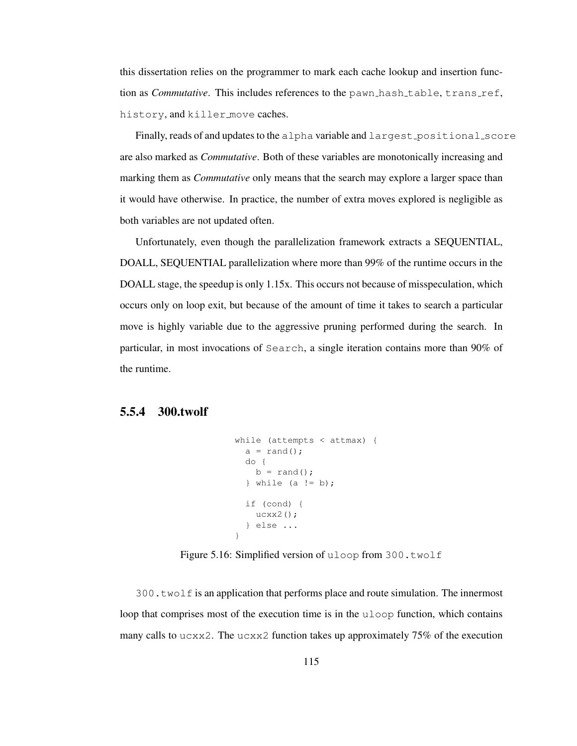this dissertation relies on the programmer to mark each cache lookup and insertion function as *Commutative*. This includes references to the `pawn_hash_table`, `trans_ref`, `history`, and `killer_move` caches.

Finally, reads of and updates to the `alpha` variable and `largest_positional_score` are also marked as *Commutative*. Both of these variables are monotonically increasing and marking them as *Commutative* only means that the search may explore a larger space than it would have otherwise. In practice, the number of extra moves explored is negligible as both variables are not updated often.

Unfortunately, even though the parallelization framework extracts a SEQUENTIAL, DOALL, SEQUENTIAL parallelization where more than 99% of the runtime occurs in the DOALL stage, the speedup is only 1.15x. This occurs not because of misspeculation, which occurs only on loop exit, but because of the amount of time it takes to search a particular move is highly variable due to the aggressive pruning performed during the search. In particular, in most invocations of `Search`, a single iteration contains more than 90% of the runtime.

### 5.5.4 300.twolf

```
while (attempts < attmax) {
  a = rand();
  do {
    b = rand();
  } while (a != b);

  if (cond) {
    ucxx2();
  } else ...
}
```

Figure 5.16: Simplified version of `uloop` from `300.twolf`

`300.twolf` is an application that performs place and route simulation. The innermost loop that comprises most of the execution time is in the `uloop` function, which contains many calls to `ucxx2`. The `ucxx2` function takes up approximately 75% of the execution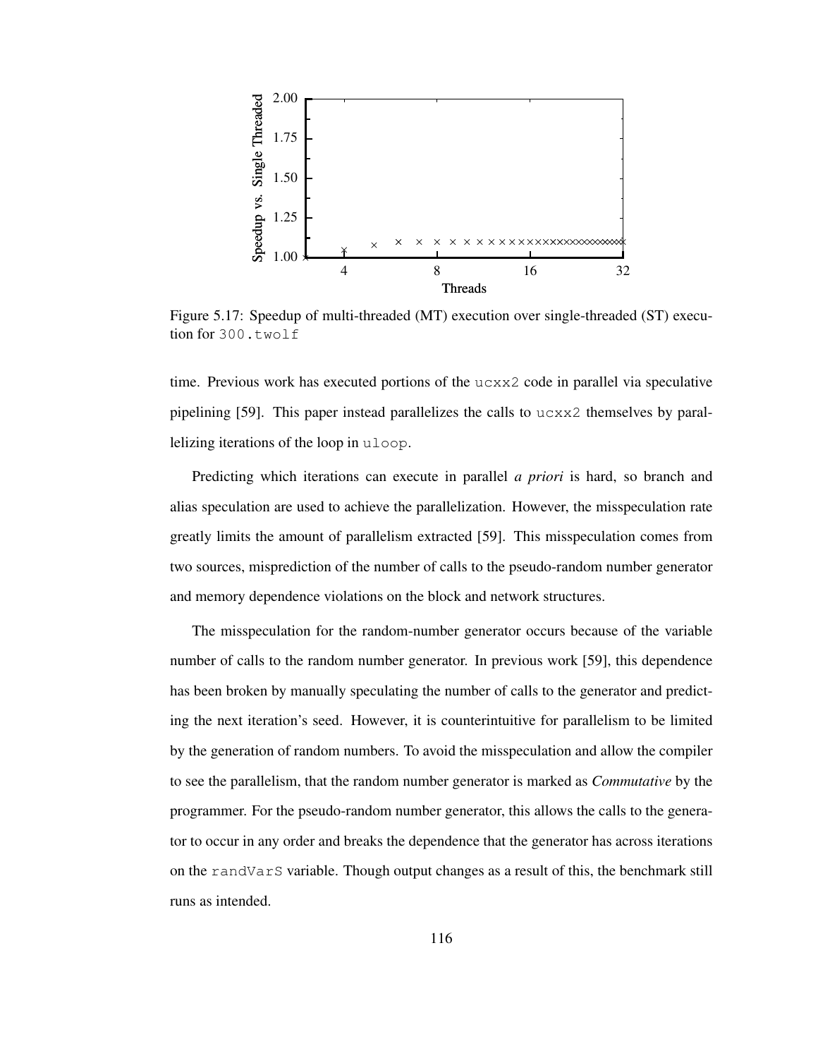Figure 5.17: Speedup of multi-threaded (MT) execution over single-threaded (ST) execution for `300.twolf`

time. Previous work has executed portions of the `ucxx2` code in parallel via speculative pipelining [59]. This paper instead parallelizes the calls to `ucxx2` themselves by parallelizing iterations of the loop in `uloop`.

Predicting which iterations can execute in parallel *a priori* is hard, so branch and alias speculation are used to achieve the parallelization. However, the misspeculation rate greatly limits the amount of parallelism extracted [59]. This misspeculation comes from two sources, misprediction of the number of calls to the pseudo-random number generator and memory dependence violations on the block and network structures.

The misspeculation for the random-number generator occurs because of the variable number of calls to the random number generator. In previous work [59], this dependence has been broken by manually speculating the number of calls to the generator and predicting the next iteration's seed. However, it is counterintuitive for parallelism to be limited by the generation of random numbers. To avoid the misspeculation and allow the compiler to see the parallelism, that the random number generator is marked as *Commutative* by the programmer. For the pseudo-random number generator, this allows the calls to the generator to occur in any order and breaks the dependence that the generator has across iterations on the `randVarS` variable. Though output changes as a result of this, the benchmark still runs as intended.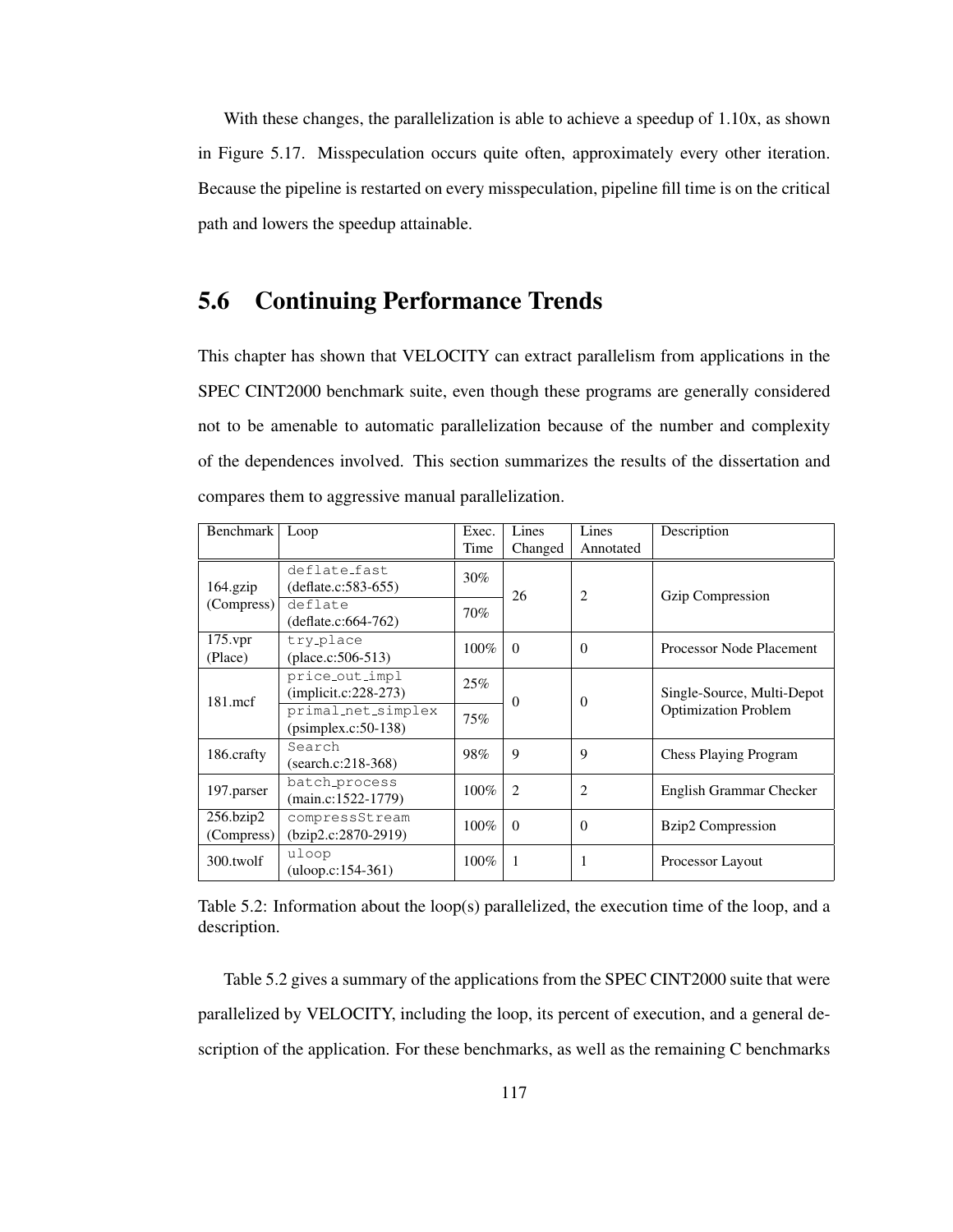With these changes, the parallelization is able to achieve a speedup of 1.10x, as shown in Figure 5.17. Misspeculation occurs quite often, approximately every other iteration. Because the pipeline is restarted on every misspeculation, pipeline fill time is on the critical path and lowers the speedup attainable.

## 5.6 Continuing Performance Trends

This chapter has shown that VELOCITY can extract parallelism from applications in the SPEC CINT2000 benchmark suite, even though these programs are generally considered not to be amenable to automatic parallelization because of the number and complexity of the dependences involved. This section summarizes the results of the dissertation and compares them to aggressive manual parallelization.

| Benchmark | Loop | Exec. Time | Lines Changed | Lines Annotated | Description |
|---|---|---|---|---|---|
| 164.gzip (Compress) | `deflate_fast` (deflate.c:583-655) | 30% | 26 | 2 | Gzip Compression |
| | `deflate` (deflate.c:664-762) | 70% | | | |
| 175.vpr (Place) | `try_place` (place.c:506-513) | 100% | 0 | 0 | Processor Node Placement |
| 181.mcf | `price_out_impl` (implicit.c:228-273) | 25% | 0 | 0 | Single-Source, Multi-Depot Optimization Problem |
| | `primal_net_simplex` (psimplex.c:50-138) | 75% | | | |
| 186.crafty | `Search` (search.c:218-368) | 98% | 9 | 9 | Chess Playing Program |
| 197.parser | `batch_process` (main.c:1522-1779) | 100% | 2 | 2 | English Grammar Checker |
| 256.bzip2 (Compress) | `compressStream` (bzip2.c:2870-2919) | 100% | 0 | 0 | Bzip2 Compression |
| 300.twolf | `uloop` (uloop.c:154-361) | 100% | 1 | 1 | Processor Layout |

Table 5.2: Information about the loop(s) parallelized, the execution time of the loop, and a description.

Table 5.2 gives a summary of the applications from the SPEC CINT2000 suite that were parallelized by VELOCITY, including the loop, its percent of execution, and a general description of the application. For these benchmarks, as well as the remaining C benchmarks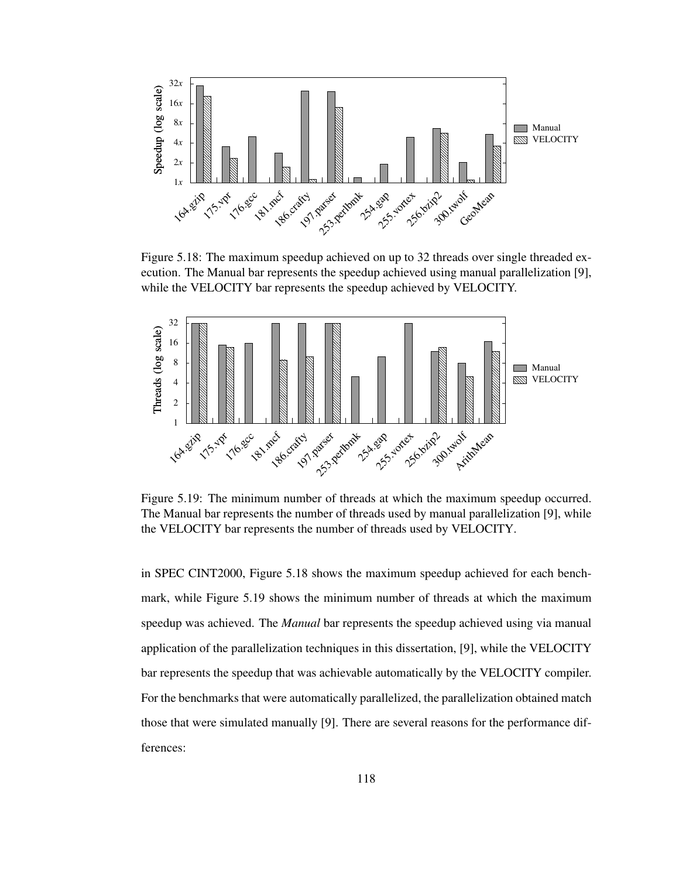Figure 5.18: The maximum speedup achieved on up to 32 threads over single threaded execution. The Manual bar represents the speedup achieved using manual parallelization [9], while the VELOCITY bar represents the speedup achieved by VELOCITY.

Figure 5.19: The minimum number of threads at which the maximum speedup occurred. The Manual bar represents the number of threads used by manual parallelization [9], while the VELOCITY bar represents the number of threads used by VELOCITY.

in SPEC CINT2000, Figure 5.18 shows the maximum speedup achieved for each benchmark, while Figure 5.19 shows the minimum number of threads at which the maximum speedup was achieved. The *Manual* bar represents the speedup achieved using via manual application of the parallelization techniques in this dissertation, [9], while the VELOCITY bar represents the speedup that was achievable automatically by the VELOCITY compiler. For the benchmarks that were automatically parallelized, the parallelization obtained match those that were simulated manually [9]. There are several reasons for the performance differences: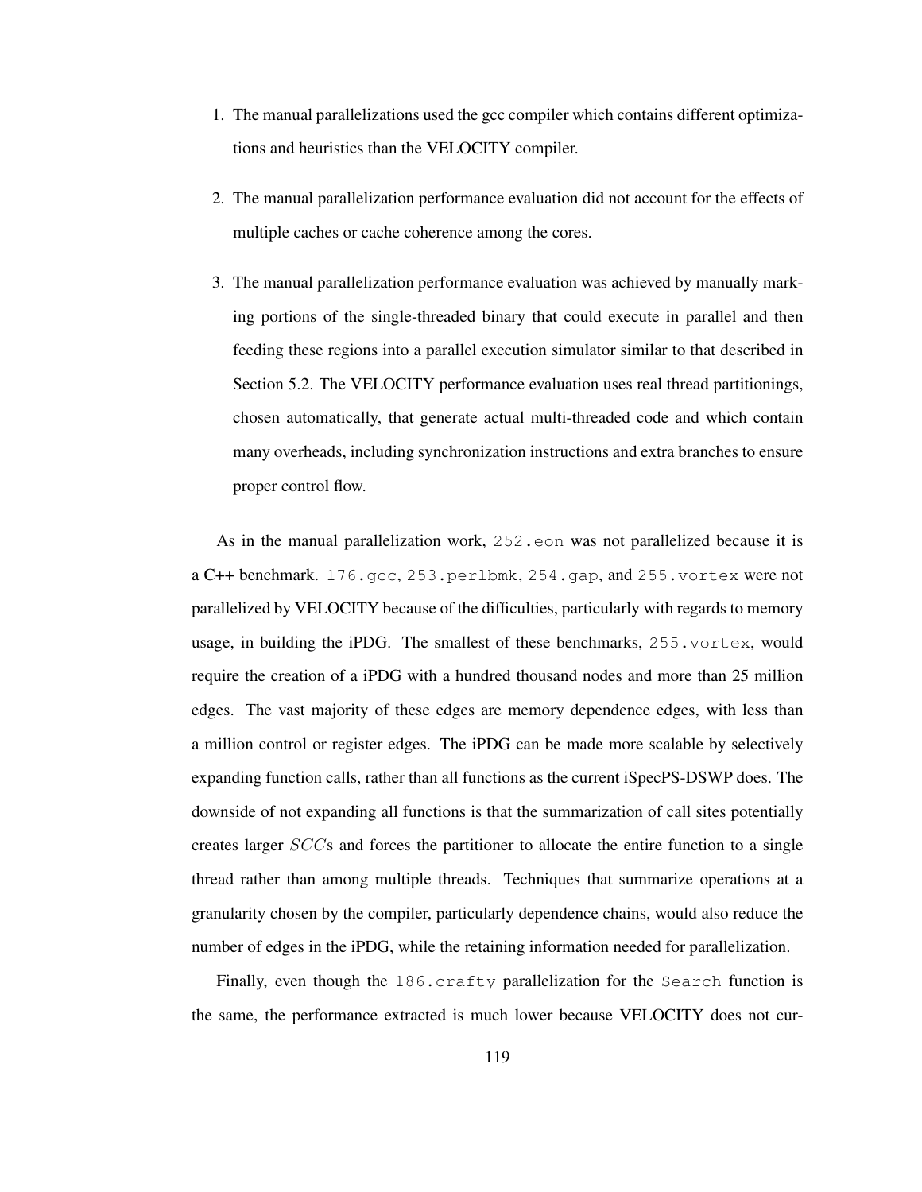1. The manual parallelizations used the gcc compiler which contains different optimizations and heuristics than the VELOCITY compiler.

2. The manual parallelization performance evaluation did not account for the effects of multiple caches or cache coherence among the cores.

3. The manual parallelization performance evaluation was achieved by manually marking portions of the single-threaded binary that could execute in parallel and then feeding these regions into a parallel execution simulator similar to that described in Section 5.2. The VELOCITY performance evaluation uses real thread partitionings, chosen automatically, that generate actual multi-threaded code and which contain many overheads, including synchronization instructions and extra branches to ensure proper control flow.

As in the manual parallelization work, `252.eon` was not parallelized because it is a C++ benchmark. `176.gcc`, `253.perlbmk`, `254.gap`, and `255.vortex` were not parallelized by VELOCITY because of the difficulties, particularly with regards to memory usage, in building the iPDG. The smallest of these benchmarks, `255.vortex`, would require the creation of a iPDG with a hundred thousand nodes and more than 25 million edges. The vast majority of these edges are memory dependence edges, with less than a million control or register edges. The iPDG can be made more scalable by selectively expanding function calls, rather than all functions as the current iSpecPS-DSWP does. The downside of not expanding all functions is that the summarization of call sites potentially creates larger $SCC$s and forces the partitioner to allocate the entire function to a single thread rather than among multiple threads. Techniques that summarize operations at a granularity chosen by the compiler, particularly dependence chains, would also reduce the number of edges in the iPDG, while the retaining information needed for parallelization.

Finally, even though the `186.crafty` parallelization for the `Search` function is the same, the performance extracted is much lower because VELOCITY does not cur-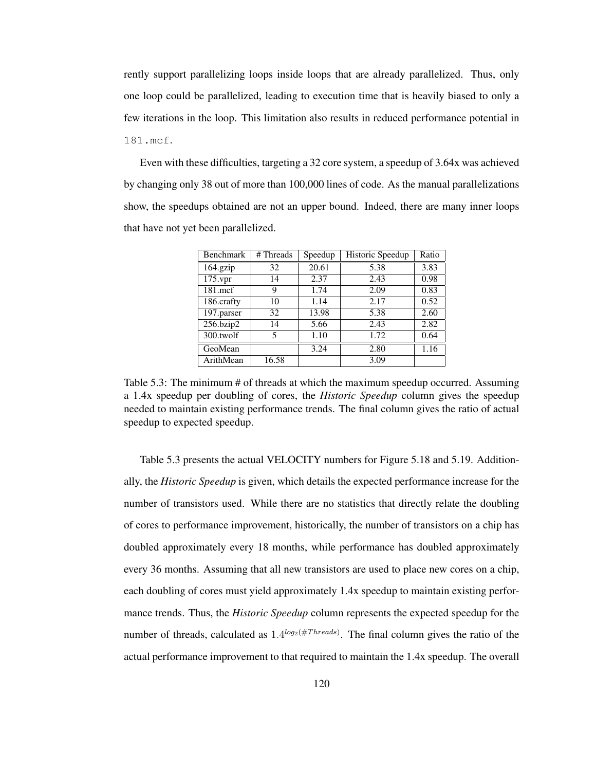rently support parallelizing loops inside loops that are already parallelized. Thus, only one loop could be parallelized, leading to execution time that is heavily biased to only a few iterations in the loop. This limitation also results in reduced performance potential in `181.mcf`.

Even with these difficulties, targeting a 32 core system, a speedup of 3.64x was achieved by changing only 38 out of more than 100,000 lines of code. As the manual parallelizations show, the speedups obtained are not an upper bound. Indeed, there are many inner loops that have not yet been parallelized.

| Benchmark | # Threads | Speedup | Historic Speedup | Ratio |
|---|---|---|---|---|
| 164.gzip | 32 | 20.61 | 5.38 | 3.83 |
| 175.vpr | 14 | 2.37 | 2.43 | 0.98 |
| 181.mcf | 9 | 1.74 | 2.09 | 0.83 |
| 186.crafty | 10 | 1.14 | 2.17 | 0.52 |
| 197.parser | 32 | 13.98 | 5.38 | 2.60 |
| 256.bzip2 | 14 | 5.66 | 2.43 | 2.82 |
| 300.twolf | 5 | 1.10 | 1.72 | 0.64 |
| GeoMean | | 3.24 | 2.80 | 1.16 |
| ArithMean | 16.58 | | 3.09 | |

Table 5.3: The minimum # of threads at which the maximum speedup occurred. Assuming a 1.4x speedup per doubling of cores, the *Historic Speedup* column gives the speedup needed to maintain existing performance trends. The final column gives the ratio of actual speedup to expected speedup.

Table 5.3 presents the actual VELOCITY numbers for Figure 5.18 and 5.19. Additionally, the *Historic Speedup* is given, which details the expected performance increase for the number of transistors used. While there are no statistics that directly relate the doubling of cores to performance improvement, historically, the number of transistors on a chip has doubled approximately every 18 months, while performance has doubled approximately every 36 months. Assuming that all new transistors are used to place new cores on a chip, each doubling of cores must yield approximately 1.4x speedup to maintain existing performance trends. Thus, the *Historic Speedup* column represents the expected speedup for the number of threads, calculated as $1.4^{log_2(\#Threads)}$. The final column gives the ratio of the actual performance improvement to that required to maintain the 1.4x speedup. The overall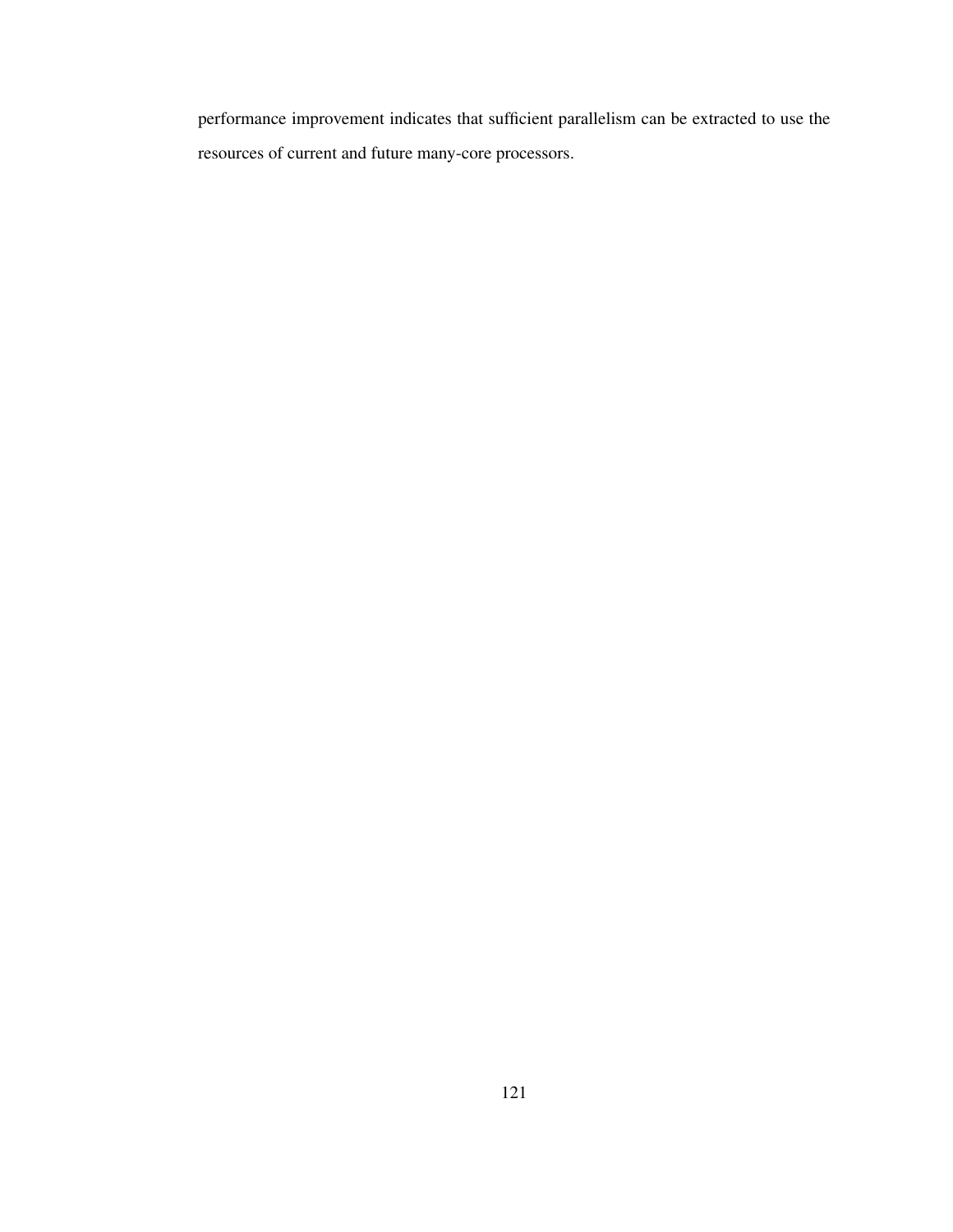performance improvement indicates that sufficient parallelism can be extracted to use the resources of current and future many-core processors.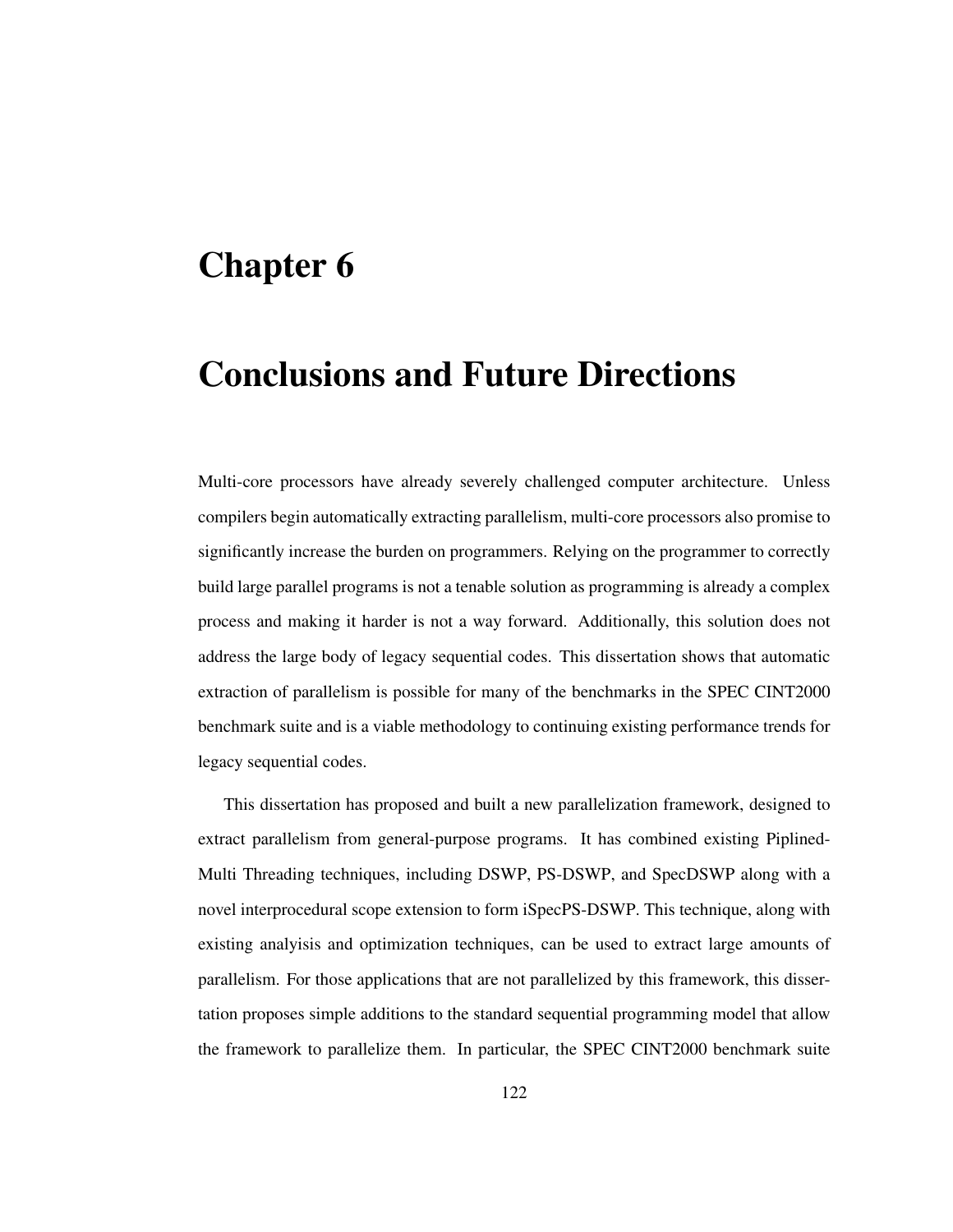# Chapter 6

# Conclusions and Future Directions

Multi-core processors have already severely challenged computer architecture. Unless compilers begin automatically extracting parallelism, multi-core processors also promise to significantly increase the burden on programmers. Relying on the programmer to correctly build large parallel programs is not a tenable solution as programming is already a complex process and making it harder is not a way forward. Additionally, this solution does not address the large body of legacy sequential codes. This dissertation shows that automatic extraction of parallelism is possible for many of the benchmarks in the SPEC CINT2000 benchmark suite and is a viable methodology to continuing existing performance trends for legacy sequential codes.

This dissertation has proposed and built a new parallelization framework, designed to extract parallelism from general-purpose programs. It has combined existing Piplined-Multi Threading techniques, including DSWP, PS-DSWP, and SpecDSWP along with a novel interprocedural scope extension to form iSpecPS-DSWP. This technique, along with existing analyisis and optimization techniques, can be used to extract large amounts of parallelism. For those applications that are not parallelized by this framework, this dissertation proposes simple additions to the standard sequential programming model that allow the framework to parallelize them. In particular, the SPEC CINT2000 benchmark suite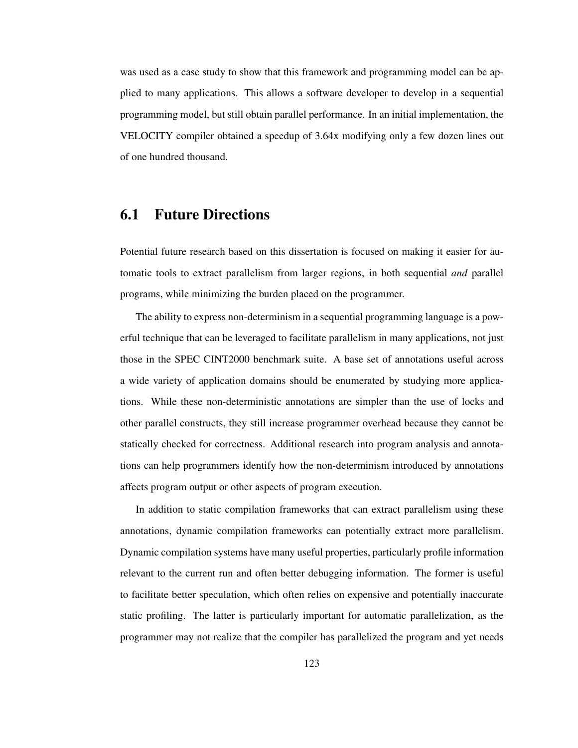was used as a case study to show that this framework and programming model can be applied to many applications. This allows a software developer to develop in a sequential programming model, but still obtain parallel performance. In an initial implementation, the VELOCITY compiler obtained a speedup of 3.64x modifying only a few dozen lines out of one hundred thousand.

## 6.1 Future Directions

Potential future research based on this dissertation is focused on making it easier for automatic tools to extract parallelism from larger regions, in both sequential *and* parallel programs, while minimizing the burden placed on the programmer.

The ability to express non-determinism in a sequential programming language is a powerful technique that can be leveraged to facilitate parallelism in many applications, not just those in the SPEC CINT2000 benchmark suite. A base set of annotations useful across a wide variety of application domains should be enumerated by studying more applications. While these non-deterministic annotations are simpler than the use of locks and other parallel constructs, they still increase programmer overhead because they cannot be statically checked for correctness. Additional research into program analysis and annotations can help programmers identify how the non-determinism introduced by annotations affects program output or other aspects of program execution.

In addition to static compilation frameworks that can extract parallelism using these annotations, dynamic compilation frameworks can potentially extract more parallelism. Dynamic compilation systems have many useful properties, particularly profile information relevant to the current run and often better debugging information. The former is useful to facilitate better speculation, which often relies on expensive and potentially inaccurate static profiling. The latter is particularly important for automatic parallelization, as the programmer may not realize that the compiler has parallelized the program and yet needs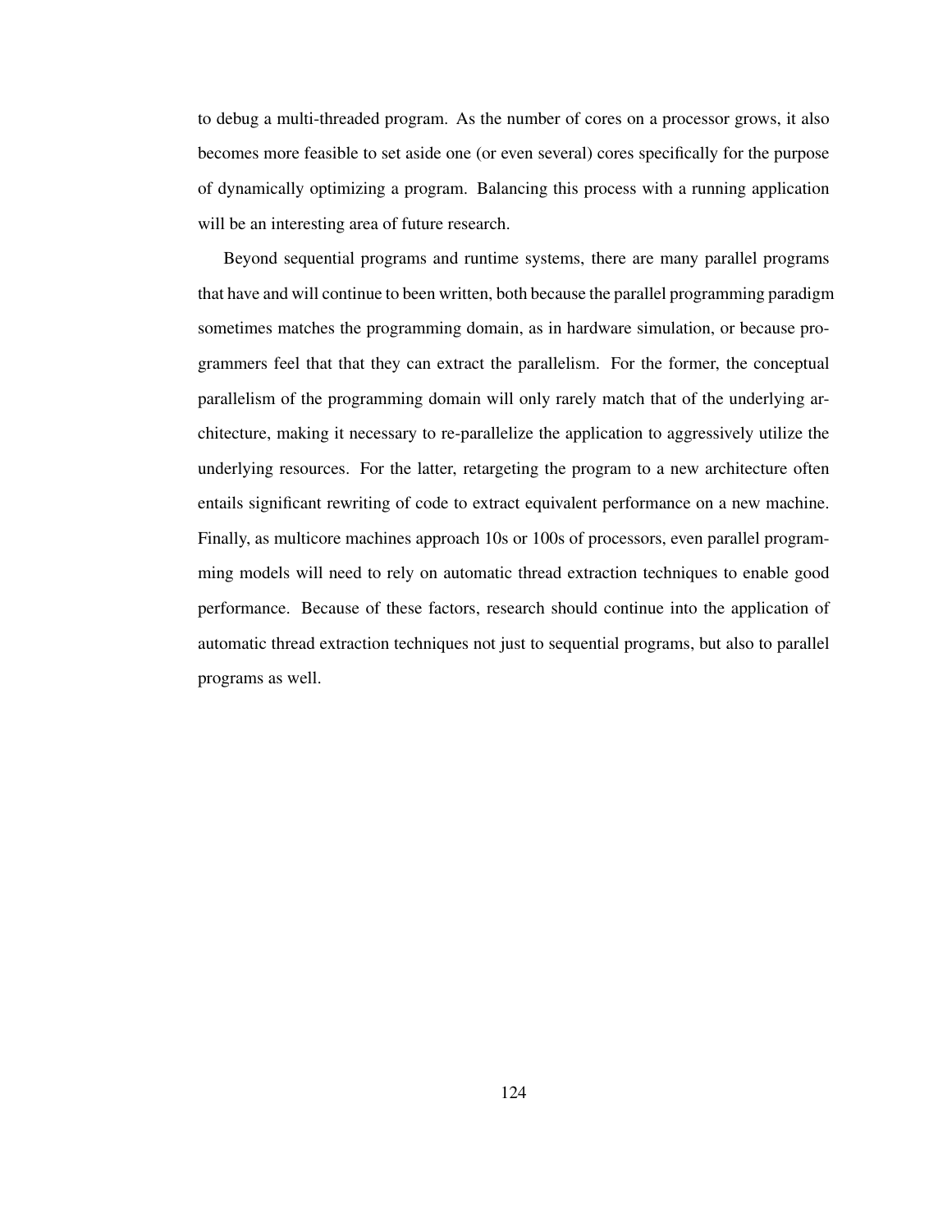to debug a multi-threaded program. As the number of cores on a processor grows, it also becomes more feasible to set aside one (or even several) cores specifically for the purpose of dynamically optimizing a program. Balancing this process with a running application will be an interesting area of future research.

Beyond sequential programs and runtime systems, there are many parallel programs that have and will continue to been written, both because the parallel programming paradigm sometimes matches the programming domain, as in hardware simulation, or because programmers feel that that they can extract the parallelism. For the former, the conceptual parallelism of the programming domain will only rarely match that of the underlying architecture, making it necessary to re-parallelize the application to aggressively utilize the underlying resources. For the latter, retargeting the program to a new architecture often entails significant rewriting of code to extract equivalent performance on a new machine. Finally, as multicore machines approach 10s or 100s of processors, even parallel programming models will need to rely on automatic thread extraction techniques to enable good performance. Because of these factors, research should continue into the application of automatic thread extraction techniques not just to sequential programs, but also to parallel programs as well.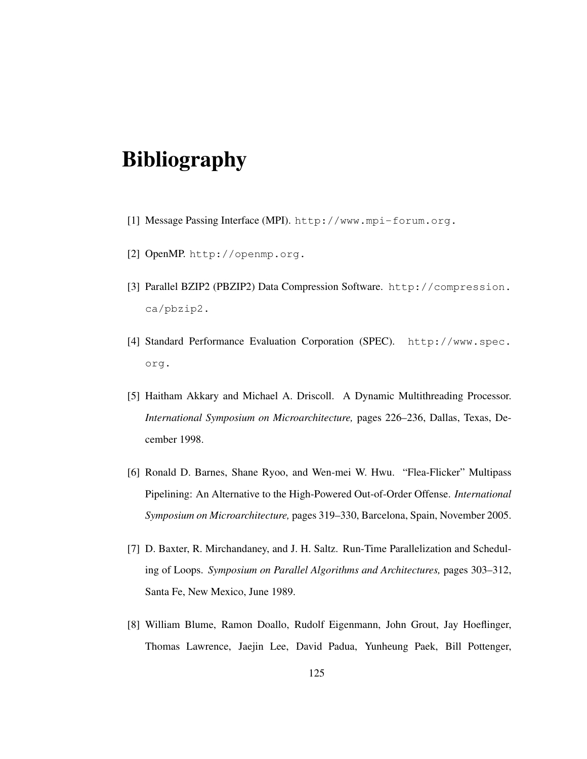# Bibliography

[1] Message Passing Interface (MPI). http://www.mpi-forum.org.

[2] OpenMP. http://openmp.org.

[3] Parallel BZIP2 (PBZIP2) Data Compression Software. http://compression.ca/pbzip2.

[4] Standard Performance Evaluation Corporation (SPEC). http://www.spec.org.

[5] Haitham Akkary and Michael A. Driscoll. A Dynamic Multithreading Processor. *International Symposium on Microarchitecture,* pages 226–236, Dallas, Texas, December 1998.

[6] Ronald D. Barnes, Shane Ryoo, and Wen-mei W. Hwu. "Flea-Flicker" Multipass Pipelining: An Alternative to the High-Powered Out-of-Order Offense. *International Symposium on Microarchitecture,* pages 319–330, Barcelona, Spain, November 2005.

[7] D. Baxter, R. Mirchandaney, and J. H. Saltz. Run-Time Parallelization and Scheduling of Loops. *Symposium on Parallel Algorithms and Architectures,* pages 303–312, Santa Fe, New Mexico, June 1989.

[8] William Blume, Ramon Doallo, Rudolf Eigenmann, John Grout, Jay Hoeflinger, Thomas Lawrence, Jaejin Lee, David Padua, Yunheung Paek, Bill Pottenger,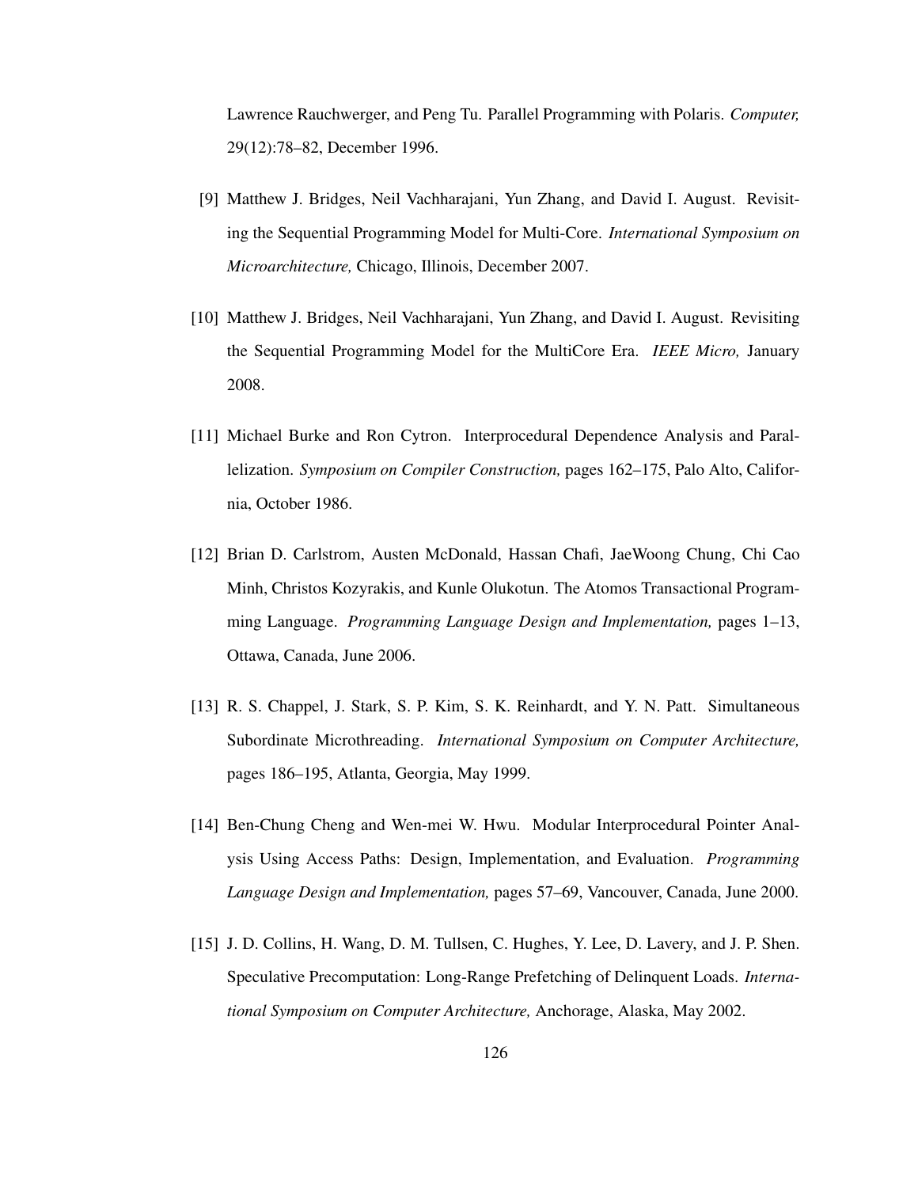Lawrence Rauchwerger, and Peng Tu. Parallel Programming with Polaris. *Computer,* 29(12):78–82, December 1996.

[9] Matthew J. Bridges, Neil Vachharajani, Yun Zhang, and David I. August. Revisiting the Sequential Programming Model for Multi-Core. *International Symposium on Microarchitecture,* Chicago, Illinois, December 2007.

[10] Matthew J. Bridges, Neil Vachharajani, Yun Zhang, and David I. August. Revisiting the Sequential Programming Model for the MultiCore Era. *IEEE Micro,* January 2008.

[11] Michael Burke and Ron Cytron. Interprocedural Dependence Analysis and Parallelization. *Symposium on Compiler Construction,* pages 162–175, Palo Alto, California, October 1986.

[12] Brian D. Carlstrom, Austen McDonald, Hassan Chafi, JaeWoong Chung, Chi Cao Minh, Christos Kozyrakis, and Kunle Olukotun. The Atomos Transactional Programming Language. *Programming Language Design and Implementation,* pages 1–13, Ottawa, Canada, June 2006.

[13] R. S. Chappel, J. Stark, S. P. Kim, S. K. Reinhardt, and Y. N. Patt. Simultaneous Subordinate Microthreading. *International Symposium on Computer Architecture,* pages 186–195, Atlanta, Georgia, May 1999.

[14] Ben-Chung Cheng and Wen-mei W. Hwu. Modular Interprocedural Pointer Analysis Using Access Paths: Design, Implementation, and Evaluation. *Programming Language Design and Implementation,* pages 57–69, Vancouver, Canada, June 2000.

[15] J. D. Collins, H. Wang, D. M. Tullsen, C. Hughes, Y. Lee, D. Lavery, and J. P. Shen. Speculative Precomputation: Long-Range Prefetching of Delinquent Loads. *International Symposium on Computer Architecture,* Anchorage, Alaska, May 2002.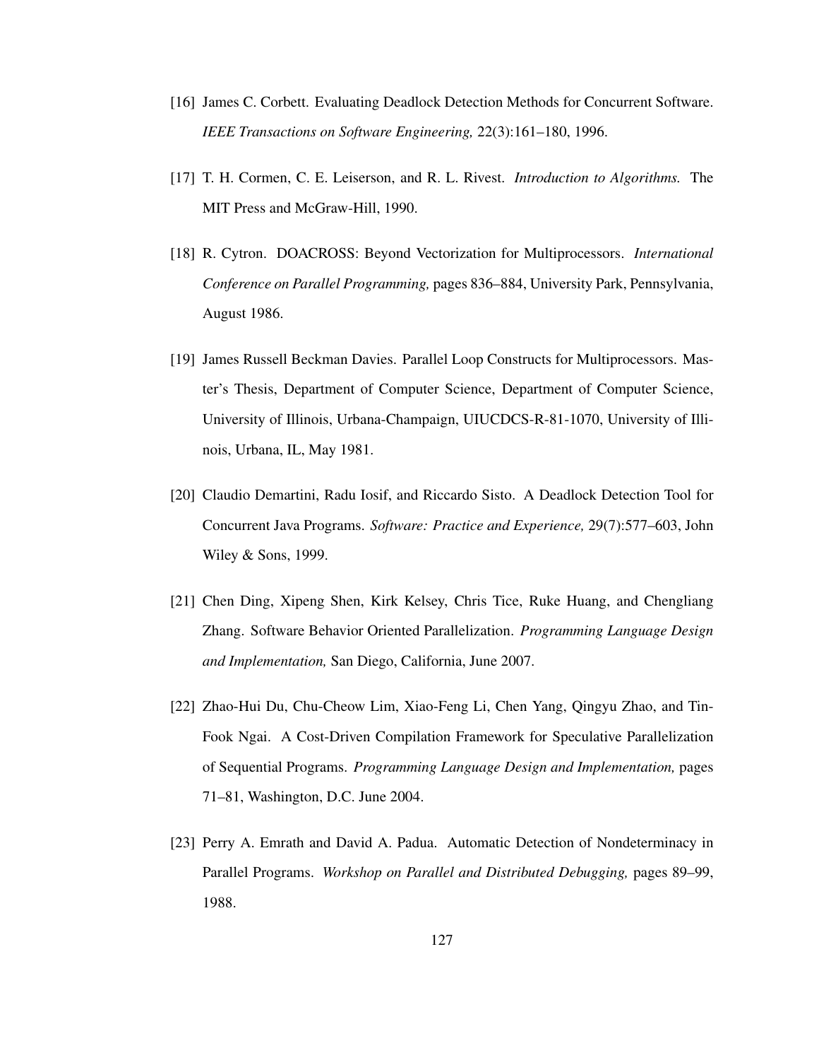[16] James C. Corbett. Evaluating Deadlock Detection Methods for Concurrent Software. *IEEE Transactions on Software Engineering,* 22(3):161–180, 1996.

[17] T. H. Cormen, C. E. Leiserson, and R. L. Rivest. *Introduction to Algorithms.* The MIT Press and McGraw-Hill, 1990.

[18] R. Cytron. DOACROSS: Beyond Vectorization for Multiprocessors. *International Conference on Parallel Programming,* pages 836–884, University Park, Pennsylvania, August 1986.

[19] James Russell Beckman Davies. Parallel Loop Constructs for Multiprocessors. Master's Thesis, Department of Computer Science, Department of Computer Science, University of Illinois, Urbana-Champaign, UIUCDCS-R-81-1070, University of Illinois, Urbana, IL, May 1981.

[20] Claudio Demartini, Radu Iosif, and Riccardo Sisto. A Deadlock Detection Tool for Concurrent Java Programs. *Software: Practice and Experience,* 29(7):577–603, John Wiley & Sons, 1999.

[21] Chen Ding, Xipeng Shen, Kirk Kelsey, Chris Tice, Ruke Huang, and Chengliang Zhang. Software Behavior Oriented Parallelization. *Programming Language Design and Implementation,* San Diego, California, June 2007.

[22] Zhao-Hui Du, Chu-Cheow Lim, Xiao-Feng Li, Chen Yang, Qingyu Zhao, and Tin-Fook Ngai. A Cost-Driven Compilation Framework for Speculative Parallelization of Sequential Programs. *Programming Language Design and Implementation,* pages 71–81, Washington, D.C. June 2004.

[23] Perry A. Emrath and David A. Padua. Automatic Detection of Nondeterminacy in Parallel Programs. *Workshop on Parallel and Distributed Debugging,* pages 89–99, 1988.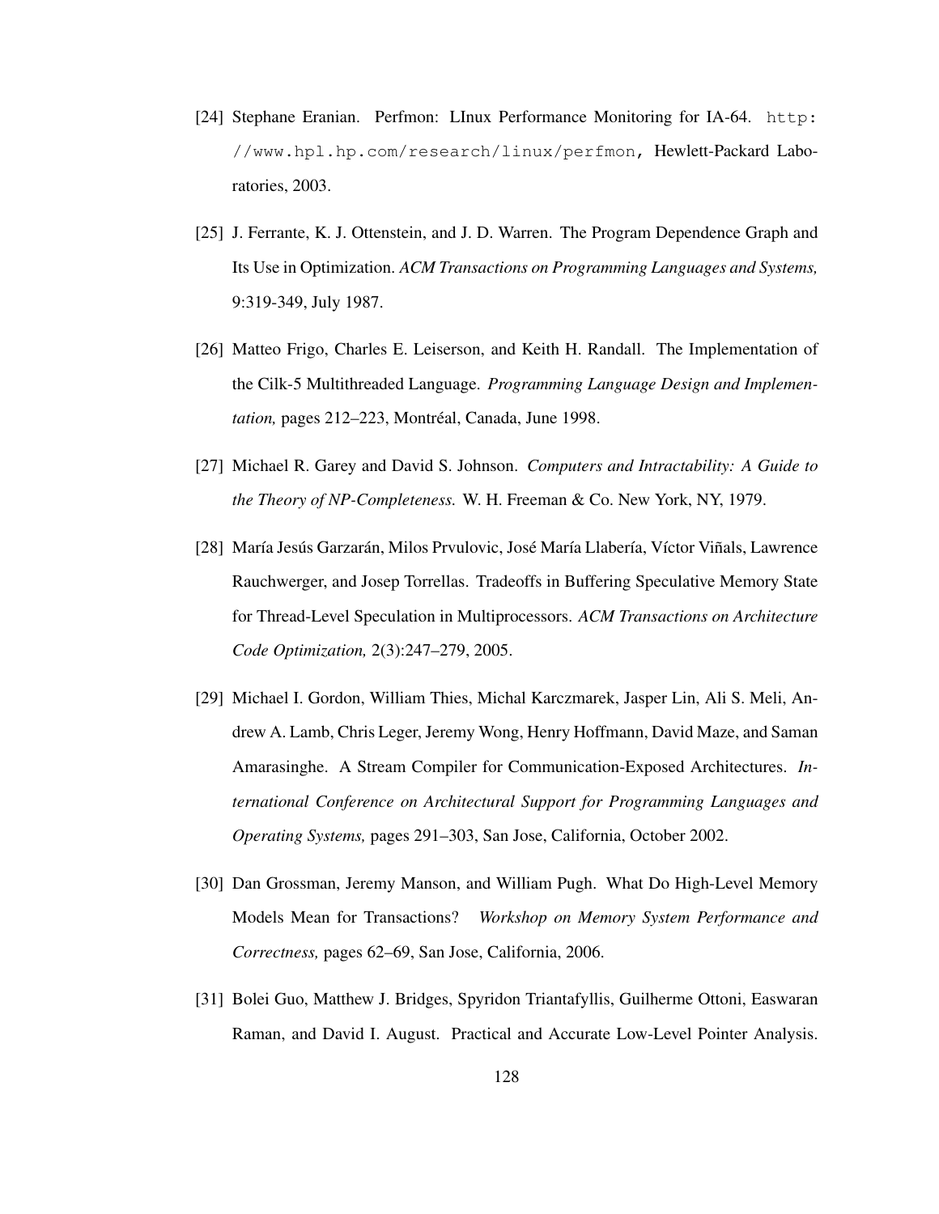[24] Stephane Eranian. Perfmon: LInux Performance Monitoring for IA-64. `http://www.hpl.hp.com/research/linux/perfmon`, Hewlett-Packard Laboratories, 2003.

[25] J. Ferrante, K. J. Ottenstein, and J. D. Warren. The Program Dependence Graph and Its Use in Optimization. *ACM Transactions on Programming Languages and Systems,* 9:319-349, July 1987.

[26] Matteo Frigo, Charles E. Leiserson, and Keith H. Randall. The Implementation of the Cilk-5 Multithreaded Language. *Programming Language Design and Implementation,* pages 212–223, Montréal, Canada, June 1998.

[27] Michael R. Garey and David S. Johnson. *Computers and Intractability: A Guide to the Theory of NP-Completeness.* W. H. Freeman & Co. New York, NY, 1979.

[28] María Jesús Garzarán, Milos Prvulovic, José María Llabería, Víctor Viñals, Lawrence Rauchwerger, and Josep Torrellas. Tradeoffs in Buffering Speculative Memory State for Thread-Level Speculation in Multiprocessors. *ACM Transactions on Architecture Code Optimization,* 2(3):247–279, 2005.

[29] Michael I. Gordon, William Thies, Michal Karczmarek, Jasper Lin, Ali S. Meli, Andrew A. Lamb, Chris Leger, Jeremy Wong, Henry Hoffmann, David Maze, and Saman Amarasinghe. A Stream Compiler for Communication-Exposed Architectures. *International Conference on Architectural Support for Programming Languages and Operating Systems,* pages 291–303, San Jose, California, October 2002.

[30] Dan Grossman, Jeremy Manson, and William Pugh. What Do High-Level Memory Models Mean for Transactions? *Workshop on Memory System Performance and Correctness,* pages 62–69, San Jose, California, 2006.

[31] Bolei Guo, Matthew J. Bridges, Spyridon Triantafyllis, Guilherme Ottoni, Easwaran Raman, and David I. August. Practical and Accurate Low-Level Pointer Analysis.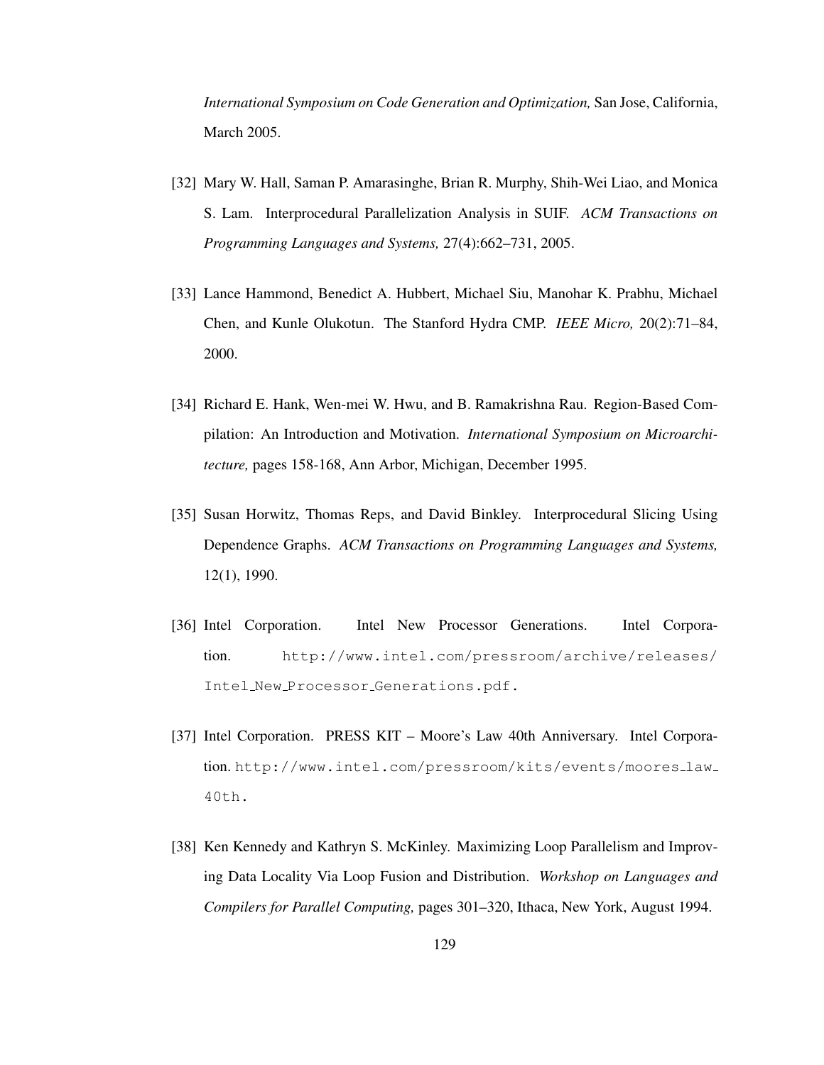*International Symposium on Code Generation and Optimization,* San Jose, California, March 2005.

[32] Mary W. Hall, Saman P. Amarasinghe, Brian R. Murphy, Shih-Wei Liao, and Monica S. Lam. Interprocedural Parallelization Analysis in SUIF. *ACM Transactions on Programming Languages and Systems,* 27(4):662–731, 2005.

[33] Lance Hammond, Benedict A. Hubbert, Michael Siu, Manohar K. Prabhu, Michael Chen, and Kunle Olukotun. The Stanford Hydra CMP. *IEEE Micro,* 20(2):71–84, 2000.

[34] Richard E. Hank, Wen-mei W. Hwu, and B. Ramakrishna Rau. Region-Based Compilation: An Introduction and Motivation. *International Symposium on Microarchitecture,* pages 158-168, Ann Arbor, Michigan, December 1995.

[35] Susan Horwitz, Thomas Reps, and David Binkley. Interprocedural Slicing Using Dependence Graphs. *ACM Transactions on Programming Languages and Systems,* 12(1), 1990.

[36] Intel Corporation. Intel New Processor Generations. Intel Corporation. `http://www.intel.com/pressroom/archive/releases/Intel_New_Processor_Generations.pdf.`

[37] Intel Corporation. PRESS KIT – Moore's Law 40th Anniversary. Intel Corporation. `http://www.intel.com/pressroom/kits/events/moores_law_40th.`

[38] Ken Kennedy and Kathryn S. McKinley. Maximizing Loop Parallelism and Improving Data Locality Via Loop Fusion and Distribution. *Workshop on Languages and Compilers for Parallel Computing,* pages 301–320, Ithaca, New York, August 1994.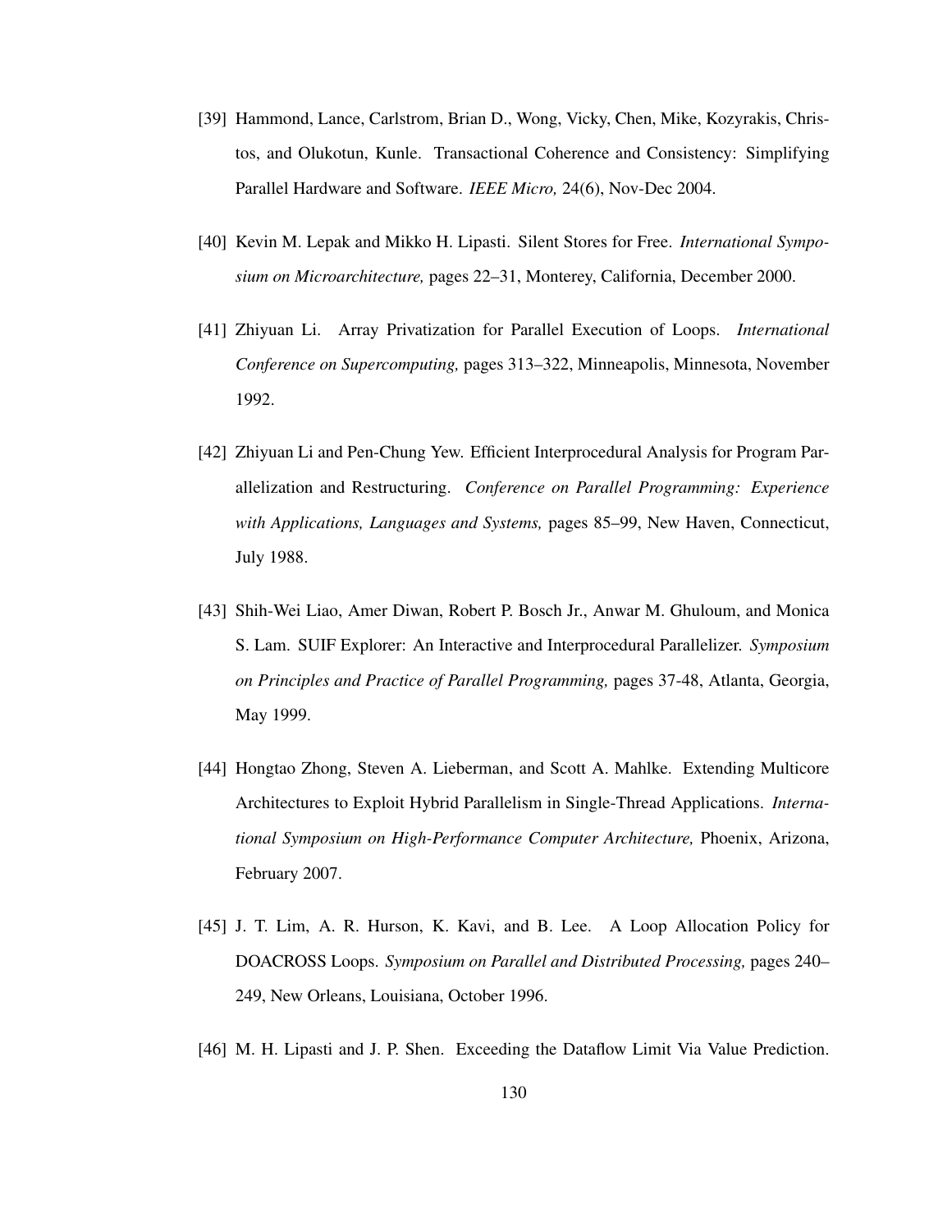[39] Hammond, Lance, Carlstrom, Brian D., Wong, Vicky, Chen, Mike, Kozyrakis, Christos, and Olukotun, Kunle. Transactional Coherence and Consistency: Simplifying Parallel Hardware and Software. *IEEE Micro,* 24(6), Nov-Dec 2004.

[40] Kevin M. Lepak and Mikko H. Lipasti. Silent Stores for Free. *International Symposium on Microarchitecture,* pages 22–31, Monterey, California, December 2000.

[41] Zhiyuan Li. Array Privatization for Parallel Execution of Loops. *International Conference on Supercomputing,* pages 313–322, Minneapolis, Minnesota, November 1992.

[42] Zhiyuan Li and Pen-Chung Yew. Efficient Interprocedural Analysis for Program Parallelization and Restructuring. *Conference on Parallel Programming: Experience with Applications, Languages and Systems,* pages 85–99, New Haven, Connecticut, July 1988.

[43] Shih-Wei Liao, Amer Diwan, Robert P. Bosch Jr., Anwar M. Ghuloum, and Monica S. Lam. SUIF Explorer: An Interactive and Interprocedural Parallelizer. *Symposium on Principles and Practice of Parallel Programming,* pages 37-48, Atlanta, Georgia, May 1999.

[44] Hongtao Zhong, Steven A. Lieberman, and Scott A. Mahlke. Extending Multicore Architectures to Exploit Hybrid Parallelism in Single-Thread Applications. *International Symposium on High-Performance Computer Architecture,* Phoenix, Arizona, February 2007.

[45] J. T. Lim, A. R. Hurson, K. Kavi, and B. Lee. A Loop Allocation Policy for DOACROSS Loops. *Symposium on Parallel and Distributed Processing,* pages 240–249, New Orleans, Louisiana, October 1996.

[46] M. H. Lipasti and J. P. Shen. Exceeding the Dataflow Limit Via Value Prediction.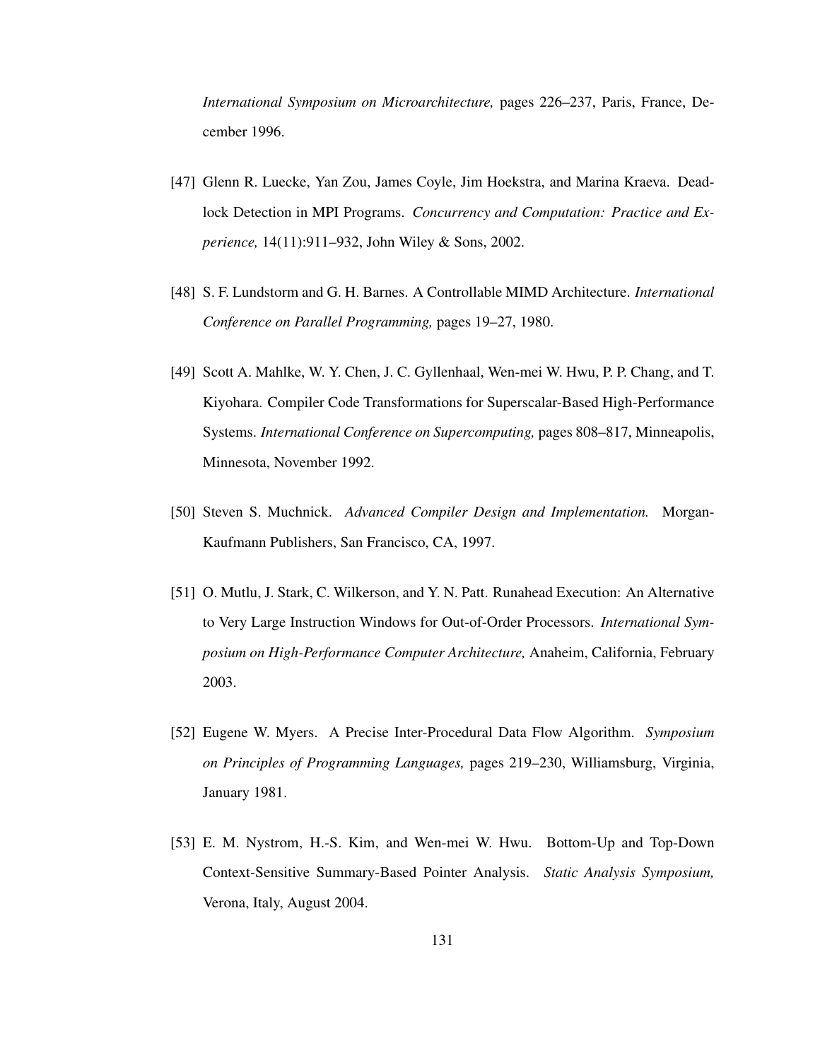*International Symposium on Microarchitecture,* pages 226–237, Paris, France, December 1996.

[47] Glenn R. Luecke, Yan Zou, James Coyle, Jim Hoekstra, and Marina Kraeva. Deadlock Detection in MPI Programs. *Concurrency and Computation: Practice and Experience,* 14(11):911–932, John Wiley & Sons, 2002.

[48] S. F. Lundstorm and G. H. Barnes. A Controllable MIMD Architecture. *International Conference on Parallel Programming,* pages 19–27, 1980.

[49] Scott A. Mahlke, W. Y. Chen, J. C. Gyllenhaal, Wen-mei W. Hwu, P. P. Chang, and T. Kiyohara. Compiler Code Transformations for Superscalar-Based High-Performance Systems. *International Conference on Supercomputing,* pages 808–817, Minneapolis, Minnesota, November 1992.

[50] Steven S. Muchnick. *Advanced Compiler Design and Implementation.* Morgan-Kaufmann Publishers, San Francisco, CA, 1997.

[51] O. Mutlu, J. Stark, C. Wilkerson, and Y. N. Patt. Runahead Execution: An Alternative to Very Large Instruction Windows for Out-of-Order Processors. *International Symposium on High-Performance Computer Architecture,* Anaheim, California, February 2003.

[52] Eugene W. Myers. A Precise Inter-Procedural Data Flow Algorithm. *Symposium on Principles of Programming Languages,* pages 219–230, Williamsburg, Virginia, January 1981.

[53] E. M. Nystrom, H.-S. Kim, and Wen-mei W. Hwu. Bottom-Up and Top-Down Context-Sensitive Summary-Based Pointer Analysis. *Static Analysis Symposium,* Verona, Italy, August 2004.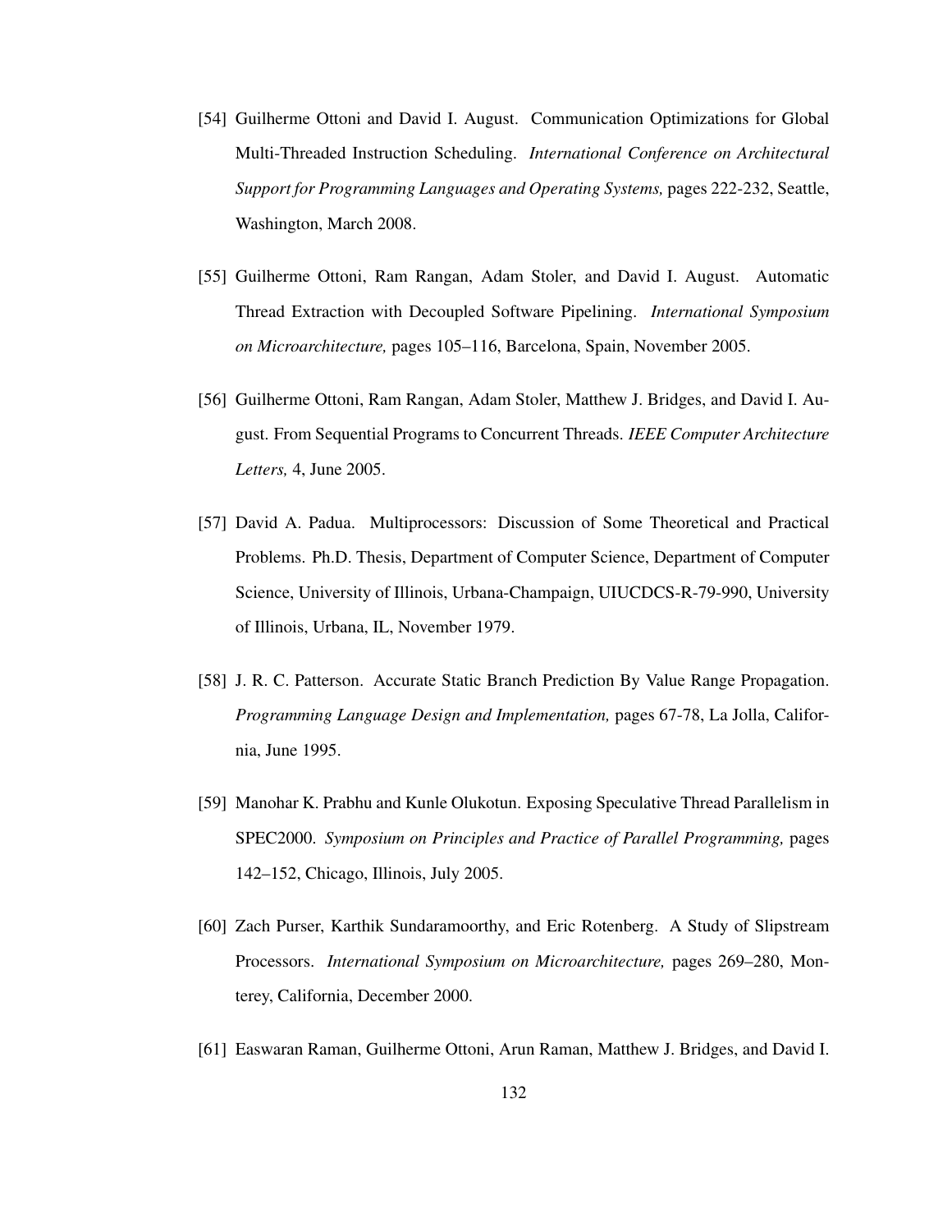[54] Guilherme Ottoni and David I. August. Communication Optimizations for Global Multi-Threaded Instruction Scheduling. *International Conference on Architectural Support for Programming Languages and Operating Systems,* pages 222-232, Seattle, Washington, March 2008.

[55] Guilherme Ottoni, Ram Rangan, Adam Stoler, and David I. August. Automatic Thread Extraction with Decoupled Software Pipelining. *International Symposium on Microarchitecture,* pages 105–116, Barcelona, Spain, November 2005.

[56] Guilherme Ottoni, Ram Rangan, Adam Stoler, Matthew J. Bridges, and David I. August. From Sequential Programs to Concurrent Threads. *IEEE Computer Architecture Letters,* 4, June 2005.

[57] David A. Padua. Multiprocessors: Discussion of Some Theoretical and Practical Problems. Ph.D. Thesis, Department of Computer Science, Department of Computer Science, University of Illinois, Urbana-Champaign, UIUCDCS-R-79-990, University of Illinois, Urbana, IL, November 1979.

[58] J. R. C. Patterson. Accurate Static Branch Prediction By Value Range Propagation. *Programming Language Design and Implementation,* pages 67-78, La Jolla, California, June 1995.

[59] Manohar K. Prabhu and Kunle Olukotun. Exposing Speculative Thread Parallelism in SPEC2000. *Symposium on Principles and Practice of Parallel Programming,* pages 142–152, Chicago, Illinois, July 2005.

[60] Zach Purser, Karthik Sundaramoorthy, and Eric Rotenberg. A Study of Slipstream Processors. *International Symposium on Microarchitecture,* pages 269–280, Monterey, California, December 2000.

[61] Easwaran Raman, Guilherme Ottoni, Arun Raman, Matthew J. Bridges, and David I.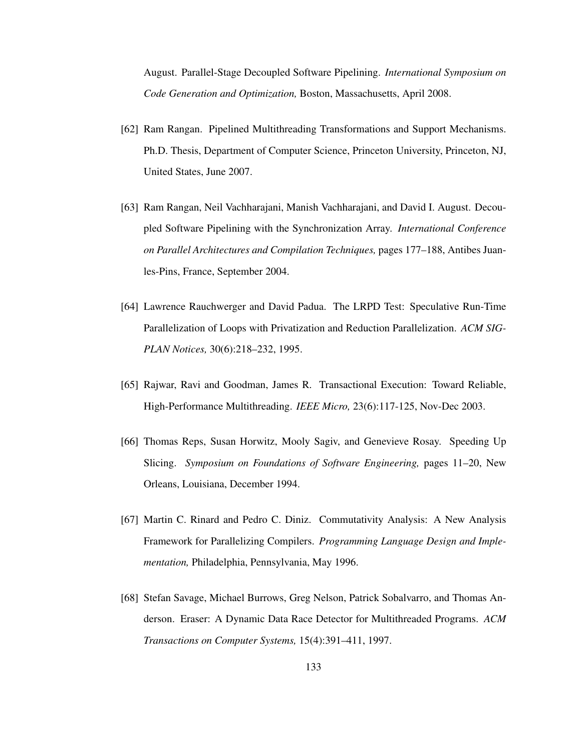August. Parallel-Stage Decoupled Software Pipelining. *International Symposium on Code Generation and Optimization,* Boston, Massachusetts, April 2008.

[62] Ram Rangan. Pipelined Multithreading Transformations and Support Mechanisms. Ph.D. Thesis, Department of Computer Science, Princeton University, Princeton, NJ, United States, June 2007.

[63] Ram Rangan, Neil Vachharajani, Manish Vachharajani, and David I. August. Decoupled Software Pipelining with the Synchronization Array. *International Conference on Parallel Architectures and Compilation Techniques,* pages 177–188, Antibes Juan-les-Pins, France, September 2004.

[64] Lawrence Rauchwerger and David Padua. The LRPD Test: Speculative Run-Time Parallelization of Loops with Privatization and Reduction Parallelization. *ACM SIGPLAN Notices,* 30(6):218–232, 1995.

[65] Rajwar, Ravi and Goodman, James R. Transactional Execution: Toward Reliable, High-Performance Multithreading. *IEEE Micro,* 23(6):117-125, Nov-Dec 2003.

[66] Thomas Reps, Susan Horwitz, Mooly Sagiv, and Genevieve Rosay. Speeding Up Slicing. *Symposium on Foundations of Software Engineering,* pages 11–20, New Orleans, Louisiana, December 1994.

[67] Martin C. Rinard and Pedro C. Diniz. Commutativity Analysis: A New Analysis Framework for Parallelizing Compilers. *Programming Language Design and Implementation,* Philadelphia, Pennsylvania, May 1996.

[68] Stefan Savage, Michael Burrows, Greg Nelson, Patrick Sobalvarro, and Thomas Anderson. Eraser: A Dynamic Data Race Detector for Multithreaded Programs. *ACM Transactions on Computer Systems,* 15(4):391–411, 1997.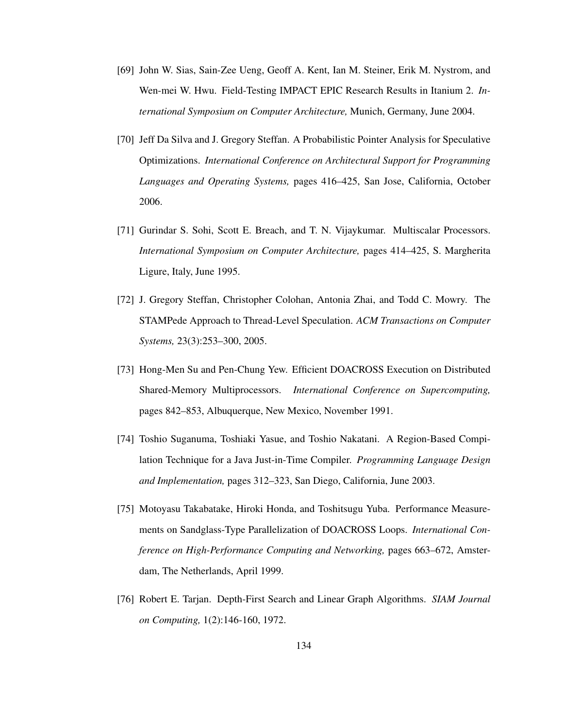[69] John W. Sias, Sain-Zee Ueng, Geoff A. Kent, Ian M. Steiner, Erik M. Nystrom, and Wen-mei W. Hwu. Field-Testing IMPACT EPIC Research Results in Itanium 2. *International Symposium on Computer Architecture,* Munich, Germany, June 2004.

[70] Jeff Da Silva and J. Gregory Steffan. A Probabilistic Pointer Analysis for Speculative Optimizations. *International Conference on Architectural Support for Programming Languages and Operating Systems,* pages 416–425, San Jose, California, October 2006.

[71] Gurindar S. Sohi, Scott E. Breach, and T. N. Vijaykumar. Multiscalar Processors. *International Symposium on Computer Architecture,* pages 414–425, S. Margherita Ligure, Italy, June 1995.

[72] J. Gregory Steffan, Christopher Colohan, Antonia Zhai, and Todd C. Mowry. The STAMPede Approach to Thread-Level Speculation. *ACM Transactions on Computer Systems,* 23(3):253–300, 2005.

[73] Hong-Men Su and Pen-Chung Yew. Efficient DOACROSS Execution on Distributed Shared-Memory Multiprocessors. *International Conference on Supercomputing,* pages 842–853, Albuquerque, New Mexico, November 1991.

[74] Toshio Suganuma, Toshiaki Yasue, and Toshio Nakatani. A Region-Based Compilation Technique for a Java Just-in-Time Compiler. *Programming Language Design and Implementation,* pages 312–323, San Diego, California, June 2003.

[75] Motoyasu Takabatake, Hiroki Honda, and Toshitsugu Yuba. Performance Measurements on Sandglass-Type Parallelization of DOACROSS Loops. *International Conference on High-Performance Computing and Networking,* pages 663–672, Amsterdam, The Netherlands, April 1999.

[76] Robert E. Tarjan. Depth-First Search and Linear Graph Algorithms. *SIAM Journal on Computing,* 1(2):146-160, 1972.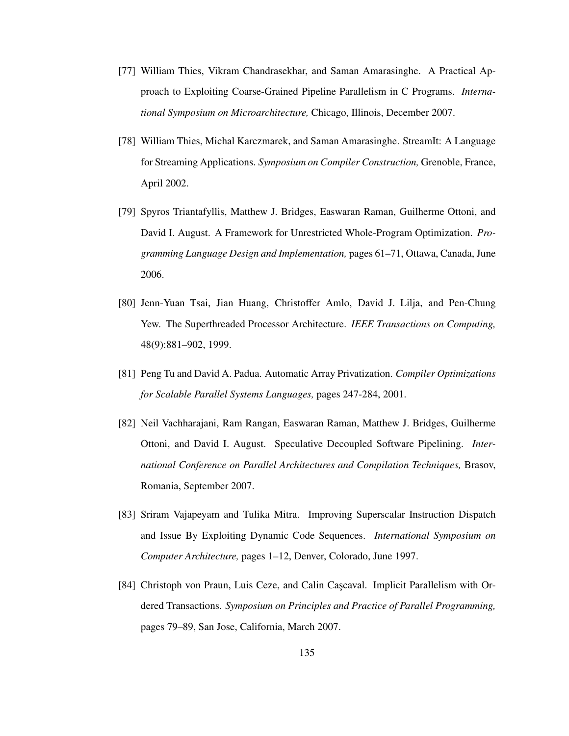[77] William Thies, Vikram Chandrasekhar, and Saman Amarasinghe. A Practical Approach to Exploiting Coarse-Grained Pipeline Parallelism in C Programs. *International Symposium on Microarchitecture,* Chicago, Illinois, December 2007.

[78] William Thies, Michal Karczmarek, and Saman Amarasinghe. StreamIt: A Language for Streaming Applications. *Symposium on Compiler Construction,* Grenoble, France, April 2002.

[79] Spyros Triantafyllis, Matthew J. Bridges, Easwaran Raman, Guilherme Ottoni, and David I. August. A Framework for Unrestricted Whole-Program Optimization. *Programming Language Design and Implementation,* pages 61–71, Ottawa, Canada, June 2006.

[80] Jenn-Yuan Tsai, Jian Huang, Christoffer Amlo, David J. Lilja, and Pen-Chung Yew. The Superthreaded Processor Architecture. *IEEE Transactions on Computing,* 48(9):881–902, 1999.

[81] Peng Tu and David A. Padua. Automatic Array Privatization. *Compiler Optimizations for Scalable Parallel Systems Languages,* pages 247-284, 2001.

[82] Neil Vachharajani, Ram Rangan, Easwaran Raman, Matthew J. Bridges, Guilherme Ottoni, and David I. August. Speculative Decoupled Software Pipelining. *International Conference on Parallel Architectures and Compilation Techniques,* Brasov, Romania, September 2007.

[83] Sriram Vajapeyam and Tulika Mitra. Improving Superscalar Instruction Dispatch and Issue By Exploiting Dynamic Code Sequences. *International Symposium on Computer Architecture,* pages 1–12, Denver, Colorado, June 1997.

[84] Christoph von Praun, Luis Ceze, and Calin Caşcaval. Implicit Parallelism with Ordered Transactions. *Symposium on Principles and Practice of Parallel Programming,* pages 79–89, San Jose, California, March 2007.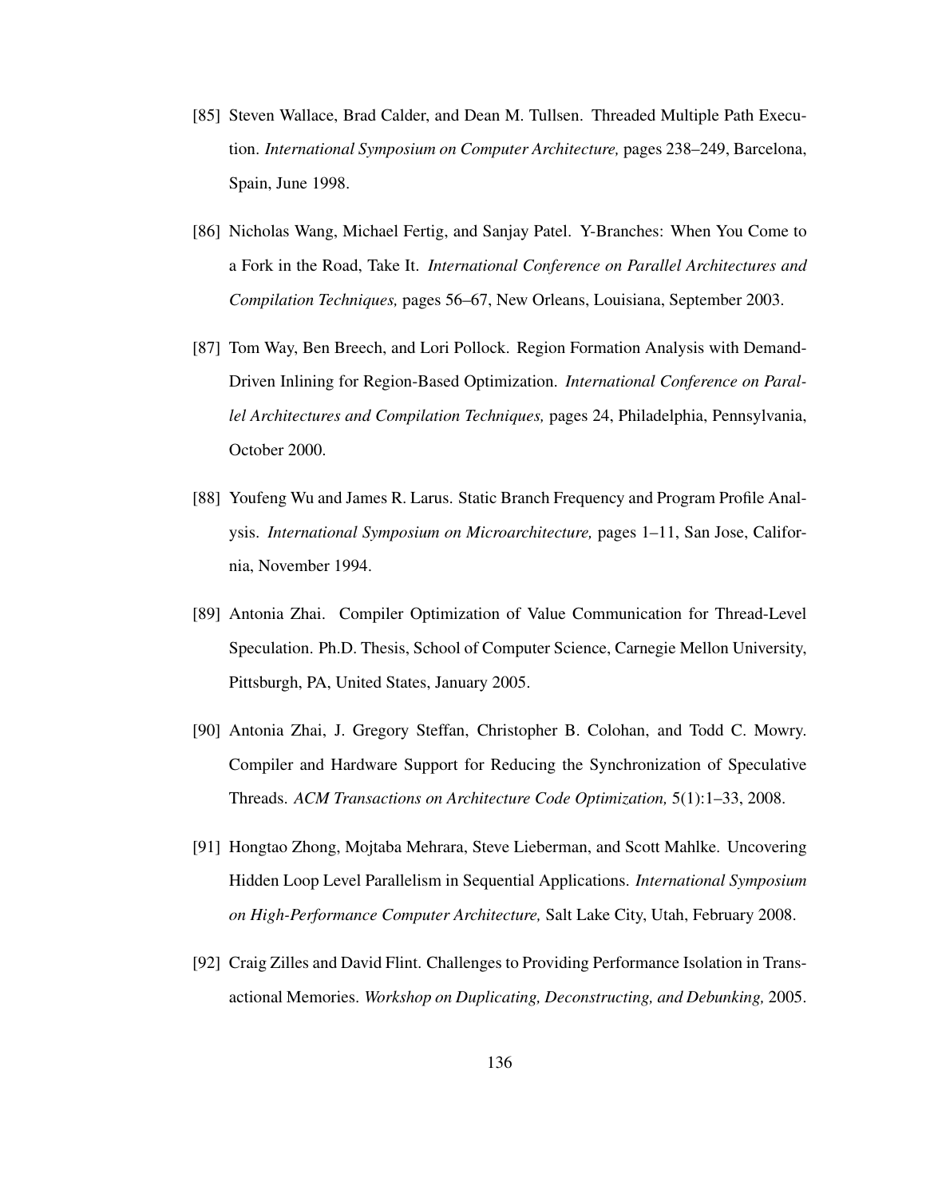[85] Steven Wallace, Brad Calder, and Dean M. Tullsen. Threaded Multiple Path Execution. *International Symposium on Computer Architecture,* pages 238–249, Barcelona, Spain, June 1998.

[86] Nicholas Wang, Michael Fertig, and Sanjay Patel. Y-Branches: When You Come to a Fork in the Road, Take It. *International Conference on Parallel Architectures and Compilation Techniques,* pages 56–67, New Orleans, Louisiana, September 2003.

[87] Tom Way, Ben Breech, and Lori Pollock. Region Formation Analysis with Demand-Driven Inlining for Region-Based Optimization. *International Conference on Parallel Architectures and Compilation Techniques,* pages 24, Philadelphia, Pennsylvania, October 2000.

[88] Youfeng Wu and James R. Larus. Static Branch Frequency and Program Profile Analysis. *International Symposium on Microarchitecture,* pages 1–11, San Jose, California, November 1994.

[89] Antonia Zhai. Compiler Optimization of Value Communication for Thread-Level Speculation. Ph.D. Thesis, School of Computer Science, Carnegie Mellon University, Pittsburgh, PA, United States, January 2005.

[90] Antonia Zhai, J. Gregory Steffan, Christopher B. Colohan, and Todd C. Mowry. Compiler and Hardware Support for Reducing the Synchronization of Speculative Threads. *ACM Transactions on Architecture Code Optimization,* 5(1):1–33, 2008.

[91] Hongtao Zhong, Mojtaba Mehrara, Steve Lieberman, and Scott Mahlke. Uncovering Hidden Loop Level Parallelism in Sequential Applications. *International Symposium on High-Performance Computer Architecture,* Salt Lake City, Utah, February 2008.

[92] Craig Zilles and David Flint. Challenges to Providing Performance Isolation in Transactional Memories. *Workshop on Duplicating, Deconstructing, and Debunking,* 2005.